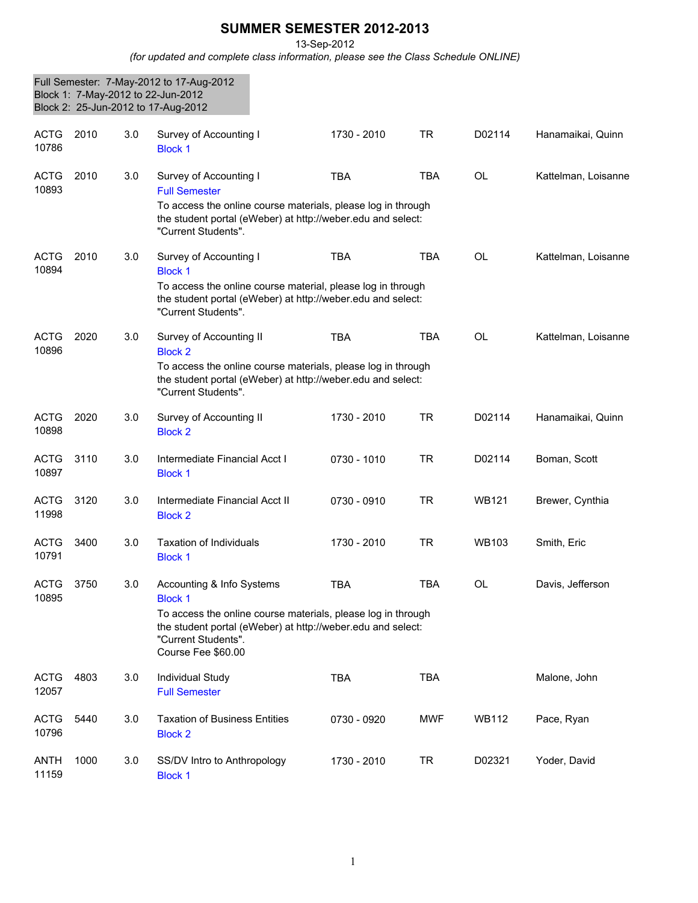# SUMMER SEMESTER 2012-2013

13-Sep-2012

*(for updated and complete class information, please see the Class Schedule ONLINE)*

Full Semester: 7-May-2012 to 17-Aug-2012
Block 1: 7-May-2012 to 22-Jun-2012
Block 2: 25-Jun-2012 to 17-Aug-2012

| Subject / CRN | Course | Credits | Title | Time | Days | Room | Instructor |
|---|---|---|---|---|---|---|---|
| ACTG 10786 | 2010 | 3.0 | Survey of Accounting I<br>Block 1 | 1730 - 2010 | TR | D02114 | Hanamaikai, Quinn |
| ACTG 10893 | 2010 | 3.0 | Survey of Accounting I<br>Full Semester<br>To access the online course materials, please log in through the student portal (eWeber) at http://weber.edu and select: "Current Students". | TBA | TBA | OL | Kattelman, Loisanne |
| ACTG 10894 | 2010 | 3.0 | Survey of Accounting I<br>Block 1<br>To access the online course material, please log in through the student portal (eWeber) at http://weber.edu and select: "Current Students". | TBA | TBA | OL | Kattelman, Loisanne |
| ACTG 10896 | 2020 | 3.0 | Survey of Accounting II<br>Block 2<br>To access the online course materials, please log in through the student portal (eWeber) at http://weber.edu and select: "Current Students". | TBA | TBA | OL | Kattelman, Loisanne |
| ACTG 10898 | 2020 | 3.0 | Survey of Accounting II<br>Block 2 | 1730 - 2010 | TR | D02114 | Hanamaikai, Quinn |
| ACTG 10897 | 3110 | 3.0 | Intermediate Financial Acct I<br>Block 1 | 0730 - 1010 | TR | D02114 | Boman, Scott |
| ACTG 11998 | 3120 | 3.0 | Intermediate Financial Acct II<br>Block 2 | 0730 - 0910 | TR | WB121 | Brewer, Cynthia |
| ACTG 10791 | 3400 | 3.0 | Taxation of Individuals<br>Block 1 | 1730 - 2010 | TR | WB103 | Smith, Eric |
| ACTG 10895 | 3750 | 3.0 | Accounting & Info Systems<br>Block 1<br>To access the online course materials, please log in through the student portal (eWeber) at http://weber.edu and select: "Current Students".<br>Course Fee $60.00 | TBA | TBA | OL | Davis, Jefferson |
| ACTG 12057 | 4803 | 3.0 | Individual Study<br>Full Semester | TBA | TBA | | Malone, John |
| ACTG 10796 | 5440 | 3.0 | Taxation of Business Entities<br>Block 2 | 0730 - 0920 | MWF | WB112 | Pace, Ryan |
| ANTH 11159 | 1000 | 3.0 | SS/DV Intro to Anthropology<br>Block 1 | 1730 - 2010 | TR | D02321 | Yoder, David |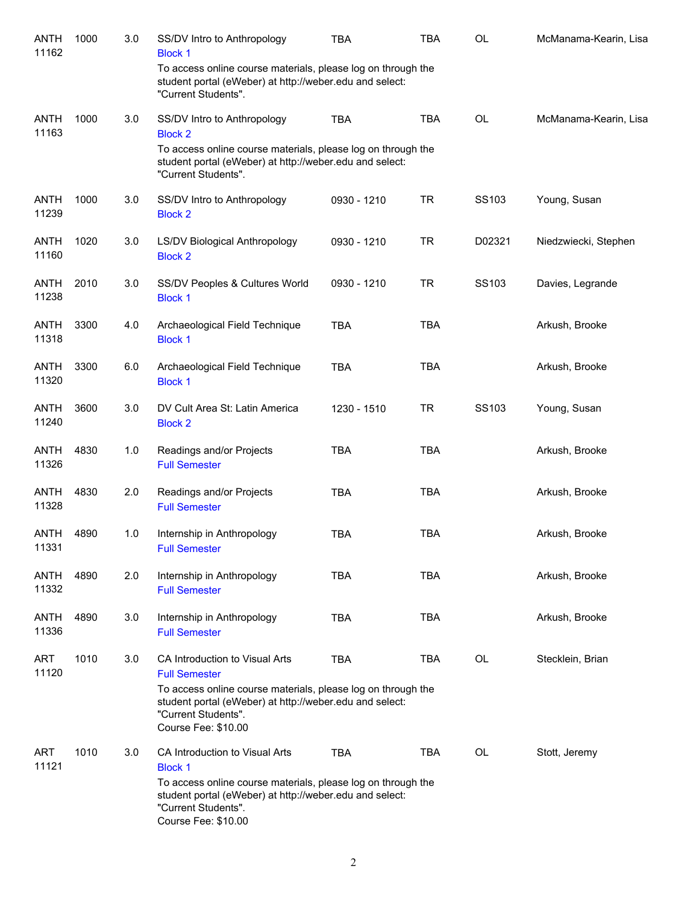| Subject / CRN | Course | Credits | Title | Time | Days | Room | Instructor |
|---|---|---|---|---|---|---|---|
| ANTH 11162 | 1000 | 3.0 | SS/DV Intro to Anthropology<br>Block 1<br>To access online course materials, please log on through the student portal (eWeber) at http://weber.edu and select: "Current Students". | TBA | TBA | OL | McManama-Kearin, Lisa |
| ANTH 11163 | 1000 | 3.0 | SS/DV Intro to Anthropology<br>Block 2<br>To access online course materials, please log on through the student portal (eWeber) at http://weber.edu and select: "Current Students". | TBA | TBA | OL | McManama-Kearin, Lisa |
| ANTH 11239 | 1000 | 3.0 | SS/DV Intro to Anthropology<br>Block 2 | 0930 - 1210 | TR | SS103 | Young, Susan |
| ANTH 11160 | 1020 | 3.0 | LS/DV Biological Anthropology<br>Block 2 | 0930 - 1210 | TR | D02321 | Niedzwiecki, Stephen |
| ANTH 11238 | 2010 | 3.0 | SS/DV Peoples & Cultures World<br>Block 1 | 0930 - 1210 | TR | SS103 | Davies, Legrande |
| ANTH 11318 | 3300 | 4.0 | Archaeological Field Technique<br>Block 1 | TBA | TBA | | Arkush, Brooke |
| ANTH 11320 | 3300 | 6.0 | Archaeological Field Technique<br>Block 1 | TBA | TBA | | Arkush, Brooke |
| ANTH 11240 | 3600 | 3.0 | DV Cult Area St: Latin America<br>Block 2 | 1230 - 1510 | TR | SS103 | Young, Susan |
| ANTH 11326 | 4830 | 1.0 | Readings and/or Projects<br>Full Semester | TBA | TBA | | Arkush, Brooke |
| ANTH 11328 | 4830 | 2.0 | Readings and/or Projects<br>Full Semester | TBA | TBA | | Arkush, Brooke |
| ANTH 11331 | 4890 | 1.0 | Internship in Anthropology<br>Full Semester | TBA | TBA | | Arkush, Brooke |
| ANTH 11332 | 4890 | 2.0 | Internship in Anthropology<br>Full Semester | TBA | TBA | | Arkush, Brooke |
| ANTH 11336 | 4890 | 3.0 | Internship in Anthropology<br>Full Semester | TBA | TBA | | Arkush, Brooke |
| ART 11120 | 1010 | 3.0 | CA Introduction to Visual Arts<br>Full Semester<br>To access online course materials, please log on through the student portal (eWeber) at http://weber.edu and select: "Current Students".<br>Course Fee: $10.00 | TBA | TBA | OL | Stecklein, Brian |
| ART 11121 | 1010 | 3.0 | CA Introduction to Visual Arts<br>Block 1<br>To access online course materials, please log on through the student portal (eWeber) at http://weber.edu and select: "Current Students".<br>Course Fee: $10.00 | TBA | TBA | OL | Stott, Jeremy |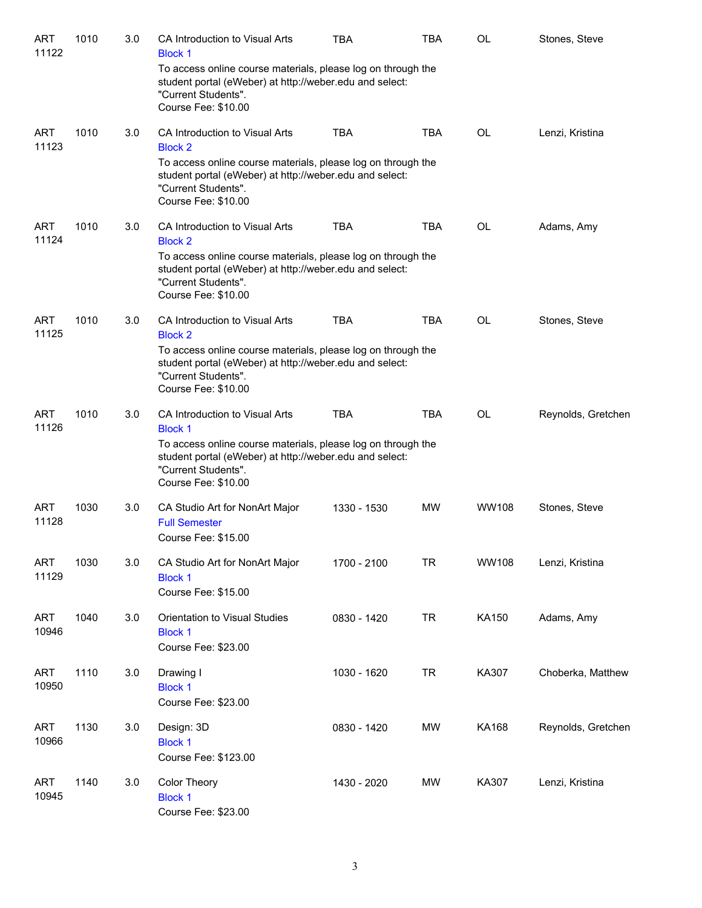| | | | | | | | |
|---|---|---|---|---|---|---|---|
| ART 11122 | 1010 | 3.0 | CA Introduction to Visual Arts<br>Block 1<br>To access online course materials, please log on through the student portal (eWeber) at http://weber.edu and select: "Current Students".<br>Course Fee: $10.00 | TBA | TBA | OL | Stones, Steve |
| ART 11123 | 1010 | 3.0 | CA Introduction to Visual Arts<br>Block 2<br>To access online course materials, please log on through the student portal (eWeber) at http://weber.edu and select: "Current Students".<br>Course Fee: $10.00 | TBA | TBA | OL | Lenzi, Kristina |
| ART 11124 | 1010 | 3.0 | CA Introduction to Visual Arts<br>Block 2<br>To access online course materials, please log on through the student portal (eWeber) at http://weber.edu and select: "Current Students".<br>Course Fee: $10.00 | TBA | TBA | OL | Adams, Amy |
| ART 11125 | 1010 | 3.0 | CA Introduction to Visual Arts<br>Block 2<br>To access online course materials, please log on through the student portal (eWeber) at http://weber.edu and select: "Current Students".<br>Course Fee: $10.00 | TBA | TBA | OL | Stones, Steve |
| ART 11126 | 1010 | 3.0 | CA Introduction to Visual Arts<br>Block 1<br>To access online course materials, please log on through the student portal (eWeber) at http://weber.edu and select: "Current Students".<br>Course Fee: $10.00 | TBA | TBA | OL | Reynolds, Gretchen |
| ART 11128 | 1030 | 3.0 | CA Studio Art for NonArt Major<br>Full Semester<br>Course Fee: $15.00 | 1330 - 1530 | MW | WW108 | Stones, Steve |
| ART 11129 | 1030 | 3.0 | CA Studio Art for NonArt Major<br>Block 1<br>Course Fee: $15.00 | 1700 - 2100 | TR | WW108 | Lenzi, Kristina |
| ART 10946 | 1040 | 3.0 | Orientation to Visual Studies<br>Block 1<br>Course Fee: $23.00 | 0830 - 1420 | TR | KA150 | Adams, Amy |
| ART 10950 | 1110 | 3.0 | Drawing I<br>Block 1<br>Course Fee: $23.00 | 1030 - 1620 | TR | KA307 | Choberka, Matthew |
| ART 10966 | 1130 | 3.0 | Design: 3D<br>Block 1<br>Course Fee: $123.00 | 0830 - 1420 | MW | KA168 | Reynolds, Gretchen |
| ART 10945 | 1140 | 3.0 | Color Theory<br>Block 1<br>Course Fee: $23.00 | 1430 - 2020 | MW | KA307 | Lenzi, Kristina |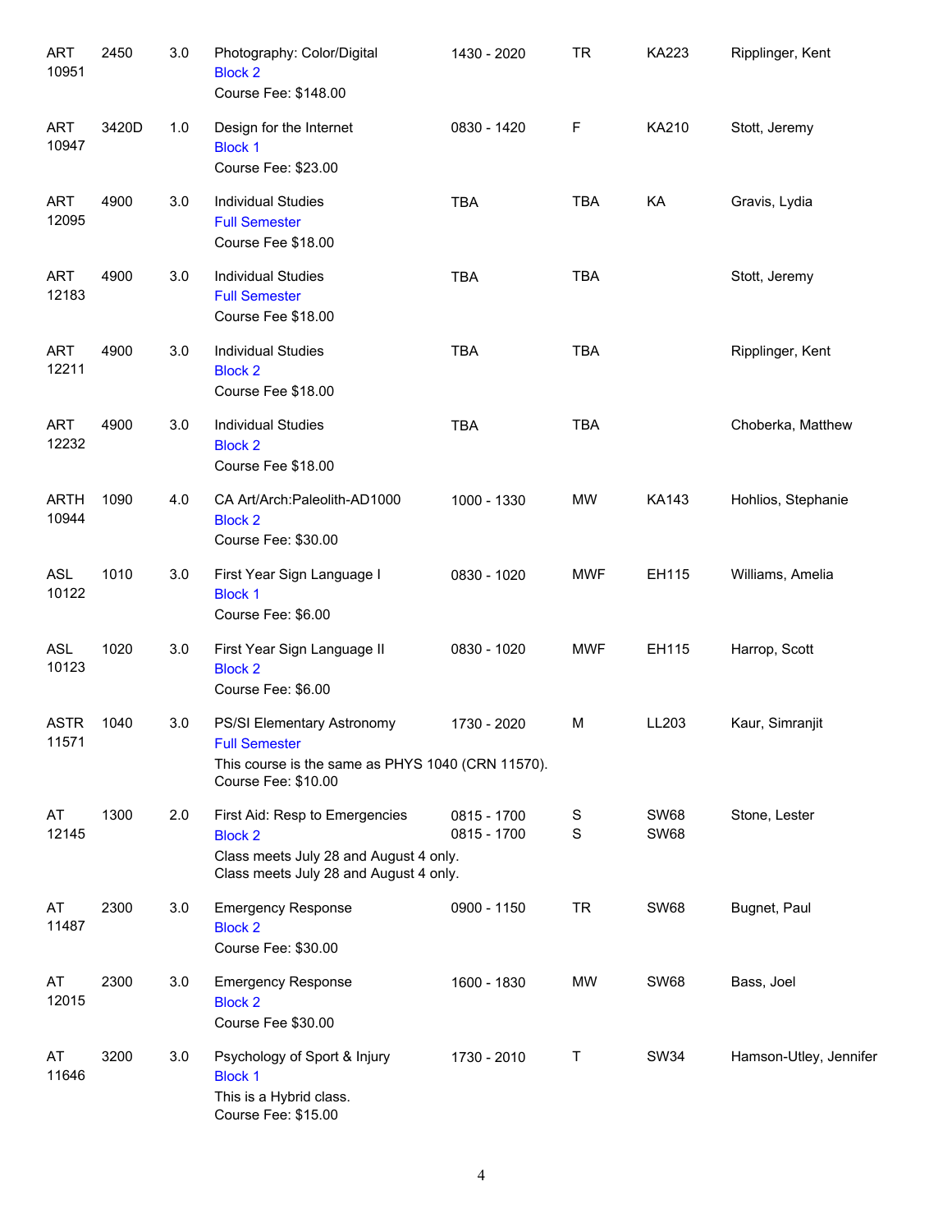| Subject / CRN | Course | Credits | Title | Time | Days | Room | Instructor |
|---|---|---|---|---|---|---|---|
| ART 10951 | 2450 | 3.0 | Photography: Color/Digital<br>Block 2<br>Course Fee: $148.00 | 1430 - 2020 | TR | KA223 | Ripplinger, Kent |
| ART 10947 | 3420D | 1.0 | Design for the Internet<br>Block 1<br>Course Fee: $23.00 | 0830 - 1420 | F | KA210 | Stott, Jeremy |
| ART 12095 | 4900 | 3.0 | Individual Studies<br>Full Semester<br>Course Fee $18.00 | TBA | TBA | KA | Gravis, Lydia |
| ART 12183 | 4900 | 3.0 | Individual Studies<br>Full Semester<br>Course Fee $18.00 | TBA | TBA | | Stott, Jeremy |
| ART 12211 | 4900 | 3.0 | Individual Studies<br>Block 2<br>Course Fee $18.00 | TBA | TBA | | Ripplinger, Kent |
| ART 12232 | 4900 | 3.0 | Individual Studies<br>Block 2<br>Course Fee $18.00 | TBA | TBA | | Choberka, Matthew |
| ARTH 10944 | 1090 | 4.0 | CA Art/Arch:Paleolith-AD1000<br>Block 2<br>Course Fee: $30.00 | 1000 - 1330 | MW | KA143 | Hohlios, Stephanie |
| ASL 10122 | 1010 | 3.0 | First Year Sign Language I<br>Block 1<br>Course Fee: $6.00 | 0830 - 1020 | MWF | EH115 | Williams, Amelia |
| ASL 10123 | 1020 | 3.0 | First Year Sign Language II<br>Block 2<br>Course Fee: $6.00 | 0830 - 1020 | MWF | EH115 | Harrop, Scott |
| ASTR 11571 | 1040 | 3.0 | PS/SI Elementary Astronomy<br>Full Semester<br>This course is the same as PHYS 1040 (CRN 11570).<br>Course Fee: $10.00 | 1730 - 2020 | M | LL203 | Kaur, Simranjit |
| AT 12145 | 1300 | 2.0 | First Aid: Resp to Emergencies<br>Block 2<br>Class meets July 28 and August 4 only.<br>Class meets July 28 and August 4 only. | 0815 - 1700<br>0815 - 1700 | S<br>S | SW68<br>SW68 | Stone, Lester |
| AT 11487 | 2300 | 3.0 | Emergency Response<br>Block 2<br>Course Fee: $30.00 | 0900 - 1150 | TR | SW68 | Bugnet, Paul |
| AT 12015 | 2300 | 3.0 | Emergency Response<br>Block 2<br>Course Fee $30.00 | 1600 - 1830 | MW | SW68 | Bass, Joel |
| AT 11646 | 3200 | 3.0 | Psychology of Sport & Injury<br>Block 1<br>This is a Hybrid class.<br>Course Fee: $15.00 | 1730 - 2010 | T | SW34 | Hamson-Utley, Jennifer |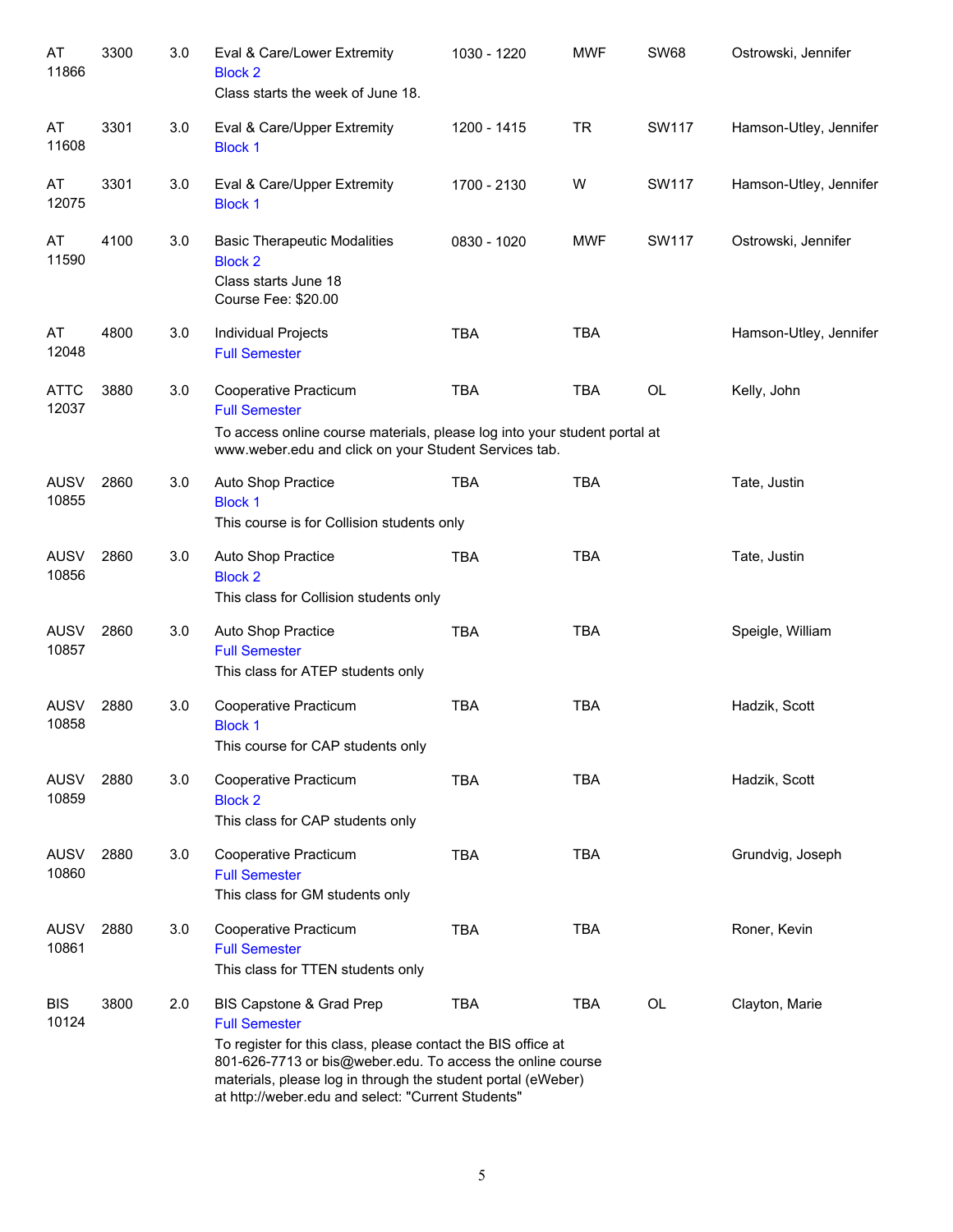| Subject / CRN | Course | Credits | Title / Notes | Time | Days | Room | Instructor |
|---|---|---|---|---|---|---|---|
| AT 11866 | 3300 | 3.0 | Eval & Care/Lower Extremity<br>Block 2<br>Class starts the week of June 18. | 1030 - 1220 | MWF | SW68 | Ostrowski, Jennifer |
| AT 11608 | 3301 | 3.0 | Eval & Care/Upper Extremity<br>Block 1 | 1200 - 1415 | TR | SW117 | Hamson-Utley, Jennifer |
| AT 12075 | 3301 | 3.0 | Eval & Care/Upper Extremity<br>Block 1 | 1700 - 2130 | W | SW117 | Hamson-Utley, Jennifer |
| AT 11590 | 4100 | 3.0 | Basic Therapeutic Modalities<br>Block 2<br>Class starts June 18<br>Course Fee: $20.00 | 0830 - 1020 | MWF | SW117 | Ostrowski, Jennifer |
| AT 12048 | 4800 | 3.0 | Individual Projects<br>Full Semester | TBA | TBA | | Hamson-Utley, Jennifer |
| ATTC 12037 | 3880 | 3.0 | Cooperative Practicum<br>Full Semester<br>To access online course materials, please log into your student portal at www.weber.edu and click on your Student Services tab. | TBA | TBA | OL | Kelly, John |
| AUSV 10855 | 2860 | 3.0 | Auto Shop Practice<br>Block 1<br>This course is for Collision students only | TBA | TBA | | Tate, Justin |
| AUSV 10856 | 2860 | 3.0 | Auto Shop Practice<br>Block 2<br>This class for Collision students only | TBA | TBA | | Tate, Justin |
| AUSV 10857 | 2860 | 3.0 | Auto Shop Practice<br>Full Semester<br>This class for ATEP students only | TBA | TBA | | Speigle, William |
| AUSV 10858 | 2880 | 3.0 | Cooperative Practicum<br>Block 1<br>This course for CAP students only | TBA | TBA | | Hadzik, Scott |
| AUSV 10859 | 2880 | 3.0 | Cooperative Practicum<br>Block 2<br>This class for CAP students only | TBA | TBA | | Hadzik, Scott |
| AUSV 10860 | 2880 | 3.0 | Cooperative Practicum<br>Full Semester<br>This class for GM students only | TBA | TBA | | Grundvig, Joseph |
| AUSV 10861 | 2880 | 3.0 | Cooperative Practicum<br>Full Semester<br>This class for TTEN students only | TBA | TBA | | Roner, Kevin |
| BIS 10124 | 3800 | 2.0 | BIS Capstone & Grad Prep<br>Full Semester<br>To register for this class, please contact the BIS office at 801-626-7713 or bis@weber.edu. To access the online course materials, please log in through the student portal (eWeber) at http://weber.edu and select: "Current Students" | TBA | TBA | OL | Clayton, Marie |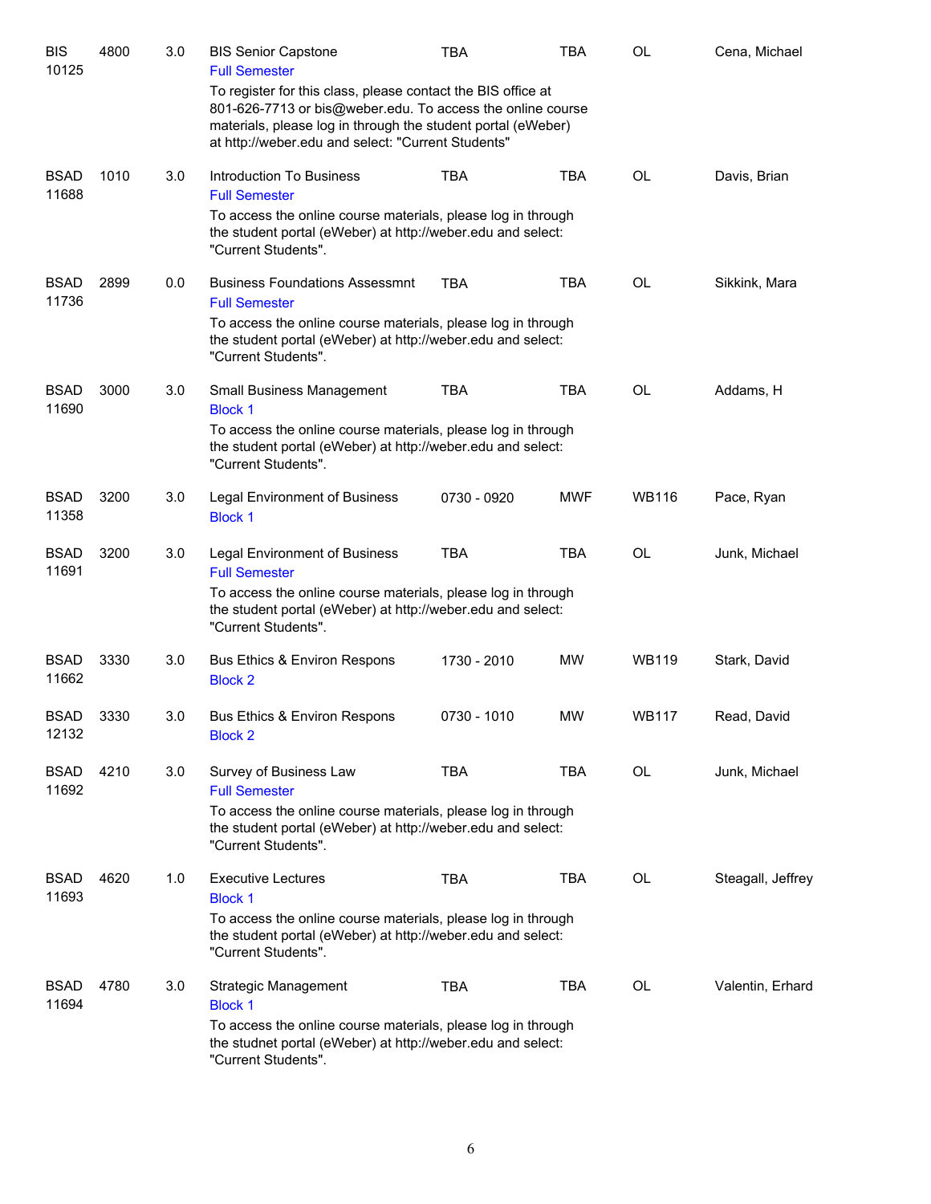| Subject / CRN | Course | Credits | Title | Time | Days | Location | Instructor |
|---|---|---|---|---|---|---|---|
| BIS 10125 | 4800 | 3.0 | BIS Senior Capstone<br>Full Semester<br>To register for this class, please contact the BIS office at 801-626-7713 or bis@weber.edu. To access the online course materials, please log in through the student portal (eWeber) at http://weber.edu and select: "Current Students" | TBA | TBA | OL | Cena, Michael |
| BSAD 11688 | 1010 | 3.0 | Introduction To Business<br>Full Semester<br>To access the online course materials, please log in through the student portal (eWeber) at http://weber.edu and select: "Current Students". | TBA | TBA | OL | Davis, Brian |
| BSAD 11736 | 2899 | 0.0 | Business Foundations Assessmnt<br>Full Semester<br>To access the online course materials, please log in through the student portal (eWeber) at http://weber.edu and select: "Current Students". | TBA | TBA | OL | Sikkink, Mara |
| BSAD 11690 | 3000 | 3.0 | Small Business Management<br>Block 1<br>To access the online course materials, please log in through the student portal (eWeber) at http://weber.edu and select: "Current Students". | TBA | TBA | OL | Addams, H |
| BSAD 11358 | 3200 | 3.0 | Legal Environment of Business<br>Block 1 | 0730 - 0920 | MWF | WB116 | Pace, Ryan |
| BSAD 11691 | 3200 | 3.0 | Legal Environment of Business<br>Full Semester<br>To access the online course materials, please log in through the student portal (eWeber) at http://weber.edu and select: "Current Students". | TBA | TBA | OL | Junk, Michael |
| BSAD 11662 | 3330 | 3.0 | Bus Ethics & Environ Respons<br>Block 2 | 1730 - 2010 | MW | WB119 | Stark, David |
| BSAD 12132 | 3330 | 3.0 | Bus Ethics & Environ Respons<br>Block 2 | 0730 - 1010 | MW | WB117 | Read, David |
| BSAD 11692 | 4210 | 3.0 | Survey of Business Law<br>Full Semester<br>To access the online course materials, please log in through the student portal (eWeber) at http://weber.edu and select: "Current Students". | TBA | TBA | OL | Junk, Michael |
| BSAD 11693 | 4620 | 1.0 | Executive Lectures<br>Block 1<br>To access the online course materials, please log in through the student portal (eWeber) at http://weber.edu and select: "Current Students". | TBA | TBA | OL | Steagall, Jeffrey |
| BSAD 11694 | 4780 | 3.0 | Strategic Management<br>Block 1<br>To access the online course materials, please log in through the studnet portal (eWeber) at http://weber.edu and select: "Current Students". | TBA | TBA | OL | Valentin, Erhard |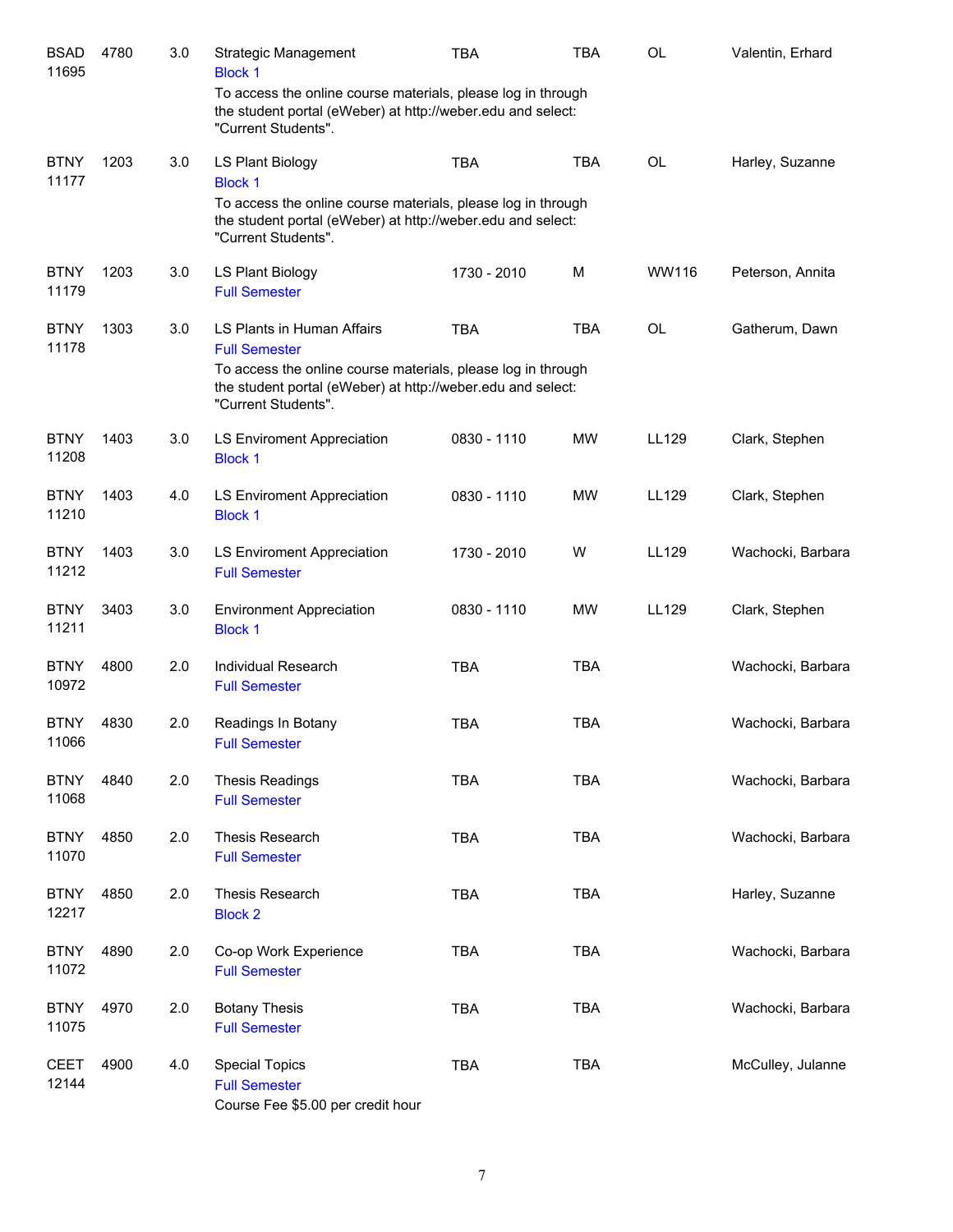| Subject / CRN | Course | Credits | Title | Time | Days | Room | Instructor |
|---|---|---|---|---|---|---|---|
| BSAD 11695 | 4780 | 3.0 | Strategic Management<br>Block 1<br>To access the online course materials, please log in through the student portal (eWeber) at http://weber.edu and select: "Current Students". | TBA | TBA | OL | Valentin, Erhard |
| BTNY 11177 | 1203 | 3.0 | LS Plant Biology<br>Block 1<br>To access the online course materials, please log in through the student portal (eWeber) at http://weber.edu and select: "Current Students". | TBA | TBA | OL | Harley, Suzanne |
| BTNY 11179 | 1203 | 3.0 | LS Plant Biology<br>Full Semester | 1730 - 2010 | M | WW116 | Peterson, Annita |
| BTNY 11178 | 1303 | 3.0 | LS Plants in Human Affairs<br>Full Semester<br>To access the online course materials, please log in through the student portal (eWeber) at http://weber.edu and select: "Current Students". | TBA | TBA | OL | Gatherum, Dawn |
| BTNY 11208 | 1403 | 3.0 | LS Enviroment Appreciation<br>Block 1 | 0830 - 1110 | MW | LL129 | Clark, Stephen |
| BTNY 11210 | 1403 | 4.0 | LS Enviroment Appreciation<br>Block 1 | 0830 - 1110 | MW | LL129 | Clark, Stephen |
| BTNY 11212 | 1403 | 3.0 | LS Enviroment Appreciation<br>Full Semester | 1730 - 2010 | W | LL129 | Wachocki, Barbara |
| BTNY 11211 | 3403 | 3.0 | Environment Appreciation<br>Block 1 | 0830 - 1110 | MW | LL129 | Clark, Stephen |
| BTNY 10972 | 4800 | 2.0 | Individual Research<br>Full Semester | TBA | TBA | | Wachocki, Barbara |
| BTNY 11066 | 4830 | 2.0 | Readings In Botany<br>Full Semester | TBA | TBA | | Wachocki, Barbara |
| BTNY 11068 | 4840 | 2.0 | Thesis Readings<br>Full Semester | TBA | TBA | | Wachocki, Barbara |
| BTNY 11070 | 4850 | 2.0 | Thesis Research<br>Full Semester | TBA | TBA | | Wachocki, Barbara |
| BTNY 12217 | 4850 | 2.0 | Thesis Research<br>Block 2 | TBA | TBA | | Harley, Suzanne |
| BTNY 11072 | 4890 | 2.0 | Co-op Work Experience<br>Full Semester | TBA | TBA | | Wachocki, Barbara |
| BTNY 11075 | 4970 | 2.0 | Botany Thesis<br>Full Semester | TBA | TBA | | Wachocki, Barbara |
| CEET 12144 | 4900 | 4.0 | Special Topics<br>Full Semester<br>Course Fee $5.00 per credit hour | TBA | TBA | | McCulley, Julanne |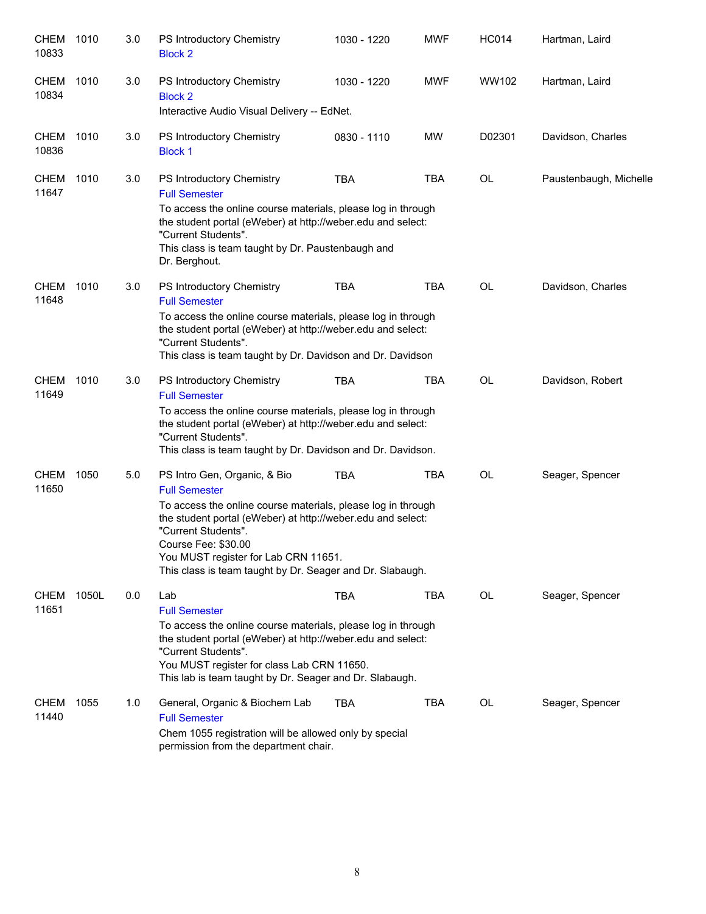| | | | | | | | |
|---|---|---|---|---|---|---|---|
| CHEM 10833 | 1010 | 3.0 | PS Introductory Chemistry<br>Block 2 | 1030 - 1220 | MWF | HC014 | Hartman, Laird |
| CHEM 10834 | 1010 | 3.0 | PS Introductory Chemistry<br>Block 2<br>Interactive Audio Visual Delivery -- EdNet. | 1030 - 1220 | MWF | WW102 | Hartman, Laird |
| CHEM 10836 | 1010 | 3.0 | PS Introductory Chemistry<br>Block 1 | 0830 - 1110 | MW | D02301 | Davidson, Charles |
| CHEM 11647 | 1010 | 3.0 | PS Introductory Chemistry<br>Full Semester<br>To access the online course materials, please log in through the student portal (eWeber) at http://weber.edu and select: "Current Students".<br>This class is team taught by Dr. Paustenbaugh and Dr. Berghout. | TBA | TBA | OL | Paustenbaugh, Michelle |
| CHEM 11648 | 1010 | 3.0 | PS Introductory Chemistry<br>Full Semester<br>To access the online course materials, please log in through the student portal (eWeber) at http://weber.edu and select: "Current Students".<br>This class is team taught by Dr. Davidson and Dr. Davidson | TBA | TBA | OL | Davidson, Charles |
| CHEM 11649 | 1010 | 3.0 | PS Introductory Chemistry<br>Full Semester<br>To access the online course materials, please log in through the student portal (eWeber) at http://weber.edu and select: "Current Students".<br>This class is team taught by Dr. Davidson and Dr. Davidson. | TBA | TBA | OL | Davidson, Robert |
| CHEM 11650 | 1050 | 5.0 | PS Intro Gen, Organic, & Bio<br>Full Semester<br>To access the online course materials, please log in through the student portal (eWeber) at http://weber.edu and select: "Current Students".<br>Course Fee: $30.00<br>You MUST register for Lab CRN 11651.<br>This class is team taught by Dr. Seager and Dr. Slabaugh. | TBA | TBA | OL | Seager, Spencer |
| CHEM 11651 | 1050L | 0.0 | Lab<br>Full Semester<br>To access the online course materials, please log in through the student portal (eWeber) at http://weber.edu and select: "Current Students".<br>You MUST register for class Lab CRN 11650.<br>This lab is team taught by Dr. Seager and Dr. Slabaugh. | TBA | TBA | OL | Seager, Spencer |
| CHEM 11440 | 1055 | 1.0 | General, Organic & Biochem Lab<br>Full Semester<br>Chem 1055 registration will be allowed only by special permission from the department chair. | TBA | TBA | OL | Seager, Spencer |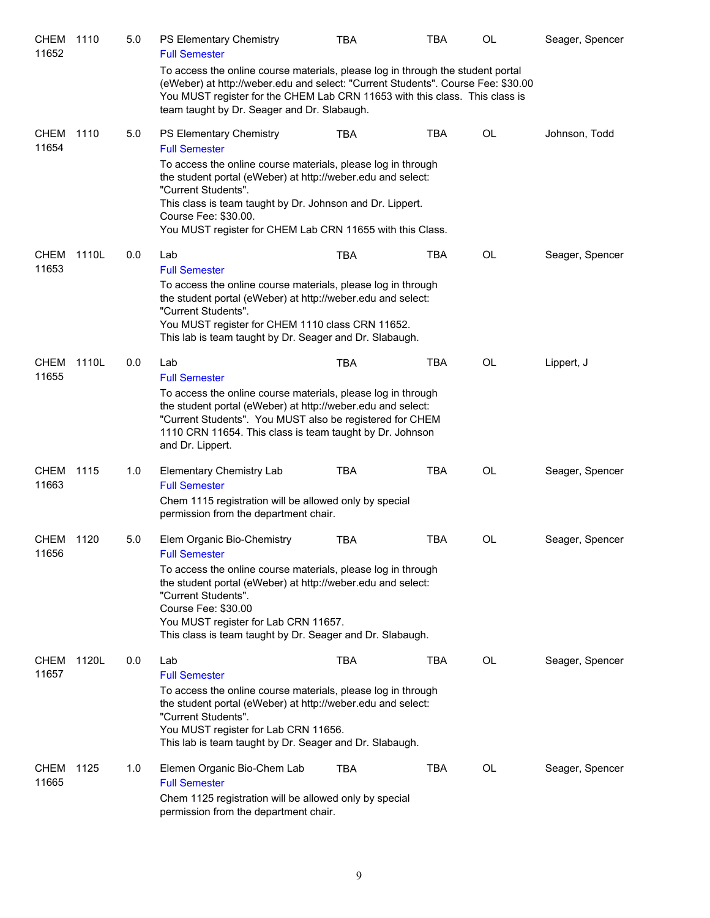| | | | | | | | |
|---|---|---|---|---|---|---|---|
| CHEM 11652 | 1110 | 5.0 | PS Elementary Chemistry<br>Full Semester<br>To access the online course materials, please log in through the student portal (eWeber) at http://weber.edu and select: "Current Students". Course Fee: $30.00 You MUST register for the CHEM Lab CRN 11653 with this class. This class is team taught by Dr. Seager and Dr. Slabaugh. | TBA | TBA | OL | Seager, Spencer |
| CHEM 11654 | 1110 | 5.0 | PS Elementary Chemistry<br>Full Semester<br>To access the online course materials, please log in through the student portal (eWeber) at http://weber.edu and select: "Current Students".<br>This class is team taught by Dr. Johnson and Dr. Lippert.<br>Course Fee: $30.00.<br>You MUST register for CHEM Lab CRN 11655 with this Class. | TBA | TBA | OL | Johnson, Todd |
| CHEM 11653 | 1110L | 0.0 | Lab<br>Full Semester<br>To access the online course materials, please log in through the student portal (eWeber) at http://weber.edu and select: "Current Students".<br>You MUST register for CHEM 1110 class CRN 11652.<br>This lab is team taught by Dr. Seager and Dr. Slabaugh. | TBA | TBA | OL | Seager, Spencer |
| CHEM 11655 | 1110L | 0.0 | Lab<br>Full Semester<br>To access the online course materials, please log in through the student portal (eWeber) at http://weber.edu and select: "Current Students". You MUST also be registered for CHEM 1110 CRN 11654. This class is team taught by Dr. Johnson and Dr. Lippert. | TBA | TBA | OL | Lippert, J |
| CHEM 11663 | 1115 | 1.0 | Elementary Chemistry Lab<br>Full Semester<br>Chem 1115 registration will be allowed only by special permission from the department chair. | TBA | TBA | OL | Seager, Spencer |
| CHEM 11656 | 1120 | 5.0 | Elem Organic Bio-Chemistry<br>Full Semester<br>To access the online course materials, please log in through the student portal (eWeber) at http://weber.edu and select: "Current Students".<br>Course Fee: $30.00<br>You MUST register for Lab CRN 11657.<br>This class is team taught by Dr. Seager and Dr. Slabaugh. | TBA | TBA | OL | Seager, Spencer |
| CHEM 11657 | 1120L | 0.0 | Lab<br>Full Semester<br>To access the online course materials, please log in through the student portal (eWeber) at http://weber.edu and select: "Current Students".<br>You MUST register for Lab CRN 11656.<br>This lab is team taught by Dr. Seager and Dr. Slabaugh. | TBA | TBA | OL | Seager, Spencer |
| CHEM 11665 | 1125 | 1.0 | Elemen Organic Bio-Chem Lab<br>Full Semester<br>Chem 1125 registration will be allowed only by special permission from the department chair. | TBA | TBA | OL | Seager, Spencer |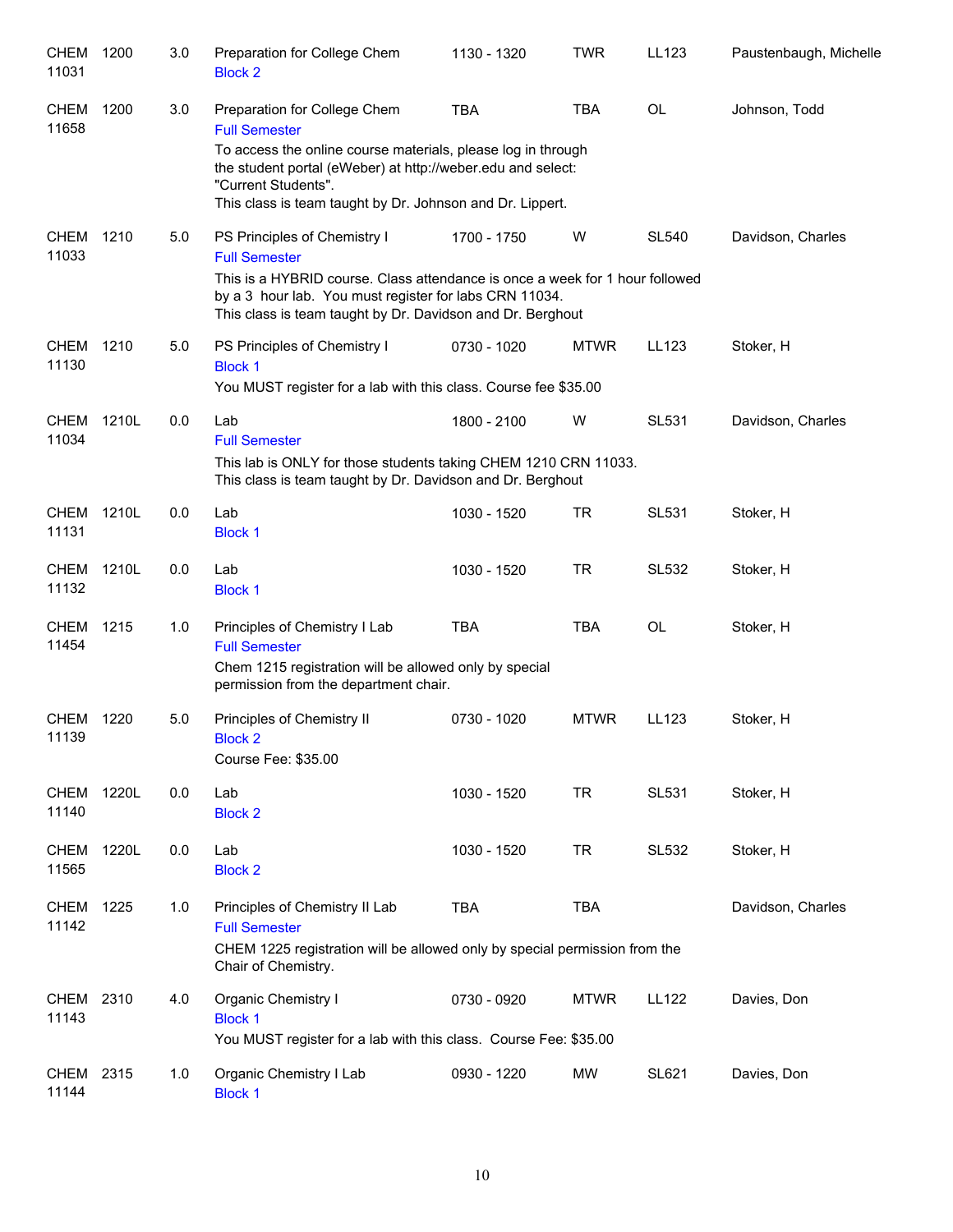| Subject/CRN | Course | Credits | Title | Time | Days | Room | Instructor |
|---|---|---|---|---|---|---|---|
| CHEM 11031 | 1200 | 3.0 | Preparation for College Chem<br>Block 2 | 1130 - 1320 | TWR | LL123 | Paustenbaugh, Michelle |
| CHEM 11658 | 1200 | 3.0 | Preparation for College Chem<br>Full Semester<br>To access the online course materials, please log in through the student portal (eWeber) at http://weber.edu and select: "Current Students".<br>This class is team taught by Dr. Johnson and Dr. Lippert. | TBA | TBA | OL | Johnson, Todd |
| CHEM 11033 | 1210 | 5.0 | PS Principles of Chemistry I<br>Full Semester<br>This is a HYBRID course. Class attendance is once a week for 1 hour followed by a 3 hour lab. You must register for labs CRN 11034.<br>This class is team taught by Dr. Davidson and Dr. Berghout | 1700 - 1750 | W | SL540 | Davidson, Charles |
| CHEM 11130 | 1210 | 5.0 | PS Principles of Chemistry I<br>Block 1<br>You MUST register for a lab with this class. Course fee $35.00 | 0730 - 1020 | MTWR | LL123 | Stoker, H |
| CHEM 11034 | 1210L | 0.0 | Lab<br>Full Semester<br>This lab is ONLY for those students taking CHEM 1210 CRN 11033.<br>This class is team taught by Dr. Davidson and Dr. Berghout | 1800 - 2100 | W | SL531 | Davidson, Charles |
| CHEM 11131 | 1210L | 0.0 | Lab<br>Block 1 | 1030 - 1520 | TR | SL531 | Stoker, H |
| CHEM 11132 | 1210L | 0.0 | Lab<br>Block 1 | 1030 - 1520 | TR | SL532 | Stoker, H |
| CHEM 11454 | 1215 | 1.0 | Principles of Chemistry I Lab<br>Full Semester<br>Chem 1215 registration will be allowed only by special permission from the department chair. | TBA | TBA | OL | Stoker, H |
| CHEM 11139 | 1220 | 5.0 | Principles of Chemistry II<br>Block 2<br>Course Fee: $35.00 | 0730 - 1020 | MTWR | LL123 | Stoker, H |
| CHEM 11140 | 1220L | 0.0 | Lab<br>Block 2 | 1030 - 1520 | TR | SL531 | Stoker, H |
| CHEM 11565 | 1220L | 0.0 | Lab<br>Block 2 | 1030 - 1520 | TR | SL532 | Stoker, H |
| CHEM 11142 | 1225 | 1.0 | Principles of Chemistry II Lab<br>Full Semester<br>CHEM 1225 registration will be allowed only by special permission from the Chair of Chemistry. | TBA | TBA | | Davidson, Charles |
| CHEM 11143 | 2310 | 4.0 | Organic Chemistry I<br>Block 1<br>You MUST register for a lab with this class. Course Fee: $35.00 | 0730 - 0920 | MTWR | LL122 | Davies, Don |
| CHEM 11144 | 2315 | 1.0 | Organic Chemistry I Lab<br>Block 1 | 0930 - 1220 | MW | SL621 | Davies, Don |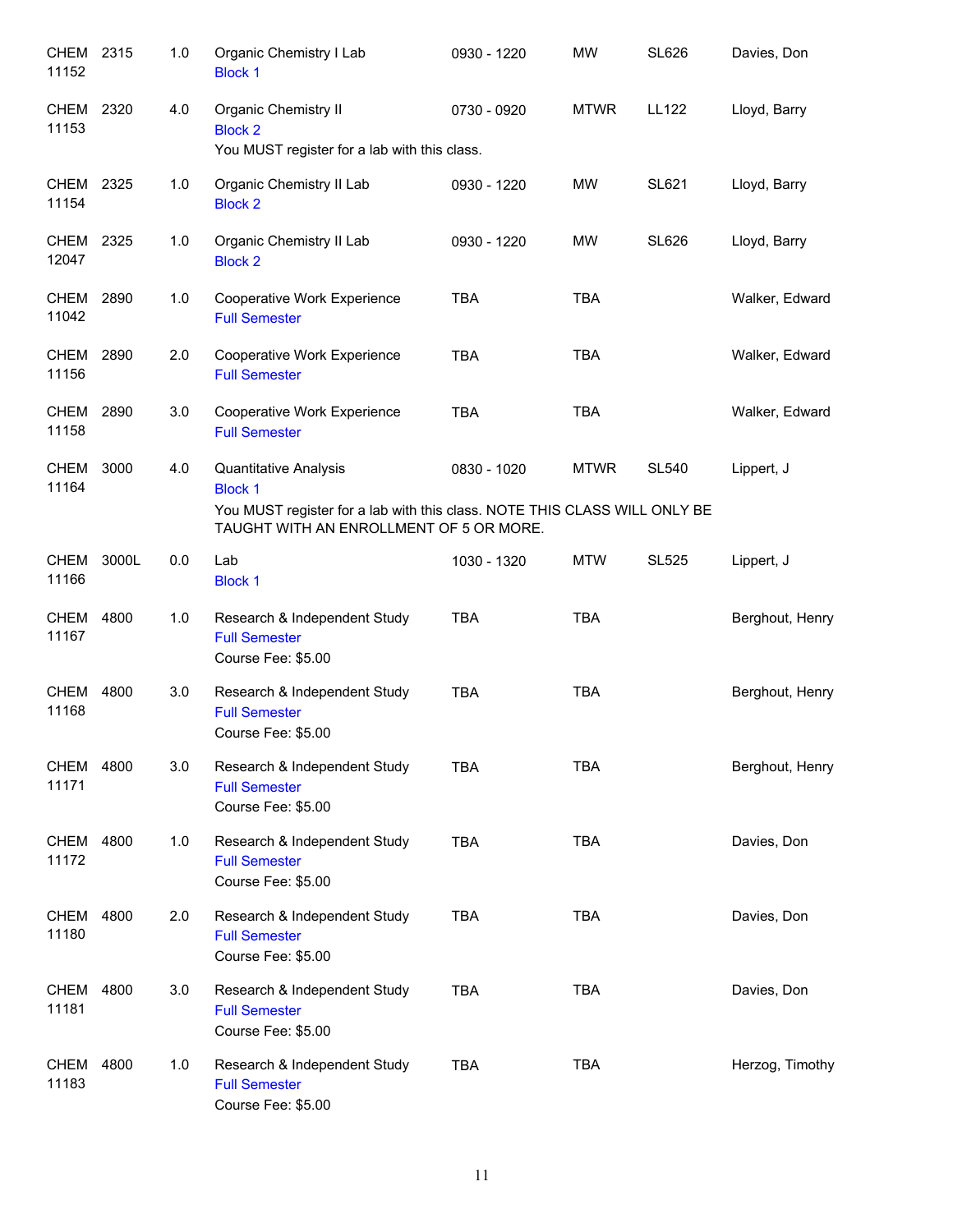| | | | | | | | |
|---|---|---|---|---|---|---|---|
| CHEM 11152 | 2315 | 1.0 | Organic Chemistry I Lab<br>Block 1 | 0930 - 1220 | MW | SL626 | Davies, Don |
| CHEM 11153 | 2320 | 4.0 | Organic Chemistry II<br>Block 2<br>You MUST register for a lab with this class. | 0730 - 0920 | MTWR | LL122 | Lloyd, Barry |
| CHEM 11154 | 2325 | 1.0 | Organic Chemistry II Lab<br>Block 2 | 0930 - 1220 | MW | SL621 | Lloyd, Barry |
| CHEM 12047 | 2325 | 1.0 | Organic Chemistry II Lab<br>Block 2 | 0930 - 1220 | MW | SL626 | Lloyd, Barry |
| CHEM 11042 | 2890 | 1.0 | Cooperative Work Experience<br>Full Semester | TBA | TBA | | Walker, Edward |
| CHEM 11156 | 2890 | 2.0 | Cooperative Work Experience<br>Full Semester | TBA | TBA | | Walker, Edward |
| CHEM 11158 | 2890 | 3.0 | Cooperative Work Experience<br>Full Semester | TBA | TBA | | Walker, Edward |
| CHEM 11164 | 3000 | 4.0 | Quantitative Analysis<br>Block 1<br>You MUST register for a lab with this class. NOTE THIS CLASS WILL ONLY BE TAUGHT WITH AN ENROLLMENT OF 5 OR MORE. | 0830 - 1020 | MTWR | SL540 | Lippert, J |
| CHEM 11166 | 3000L | 0.0 | Lab<br>Block 1 | 1030 - 1320 | MTW | SL525 | Lippert, J |
| CHEM 11167 | 4800 | 1.0 | Research & Independent Study<br>Full Semester<br>Course Fee: $5.00 | TBA | TBA | | Berghout, Henry |
| CHEM 11168 | 4800 | 3.0 | Research & Independent Study<br>Full Semester<br>Course Fee: $5.00 | TBA | TBA | | Berghout, Henry |
| CHEM 11171 | 4800 | 3.0 | Research & Independent Study<br>Full Semester<br>Course Fee: $5.00 | TBA | TBA | | Berghout, Henry |
| CHEM 11172 | 4800 | 1.0 | Research & Independent Study<br>Full Semester<br>Course Fee: $5.00 | TBA | TBA | | Davies, Don |
| CHEM 11180 | 4800 | 2.0 | Research & Independent Study<br>Full Semester<br>Course Fee: $5.00 | TBA | TBA | | Davies, Don |
| CHEM 11181 | 4800 | 3.0 | Research & Independent Study<br>Full Semester<br>Course Fee: $5.00 | TBA | TBA | | Davies, Don |
| CHEM 11183 | 4800 | 1.0 | Research & Independent Study<br>Full Semester<br>Course Fee: $5.00 | TBA | TBA | | Herzog, Timothy |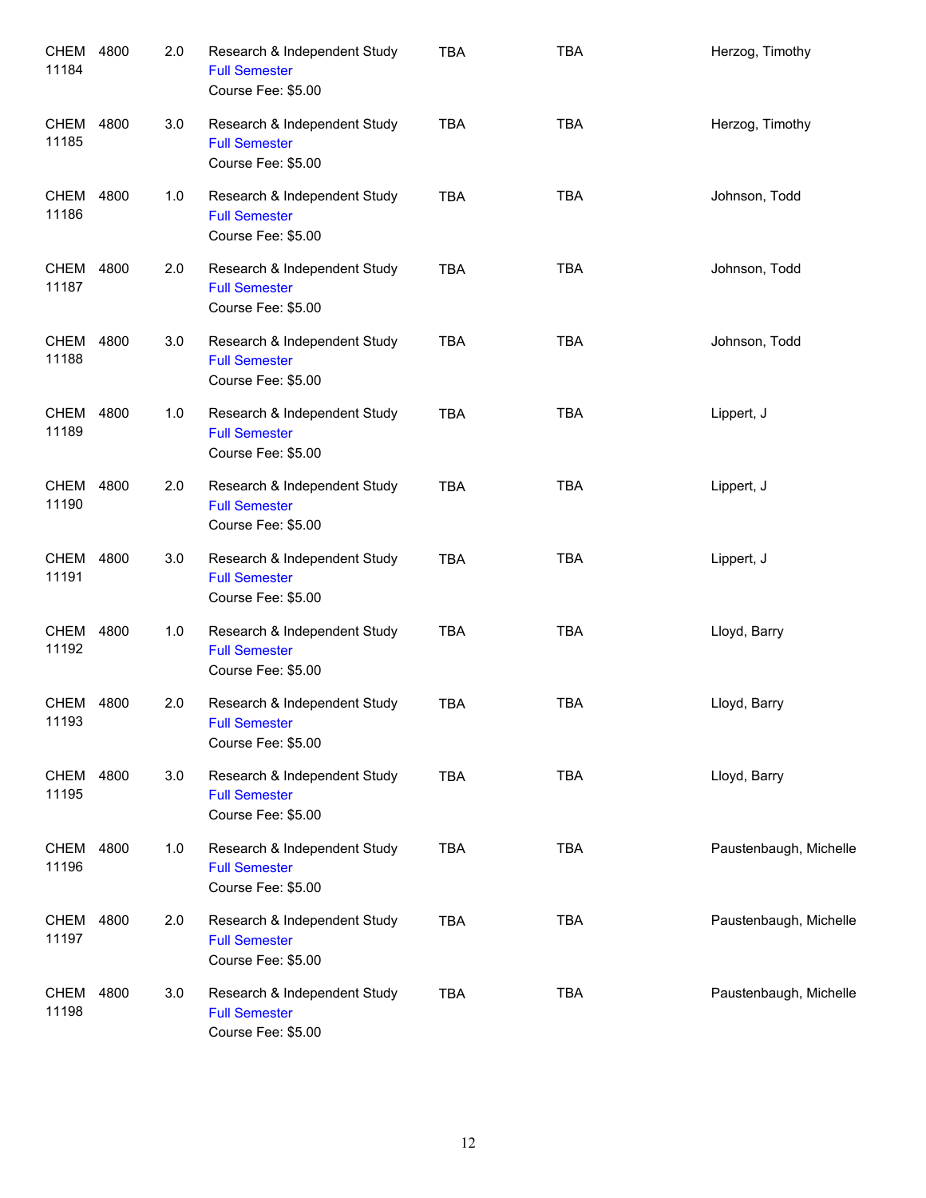| | | | | | | |
|---|---|---|---|---|---|---|
| CHEM 11184 | 4800 | 2.0 | Research & Independent Study<br>Full Semester<br>Course Fee: $5.00 | TBA | TBA | Herzog, Timothy |
| CHEM 11185 | 4800 | 3.0 | Research & Independent Study<br>Full Semester<br>Course Fee: $5.00 | TBA | TBA | Herzog, Timothy |
| CHEM 11186 | 4800 | 1.0 | Research & Independent Study<br>Full Semester<br>Course Fee: $5.00 | TBA | TBA | Johnson, Todd |
| CHEM 11187 | 4800 | 2.0 | Research & Independent Study<br>Full Semester<br>Course Fee: $5.00 | TBA | TBA | Johnson, Todd |
| CHEM 11188 | 4800 | 3.0 | Research & Independent Study<br>Full Semester<br>Course Fee: $5.00 | TBA | TBA | Johnson, Todd |
| CHEM 11189 | 4800 | 1.0 | Research & Independent Study<br>Full Semester<br>Course Fee: $5.00 | TBA | TBA | Lippert, J |
| CHEM 11190 | 4800 | 2.0 | Research & Independent Study<br>Full Semester<br>Course Fee: $5.00 | TBA | TBA | Lippert, J |
| CHEM 11191 | 4800 | 3.0 | Research & Independent Study<br>Full Semester<br>Course Fee: $5.00 | TBA | TBA | Lippert, J |
| CHEM 11192 | 4800 | 1.0 | Research & Independent Study<br>Full Semester<br>Course Fee: $5.00 | TBA | TBA | Lloyd, Barry |
| CHEM 11193 | 4800 | 2.0 | Research & Independent Study<br>Full Semester<br>Course Fee: $5.00 | TBA | TBA | Lloyd, Barry |
| CHEM 11195 | 4800 | 3.0 | Research & Independent Study<br>Full Semester<br>Course Fee: $5.00 | TBA | TBA | Lloyd, Barry |
| CHEM 11196 | 4800 | 1.0 | Research & Independent Study<br>Full Semester<br>Course Fee: $5.00 | TBA | TBA | Paustenbaugh, Michelle |
| CHEM 11197 | 4800 | 2.0 | Research & Independent Study<br>Full Semester<br>Course Fee: $5.00 | TBA | TBA | Paustenbaugh, Michelle |
| CHEM 11198 | 4800 | 3.0 | Research & Independent Study<br>Full Semester<br>Course Fee: $5.00 | TBA | TBA | Paustenbaugh, Michelle |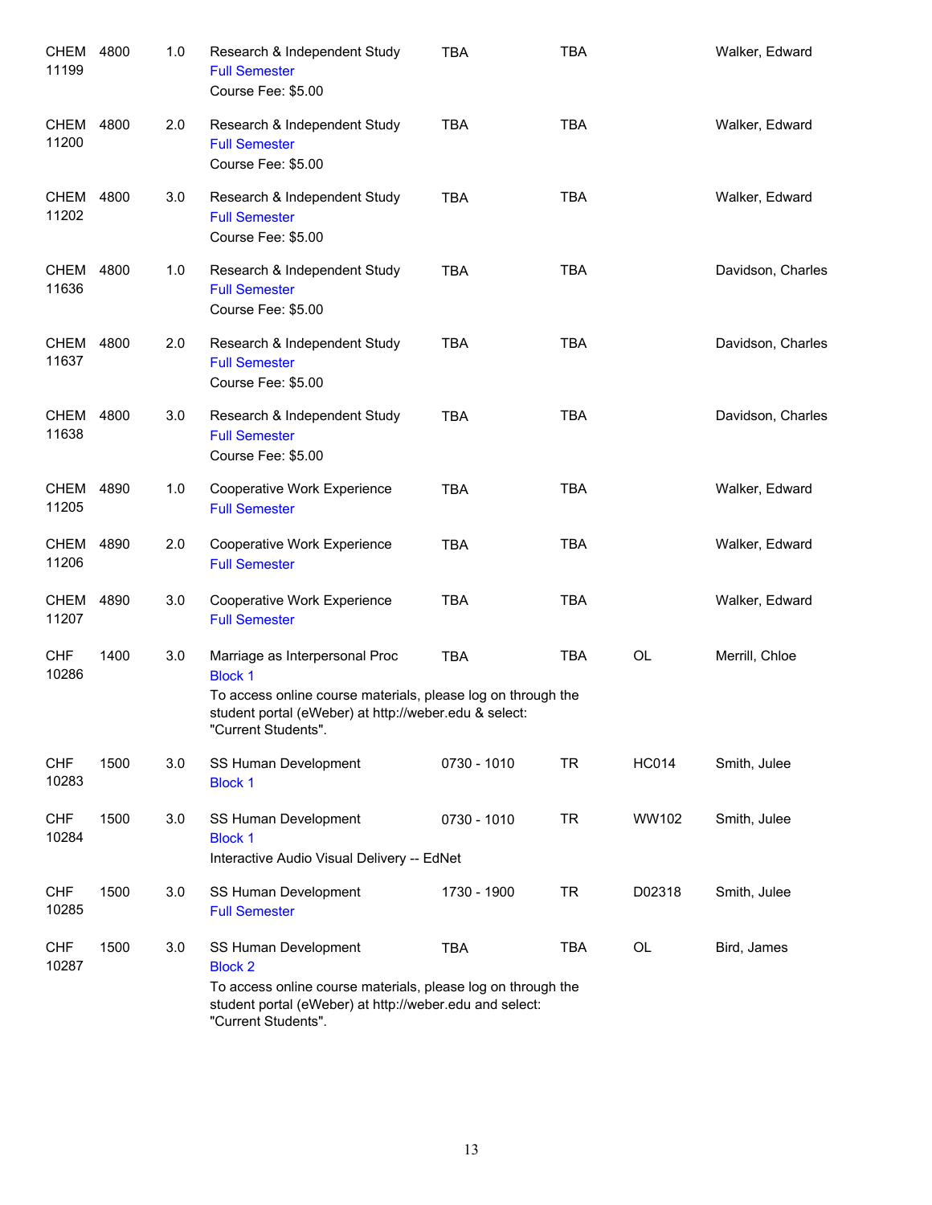| Course | Number | Credits | Title | Time | Days | Room | Instructor |
|---|---|---|---|---|---|---|---|
| CHEM 11199 | 4800 | 1.0 | Research & Independent Study<br>Full Semester<br>Course Fee: $5.00 | TBA | TBA | | Walker, Edward |
| CHEM 11200 | 4800 | 2.0 | Research & Independent Study<br>Full Semester<br>Course Fee: $5.00 | TBA | TBA | | Walker, Edward |
| CHEM 11202 | 4800 | 3.0 | Research & Independent Study<br>Full Semester<br>Course Fee: $5.00 | TBA | TBA | | Walker, Edward |
| CHEM 11636 | 4800 | 1.0 | Research & Independent Study<br>Full Semester<br>Course Fee: $5.00 | TBA | TBA | | Davidson, Charles |
| CHEM 11637 | 4800 | 2.0 | Research & Independent Study<br>Full Semester<br>Course Fee: $5.00 | TBA | TBA | | Davidson, Charles |
| CHEM 11638 | 4800 | 3.0 | Research & Independent Study<br>Full Semester<br>Course Fee: $5.00 | TBA | TBA | | Davidson, Charles |
| CHEM 11205 | 4890 | 1.0 | Cooperative Work Experience<br>Full Semester | TBA | TBA | | Walker, Edward |
| CHEM 11206 | 4890 | 2.0 | Cooperative Work Experience<br>Full Semester | TBA | TBA | | Walker, Edward |
| CHEM 11207 | 4890 | 3.0 | Cooperative Work Experience<br>Full Semester | TBA | TBA | | Walker, Edward |
| CHF 10286 | 1400 | 3.0 | Marriage as Interpersonal Proc<br>Block 1<br>To access online course materials, please log on through the student portal (eWeber) at http://weber.edu & select: "Current Students". | TBA | TBA | OL | Merrill, Chloe |
| CHF 10283 | 1500 | 3.0 | SS Human Development<br>Block 1 | 0730 - 1010 | TR | HC014 | Smith, Julee |
| CHF 10284 | 1500 | 3.0 | SS Human Development<br>Block 1<br>Interactive Audio Visual Delivery -- EdNet | 0730 - 1010 | TR | WW102 | Smith, Julee |
| CHF 10285 | 1500 | 3.0 | SS Human Development<br>Full Semester | 1730 - 1900 | TR | D02318 | Smith, Julee |
| CHF 10287 | 1500 | 3.0 | SS Human Development<br>Block 2<br>To access online course materials, please log on through the student portal (eWeber) at http://weber.edu and select: "Current Students". | TBA | TBA | OL | Bird, James |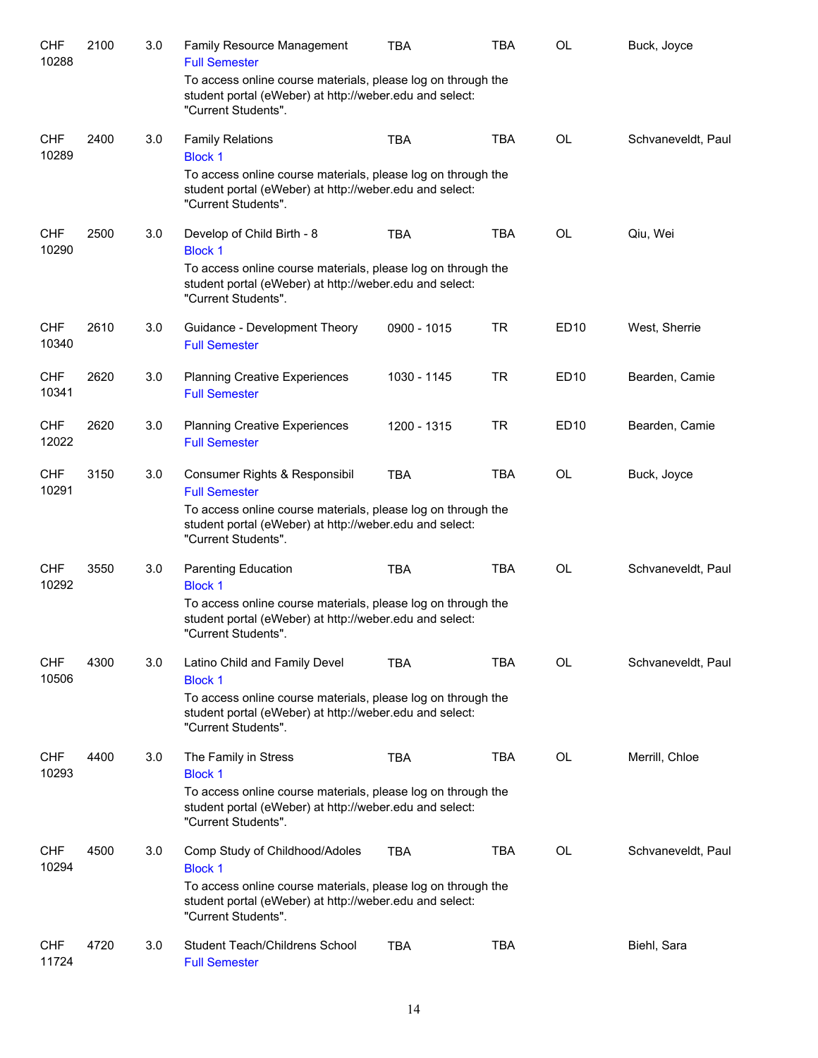| | | | | | | | |
|---|---|---|---|---|---|---|---|
| CHF 10288 | 2100 | 3.0 | Family Resource Management<br>Full Semester<br>To access online course materials, please log on through the student portal (eWeber) at http://weber.edu and select: "Current Students". | TBA | TBA | OL | Buck, Joyce |
| CHF 10289 | 2400 | 3.0 | Family Relations<br>Block 1<br>To access online course materials, please log on through the student portal (eWeber) at http://weber.edu and select: "Current Students". | TBA | TBA | OL | Schvaneveldt, Paul |
| CHF 10290 | 2500 | 3.0 | Develop of Child Birth - 8<br>Block 1<br>To access online course materials, please log on through the student portal (eWeber) at http://weber.edu and select: "Current Students". | TBA | TBA | OL | Qiu, Wei |
| CHF 10340 | 2610 | 3.0 | Guidance - Development Theory<br>Full Semester | 0900 - 1015 | TR | ED10 | West, Sherrie |
| CHF 10341 | 2620 | 3.0 | Planning Creative Experiences<br>Full Semester | 1030 - 1145 | TR | ED10 | Bearden, Camie |
| CHF 12022 | 2620 | 3.0 | Planning Creative Experiences<br>Full Semester | 1200 - 1315 | TR | ED10 | Bearden, Camie |
| CHF 10291 | 3150 | 3.0 | Consumer Rights & Responsibil<br>Full Semester<br>To access online course materials, please log on through the student portal (eWeber) at http://weber.edu and select: "Current Students". | TBA | TBA | OL | Buck, Joyce |
| CHF 10292 | 3550 | 3.0 | Parenting Education<br>Block 1<br>To access online course materials, please log on through the student portal (eWeber) at http://weber.edu and select: "Current Students". | TBA | TBA | OL | Schvaneveldt, Paul |
| CHF 10506 | 4300 | 3.0 | Latino Child and Family Devel<br>Block 1<br>To access online course materials, please log on through the student portal (eWeber) at http://weber.edu and select: "Current Students". | TBA | TBA | OL | Schvaneveldt, Paul |
| CHF 10293 | 4400 | 3.0 | The Family in Stress<br>Block 1<br>To access online course materials, please log on through the student portal (eWeber) at http://weber.edu and select: "Current Students". | TBA | TBA | OL | Merrill, Chloe |
| CHF 10294 | 4500 | 3.0 | Comp Study of Childhood/Adoles<br>Block 1<br>To access online course materials, please log on through the student portal (eWeber) at http://weber.edu and select: "Current Students". | TBA | TBA | OL | Schvaneveldt, Paul |
| CHF 11724 | 4720 | 3.0 | Student Teach/Childrens School<br>Full Semester | TBA | TBA | | Biehl, Sara |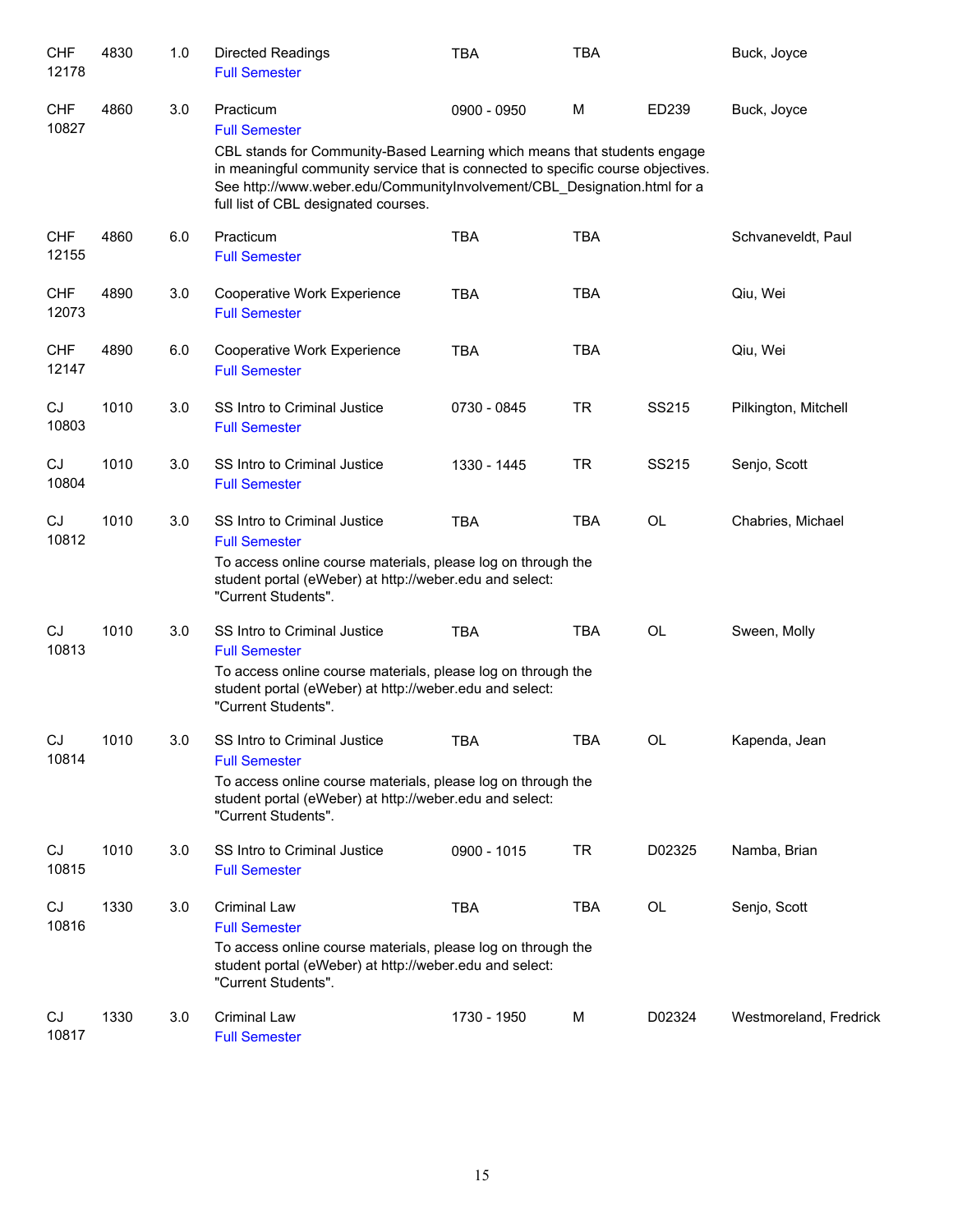| Subject / CRN | Course | Credits | Title | Time | Days | Room | Instructor |
|---|---|---|---|---|---|---|---|
| CHF 12178 | 4830 | 1.0 | Directed Readings<br>Full Semester | TBA | TBA | | Buck, Joyce |
| CHF 10827 | 4860 | 3.0 | Practicum<br>Full Semester<br>CBL stands for Community-Based Learning which means that students engage in meaningful community service that is connected to specific course objectives. See http://www.weber.edu/CommunityInvolvement/CBL_Designation.html for a full list of CBL designated courses. | 0900 - 0950 | M | ED239 | Buck, Joyce |
| CHF 12155 | 4860 | 6.0 | Practicum<br>Full Semester | TBA | TBA | | Schvaneveldt, Paul |
| CHF 12073 | 4890 | 3.0 | Cooperative Work Experience<br>Full Semester | TBA | TBA | | Qiu, Wei |
| CHF 12147 | 4890 | 6.0 | Cooperative Work Experience<br>Full Semester | TBA | TBA | | Qiu, Wei |
| CJ 10803 | 1010 | 3.0 | SS Intro to Criminal Justice<br>Full Semester | 0730 - 0845 | TR | SS215 | Pilkington, Mitchell |
| CJ 10804 | 1010 | 3.0 | SS Intro to Criminal Justice<br>Full Semester | 1330 - 1445 | TR | SS215 | Senjo, Scott |
| CJ 10812 | 1010 | 3.0 | SS Intro to Criminal Justice<br>Full Semester<br>To access online course materials, please log on through the student portal (eWeber) at http://weber.edu and select: "Current Students". | TBA | TBA | OL | Chabries, Michael |
| CJ 10813 | 1010 | 3.0 | SS Intro to Criminal Justice<br>Full Semester<br>To access online course materials, please log on through the student portal (eWeber) at http://weber.edu and select: "Current Students". | TBA | TBA | OL | Sween, Molly |
| CJ 10814 | 1010 | 3.0 | SS Intro to Criminal Justice<br>Full Semester<br>To access online course materials, please log on through the student portal (eWeber) at http://weber.edu and select: "Current Students". | TBA | TBA | OL | Kapenda, Jean |
| CJ 10815 | 1010 | 3.0 | SS Intro to Criminal Justice<br>Full Semester | 0900 - 1015 | TR | D02325 | Namba, Brian |
| CJ 10816 | 1330 | 3.0 | Criminal Law<br>Full Semester<br>To access online course materials, please log on through the student portal (eWeber) at http://weber.edu and select: "Current Students". | TBA | TBA | OL | Senjo, Scott |
| CJ 10817 | 1330 | 3.0 | Criminal Law<br>Full Semester | 1730 - 1950 | M | D02324 | Westmoreland, Fredrick |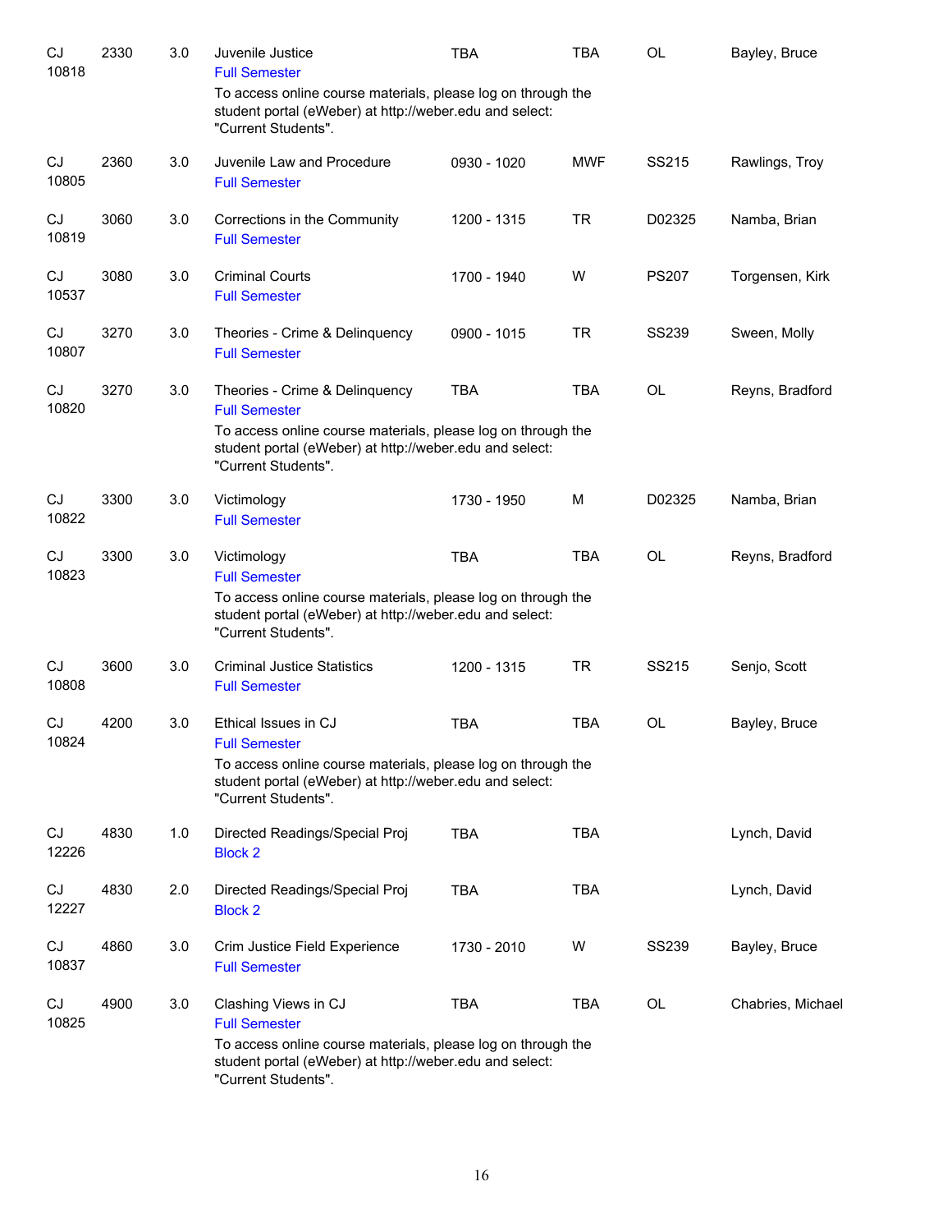| | | | | | | | |
|---|---|---|---|---|---|---|---|
| CJ 10818 | 2330 | 3.0 | Juvenile Justice<br>Full Semester<br>To access online course materials, please log on through the student portal (eWeber) at http://weber.edu and select: "Current Students". | TBA | TBA | OL | Bayley, Bruce |
| CJ 10805 | 2360 | 3.0 | Juvenile Law and Procedure<br>Full Semester | 0930 - 1020 | MWF | SS215 | Rawlings, Troy |
| CJ 10819 | 3060 | 3.0 | Corrections in the Community<br>Full Semester | 1200 - 1315 | TR | D02325 | Namba, Brian |
| CJ 10537 | 3080 | 3.0 | Criminal Courts<br>Full Semester | 1700 - 1940 | W | PS207 | Torgensen, Kirk |
| CJ 10807 | 3270 | 3.0 | Theories - Crime & Delinquency<br>Full Semester | 0900 - 1015 | TR | SS239 | Sween, Molly |
| CJ 10820 | 3270 | 3.0 | Theories - Crime & Delinquency<br>Full Semester<br>To access online course materials, please log on through the student portal (eWeber) at http://weber.edu and select: "Current Students". | TBA | TBA | OL | Reyns, Bradford |
| CJ 10822 | 3300 | 3.0 | Victimology<br>Full Semester | 1730 - 1950 | M | D02325 | Namba, Brian |
| CJ 10823 | 3300 | 3.0 | Victimology<br>Full Semester<br>To access online course materials, please log on through the student portal (eWeber) at http://weber.edu and select: "Current Students". | TBA | TBA | OL | Reyns, Bradford |
| CJ 10808 | 3600 | 3.0 | Criminal Justice Statistics<br>Full Semester | 1200 - 1315 | TR | SS215 | Senjo, Scott |
| CJ 10824 | 4200 | 3.0 | Ethical Issues in CJ<br>Full Semester<br>To access online course materials, please log on through the student portal (eWeber) at http://weber.edu and select: "Current Students". | TBA | TBA | OL | Bayley, Bruce |
| CJ 12226 | 4830 | 1.0 | Directed Readings/Special Proj<br>Block 2 | TBA | TBA | | Lynch, David |
| CJ 12227 | 4830 | 2.0 | Directed Readings/Special Proj<br>Block 2 | TBA | TBA | | Lynch, David |
| CJ 10837 | 4860 | 3.0 | Crim Justice Field Experience<br>Full Semester | 1730 - 2010 | W | SS239 | Bayley, Bruce |
| CJ 10825 | 4900 | 3.0 | Clashing Views in CJ<br>Full Semester<br>To access online course materials, please log on through the student portal (eWeber) at http://weber.edu and select: "Current Students". | TBA | TBA | OL | Chabries, Michael |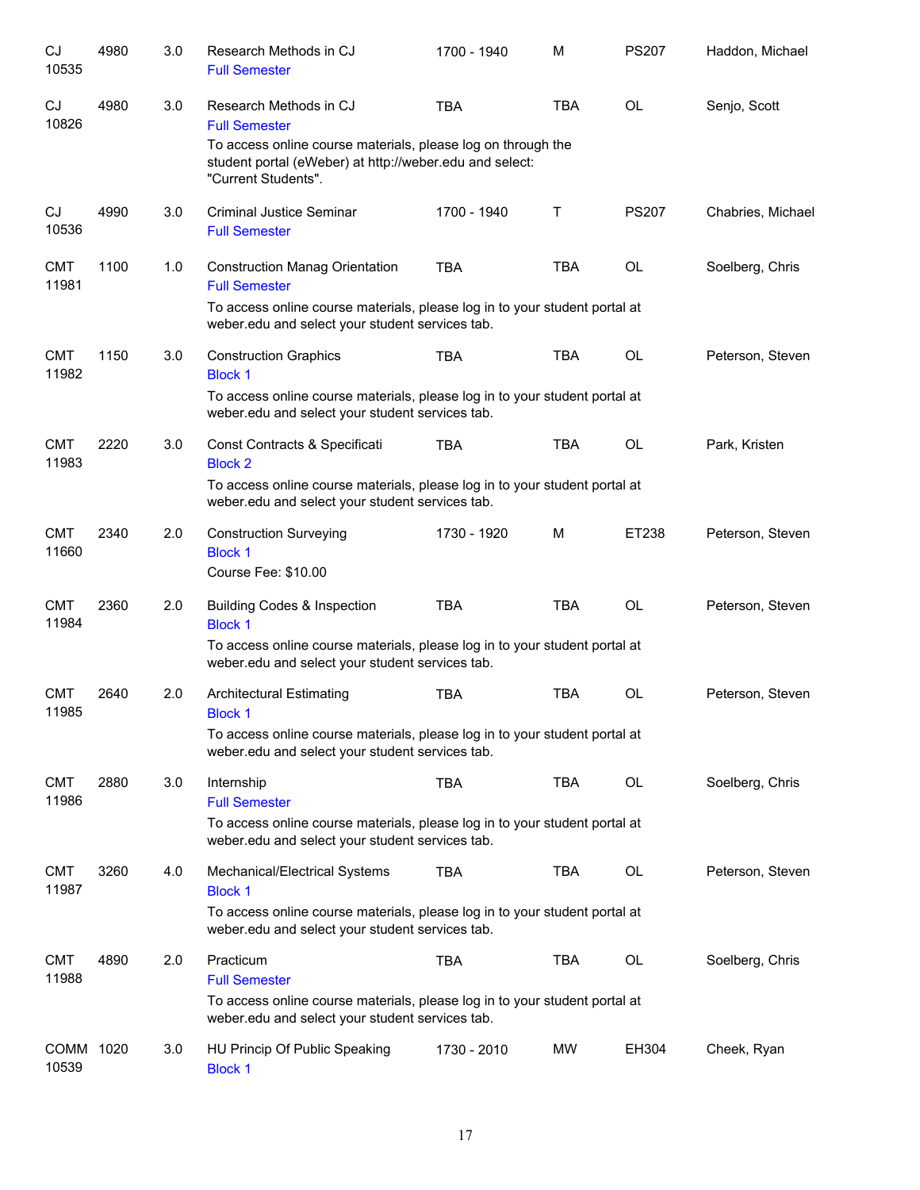| | | | | | | | |
|---|---|---|---|---|---|---|---|
| CJ 10535 | 4980 | 3.0 | Research Methods in CJ<br>Full Semester | 1700 - 1940 | M | PS207 | Haddon, Michael |
| CJ 10826 | 4980 | 3.0 | Research Methods in CJ<br>Full Semester<br>To access online course materials, please log on through the student portal (eWeber) at http://weber.edu and select: "Current Students". | TBA | TBA | OL | Senjo, Scott |
| CJ 10536 | 4990 | 3.0 | Criminal Justice Seminar<br>Full Semester | 1700 - 1940 | T | PS207 | Chabries, Michael |
| CMT 11981 | 1100 | 1.0 | Construction Manag Orientation<br>Full Semester<br>To access online course materials, please log in to your student portal at weber.edu and select your student services tab. | TBA | TBA | OL | Soelberg, Chris |
| CMT 11982 | 1150 | 3.0 | Construction Graphics<br>Block 1<br>To access online course materials, please log in to your student portal at weber.edu and select your student services tab. | TBA | TBA | OL | Peterson, Steven |
| CMT 11983 | 2220 | 3.0 | Const Contracts & Specificati<br>Block 2<br>To access online course materials, please log in to your student portal at weber.edu and select your student services tab. | TBA | TBA | OL | Park, Kristen |
| CMT 11660 | 2340 | 2.0 | Construction Surveying<br>Block 1<br>Course Fee: $10.00 | 1730 - 1920 | M | ET238 | Peterson, Steven |
| CMT 11984 | 2360 | 2.0 | Building Codes & Inspection<br>Block 1<br>To access online course materials, please log in to your student portal at weber.edu and select your student services tab. | TBA | TBA | OL | Peterson, Steven |
| CMT 11985 | 2640 | 2.0 | Architectural Estimating<br>Block 1<br>To access online course materials, please log in to your student portal at weber.edu and select your student services tab. | TBA | TBA | OL | Peterson, Steven |
| CMT 11986 | 2880 | 3.0 | Internship<br>Full Semester<br>To access online course materials, please log in to your student portal at weber.edu and select your student services tab. | TBA | TBA | OL | Soelberg, Chris |
| CMT 11987 | 3260 | 4.0 | Mechanical/Electrical Systems<br>Block 1<br>To access online course materials, please log in to your student portal at weber.edu and select your student services tab. | TBA | TBA | OL | Peterson, Steven |
| CMT 11988 | 4890 | 2.0 | Practicum<br>Full Semester<br>To access online course materials, please log in to your student portal at weber.edu and select your student services tab. | TBA | TBA | OL | Soelberg, Chris |
| COMM 10539 | 1020 | 3.0 | HU Princip Of Public Speaking<br>Block 1 | 1730 - 2010 | MW | EH304 | Cheek, Ryan |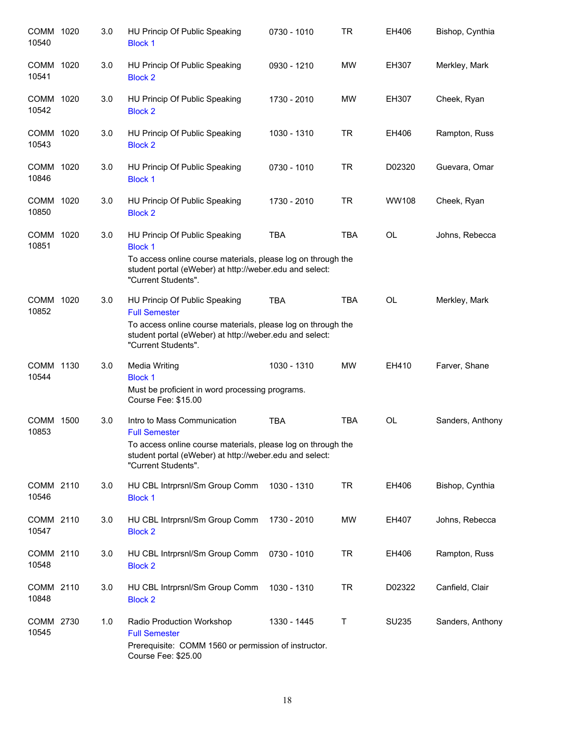| Course | | Credits | Title | Time | Days | Room | Instructor |
|---|---|---|---|---|---|---|---|
| COMM 10540 | 1020 | 3.0 | HU Princip Of Public Speaking<br>Block 1 | 0730 - 1010 | TR | EH406 | Bishop, Cynthia |
| COMM 10541 | 1020 | 3.0 | HU Princip Of Public Speaking<br>Block 2 | 0930 - 1210 | MW | EH307 | Merkley, Mark |
| COMM 10542 | 1020 | 3.0 | HU Princip Of Public Speaking<br>Block 2 | 1730 - 2010 | MW | EH307 | Cheek, Ryan |
| COMM 10543 | 1020 | 3.0 | HU Princip Of Public Speaking<br>Block 2 | 1030 - 1310 | TR | EH406 | Rampton, Russ |
| COMM 10846 | 1020 | 3.0 | HU Princip Of Public Speaking<br>Block 1 | 0730 - 1010 | TR | D02320 | Guevara, Omar |
| COMM 10850 | 1020 | 3.0 | HU Princip Of Public Speaking<br>Block 2 | 1730 - 2010 | TR | WW108 | Cheek, Ryan |
| COMM 10851 | 1020 | 3.0 | HU Princip Of Public Speaking<br>Block 1<br>To access online course materials, please log on through the student portal (eWeber) at http://weber.edu and select: "Current Students". | TBA | TBA | OL | Johns, Rebecca |
| COMM 10852 | 1020 | 3.0 | HU Princip Of Public Speaking<br>Full Semester<br>To access online course materials, please log on through the student portal (eWeber) at http://weber.edu and select: "Current Students". | TBA | TBA | OL | Merkley, Mark |
| COMM 10544 | 1130 | 3.0 | Media Writing<br>Block 1<br>Must be proficient in word processing programs.<br>Course Fee: $15.00 | 1030 - 1310 | MW | EH410 | Farver, Shane |
| COMM 10853 | 1500 | 3.0 | Intro to Mass Communication<br>Full Semester<br>To access online course materials, please log on through the student portal (eWeber) at http://weber.edu and select: "Current Students". | TBA | TBA | OL | Sanders, Anthony |
| COMM 10546 | 2110 | 3.0 | HU CBL Intrprsnl/Sm Group Comm<br>Block 1 | 1030 - 1310 | TR | EH406 | Bishop, Cynthia |
| COMM 10547 | 2110 | 3.0 | HU CBL Intrprsnl/Sm Group Comm<br>Block 2 | 1730 - 2010 | MW | EH407 | Johns, Rebecca |
| COMM 10548 | 2110 | 3.0 | HU CBL Intrprsnl/Sm Group Comm<br>Block 2 | 0730 - 1010 | TR | EH406 | Rampton, Russ |
| COMM 10848 | 2110 | 3.0 | HU CBL Intrprsnl/Sm Group Comm<br>Block 2 | 1030 - 1310 | TR | D02322 | Canfield, Clair |
| COMM 10545 | 2730 | 1.0 | Radio Production Workshop<br>Full Semester<br>Prerequisite: COMM 1560 or permission of instructor.<br>Course Fee: $25.00 | 1330 - 1445 | T | SU235 | Sanders, Anthony |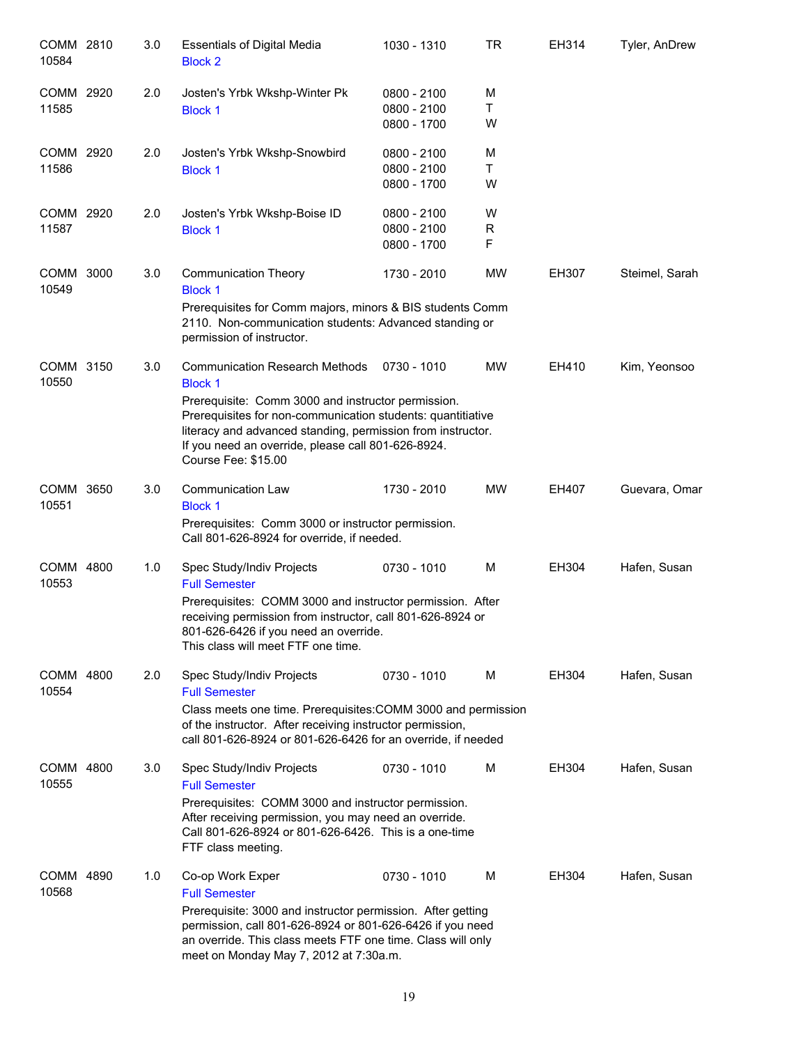| Course | Credits | Title | Time | Days | Room | Instructor |
|---|---|---|---|---|---|---|
| COMM 2810<br>10584 | 3.0 | Essentials of Digital Media<br>Block 2 | 1030 - 1310 | TR | EH314 | Tyler, AnDrew |
| COMM 2920<br>11585 | 2.0 | Josten's Yrbk Wkshp-Winter Pk<br>Block 1 | 0800 - 2100<br>0800 - 2100<br>0800 - 1700 | M<br>T<br>W | | |
| COMM 2920<br>11586 | 2.0 | Josten's Yrbk Wkshp-Snowbird<br>Block 1 | 0800 - 2100<br>0800 - 2100<br>0800 - 1700 | M<br>T<br>W | | |
| COMM 2920<br>11587 | 2.0 | Josten's Yrbk Wkshp-Boise ID<br>Block 1 | 0800 - 2100<br>0800 - 2100<br>0800 - 1700 | W<br>R<br>F | | |
| COMM 3000<br>10549 | 3.0 | Communication Theory<br>Block 1<br>Prerequisites for Comm majors, minors & BIS students Comm 2110. Non-communication students: Advanced standing or permission of instructor. | 1730 - 2010 | MW | EH307 | Steimel, Sarah |
| COMM 3150<br>10550 | 3.0 | Communication Research Methods<br>Block 1<br>Prerequisite: Comm 3000 and instructor permission. Prerequisites for non-communication students: quantitiative literacy and advanced standing, permission from instructor. If you need an override, please call 801-626-8924.<br>Course Fee: $15.00 | 0730 - 1010 | MW | EH410 | Kim, Yeonsoo |
| COMM 3650<br>10551 | 3.0 | Communication Law<br>Block 1<br>Prerequisites: Comm 3000 or instructor permission. Call 801-626-8924 for override, if needed. | 1730 - 2010 | MW | EH407 | Guevara, Omar |
| COMM 4800<br>10553 | 1.0 | Spec Study/Indiv Projects<br>Full Semester<br>Prerequisites: COMM 3000 and instructor permission. After receiving permission from instructor, call 801-626-8924 or 801-626-6426 if you need an override.<br>This class will meet FTF one time. | 0730 - 1010 | M | EH304 | Hafen, Susan |
| COMM 4800<br>10554 | 2.0 | Spec Study/Indiv Projects<br>Full Semester<br>Class meets one time. Prerequisites:COMM 3000 and permission of the instructor. After receiving instructor permission, call 801-626-8924 or 801-626-6426 for an override, if needed | 0730 - 1010 | M | EH304 | Hafen, Susan |
| COMM 4800<br>10555 | 3.0 | Spec Study/Indiv Projects<br>Full Semester<br>Prerequisites: COMM 3000 and instructor permission. After receiving permission, you may need an override. Call 801-626-8924 or 801-626-6426. This is a one-time FTF class meeting. | 0730 - 1010 | M | EH304 | Hafen, Susan |
| COMM 4890<br>10568 | 1.0 | Co-op Work Exper<br>Full Semester<br>Prerequisite: 3000 and instructor permission. After getting permission, call 801-626-8924 or 801-626-6426 if you need an override. This class meets FTF one time. Class will only meet on Monday May 7, 2012 at 7:30a.m. | 0730 - 1010 | M | EH304 | Hafen, Susan |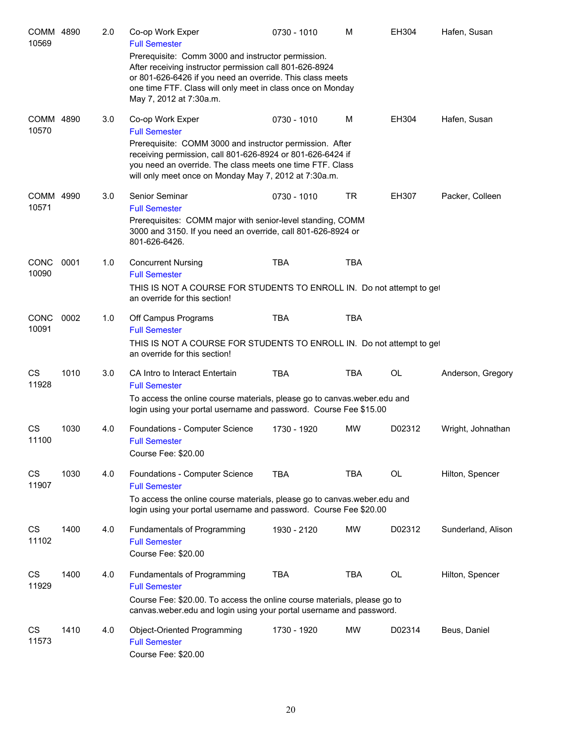| Course | | Credits | Title | Time | Days | Room | Instructor |
|---|---|---|---|---|---|---|---|
| COMM 10569 | 4890 | 2.0 | Co-op Work Exper<br>Full Semester<br>Prerequisite: Comm 3000 and instructor permission. After receiving instructor permission call 801-626-8924 or 801-626-6426 if you need an override. This class meets one time FTF. Class will only meet in class once on Monday May 7, 2012 at 7:30a.m. | 0730 - 1010 | M | EH304 | Hafen, Susan |
| COMM 10570 | 4890 | 3.0 | Co-op Work Exper<br>Full Semester<br>Prerequisite: COMM 3000 and instructor permission. After receiving permission, call 801-626-8924 or 801-626-6424 if you need an override. The class meets one time FTF. Class will only meet once on Monday May 7, 2012 at 7:30a.m. | 0730 - 1010 | M | EH304 | Hafen, Susan |
| COMM 10571 | 4990 | 3.0 | Senior Seminar<br>Full Semester<br>Prerequisites: COMM major with senior-level standing, COMM 3000 and 3150. If you need an override, call 801-626-8924 or 801-626-6426. | 0730 - 1010 | TR | EH307 | Packer, Colleen |
| CONC 10090 | 0001 | 1.0 | Concurrent Nursing<br>Full Semester<br>THIS IS NOT A COURSE FOR STUDENTS TO ENROLL IN. Do not attempt to get an override for this section! | TBA | TBA | | |
| CONC 10091 | 0002 | 1.0 | Off Campus Programs<br>Full Semester<br>THIS IS NOT A COURSE FOR STUDENTS TO ENROLL IN. Do not attempt to get an override for this section! | TBA | TBA | | |
| CS 11928 | 1010 | 3.0 | CA Intro to Interact Entertain<br>Full Semester<br>To access the online course materials, please go to canvas.weber.edu and login using your portal username and password. Course Fee $15.00 | TBA | TBA | OL | Anderson, Gregory |
| CS 11100 | 1030 | 4.0 | Foundations - Computer Science<br>Full Semester<br>Course Fee: $20.00 | 1730 - 1920 | MW | D02312 | Wright, Johnathan |
| CS 11907 | 1030 | 4.0 | Foundations - Computer Science<br>Full Semester<br>To access the online course materials, please go to canvas.weber.edu and login using your portal username and password. Course Fee $20.00 | TBA | TBA | OL | Hilton, Spencer |
| CS 11102 | 1400 | 4.0 | Fundamentals of Programming<br>Full Semester<br>Course Fee: $20.00 | 1930 - 2120 | MW | D02312 | Sunderland, Alison |
| CS 11929 | 1400 | 4.0 | Fundamentals of Programming<br>Full Semester<br>Course Fee: $20.00. To access the online course materials, please go to canvas.weber.edu and login using your portal username and password. | TBA | TBA | OL | Hilton, Spencer |
| CS 11573 | 1410 | 4.0 | Object-Oriented Programming<br>Full Semester<br>Course Fee: $20.00 | 1730 - 1920 | MW | D02314 | Beus, Daniel |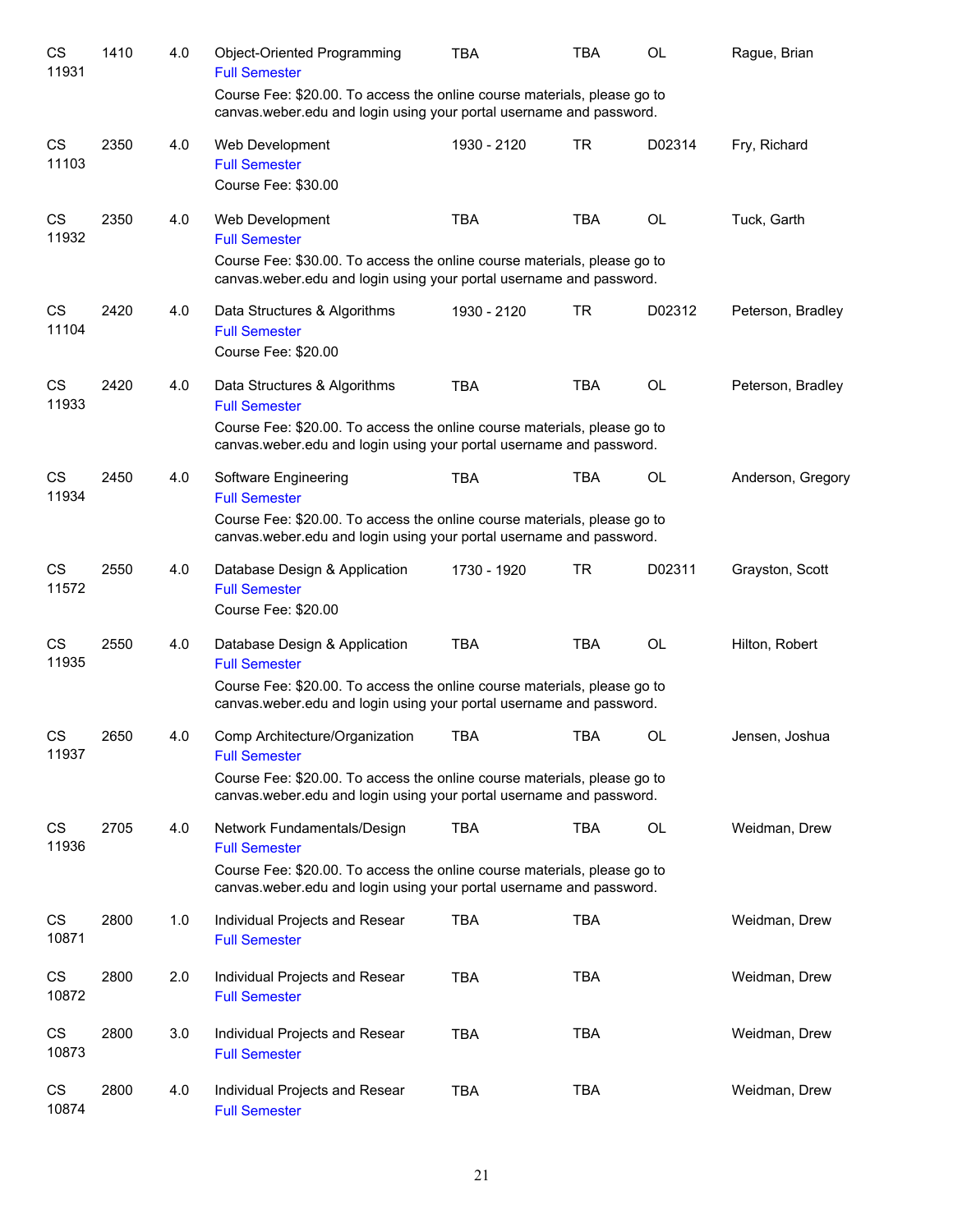| | | | | | | | |
|---|---|---|---|---|---|---|---|
| CS 11931 | 1410 | 4.0 | Object-Oriented Programming<br>Full Semester<br>Course Fee: $20.00. To access the online course materials, please go to canvas.weber.edu and login using your portal username and password. | TBA | TBA | OL | Rague, Brian |
| CS 11103 | 2350 | 4.0 | Web Development<br>Full Semester<br>Course Fee: $30.00 | 1930 - 2120 | TR | D02314 | Fry, Richard |
| CS 11932 | 2350 | 4.0 | Web Development<br>Full Semester<br>Course Fee: $30.00. To access the online course materials, please go to canvas.weber.edu and login using your portal username and password. | TBA | TBA | OL | Tuck, Garth |
| CS 11104 | 2420 | 4.0 | Data Structures & Algorithms<br>Full Semester<br>Course Fee: $20.00 | 1930 - 2120 | TR | D02312 | Peterson, Bradley |
| CS 11933 | 2420 | 4.0 | Data Structures & Algorithms<br>Full Semester<br>Course Fee: $20.00. To access the online course materials, please go to canvas.weber.edu and login using your portal username and password. | TBA | TBA | OL | Peterson, Bradley |
| CS 11934 | 2450 | 4.0 | Software Engineering<br>Full Semester<br>Course Fee: $20.00. To access the online course materials, please go to canvas.weber.edu and login using your portal username and password. | TBA | TBA | OL | Anderson, Gregory |
| CS 11572 | 2550 | 4.0 | Database Design & Application<br>Full Semester<br>Course Fee: $20.00 | 1730 - 1920 | TR | D02311 | Grayston, Scott |
| CS 11935 | 2550 | 4.0 | Database Design & Application<br>Full Semester<br>Course Fee: $20.00. To access the online course materials, please go to canvas.weber.edu and login using your portal username and password. | TBA | TBA | OL | Hilton, Robert |
| CS 11937 | 2650 | 4.0 | Comp Architecture/Organization<br>Full Semester<br>Course Fee: $20.00. To access the online course materials, please go to canvas.weber.edu and login using your portal username and password. | TBA | TBA | OL | Jensen, Joshua |
| CS 11936 | 2705 | 4.0 | Network Fundamentals/Design<br>Full Semester<br>Course Fee: $20.00. To access the online course materials, please go to canvas.weber.edu and login using your portal username and password. | TBA | TBA | OL | Weidman, Drew |
| CS 10871 | 2800 | 1.0 | Individual Projects and Resear<br>Full Semester | TBA | TBA | | Weidman, Drew |
| CS 10872 | 2800 | 2.0 | Individual Projects and Resear<br>Full Semester | TBA | TBA | | Weidman, Drew |
| CS 10873 | 2800 | 3.0 | Individual Projects and Resear<br>Full Semester | TBA | TBA | | Weidman, Drew |
| CS 10874 | 2800 | 4.0 | Individual Projects and Resear<br>Full Semester | TBA | TBA | | Weidman, Drew |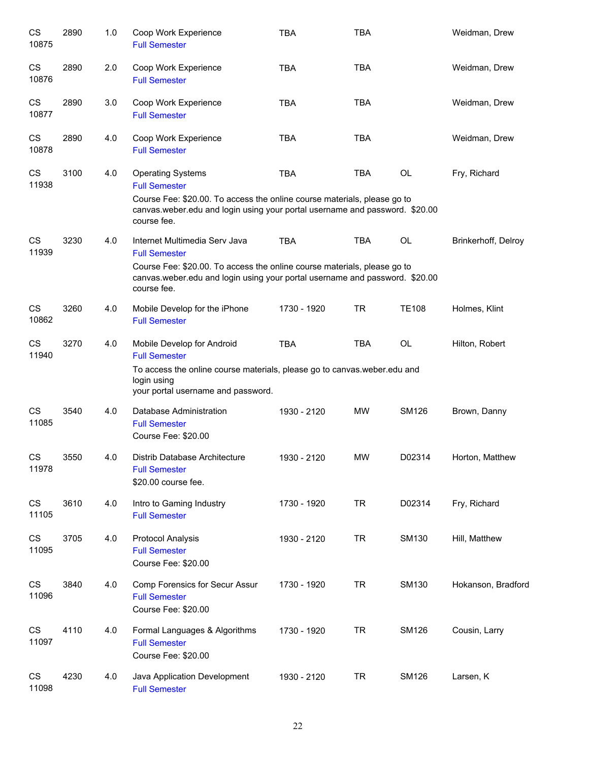| | | | | | | | |
|---|---|---|---|---|---|---|---|
| CS 10875 | 2890 | 1.0 | Coop Work Experience<br>Full Semester | TBA | TBA | | Weidman, Drew |
| CS 10876 | 2890 | 2.0 | Coop Work Experience<br>Full Semester | TBA | TBA | | Weidman, Drew |
| CS 10877 | 2890 | 3.0 | Coop Work Experience<br>Full Semester | TBA | TBA | | Weidman, Drew |
| CS 10878 | 2890 | 4.0 | Coop Work Experience<br>Full Semester | TBA | TBA | | Weidman, Drew |
| CS 11938 | 3100 | 4.0 | Operating Systems<br>Full Semester<br>Course Fee: $20.00. To access the online course materials, please go to canvas.weber.edu and login using your portal username and password. $20.00 course fee. | TBA | TBA | OL | Fry, Richard |
| CS 11939 | 3230 | 4.0 | Internet Multimedia Serv Java<br>Full Semester<br>Course Fee: $20.00. To access the online course materials, please go to canvas.weber.edu and login using your portal username and password. $20.00 course fee. | TBA | TBA | OL | Brinkerhoff, Delroy |
| CS 10862 | 3260 | 4.0 | Mobile Develop for the iPhone<br>Full Semester | 1730 - 1920 | TR | TE108 | Holmes, Klint |
| CS 11940 | 3270 | 4.0 | Mobile Develop for Android<br>Full Semester<br>To access the online course materials, please go to canvas.weber.edu and login using your portal username and password. | TBA | TBA | OL | Hilton, Robert |
| CS 11085 | 3540 | 4.0 | Database Administration<br>Full Semester<br>Course Fee: $20.00 | 1930 - 2120 | MW | SM126 | Brown, Danny |
| CS 11978 | 3550 | 4.0 | Distrib Database Architecture<br>Full Semester<br>$20.00 course fee. | 1930 - 2120 | MW | D02314 | Horton, Matthew |
| CS 11105 | 3610 | 4.0 | Intro to Gaming Industry<br>Full Semester | 1730 - 1920 | TR | D02314 | Fry, Richard |
| CS 11095 | 3705 | 4.0 | Protocol Analysis<br>Full Semester<br>Course Fee: $20.00 | 1930 - 2120 | TR | SM130 | Hill, Matthew |
| CS 11096 | 3840 | 4.0 | Comp Forensics for Secur Assur<br>Full Semester<br>Course Fee: $20.00 | 1730 - 1920 | TR | SM130 | Hokanson, Bradford |
| CS 11097 | 4110 | 4.0 | Formal Languages & Algorithms<br>Full Semester<br>Course Fee: $20.00 | 1730 - 1920 | TR | SM126 | Cousin, Larry |
| CS 11098 | 4230 | 4.0 | Java Application Development<br>Full Semester | 1930 - 2120 | TR | SM126 | Larsen, K |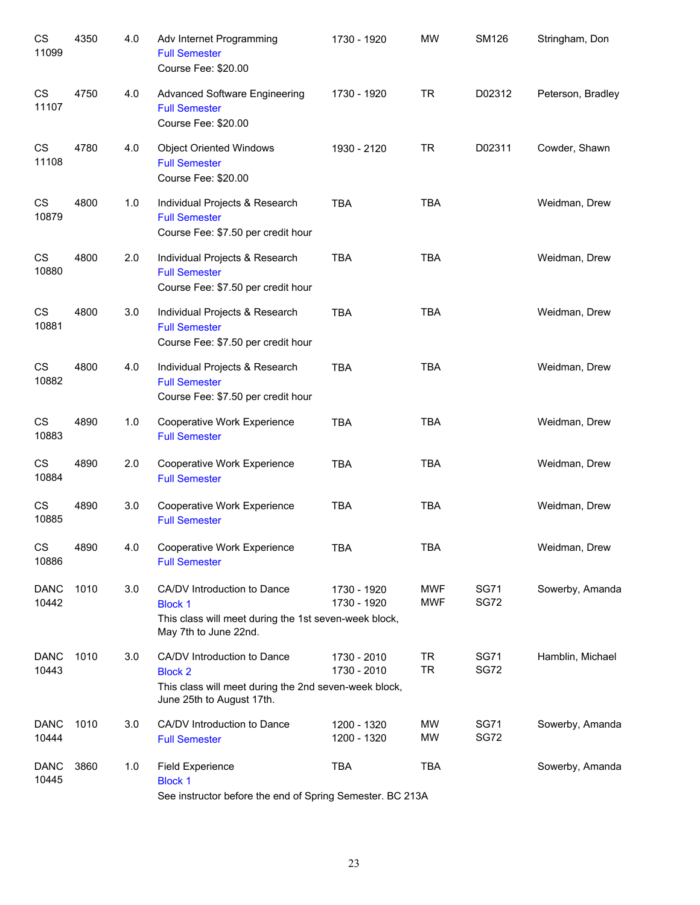| Subject / CRN | Course | Credits | Title | Time | Days | Room | Instructor |
|---|---|---|---|---|---|---|---|
| CS 11099 | 4350 | 4.0 | Adv Internet Programming<br>Full Semester<br>Course Fee: $20.00 | 1730 - 1920 | MW | SM126 | Stringham, Don |
| CS 11107 | 4750 | 4.0 | Advanced Software Engineering<br>Full Semester<br>Course Fee: $20.00 | 1730 - 1920 | TR | D02312 | Peterson, Bradley |
| CS 11108 | 4780 | 4.0 | Object Oriented Windows<br>Full Semester<br>Course Fee: $20.00 | 1930 - 2120 | TR | D02311 | Cowder, Shawn |
| CS 10879 | 4800 | 1.0 | Individual Projects & Research<br>Full Semester<br>Course Fee: $7.50 per credit hour | TBA | TBA | | Weidman, Drew |
| CS 10880 | 4800 | 2.0 | Individual Projects & Research<br>Full Semester<br>Course Fee: $7.50 per credit hour | TBA | TBA | | Weidman, Drew |
| CS 10881 | 4800 | 3.0 | Individual Projects & Research<br>Full Semester<br>Course Fee: $7.50 per credit hour | TBA | TBA | | Weidman, Drew |
| CS 10882 | 4800 | 4.0 | Individual Projects & Research<br>Full Semester<br>Course Fee: $7.50 per credit hour | TBA | TBA | | Weidman, Drew |
| CS 10883 | 4890 | 1.0 | Cooperative Work Experience<br>Full Semester | TBA | TBA | | Weidman, Drew |
| CS 10884 | 4890 | 2.0 | Cooperative Work Experience<br>Full Semester | TBA | TBA | | Weidman, Drew |
| CS 10885 | 4890 | 3.0 | Cooperative Work Experience<br>Full Semester | TBA | TBA | | Weidman, Drew |
| CS 10886 | 4890 | 4.0 | Cooperative Work Experience<br>Full Semester | TBA | TBA | | Weidman, Drew |
| DANC 10442 | 1010 | 3.0 | CA/DV Introduction to Dance<br>Block 1<br>This class will meet during the 1st seven-week block, May 7th to June 22nd. | 1730 - 1920<br>1730 - 1920 | MWF<br>MWF | SG71<br>SG72 | Sowerby, Amanda |
| DANC 10443 | 1010 | 3.0 | CA/DV Introduction to Dance<br>Block 2<br>This class will meet during the 2nd seven-week block, June 25th to August 17th. | 1730 - 2010<br>1730 - 2010 | TR<br>TR | SG71<br>SG72 | Hamblin, Michael |
| DANC 10444 | 1010 | 3.0 | CA/DV Introduction to Dance<br>Full Semester | 1200 - 1320<br>1200 - 1320 | MW<br>MW | SG71<br>SG72 | Sowerby, Amanda |
| DANC 10445 | 3860 | 1.0 | Field Experience<br>Block 1<br>See instructor before the end of Spring Semester. BC 213A | TBA | TBA | | Sowerby, Amanda |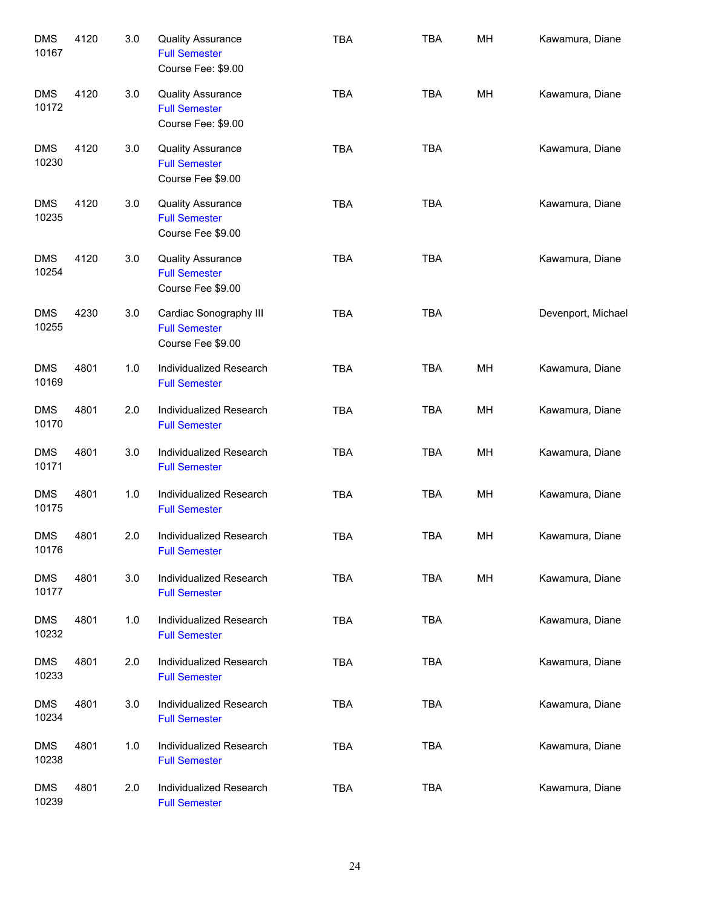| | | | | | | | |
|---|---|---|---|---|---|---|---|
| DMS 10167 | 4120 | 3.0 | Quality Assurance<br>Full Semester<br>Course Fee: $9.00 | TBA | TBA | MH | Kawamura, Diane |
| DMS 10172 | 4120 | 3.0 | Quality Assurance<br>Full Semester<br>Course Fee: $9.00 | TBA | TBA | MH | Kawamura, Diane |
| DMS 10230 | 4120 | 3.0 | Quality Assurance<br>Full Semester<br>Course Fee $9.00 | TBA | TBA | | Kawamura, Diane |
| DMS 10235 | 4120 | 3.0 | Quality Assurance<br>Full Semester<br>Course Fee $9.00 | TBA | TBA | | Kawamura, Diane |
| DMS 10254 | 4120 | 3.0 | Quality Assurance<br>Full Semester<br>Course Fee $9.00 | TBA | TBA | | Kawamura, Diane |
| DMS 10255 | 4230 | 3.0 | Cardiac Sonography III<br>Full Semester<br>Course Fee $9.00 | TBA | TBA | | Devenport, Michael |
| DMS 10169 | 4801 | 1.0 | Individualized Research<br>Full Semester | TBA | TBA | MH | Kawamura, Diane |
| DMS 10170 | 4801 | 2.0 | Individualized Research<br>Full Semester | TBA | TBA | MH | Kawamura, Diane |
| DMS 10171 | 4801 | 3.0 | Individualized Research<br>Full Semester | TBA | TBA | MH | Kawamura, Diane |
| DMS 10175 | 4801 | 1.0 | Individualized Research<br>Full Semester | TBA | TBA | MH | Kawamura, Diane |
| DMS 10176 | 4801 | 2.0 | Individualized Research<br>Full Semester | TBA | TBA | MH | Kawamura, Diane |
| DMS 10177 | 4801 | 3.0 | Individualized Research<br>Full Semester | TBA | TBA | MH | Kawamura, Diane |
| DMS 10232 | 4801 | 1.0 | Individualized Research<br>Full Semester | TBA | TBA | | Kawamura, Diane |
| DMS 10233 | 4801 | 2.0 | Individualized Research<br>Full Semester | TBA | TBA | | Kawamura, Diane |
| DMS 10234 | 4801 | 3.0 | Individualized Research<br>Full Semester | TBA | TBA | | Kawamura, Diane |
| DMS 10238 | 4801 | 1.0 | Individualized Research<br>Full Semester | TBA | TBA | | Kawamura, Diane |
| DMS 10239 | 4801 | 2.0 | Individualized Research<br>Full Semester | TBA | TBA | | Kawamura, Diane |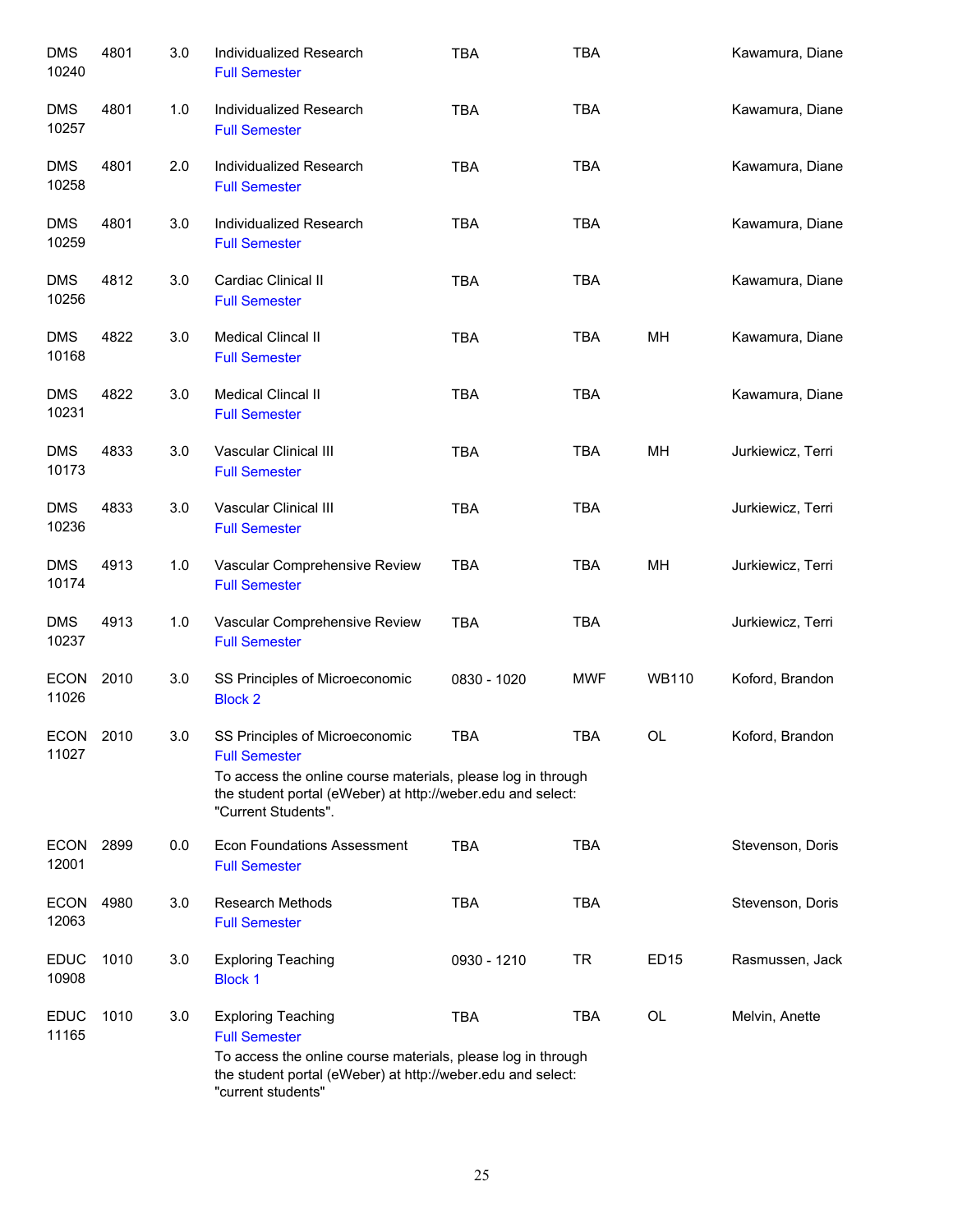| | | | | | | | |
|---|---|---|---|---|---|---|---|
| DMS 10240 | 4801 | 3.0 | Individualized Research<br>Full Semester | TBA | TBA | | Kawamura, Diane |
| DMS 10257 | 4801 | 1.0 | Individualized Research<br>Full Semester | TBA | TBA | | Kawamura, Diane |
| DMS 10258 | 4801 | 2.0 | Individualized Research<br>Full Semester | TBA | TBA | | Kawamura, Diane |
| DMS 10259 | 4801 | 3.0 | Individualized Research<br>Full Semester | TBA | TBA | | Kawamura, Diane |
| DMS 10256 | 4812 | 3.0 | Cardiac Clinical II<br>Full Semester | TBA | TBA | | Kawamura, Diane |
| DMS 10168 | 4822 | 3.0 | Medical Clincal II<br>Full Semester | TBA | TBA | MH | Kawamura, Diane |
| DMS 10231 | 4822 | 3.0 | Medical Clincal II<br>Full Semester | TBA | TBA | | Kawamura, Diane |
| DMS 10173 | 4833 | 3.0 | Vascular Clinical III<br>Full Semester | TBA | TBA | MH | Jurkiewicz, Terri |
| DMS 10236 | 4833 | 3.0 | Vascular Clinical III<br>Full Semester | TBA | TBA | | Jurkiewicz, Terri |
| DMS 10174 | 4913 | 1.0 | Vascular Comprehensive Review<br>Full Semester | TBA | TBA | MH | Jurkiewicz, Terri |
| DMS 10237 | 4913 | 1.0 | Vascular Comprehensive Review<br>Full Semester | TBA | TBA | | Jurkiewicz, Terri |
| ECON 11026 | 2010 | 3.0 | SS Principles of Microeconomic<br>Block 2 | 0830 - 1020 | MWF | WB110 | Koford, Brandon |
| ECON 11027 | 2010 | 3.0 | SS Principles of Microeconomic<br>Full Semester<br>To access the online course materials, please log in through the student portal (eWeber) at http://weber.edu and select: "Current Students". | TBA | TBA | OL | Koford, Brandon |
| ECON 12001 | 2899 | 0.0 | Econ Foundations Assessment<br>Full Semester | TBA | TBA | | Stevenson, Doris |
| ECON 12063 | 4980 | 3.0 | Research Methods<br>Full Semester | TBA | TBA | | Stevenson, Doris |
| EDUC 10908 | 1010 | 3.0 | Exploring Teaching<br>Block 1 | 0930 - 1210 | TR | ED15 | Rasmussen, Jack |
| EDUC 11165 | 1010 | 3.0 | Exploring Teaching<br>Full Semester<br>To access the online course materials, please log in through the student portal (eWeber) at http://weber.edu and select: "current students" | TBA | TBA | OL | Melvin, Anette |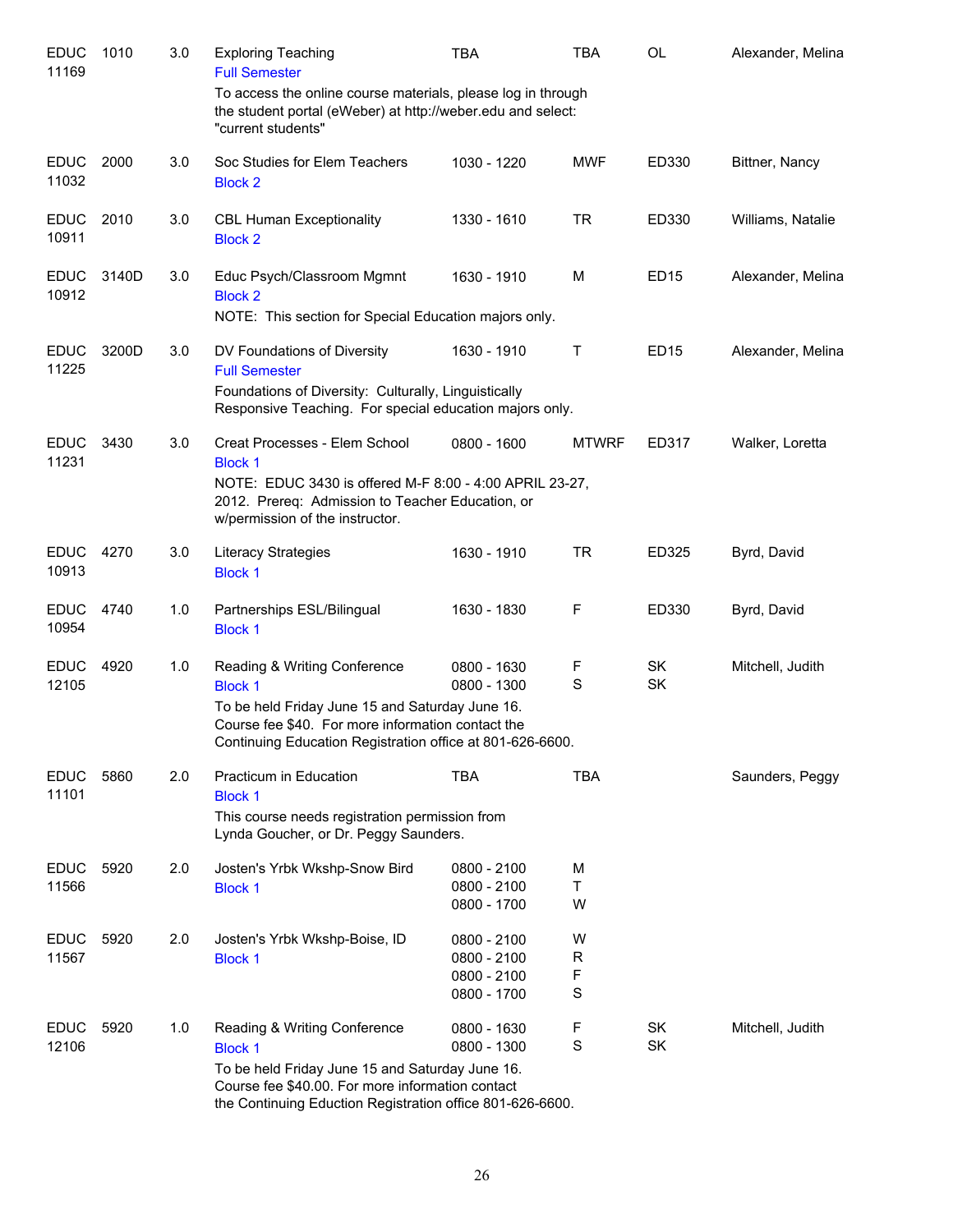| Dept / CRN | Course | Credits | Title | Time | Days | Room | Instructor |
|---|---|---|---|---|---|---|---|
| EDUC 11169 | 1010 | 3.0 | Exploring Teaching<br>Full Semester<br>To access the online course materials, please log in through the student portal (eWeber) at http://weber.edu and select: "current students" | TBA | TBA | OL | Alexander, Melina |
| EDUC 11032 | 2000 | 3.0 | Soc Studies for Elem Teachers<br>Block 2 | 1030 - 1220 | MWF | ED330 | Bittner, Nancy |
| EDUC 10911 | 2010 | 3.0 | CBL Human Exceptionality<br>Block 2 | 1330 - 1610 | TR | ED330 | Williams, Natalie |
| EDUC 10912 | 3140D | 3.0 | Educ Psych/Classroom Mgmnt<br>Block 2<br>NOTE: This section for Special Education majors only. | 1630 - 1910 | M | ED15 | Alexander, Melina |
| EDUC 11225 | 3200D | 3.0 | DV Foundations of Diversity<br>Full Semester<br>Foundations of Diversity: Culturally, Linguistically Responsive Teaching. For special education majors only. | 1630 - 1910 | T | ED15 | Alexander, Melina |
| EDUC 11231 | 3430 | 3.0 | Creat Processes - Elem School<br>Block 1<br>NOTE: EDUC 3430 is offered M-F 8:00 - 4:00 APRIL 23-27, 2012. Prereq: Admission to Teacher Education, or w/permission of the instructor. | 0800 - 1600 | MTWRF | ED317 | Walker, Loretta |
| EDUC 10913 | 4270 | 3.0 | Literacy Strategies<br>Block 1 | 1630 - 1910 | TR | ED325 | Byrd, David |
| EDUC 10954 | 4740 | 1.0 | Partnerships ESL/Bilingual<br>Block 1 | 1630 - 1830 | F | ED330 | Byrd, David |
| EDUC 12105 | 4920 | 1.0 | Reading & Writing Conference<br>Block 1<br>To be held Friday June 15 and Saturday June 16. Course fee $40. For more information contact the Continuing Education Registration office at 801-626-6600. | 0800 - 1630<br>0800 - 1300 | F<br>S | SK<br>SK | Mitchell, Judith |
| EDUC 11101 | 5860 | 2.0 | Practicum in Education<br>Block 1<br>This course needs registration permission from Lynda Goucher, or Dr. Peggy Saunders. | TBA | TBA | | Saunders, Peggy |
| EDUC 11566 | 5920 | 2.0 | Josten's Yrbk Wkshp-Snow Bird<br>Block 1 | 0800 - 2100<br>0800 - 2100<br>0800 - 1700 | M<br>T<br>W | | |
| EDUC 11567 | 5920 | 2.0 | Josten's Yrbk Wkshp-Boise, ID<br>Block 1 | 0800 - 2100<br>0800 - 2100<br>0800 - 2100<br>0800 - 1700 | W<br>R<br>F<br>S | | |
| EDUC 12106 | 5920 | 1.0 | Reading & Writing Conference<br>Block 1<br>To be held Friday June 15 and Saturday June 16. Course fee $40.00. For more information contact the Continuing Eduction Registration office 801-626-6600. | 0800 - 1630<br>0800 - 1300 | F<br>S | SK<br>SK | Mitchell, Judith |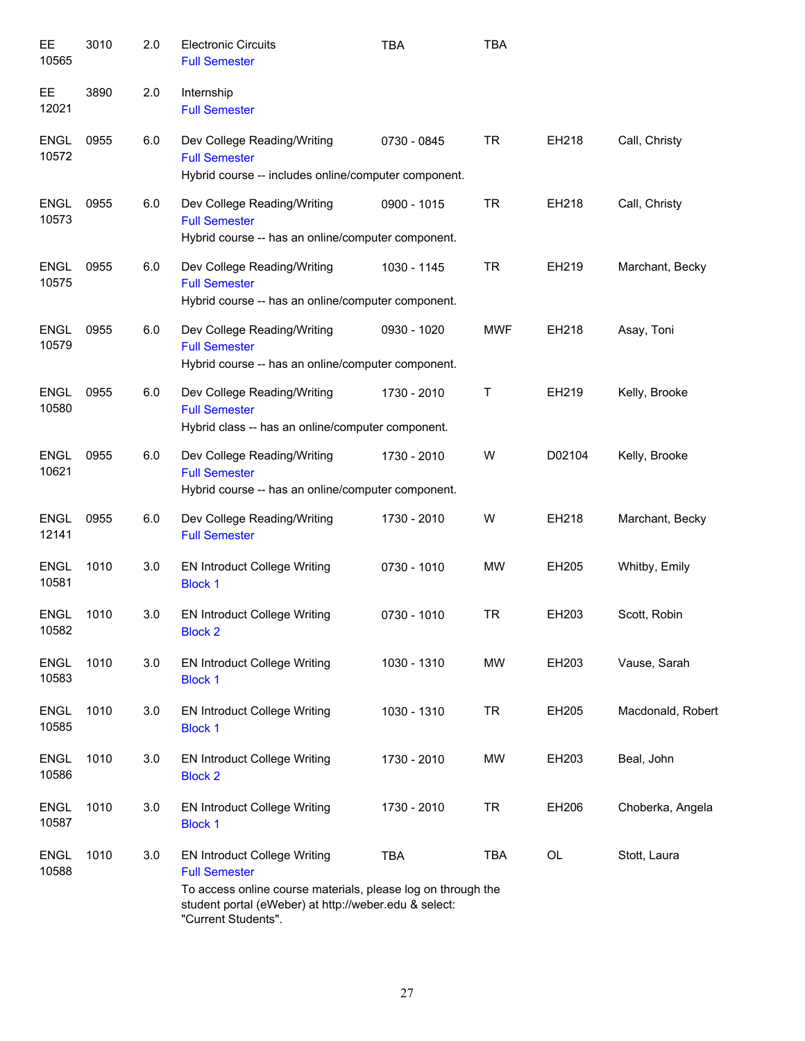| Subject / CRN | Course | Credits | Title | Time | Days | Room | Instructor |
|---|---|---|---|---|---|---|---|
| EE 10565 | 3010 | 2.0 | Electronic Circuits<br>Full Semester | TBA | TBA | | |
| EE 12021 | 3890 | 2.0 | Internship<br>Full Semester | | | | |
| ENGL 10572 | 0955 | 6.0 | Dev College Reading/Writing<br>Full Semester<br>Hybrid course -- includes online/computer component. | 0730 - 0845 | TR | EH218 | Call, Christy |
| ENGL 10573 | 0955 | 6.0 | Dev College Reading/Writing<br>Full Semester<br>Hybrid course -- has an online/computer component. | 0900 - 1015 | TR | EH218 | Call, Christy |
| ENGL 10575 | 0955 | 6.0 | Dev College Reading/Writing<br>Full Semester<br>Hybrid course -- has an online/computer component. | 1030 - 1145 | TR | EH219 | Marchant, Becky |
| ENGL 10579 | 0955 | 6.0 | Dev College Reading/Writing<br>Full Semester<br>Hybrid course -- has an online/computer component. | 0930 - 1020 | MWF | EH218 | Asay, Toni |
| ENGL 10580 | 0955 | 6.0 | Dev College Reading/Writing<br>Full Semester<br>Hybrid class -- has an online/computer component. | 1730 - 2010 | T | EH219 | Kelly, Brooke |
| ENGL 10621 | 0955 | 6.0 | Dev College Reading/Writing<br>Full Semester<br>Hybrid course -- has an online/computer component. | 1730 - 2010 | W | D02104 | Kelly, Brooke |
| ENGL 12141 | 0955 | 6.0 | Dev College Reading/Writing<br>Full Semester | 1730 - 2010 | W | EH218 | Marchant, Becky |
| ENGL 10581 | 1010 | 3.0 | EN Introduct College Writing<br>Block 1 | 0730 - 1010 | MW | EH205 | Whitby, Emily |
| ENGL 10582 | 1010 | 3.0 | EN Introduct College Writing<br>Block 2 | 0730 - 1010 | TR | EH203 | Scott, Robin |
| ENGL 10583 | 1010 | 3.0 | EN Introduct College Writing<br>Block 1 | 1030 - 1310 | MW | EH203 | Vause, Sarah |
| ENGL 10585 | 1010 | 3.0 | EN Introduct College Writing<br>Block 1 | 1030 - 1310 | TR | EH205 | Macdonald, Robert |
| ENGL 10586 | 1010 | 3.0 | EN Introduct College Writing<br>Block 2 | 1730 - 2010 | MW | EH203 | Beal, John |
| ENGL 10587 | 1010 | 3.0 | EN Introduct College Writing<br>Block 1 | 1730 - 2010 | TR | EH206 | Choberka, Angela |
| ENGL 10588 | 1010 | 3.0 | EN Introduct College Writing<br>Full Semester<br>To access online course materials, please log on through the student portal (eWeber) at http://weber.edu & select: "Current Students". | TBA | TBA | OL | Stott, Laura |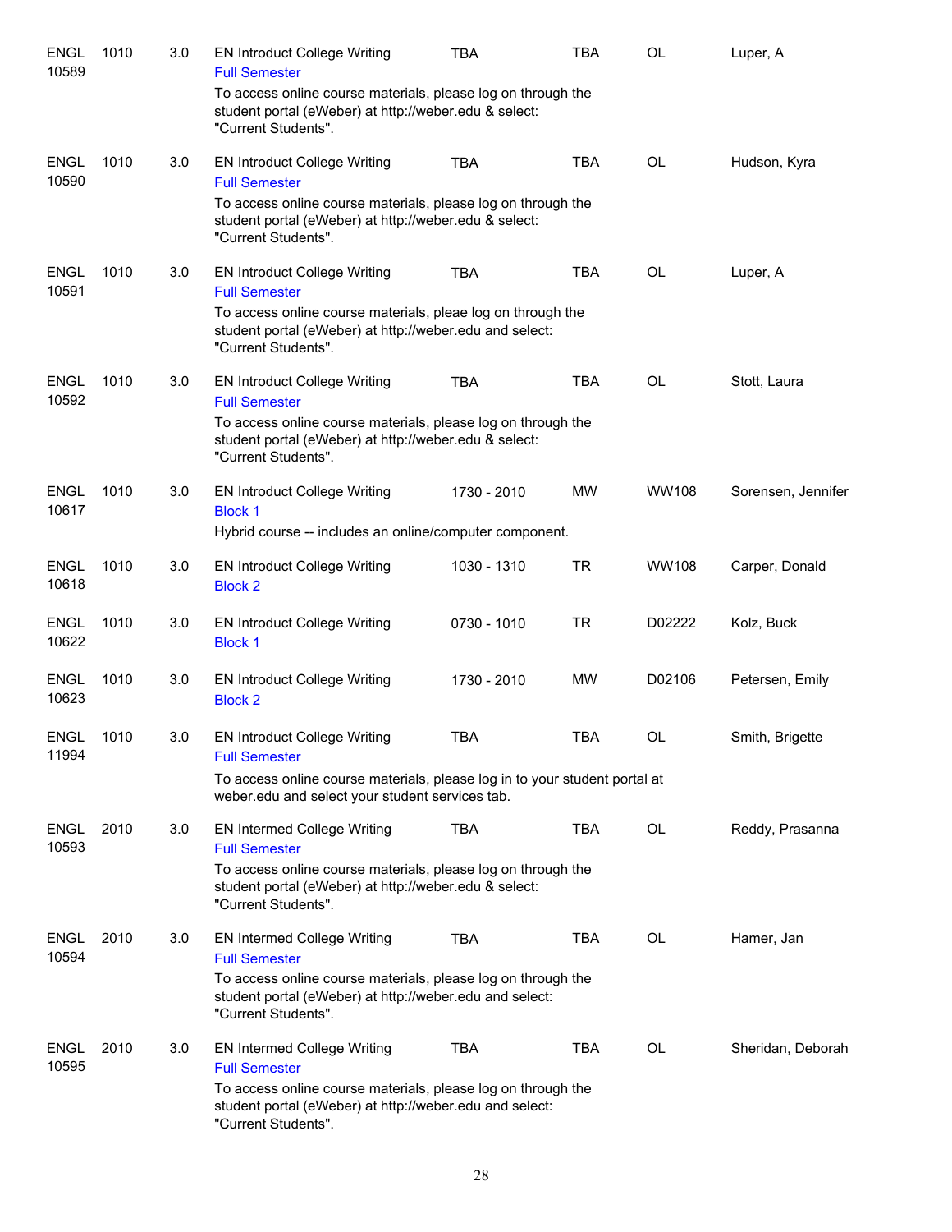| | | | | | | | |
|---|---|---|---|---|---|---|---|
| ENGL 10589 | 1010 | 3.0 | EN Introduct College Writing<br>Full Semester<br>To access online course materials, please log on through the student portal (eWeber) at http://weber.edu & select: "Current Students". | TBA | TBA | OL | Luper, A |
| ENGL 10590 | 1010 | 3.0 | EN Introduct College Writing<br>Full Semester<br>To access online course materials, please log on through the student portal (eWeber) at http://weber.edu & select: "Current Students". | TBA | TBA | OL | Hudson, Kyra |
| ENGL 10591 | 1010 | 3.0 | EN Introduct College Writing<br>Full Semester<br>To access online course materials, pleae log on through the student portal (eWeber) at http://weber.edu and select: "Current Students". | TBA | TBA | OL | Luper, A |
| ENGL 10592 | 1010 | 3.0 | EN Introduct College Writing<br>Full Semester<br>To access online course materials, please log on through the student portal (eWeber) at http://weber.edu & select: "Current Students". | TBA | TBA | OL | Stott, Laura |
| ENGL 10617 | 1010 | 3.0 | EN Introduct College Writing<br>Block 1<br>Hybrid course -- includes an online/computer component. | 1730 - 2010 | MW | WW108 | Sorensen, Jennifer |
| ENGL 10618 | 1010 | 3.0 | EN Introduct College Writing<br>Block 2 | 1030 - 1310 | TR | WW108 | Carper, Donald |
| ENGL 10622 | 1010 | 3.0 | EN Introduct College Writing<br>Block 1 | 0730 - 1010 | TR | D02222 | Kolz, Buck |
| ENGL 10623 | 1010 | 3.0 | EN Introduct College Writing<br>Block 2 | 1730 - 2010 | MW | D02106 | Petersen, Emily |
| ENGL 11994 | 1010 | 3.0 | EN Introduct College Writing<br>Full Semester<br>To access online course materials, please log in to your student portal at weber.edu and select your student services tab. | TBA | TBA | OL | Smith, Brigette |
| ENGL 10593 | 2010 | 3.0 | EN Intermed College Writing<br>Full Semester<br>To access online course materials, please log on through the student portal (eWeber) at http://weber.edu & select: "Current Students". | TBA | TBA | OL | Reddy, Prasanna |
| ENGL 10594 | 2010 | 3.0 | EN Intermed College Writing<br>Full Semester<br>To access online course materials, please log on through the student portal (eWeber) at http://weber.edu and select: "Current Students". | TBA | TBA | OL | Hamer, Jan |
| ENGL 10595 | 2010 | 3.0 | EN Intermed College Writing<br>Full Semester<br>To access online course materials, please log on through the student portal (eWeber) at http://weber.edu and select: "Current Students". | TBA | TBA | OL | Sheridan, Deborah |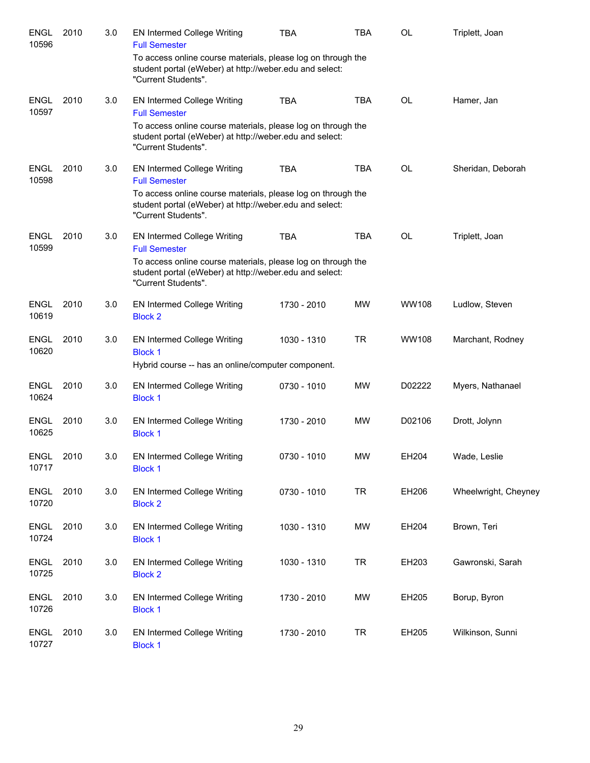| | | | | | | | |
|---|---|---|---|---|---|---|---|
| ENGL 10596 | 2010 | 3.0 | EN Intermed College Writing<br>Full Semester<br>To access online course materials, please log on through the student portal (eWeber) at http://weber.edu and select: "Current Students". | TBA | TBA | OL | Triplett, Joan |
| ENGL 10597 | 2010 | 3.0 | EN Intermed College Writing<br>Full Semester<br>To access online course materials, please log on through the student portal (eWeber) at http://weber.edu and select: "Current Students". | TBA | TBA | OL | Hamer, Jan |
| ENGL 10598 | 2010 | 3.0 | EN Intermed College Writing<br>Full Semester<br>To access online course materials, please log on through the student portal (eWeber) at http://weber.edu and select: "Current Students". | TBA | TBA | OL | Sheridan, Deborah |
| ENGL 10599 | 2010 | 3.0 | EN Intermed College Writing<br>Full Semester<br>To access online course materials, please log on through the student portal (eWeber) at http://weber.edu and select: "Current Students". | TBA | TBA | OL | Triplett, Joan |
| ENGL 10619 | 2010 | 3.0 | EN Intermed College Writing<br>Block 2 | 1730 - 2010 | MW | WW108 | Ludlow, Steven |
| ENGL 10620 | 2010 | 3.0 | EN Intermed College Writing<br>Block 1<br>Hybrid course -- has an online/computer component. | 1030 - 1310 | TR | WW108 | Marchant, Rodney |
| ENGL 10624 | 2010 | 3.0 | EN Intermed College Writing<br>Block 1 | 0730 - 1010 | MW | D02222 | Myers, Nathanael |
| ENGL 10625 | 2010 | 3.0 | EN Intermed College Writing<br>Block 1 | 1730 - 2010 | MW | D02106 | Drott, Jolynn |
| ENGL 10717 | 2010 | 3.0 | EN Intermed College Writing<br>Block 1 | 0730 - 1010 | MW | EH204 | Wade, Leslie |
| ENGL 10720 | 2010 | 3.0 | EN Intermed College Writing<br>Block 2 | 0730 - 1010 | TR | EH206 | Wheelwright, Cheyney |
| ENGL 10724 | 2010 | 3.0 | EN Intermed College Writing<br>Block 1 | 1030 - 1310 | MW | EH204 | Brown, Teri |
| ENGL 10725 | 2010 | 3.0 | EN Intermed College Writing<br>Block 2 | 1030 - 1310 | TR | EH203 | Gawronski, Sarah |
| ENGL 10726 | 2010 | 3.0 | EN Intermed College Writing<br>Block 1 | 1730 - 2010 | MW | EH205 | Borup, Byron |
| ENGL 10727 | 2010 | 3.0 | EN Intermed College Writing<br>Block 1 | 1730 - 2010 | TR | EH205 | Wilkinson, Sunni |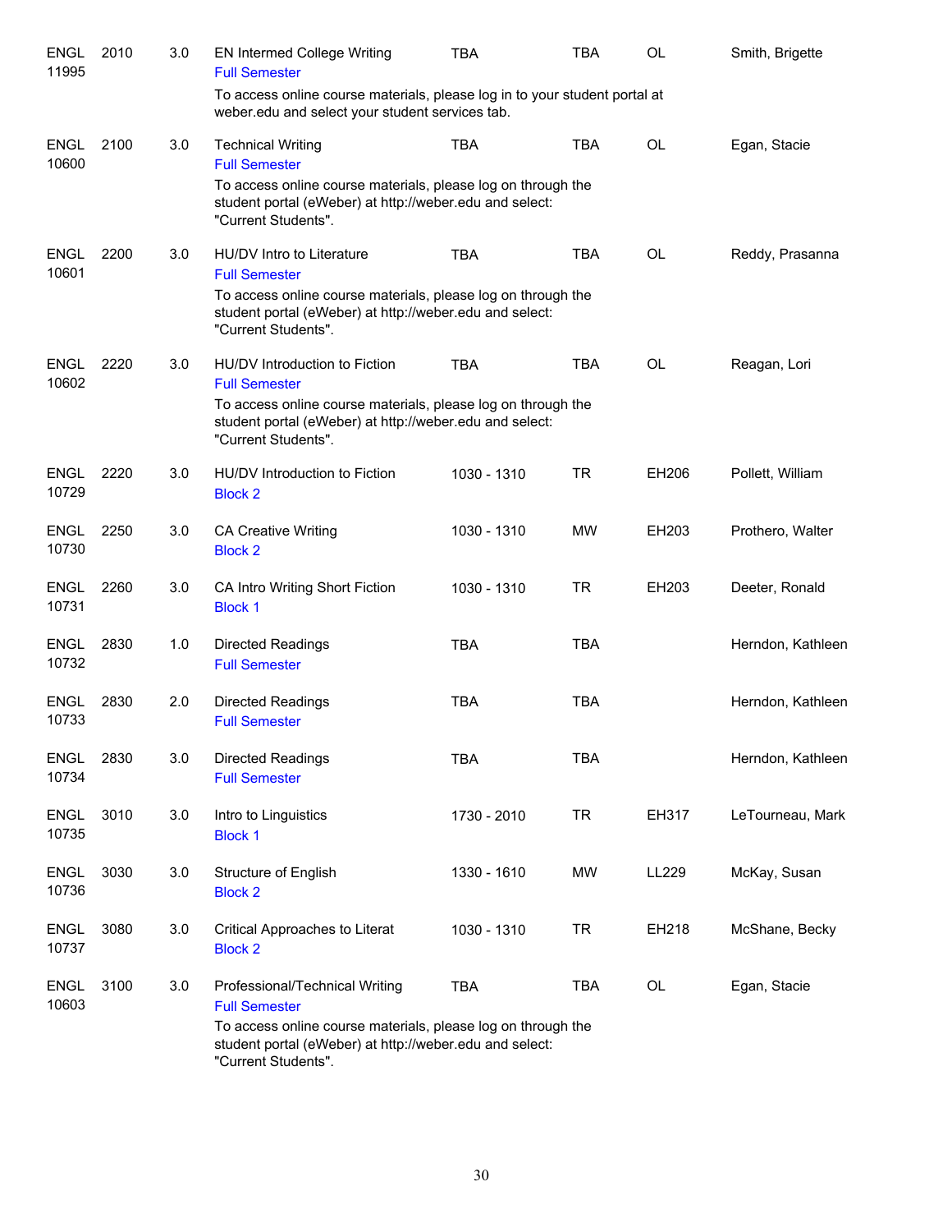| | | | | | | | |
|---|---|---|---|---|---|---|---|
| ENGL 11995 | 2010 | 3.0 | EN Intermed College Writing<br>Full Semester<br>To access online course materials, please log in to your student portal at weber.edu and select your student services tab. | TBA | TBA | OL | Smith, Brigette |
| ENGL 10600 | 2100 | 3.0 | Technical Writing<br>Full Semester<br>To access online course materials, please log on through the student portal (eWeber) at http://weber.edu and select: "Current Students". | TBA | TBA | OL | Egan, Stacie |
| ENGL 10601 | 2200 | 3.0 | HU/DV Intro to Literature<br>Full Semester<br>To access online course materials, please log on through the student portal (eWeber) at http://weber.edu and select: "Current Students". | TBA | TBA | OL | Reddy, Prasanna |
| ENGL 10602 | 2220 | 3.0 | HU/DV Introduction to Fiction<br>Full Semester<br>To access online course materials, please log on through the student portal (eWeber) at http://weber.edu and select: "Current Students". | TBA | TBA | OL | Reagan, Lori |
| ENGL 10729 | 2220 | 3.0 | HU/DV Introduction to Fiction<br>Block 2 | 1030 - 1310 | TR | EH206 | Pollett, William |
| ENGL 10730 | 2250 | 3.0 | CA Creative Writing<br>Block 2 | 1030 - 1310 | MW | EH203 | Prothero, Walter |
| ENGL 10731 | 2260 | 3.0 | CA Intro Writing Short Fiction<br>Block 1 | 1030 - 1310 | TR | EH203 | Deeter, Ronald |
| ENGL 10732 | 2830 | 1.0 | Directed Readings<br>Full Semester | TBA | TBA | | Herndon, Kathleen |
| ENGL 10733 | 2830 | 2.0 | Directed Readings<br>Full Semester | TBA | TBA | | Herndon, Kathleen |
| ENGL 10734 | 2830 | 3.0 | Directed Readings<br>Full Semester | TBA | TBA | | Herndon, Kathleen |
| ENGL 10735 | 3010 | 3.0 | Intro to Linguistics<br>Block 1 | 1730 - 2010 | TR | EH317 | LeTourneau, Mark |
| ENGL 10736 | 3030 | 3.0 | Structure of English<br>Block 2 | 1330 - 1610 | MW | LL229 | McKay, Susan |
| ENGL 10737 | 3080 | 3.0 | Critical Approaches to Literat<br>Block 2 | 1030 - 1310 | TR | EH218 | McShane, Becky |
| ENGL 10603 | 3100 | 3.0 | Professional/Technical Writing<br>Full Semester<br>To access online course materials, please log on through the student portal (eWeber) at http://weber.edu and select: "Current Students". | TBA | TBA | OL | Egan, Stacie |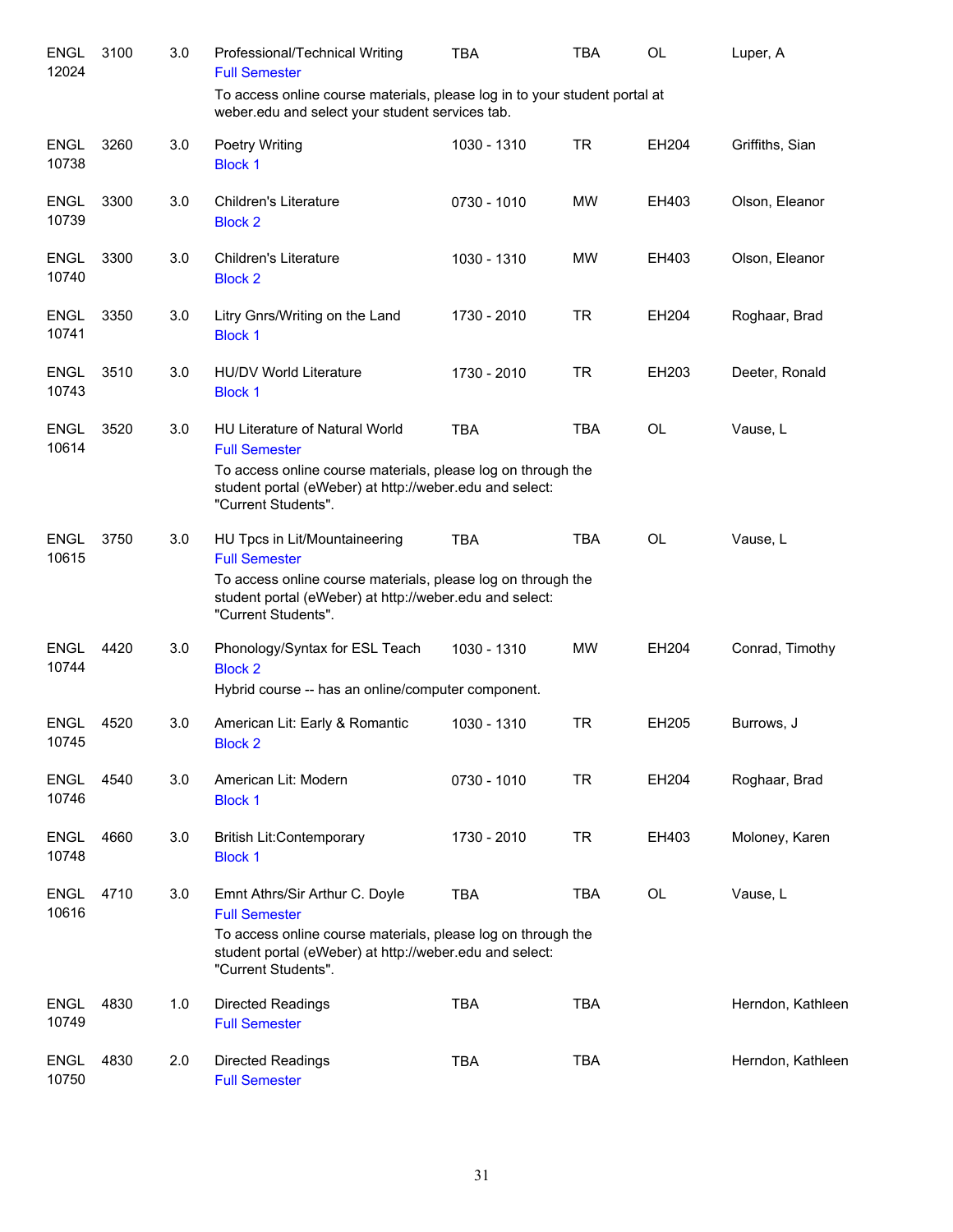| | | | | | | | |
|---|---|---|---|---|---|---|---|
| ENGL 12024 | 3100 | 3.0 | Professional/Technical Writing<br>Full Semester<br>To access online course materials, please log in to your student portal at weber.edu and select your student services tab. | TBA | TBA | OL | Luper, A |
| ENGL 10738 | 3260 | 3.0 | Poetry Writing<br>Block 1 | 1030 - 1310 | TR | EH204 | Griffiths, Sian |
| ENGL 10739 | 3300 | 3.0 | Children's Literature<br>Block 2 | 0730 - 1010 | MW | EH403 | Olson, Eleanor |
| ENGL 10740 | 3300 | 3.0 | Children's Literature<br>Block 2 | 1030 - 1310 | MW | EH403 | Olson, Eleanor |
| ENGL 10741 | 3350 | 3.0 | Litry Gnrs/Writing on the Land<br>Block 1 | 1730 - 2010 | TR | EH204 | Roghaar, Brad |
| ENGL 10743 | 3510 | 3.0 | HU/DV World Literature<br>Block 1 | 1730 - 2010 | TR | EH203 | Deeter, Ronald |
| ENGL 10614 | 3520 | 3.0 | HU Literature of Natural World<br>Full Semester<br>To access online course materials, please log on through the student portal (eWeber) at http://weber.edu and select: "Current Students". | TBA | TBA | OL | Vause, L |
| ENGL 10615 | 3750 | 3.0 | HU Tpcs in Lit/Mountaineering<br>Full Semester<br>To access online course materials, please log on through the student portal (eWeber) at http://weber.edu and select: "Current Students". | TBA | TBA | OL | Vause, L |
| ENGL 10744 | 4420 | 3.0 | Phonology/Syntax for ESL Teach<br>Block 2<br>Hybrid course -- has an online/computer component. | 1030 - 1310 | MW | EH204 | Conrad, Timothy |
| ENGL 10745 | 4520 | 3.0 | American Lit: Early & Romantic<br>Block 2 | 1030 - 1310 | TR | EH205 | Burrows, J |
| ENGL 10746 | 4540 | 3.0 | American Lit: Modern<br>Block 1 | 0730 - 1010 | TR | EH204 | Roghaar, Brad |
| ENGL 10748 | 4660 | 3.0 | British Lit:Contemporary<br>Block 1 | 1730 - 2010 | TR | EH403 | Moloney, Karen |
| ENGL 10616 | 4710 | 3.0 | Emnt Athrs/Sir Arthur C. Doyle<br>Full Semester<br>To access online course materials, please log on through the student portal (eWeber) at http://weber.edu and select: "Current Students". | TBA | TBA | OL | Vause, L |
| ENGL 10749 | 4830 | 1.0 | Directed Readings<br>Full Semester | TBA | TBA | | Herndon, Kathleen |
| ENGL 10750 | 4830 | 2.0 | Directed Readings<br>Full Semester | TBA | TBA | | Herndon, Kathleen |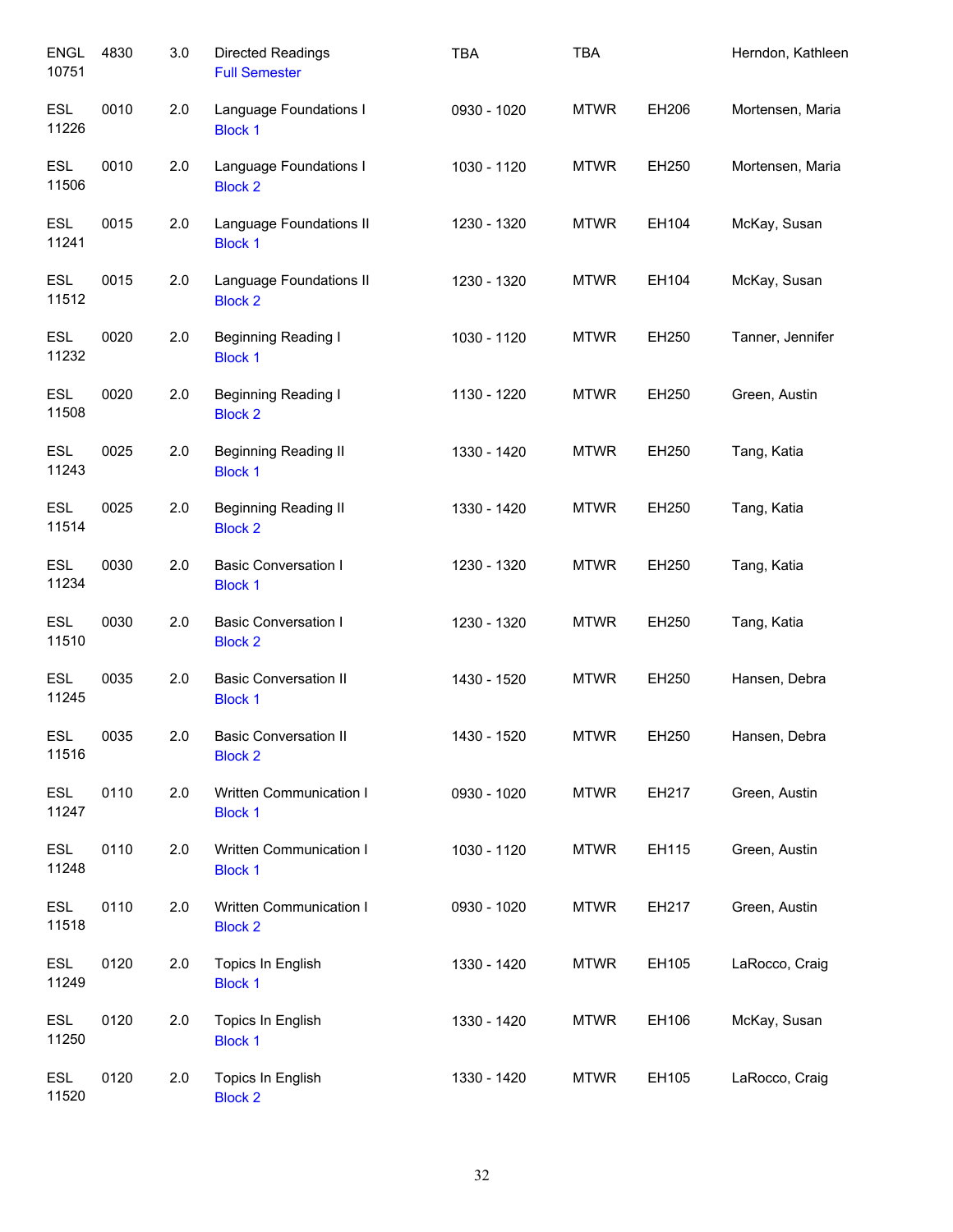| Subject / CRN | Course | Credits | Title | Time | Days | Room | Instructor |
| --- | --- | --- | --- | --- | --- | --- | --- |
| ENGL 10751 | 4830 | 3.0 | Directed Readings<br>Full Semester | TBA | TBA | | Herndon, Kathleen |
| ESL 11226 | 0010 | 2.0 | Language Foundations I<br>Block 1 | 0930 - 1020 | MTWR | EH206 | Mortensen, Maria |
| ESL 11506 | 0010 | 2.0 | Language Foundations I<br>Block 2 | 1030 - 1120 | MTWR | EH250 | Mortensen, Maria |
| ESL 11241 | 0015 | 2.0 | Language Foundations II<br>Block 1 | 1230 - 1320 | MTWR | EH104 | McKay, Susan |
| ESL 11512 | 0015 | 2.0 | Language Foundations II<br>Block 2 | 1230 - 1320 | MTWR | EH104 | McKay, Susan |
| ESL 11232 | 0020 | 2.0 | Beginning Reading I<br>Block 1 | 1030 - 1120 | MTWR | EH250 | Tanner, Jennifer |
| ESL 11508 | 0020 | 2.0 | Beginning Reading I<br>Block 2 | 1130 - 1220 | MTWR | EH250 | Green, Austin |
| ESL 11243 | 0025 | 2.0 | Beginning Reading II<br>Block 1 | 1330 - 1420 | MTWR | EH250 | Tang, Katia |
| ESL 11514 | 0025 | 2.0 | Beginning Reading II<br>Block 2 | 1330 - 1420 | MTWR | EH250 | Tang, Katia |
| ESL 11234 | 0030 | 2.0 | Basic Conversation I<br>Block 1 | 1230 - 1320 | MTWR | EH250 | Tang, Katia |
| ESL 11510 | 0030 | 2.0 | Basic Conversation I<br>Block 2 | 1230 - 1320 | MTWR | EH250 | Tang, Katia |
| ESL 11245 | 0035 | 2.0 | Basic Conversation II<br>Block 1 | 1430 - 1520 | MTWR | EH250 | Hansen, Debra |
| ESL 11516 | 0035 | 2.0 | Basic Conversation II<br>Block 2 | 1430 - 1520 | MTWR | EH250 | Hansen, Debra |
| ESL 11247 | 0110 | 2.0 | Written Communication I<br>Block 1 | 0930 - 1020 | MTWR | EH217 | Green, Austin |
| ESL 11248 | 0110 | 2.0 | Written Communication I<br>Block 1 | 1030 - 1120 | MTWR | EH115 | Green, Austin |
| ESL 11518 | 0110 | 2.0 | Written Communication I<br>Block 2 | 0930 - 1020 | MTWR | EH217 | Green, Austin |
| ESL 11249 | 0120 | 2.0 | Topics In English<br>Block 1 | 1330 - 1420 | MTWR | EH105 | LaRocco, Craig |
| ESL 11250 | 0120 | 2.0 | Topics In English<br>Block 1 | 1330 - 1420 | MTWR | EH106 | McKay, Susan |
| ESL 11520 | 0120 | 2.0 | Topics In English<br>Block 2 | 1330 - 1420 | MTWR | EH105 | LaRocco, Craig |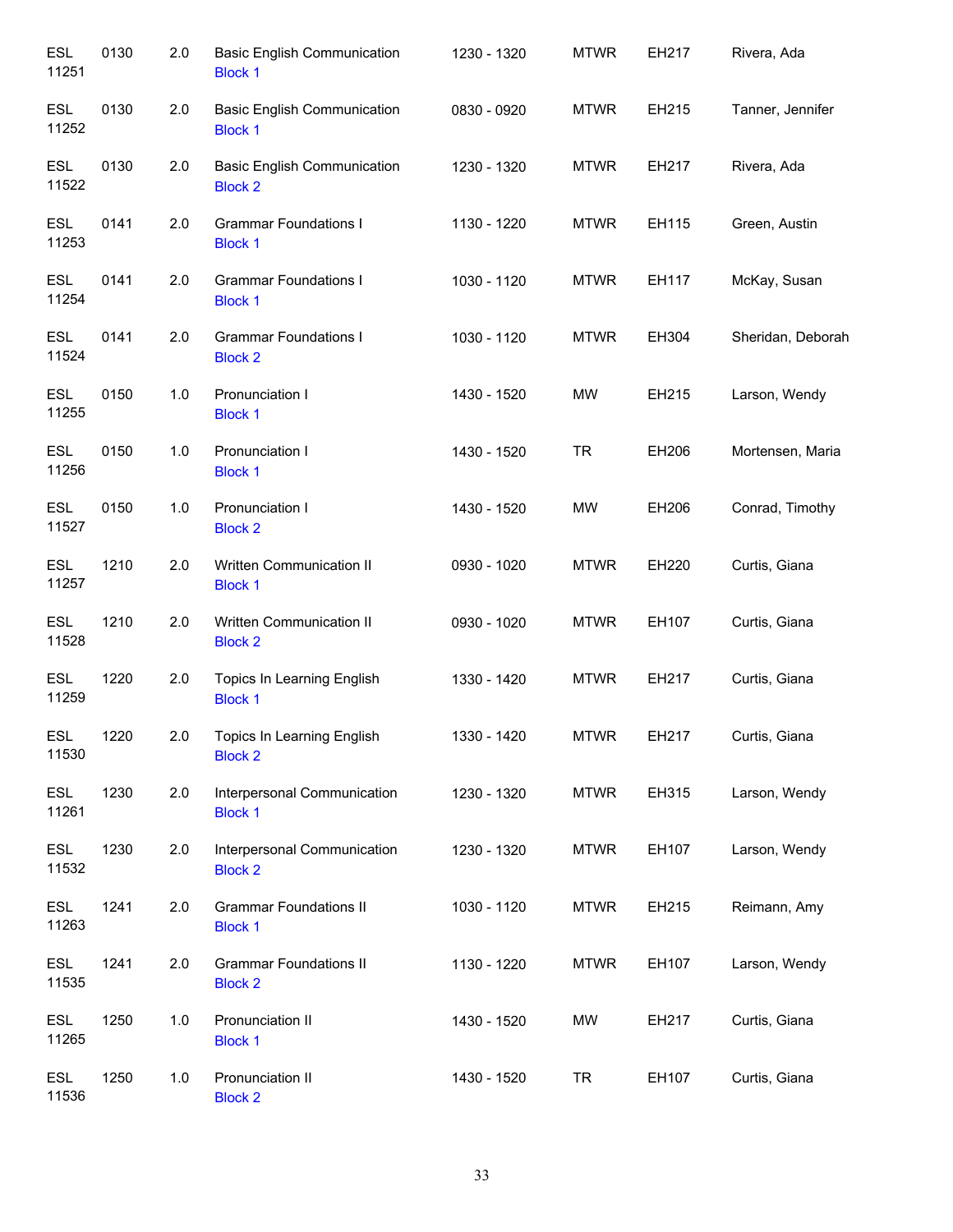| | | | | | | | |
|---|---|---|---|---|---|---|---|
| ESL 11251 | 0130 | 2.0 | Basic English Communication Block 1 | 1230 - 1320 | MTWR | EH217 | Rivera, Ada |
| ESL 11252 | 0130 | 2.0 | Basic English Communication Block 1 | 0830 - 0920 | MTWR | EH215 | Tanner, Jennifer |
| ESL 11522 | 0130 | 2.0 | Basic English Communication Block 2 | 1230 - 1320 | MTWR | EH217 | Rivera, Ada |
| ESL 11253 | 0141 | 2.0 | Grammar Foundations I Block 1 | 1130 - 1220 | MTWR | EH115 | Green, Austin |
| ESL 11254 | 0141 | 2.0 | Grammar Foundations I Block 1 | 1030 - 1120 | MTWR | EH117 | McKay, Susan |
| ESL 11524 | 0141 | 2.0 | Grammar Foundations I Block 2 | 1030 - 1120 | MTWR | EH304 | Sheridan, Deborah |
| ESL 11255 | 0150 | 1.0 | Pronunciation I Block 1 | 1430 - 1520 | MW | EH215 | Larson, Wendy |
| ESL 11256 | 0150 | 1.0 | Pronunciation I Block 1 | 1430 - 1520 | TR | EH206 | Mortensen, Maria |
| ESL 11527 | 0150 | 1.0 | Pronunciation I Block 2 | 1430 - 1520 | MW | EH206 | Conrad, Timothy |
| ESL 11257 | 1210 | 2.0 | Written Communication II Block 1 | 0930 - 1020 | MTWR | EH220 | Curtis, Giana |
| ESL 11528 | 1210 | 2.0 | Written Communication II Block 2 | 0930 - 1020 | MTWR | EH107 | Curtis, Giana |
| ESL 11259 | 1220 | 2.0 | Topics In Learning English Block 1 | 1330 - 1420 | MTWR | EH217 | Curtis, Giana |
| ESL 11530 | 1220 | 2.0 | Topics In Learning English Block 2 | 1330 - 1420 | MTWR | EH217 | Curtis, Giana |
| ESL 11261 | 1230 | 2.0 | Interpersonal Communication Block 1 | 1230 - 1320 | MTWR | EH315 | Larson, Wendy |
| ESL 11532 | 1230 | 2.0 | Interpersonal Communication Block 2 | 1230 - 1320 | MTWR | EH107 | Larson, Wendy |
| ESL 11263 | 1241 | 2.0 | Grammar Foundations II Block 1 | 1030 - 1120 | MTWR | EH215 | Reimann, Amy |
| ESL 11535 | 1241 | 2.0 | Grammar Foundations II Block 2 | 1130 - 1220 | MTWR | EH107 | Larson, Wendy |
| ESL 11265 | 1250 | 1.0 | Pronunciation II Block 1 | 1430 - 1520 | MW | EH217 | Curtis, Giana |
| ESL 11536 | 1250 | 1.0 | Pronunciation II Block 2 | 1430 - 1520 | TR | EH107 | Curtis, Giana |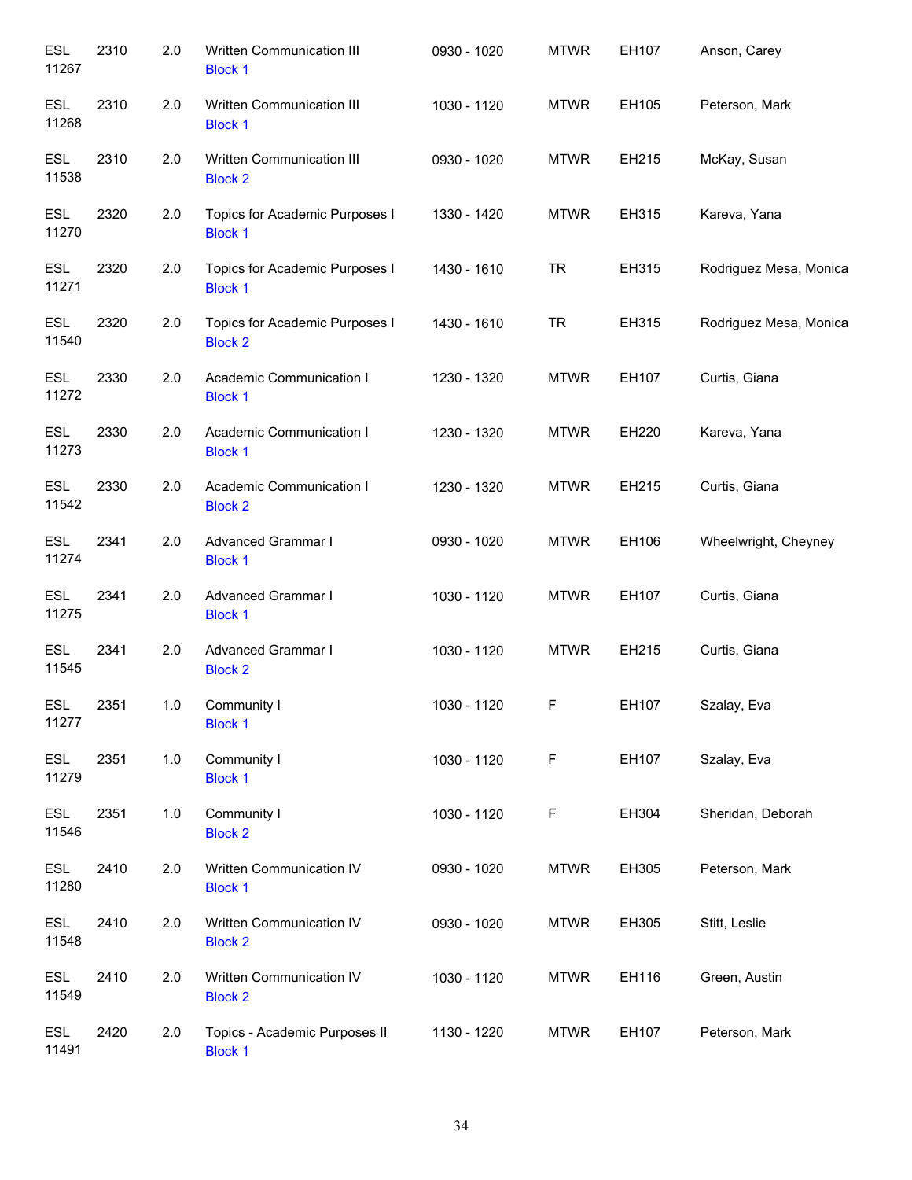| | | | | | | | |
|---|---|---|---|---|---|---|---|
| ESL 11267 | 2310 | 2.0 | Written Communication III<br>Block 1 | 0930 - 1020 | MTWR | EH107 | Anson, Carey |
| ESL 11268 | 2310 | 2.0 | Written Communication III<br>Block 1 | 1030 - 1120 | MTWR | EH105 | Peterson, Mark |
| ESL 11538 | 2310 | 2.0 | Written Communication III<br>Block 2 | 0930 - 1020 | MTWR | EH215 | McKay, Susan |
| ESL 11270 | 2320 | 2.0 | Topics for Academic Purposes I<br>Block 1 | 1330 - 1420 | MTWR | EH315 | Kareva, Yana |
| ESL 11271 | 2320 | 2.0 | Topics for Academic Purposes I<br>Block 1 | 1430 - 1610 | TR | EH315 | Rodriguez Mesa, Monica |
| ESL 11540 | 2320 | 2.0 | Topics for Academic Purposes I<br>Block 2 | 1430 - 1610 | TR | EH315 | Rodriguez Mesa, Monica |
| ESL 11272 | 2330 | 2.0 | Academic Communication I<br>Block 1 | 1230 - 1320 | MTWR | EH107 | Curtis, Giana |
| ESL 11273 | 2330 | 2.0 | Academic Communication I<br>Block 1 | 1230 - 1320 | MTWR | EH220 | Kareva, Yana |
| ESL 11542 | 2330 | 2.0 | Academic Communication I<br>Block 2 | 1230 - 1320 | MTWR | EH215 | Curtis, Giana |
| ESL 11274 | 2341 | 2.0 | Advanced Grammar I<br>Block 1 | 0930 - 1020 | MTWR | EH106 | Wheelwright, Cheyney |
| ESL 11275 | 2341 | 2.0 | Advanced Grammar I<br>Block 1 | 1030 - 1120 | MTWR | EH107 | Curtis, Giana |
| ESL 11545 | 2341 | 2.0 | Advanced Grammar I<br>Block 2 | 1030 - 1120 | MTWR | EH215 | Curtis, Giana |
| ESL 11277 | 2351 | 1.0 | Community I<br>Block 1 | 1030 - 1120 | F | EH107 | Szalay, Eva |
| ESL 11279 | 2351 | 1.0 | Community I<br>Block 1 | 1030 - 1120 | F | EH107 | Szalay, Eva |
| ESL 11546 | 2351 | 1.0 | Community I<br>Block 2 | 1030 - 1120 | F | EH304 | Sheridan, Deborah |
| ESL 11280 | 2410 | 2.0 | Written Communication IV<br>Block 1 | 0930 - 1020 | MTWR | EH305 | Peterson, Mark |
| ESL 11548 | 2410 | 2.0 | Written Communication IV<br>Block 2 | 0930 - 1020 | MTWR | EH305 | Stitt, Leslie |
| ESL 11549 | 2410 | 2.0 | Written Communication IV<br>Block 2 | 1030 - 1120 | MTWR | EH116 | Green, Austin |
| ESL 11491 | 2420 | 2.0 | Topics - Academic Purposes II<br>Block 1 | 1130 - 1220 | MTWR | EH107 | Peterson, Mark |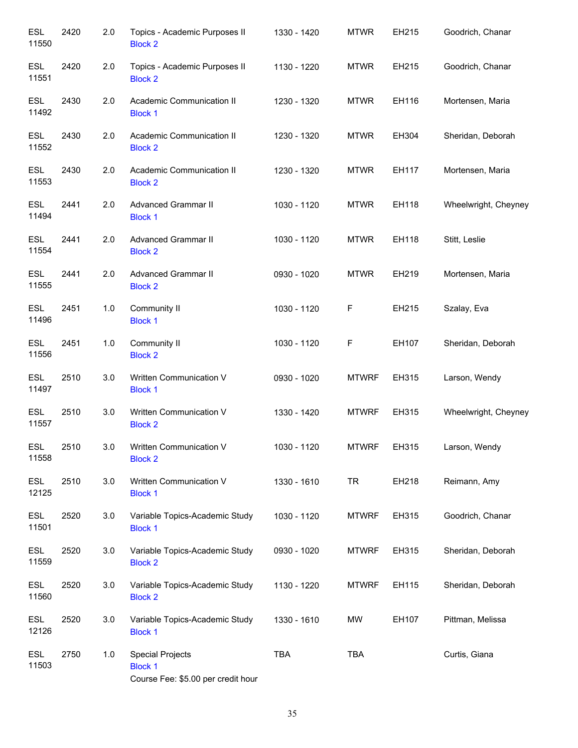| | | | | | | | |
|---|---|---|---|---|---|---|---|
| ESL 11550 | 2420 | 2.0 | Topics - Academic Purposes II<br>Block 2 | 1330 - 1420 | MTWR | EH215 | Goodrich, Chanar |
| ESL 11551 | 2420 | 2.0 | Topics - Academic Purposes II<br>Block 2 | 1130 - 1220 | MTWR | EH215 | Goodrich, Chanar |
| ESL 11492 | 2430 | 2.0 | Academic Communication II<br>Block 1 | 1230 - 1320 | MTWR | EH116 | Mortensen, Maria |
| ESL 11552 | 2430 | 2.0 | Academic Communication II<br>Block 2 | 1230 - 1320 | MTWR | EH304 | Sheridan, Deborah |
| ESL 11553 | 2430 | 2.0 | Academic Communication II<br>Block 2 | 1230 - 1320 | MTWR | EH117 | Mortensen, Maria |
| ESL 11494 | 2441 | 2.0 | Advanced Grammar II<br>Block 1 | 1030 - 1120 | MTWR | EH118 | Wheelwright, Cheyney |
| ESL 11554 | 2441 | 2.0 | Advanced Grammar II<br>Block 2 | 1030 - 1120 | MTWR | EH118 | Stitt, Leslie |
| ESL 11555 | 2441 | 2.0 | Advanced Grammar II<br>Block 2 | 0930 - 1020 | MTWR | EH219 | Mortensen, Maria |
| ESL 11496 | 2451 | 1.0 | Community II<br>Block 1 | 1030 - 1120 | F | EH215 | Szalay, Eva |
| ESL 11556 | 2451 | 1.0 | Community II<br>Block 2 | 1030 - 1120 | F | EH107 | Sheridan, Deborah |
| ESL 11497 | 2510 | 3.0 | Written Communication V<br>Block 1 | 0930 - 1020 | MTWRF | EH315 | Larson, Wendy |
| ESL 11557 | 2510 | 3.0 | Written Communication V<br>Block 2 | 1330 - 1420 | MTWRF | EH315 | Wheelwright, Cheyney |
| ESL 11558 | 2510 | 3.0 | Written Communication V<br>Block 2 | 1030 - 1120 | MTWRF | EH315 | Larson, Wendy |
| ESL 12125 | 2510 | 3.0 | Written Communication V<br>Block 1 | 1330 - 1610 | TR | EH218 | Reimann, Amy |
| ESL 11501 | 2520 | 3.0 | Variable Topics-Academic Study<br>Block 1 | 1030 - 1120 | MTWRF | EH315 | Goodrich, Chanar |
| ESL 11559 | 2520 | 3.0 | Variable Topics-Academic Study<br>Block 2 | 0930 - 1020 | MTWRF | EH315 | Sheridan, Deborah |
| ESL 11560 | 2520 | 3.0 | Variable Topics-Academic Study<br>Block 2 | 1130 - 1220 | MTWRF | EH115 | Sheridan, Deborah |
| ESL 12126 | 2520 | 3.0 | Variable Topics-Academic Study<br>Block 1 | 1330 - 1610 | MW | EH107 | Pittman, Melissa |
| ESL 11503 | 2750 | 1.0 | Special Projects<br>Block 1<br>Course Fee: $5.00 per credit hour | TBA | TBA | | Curtis, Giana |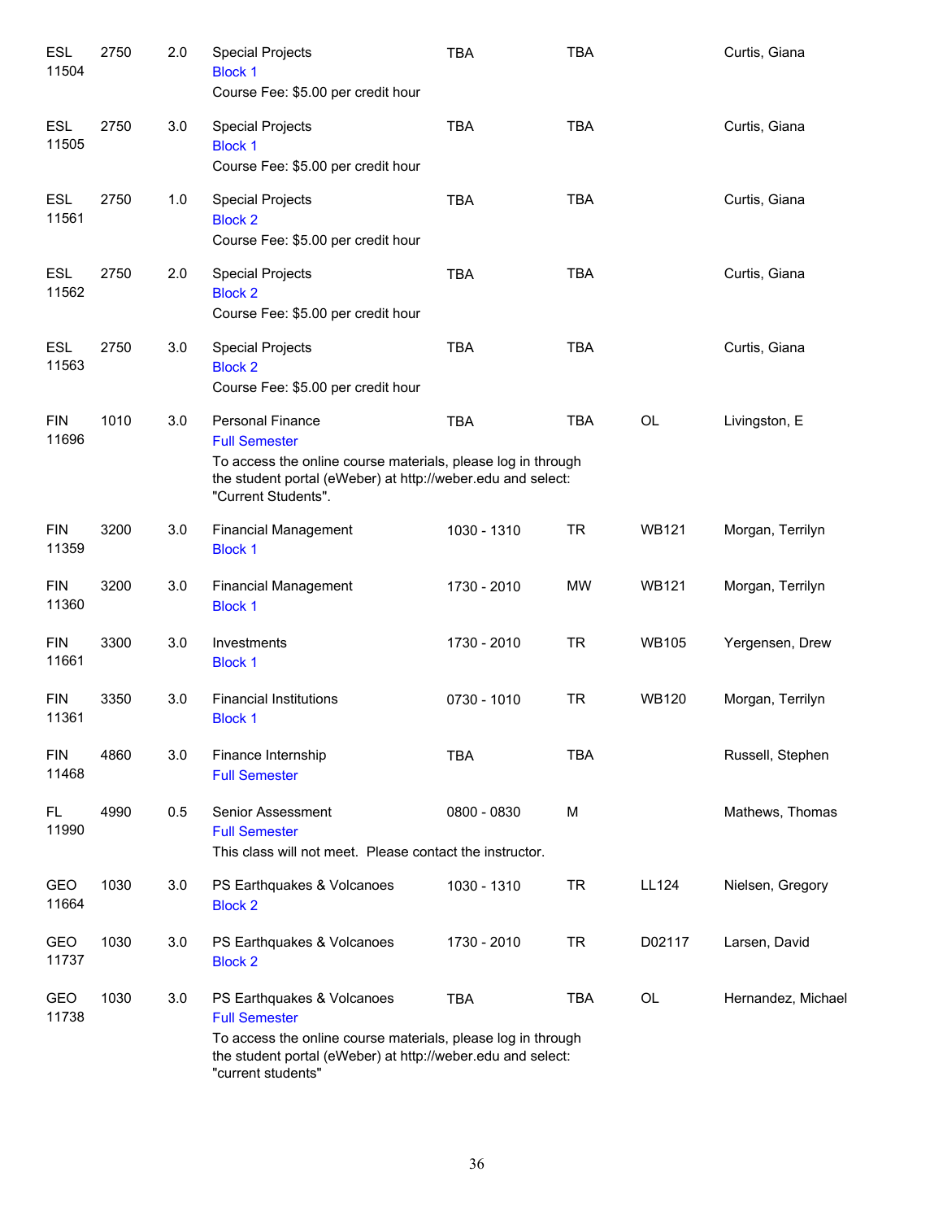| Course | Number | Credits | Title | Time | Days | Room | Instructor |
|---|---|---|---|---|---|---|---|
| ESL 11504 | 2750 | 2.0 | Special Projects<br>Block 1<br>Course Fee: $5.00 per credit hour | TBA | TBA | | Curtis, Giana |
| ESL 11505 | 2750 | 3.0 | Special Projects<br>Block 1<br>Course Fee: $5.00 per credit hour | TBA | TBA | | Curtis, Giana |
| ESL 11561 | 2750 | 1.0 | Special Projects<br>Block 2<br>Course Fee: $5.00 per credit hour | TBA | TBA | | Curtis, Giana |
| ESL 11562 | 2750 | 2.0 | Special Projects<br>Block 2<br>Course Fee: $5.00 per credit hour | TBA | TBA | | Curtis, Giana |
| ESL 11563 | 2750 | 3.0 | Special Projects<br>Block 2<br>Course Fee: $5.00 per credit hour | TBA | TBA | | Curtis, Giana |
| FIN 11696 | 1010 | 3.0 | Personal Finance<br>Full Semester<br>To access the online course materials, please log in through the student portal (eWeber) at http://weber.edu and select: "Current Students". | TBA | TBA | OL | Livingston, E |
| FIN 11359 | 3200 | 3.0 | Financial Management<br>Block 1 | 1030 - 1310 | TR | WB121 | Morgan, Terrilyn |
| FIN 11360 | 3200 | 3.0 | Financial Management<br>Block 1 | 1730 - 2010 | MW | WB121 | Morgan, Terrilyn |
| FIN 11661 | 3300 | 3.0 | Investments<br>Block 1 | 1730 - 2010 | TR | WB105 | Yergensen, Drew |
| FIN 11361 | 3350 | 3.0 | Financial Institutions<br>Block 1 | 0730 - 1010 | TR | WB120 | Morgan, Terrilyn |
| FIN 11468 | 4860 | 3.0 | Finance Internship<br>Full Semester | TBA | TBA | | Russell, Stephen |
| FL 11990 | 4990 | 0.5 | Senior Assessment<br>Full Semester<br>This class will not meet. Please contact the instructor. | 0800 - 0830 | M | | Mathews, Thomas |
| GEO 11664 | 1030 | 3.0 | PS Earthquakes & Volcanoes<br>Block 2 | 1030 - 1310 | TR | LL124 | Nielsen, Gregory |
| GEO 11737 | 1030 | 3.0 | PS Earthquakes & Volcanoes<br>Block 2 | 1730 - 2010 | TR | D02117 | Larsen, David |
| GEO 11738 | 1030 | 3.0 | PS Earthquakes & Volcanoes<br>Full Semester<br>To access the online course materials, please log in through the student portal (eWeber) at http://weber.edu and select: "current students" | TBA | TBA | OL | Hernandez, Michael |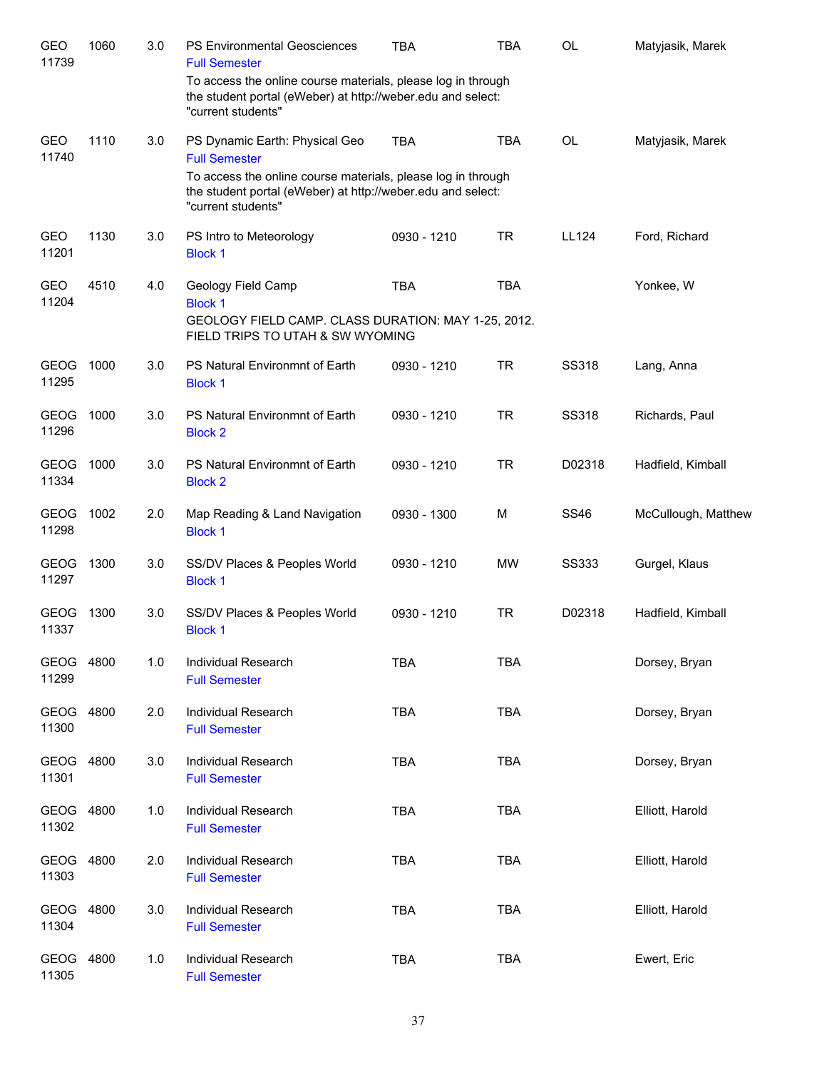| Subject / CRN | Course | Credits | Title | Time | Days | Room | Instructor |
|---|---|---|---|---|---|---|---|
| GEO 11739 | 1060 | 3.0 | PS Environmental Geosciences<br>Full Semester<br>To access the online course materials, please log in through the student portal (eWeber) at http://weber.edu and select: "current students" | TBA | TBA | OL | Matyjasik, Marek |
| GEO 11740 | 1110 | 3.0 | PS Dynamic Earth: Physical Geo<br>Full Semester<br>To access the online course materials, please log in through the student portal (eWeber) at http://weber.edu and select: "current students" | TBA | TBA | OL | Matyjasik, Marek |
| GEO 11201 | 1130 | 3.0 | PS Intro to Meteorology<br>Block 1 | 0930 - 1210 | TR | LL124 | Ford, Richard |
| GEO 11204 | 4510 | 4.0 | Geology Field Camp<br>Block 1<br>GEOLOGY FIELD CAMP. CLASS DURATION: MAY 1-25, 2012. FIELD TRIPS TO UTAH & SW WYOMING | TBA | TBA | | Yonkee, W |
| GEOG 11295 | 1000 | 3.0 | PS Natural Environmnt of Earth<br>Block 1 | 0930 - 1210 | TR | SS318 | Lang, Anna |
| GEOG 11296 | 1000 | 3.0 | PS Natural Environmnt of Earth<br>Block 2 | 0930 - 1210 | TR | SS318 | Richards, Paul |
| GEOG 11334 | 1000 | 3.0 | PS Natural Environmnt of Earth<br>Block 2 | 0930 - 1210 | TR | D02318 | Hadfield, Kimball |
| GEOG 11298 | 1002 | 2.0 | Map Reading & Land Navigation<br>Block 1 | 0930 - 1300 | M | SS46 | McCullough, Matthew |
| GEOG 11297 | 1300 | 3.0 | SS/DV Places & Peoples World<br>Block 1 | 0930 - 1210 | MW | SS333 | Gurgel, Klaus |
| GEOG 11337 | 1300 | 3.0 | SS/DV Places & Peoples World<br>Block 1 | 0930 - 1210 | TR | D02318 | Hadfield, Kimball |
| GEOG 11299 | 4800 | 1.0 | Individual Research<br>Full Semester | TBA | TBA | | Dorsey, Bryan |
| GEOG 11300 | 4800 | 2.0 | Individual Research<br>Full Semester | TBA | TBA | | Dorsey, Bryan |
| GEOG 11301 | 4800 | 3.0 | Individual Research<br>Full Semester | TBA | TBA | | Dorsey, Bryan |
| GEOG 11302 | 4800 | 1.0 | Individual Research<br>Full Semester | TBA | TBA | | Elliott, Harold |
| GEOG 11303 | 4800 | 2.0 | Individual Research<br>Full Semester | TBA | TBA | | Elliott, Harold |
| GEOG 11304 | 4800 | 3.0 | Individual Research<br>Full Semester | TBA | TBA | | Elliott, Harold |
| GEOG 11305 | 4800 | 1.0 | Individual Research<br>Full Semester | TBA | TBA | | Ewert, Eric |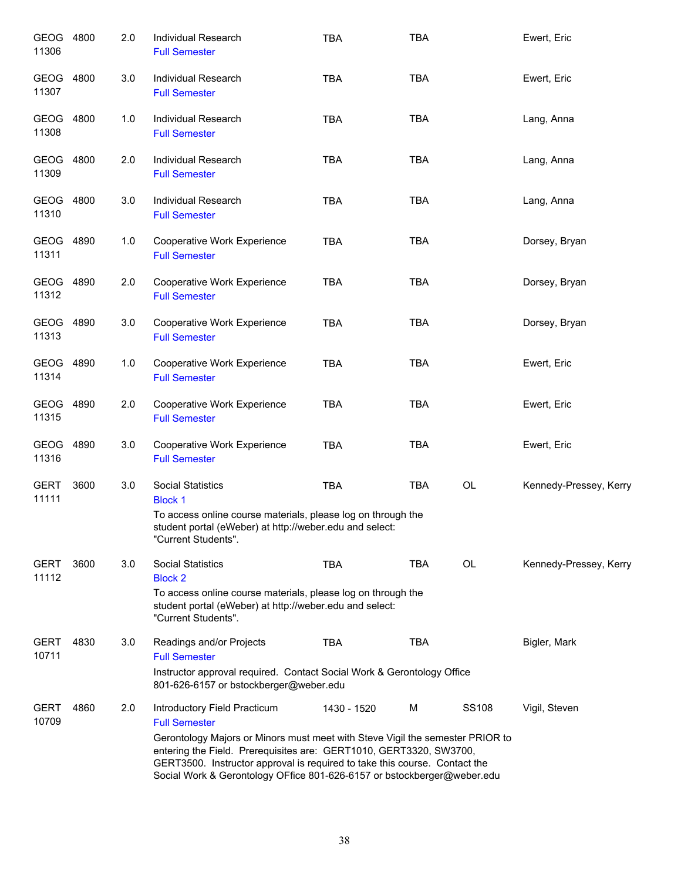| | | | | | | | |
|---|---|---|---|---|---|---|---|
| GEOG 11306 | 4800 | 2.0 | Individual Research<br>Full Semester | TBA | TBA | | Ewert, Eric |
| GEOG 11307 | 4800 | 3.0 | Individual Research<br>Full Semester | TBA | TBA | | Ewert, Eric |
| GEOG 11308 | 4800 | 1.0 | Individual Research<br>Full Semester | TBA | TBA | | Lang, Anna |
| GEOG 11309 | 4800 | 2.0 | Individual Research<br>Full Semester | TBA | TBA | | Lang, Anna |
| GEOG 11310 | 4800 | 3.0 | Individual Research<br>Full Semester | TBA | TBA | | Lang, Anna |
| GEOG 11311 | 4890 | 1.0 | Cooperative Work Experience<br>Full Semester | TBA | TBA | | Dorsey, Bryan |
| GEOG 11312 | 4890 | 2.0 | Cooperative Work Experience<br>Full Semester | TBA | TBA | | Dorsey, Bryan |
| GEOG 11313 | 4890 | 3.0 | Cooperative Work Experience<br>Full Semester | TBA | TBA | | Dorsey, Bryan |
| GEOG 11314 | 4890 | 1.0 | Cooperative Work Experience<br>Full Semester | TBA | TBA | | Ewert, Eric |
| GEOG 11315 | 4890 | 2.0 | Cooperative Work Experience<br>Full Semester | TBA | TBA | | Ewert, Eric |
| GEOG 11316 | 4890 | 3.0 | Cooperative Work Experience<br>Full Semester | TBA | TBA | | Ewert, Eric |
| GERT 11111 | 3600 | 3.0 | Social Statistics<br>Block 1<br>To access online course materials, please log on through the student portal (eWeber) at http://weber.edu and select: "Current Students". | TBA | TBA | OL | Kennedy-Pressey, Kerry |
| GERT 11112 | 3600 | 3.0 | Social Statistics<br>Block 2<br>To access online course materials, please log on through the student portal (eWeber) at http://weber.edu and select: "Current Students". | TBA | TBA | OL | Kennedy-Pressey, Kerry |
| GERT 10711 | 4830 | 3.0 | Readings and/or Projects<br>Full Semester<br>Instructor approval required. Contact Social Work & Gerontology Office 801-626-6157 or bstockberger@weber.edu | TBA | TBA | | Bigler, Mark |
| GERT 10709 | 4860 | 2.0 | Introductory Field Practicum<br>Full Semester<br>Gerontology Majors or Minors must meet with Steve Vigil the semester PRIOR to entering the Field. Prerequisites are: GERT1010, GERT3320, SW3700, GERT3500. Instructor approval is required to take this course. Contact the Social Work & Gerontology OFfice 801-626-6157 or bstockberger@weber.edu | 1430 - 1520 | M | SS108 | Vigil, Steven |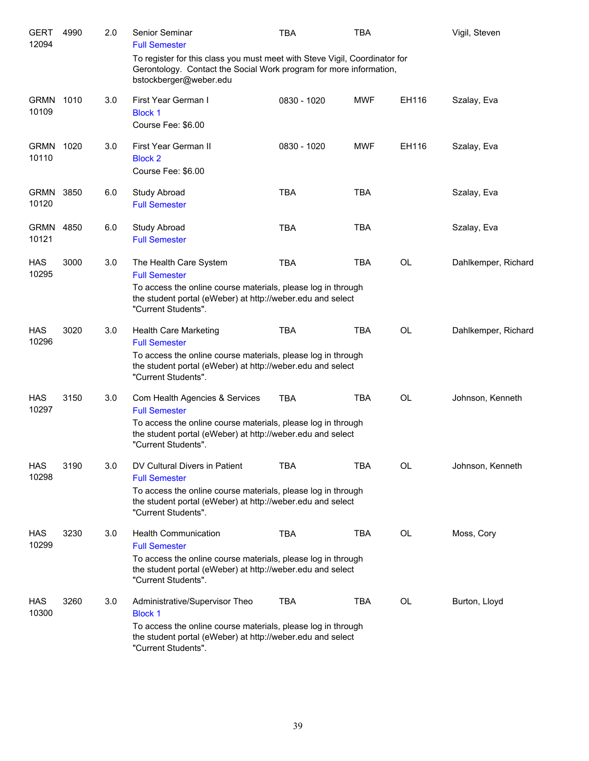| Course | Number | Credits | Title | Time | Days | Room | Instructor |
|---|---|---|---|---|---|---|---|
| GERT 12094 | 4990 | 2.0 | Senior Seminar<br>Full Semester<br>To register for this class you must meet with Steve Vigil, Coordinator for Gerontology. Contact the Social Work program for more information, bstockberger@weber.edu | TBA | TBA | | Vigil, Steven |
| GRMN 10109 | 1010 | 3.0 | First Year German I<br>Block 1<br>Course Fee: $6.00 | 0830 - 1020 | MWF | EH116 | Szalay, Eva |
| GRMN 10110 | 1020 | 3.0 | First Year German II<br>Block 2<br>Course Fee: $6.00 | 0830 - 1020 | MWF | EH116 | Szalay, Eva |
| GRMN 10120 | 3850 | 6.0 | Study Abroad<br>Full Semester | TBA | TBA | | Szalay, Eva |
| GRMN 10121 | 4850 | 6.0 | Study Abroad<br>Full Semester | TBA | TBA | | Szalay, Eva |
| HAS 10295 | 3000 | 3.0 | The Health Care System<br>Full Semester<br>To access the online course materials, please log in through the student portal (eWeber) at http://weber.edu and select "Current Students". | TBA | TBA | OL | Dahlkemper, Richard |
| HAS 10296 | 3020 | 3.0 | Health Care Marketing<br>Full Semester<br>To access the online course materials, please log in through the student portal (eWeber) at http://weber.edu and select "Current Students". | TBA | TBA | OL | Dahlkemper, Richard |
| HAS 10297 | 3150 | 3.0 | Com Health Agencies & Services<br>Full Semester<br>To access the online course materials, please log in through the student portal (eWeber) at http://weber.edu and select "Current Students". | TBA | TBA | OL | Johnson, Kenneth |
| HAS 10298 | 3190 | 3.0 | DV Cultural Divers in Patient<br>Full Semester<br>To access the online course materials, please log in through the student portal (eWeber) at http://weber.edu and select "Current Students". | TBA | TBA | OL | Johnson, Kenneth |
| HAS 10299 | 3230 | 3.0 | Health Communication<br>Full Semester<br>To access the online course materials, please log in through the student portal (eWeber) at http://weber.edu and select "Current Students". | TBA | TBA | OL | Moss, Cory |
| HAS 10300 | 3260 | 3.0 | Administrative/Supervisor Theo<br>Block 1<br>To access the online course materials, please log in through the student portal (eWeber) at http://weber.edu and select "Current Students". | TBA | TBA | OL | Burton, Lloyd |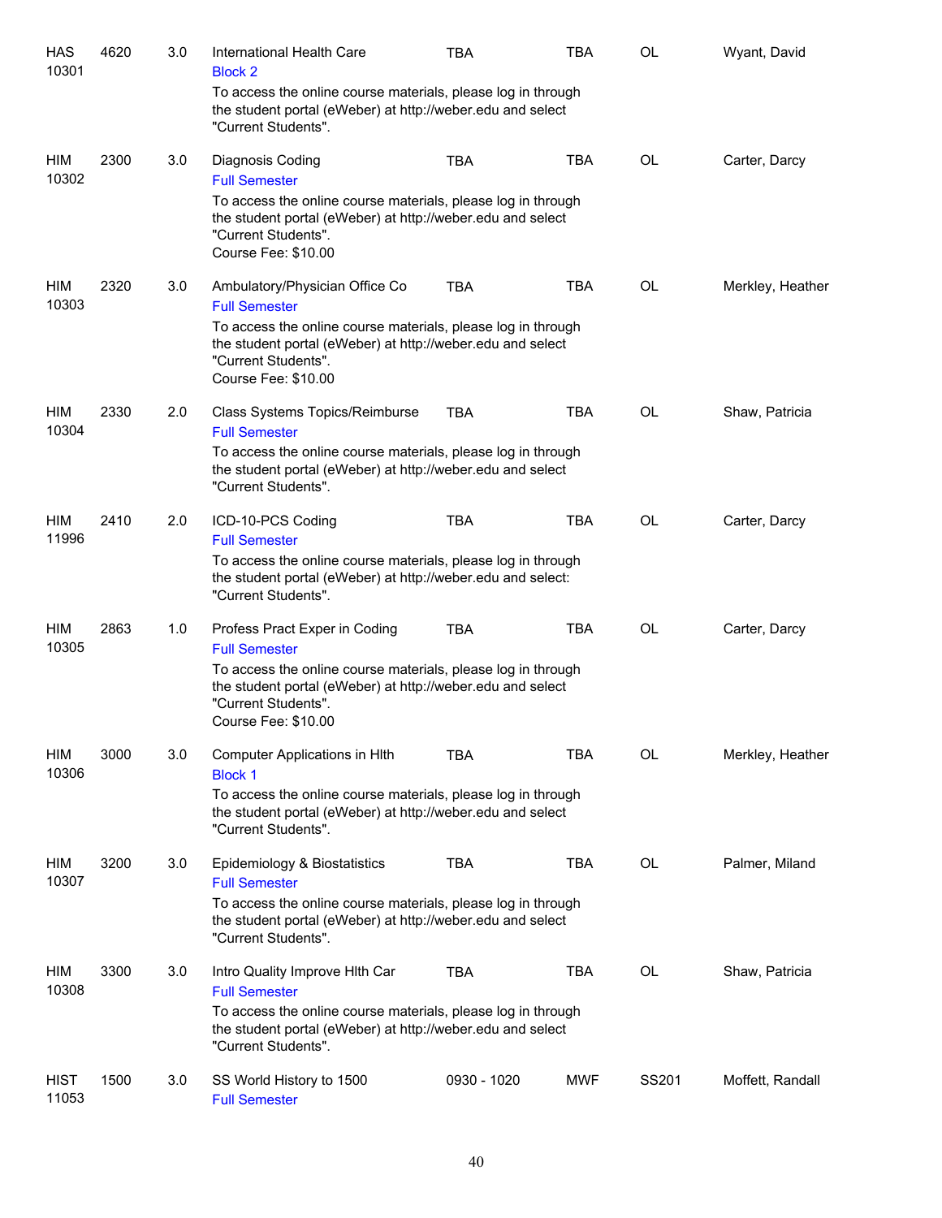| Subject / CRN | Course | Credits | Title / Details | Time | Days | Location | Instructor |
|---|---|---|---|---|---|---|---|
| HAS 10301 | 4620 | 3.0 | International Health Care<br>Block 2<br>To access the online course materials, please log in through the student portal (eWeber) at http://weber.edu and select "Current Students". | TBA | TBA | OL | Wyant, David |
| HIM 10302 | 2300 | 3.0 | Diagnosis Coding<br>Full Semester<br>To access the online course materials, please log in through the student portal (eWeber) at http://weber.edu and select "Current Students".<br>Course Fee: $10.00 | TBA | TBA | OL | Carter, Darcy |
| HIM 10303 | 2320 | 3.0 | Ambulatory/Physician Office Co<br>Full Semester<br>To access the online course materials, please log in through the student portal (eWeber) at http://weber.edu and select "Current Students".<br>Course Fee: $10.00 | TBA | TBA | OL | Merkley, Heather |
| HIM 10304 | 2330 | 2.0 | Class Systems Topics/Reimburse<br>Full Semester<br>To access the online course materials, please log in through the student portal (eWeber) at http://weber.edu and select "Current Students". | TBA | TBA | OL | Shaw, Patricia |
| HIM 11996 | 2410 | 2.0 | ICD-10-PCS Coding<br>Full Semester<br>To access the online course materials, please log in through the student portal (eWeber) at http://weber.edu and select: "Current Students". | TBA | TBA | OL | Carter, Darcy |
| HIM 10305 | 2863 | 1.0 | Profess Pract Exper in Coding<br>Full Semester<br>To access the online course materials, please log in through the student portal (eWeber) at http://weber.edu and select "Current Students".<br>Course Fee: $10.00 | TBA | TBA | OL | Carter, Darcy |
| HIM 10306 | 3000 | 3.0 | Computer Applications in Hlth<br>Block 1<br>To access the online course materials, please log in through the student portal (eWeber) at http://weber.edu and select "Current Students". | TBA | TBA | OL | Merkley, Heather |
| HIM 10307 | 3200 | 3.0 | Epidemiology & Biostatistics<br>Full Semester<br>To access the online course materials, please log in through the student portal (eWeber) at http://weber.edu and select "Current Students". | TBA | TBA | OL | Palmer, Miland |
| HIM 10308 | 3300 | 3.0 | Intro Quality Improve Hlth Car<br>Full Semester<br>To access the online course materials, please log in through the student portal (eWeber) at http://weber.edu and select "Current Students". | TBA | TBA | OL | Shaw, Patricia |
| HIST 11053 | 1500 | 3.0 | SS World History to 1500<br>Full Semester | 0930 - 1020 | MWF | SS201 | Moffett, Randall |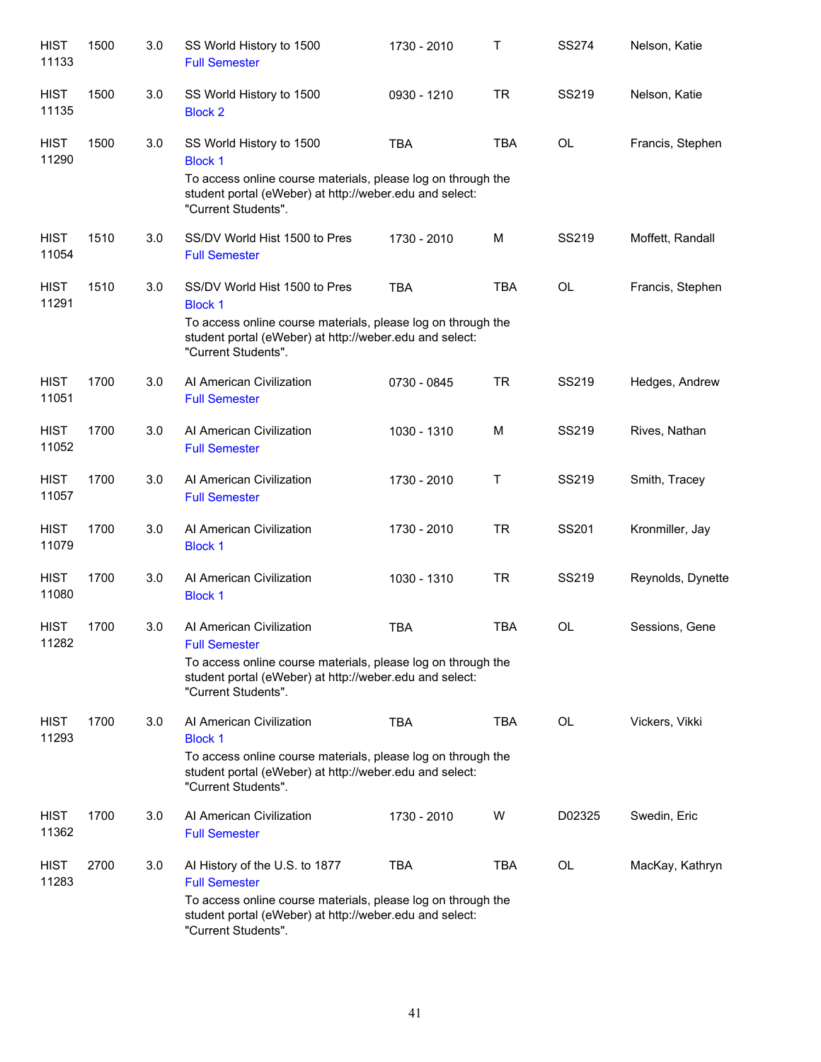| | | | | | | | |
|---|---|---|---|---|---|---|---|
| HIST 11133 | 1500 | 3.0 | SS World History to 1500<br>Full Semester | 1730 - 2010 | T | SS274 | Nelson, Katie |
| HIST 11135 | 1500 | 3.0 | SS World History to 1500<br>Block 2 | 0930 - 1210 | TR | SS219 | Nelson, Katie |
| HIST 11290 | 1500 | 3.0 | SS World History to 1500<br>Block 1<br>To access online course materials, please log on through the student portal (eWeber) at http://weber.edu and select: "Current Students". | TBA | TBA | OL | Francis, Stephen |
| HIST 11054 | 1510 | 3.0 | SS/DV World Hist 1500 to Pres<br>Full Semester | 1730 - 2010 | M | SS219 | Moffett, Randall |
| HIST 11291 | 1510 | 3.0 | SS/DV World Hist 1500 to Pres<br>Block 1<br>To access online course materials, please log on through the student portal (eWeber) at http://weber.edu and select: "Current Students". | TBA | TBA | OL | Francis, Stephen |
| HIST 11051 | 1700 | 3.0 | AI American Civilization<br>Full Semester | 0730 - 0845 | TR | SS219 | Hedges, Andrew |
| HIST 11052 | 1700 | 3.0 | AI American Civilization<br>Full Semester | 1030 - 1310 | M | SS219 | Rives, Nathan |
| HIST 11057 | 1700 | 3.0 | AI American Civilization<br>Full Semester | 1730 - 2010 | T | SS219 | Smith, Tracey |
| HIST 11079 | 1700 | 3.0 | AI American Civilization<br>Block 1 | 1730 - 2010 | TR | SS201 | Kronmiller, Jay |
| HIST 11080 | 1700 | 3.0 | AI American Civilization<br>Block 1 | 1030 - 1310 | TR | SS219 | Reynolds, Dynette |
| HIST 11282 | 1700 | 3.0 | AI American Civilization<br>Full Semester<br>To access online course materials, please log on through the student portal (eWeber) at http://weber.edu and select: "Current Students". | TBA | TBA | OL | Sessions, Gene |
| HIST 11293 | 1700 | 3.0 | AI American Civilization<br>Block 1<br>To access online course materials, please log on through the student portal (eWeber) at http://weber.edu and select: "Current Students". | TBA | TBA | OL | Vickers, Vikki |
| HIST 11362 | 1700 | 3.0 | AI American Civilization<br>Full Semester | 1730 - 2010 | W | D02325 | Swedin, Eric |
| HIST 11283 | 2700 | 3.0 | AI History of the U.S. to 1877<br>Full Semester<br>To access online course materials, please log on through the student portal (eWeber) at http://weber.edu and select: "Current Students". | TBA | TBA | OL | MacKay, Kathryn |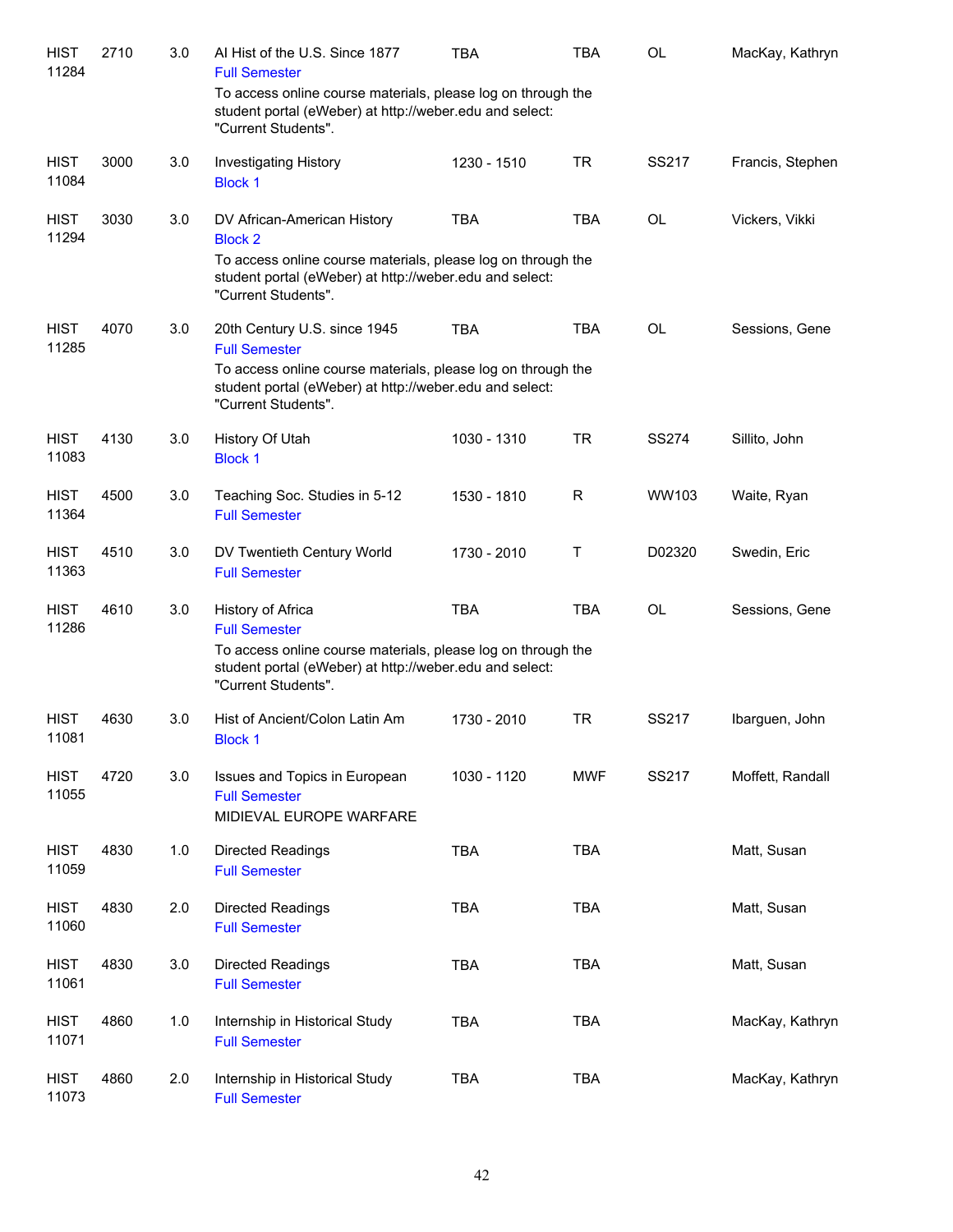| | | | | | | | |
|---|---|---|---|---|---|---|---|
| HIST 11284 | 2710 | 3.0 | AI Hist of the U.S. Since 1877<br>Full Semester<br>To access online course materials, please log on through the student portal (eWeber) at http://weber.edu and select: "Current Students". | TBA | TBA | OL | MacKay, Kathryn |
| HIST 11084 | 3000 | 3.0 | Investigating History<br>Block 1 | 1230 - 1510 | TR | SS217 | Francis, Stephen |
| HIST 11294 | 3030 | 3.0 | DV African-American History<br>Block 2<br>To access online course materials, please log on through the student portal (eWeber) at http://weber.edu and select: "Current Students". | TBA | TBA | OL | Vickers, Vikki |
| HIST 11285 | 4070 | 3.0 | 20th Century U.S. since 1945<br>Full Semester<br>To access online course materials, please log on through the student portal (eWeber) at http://weber.edu and select: "Current Students". | TBA | TBA | OL | Sessions, Gene |
| HIST 11083 | 4130 | 3.0 | History Of Utah<br>Block 1 | 1030 - 1310 | TR | SS274 | Sillito, John |
| HIST 11364 | 4500 | 3.0 | Teaching Soc. Studies in 5-12<br>Full Semester | 1530 - 1810 | R | WW103 | Waite, Ryan |
| HIST 11363 | 4510 | 3.0 | DV Twentieth Century World<br>Full Semester | 1730 - 2010 | T | D02320 | Swedin, Eric |
| HIST 11286 | 4610 | 3.0 | History of Africa<br>Full Semester<br>To access online course materials, please log on through the student portal (eWeber) at http://weber.edu and select: "Current Students". | TBA | TBA | OL | Sessions, Gene |
| HIST 11081 | 4630 | 3.0 | Hist of Ancient/Colon Latin Am<br>Block 1 | 1730 - 2010 | TR | SS217 | Ibarguen, John |
| HIST 11055 | 4720 | 3.0 | Issues and Topics in European<br>Full Semester<br>MIDIEVAL EUROPE WARFARE | 1030 - 1120 | MWF | SS217 | Moffett, Randall |
| HIST 11059 | 4830 | 1.0 | Directed Readings<br>Full Semester | TBA | TBA | | Matt, Susan |
| HIST 11060 | 4830 | 2.0 | Directed Readings<br>Full Semester | TBA | TBA | | Matt, Susan |
| HIST 11061 | 4830 | 3.0 | Directed Readings<br>Full Semester | TBA | TBA | | Matt, Susan |
| HIST 11071 | 4860 | 1.0 | Internship in Historical Study<br>Full Semester | TBA | TBA | | MacKay, Kathryn |
| HIST 11073 | 4860 | 2.0 | Internship in Historical Study<br>Full Semester | TBA | TBA | | MacKay, Kathryn |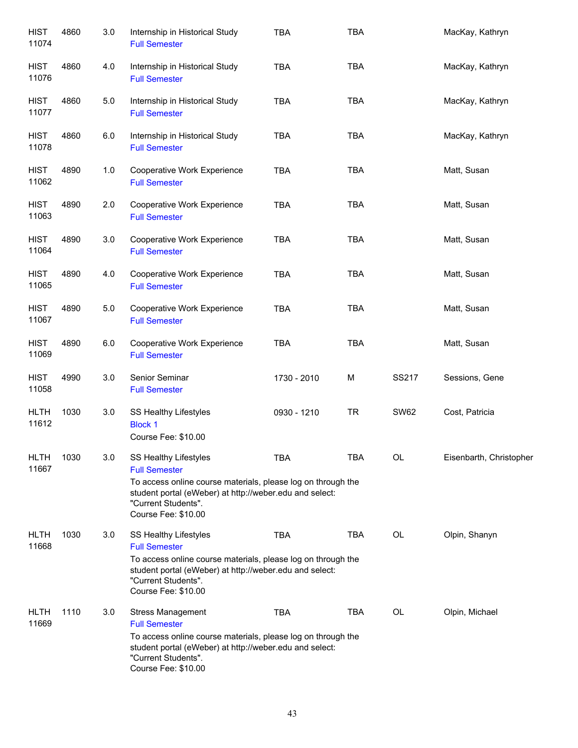| | | | | | | | |
|---|---|---|---|---|---|---|---|
| HIST 11074 | 4860 | 3.0 | Internship in Historical Study<br>Full Semester | TBA | TBA | | MacKay, Kathryn |
| HIST 11076 | 4860 | 4.0 | Internship in Historical Study<br>Full Semester | TBA | TBA | | MacKay, Kathryn |
| HIST 11077 | 4860 | 5.0 | Internship in Historical Study<br>Full Semester | TBA | TBA | | MacKay, Kathryn |
| HIST 11078 | 4860 | 6.0 | Internship in Historical Study<br>Full Semester | TBA | TBA | | MacKay, Kathryn |
| HIST 11062 | 4890 | 1.0 | Cooperative Work Experience<br>Full Semester | TBA | TBA | | Matt, Susan |
| HIST 11063 | 4890 | 2.0 | Cooperative Work Experience<br>Full Semester | TBA | TBA | | Matt, Susan |
| HIST 11064 | 4890 | 3.0 | Cooperative Work Experience<br>Full Semester | TBA | TBA | | Matt, Susan |
| HIST 11065 | 4890 | 4.0 | Cooperative Work Experience<br>Full Semester | TBA | TBA | | Matt, Susan |
| HIST 11067 | 4890 | 5.0 | Cooperative Work Experience<br>Full Semester | TBA | TBA | | Matt, Susan |
| HIST 11069 | 4890 | 6.0 | Cooperative Work Experience<br>Full Semester | TBA | TBA | | Matt, Susan |
| HIST 11058 | 4990 | 3.0 | Senior Seminar<br>Full Semester | 1730 - 2010 | M | SS217 | Sessions, Gene |
| HLTH 11612 | 1030 | 3.0 | SS Healthy Lifestyles<br>Block 1<br>Course Fee: $10.00 | 0930 - 1210 | TR | SW62 | Cost, Patricia |
| HLTH 11667 | 1030 | 3.0 | SS Healthy Lifestyles<br>Full Semester<br>To access online course materials, please log on through the student portal (eWeber) at http://weber.edu and select: "Current Students".<br>Course Fee: $10.00 | TBA | TBA | OL | Eisenbarth, Christopher |
| HLTH 11668 | 1030 | 3.0 | SS Healthy Lifestyles<br>Full Semester<br>To access online course materials, please log on through the student portal (eWeber) at http://weber.edu and select: "Current Students".<br>Course Fee: $10.00 | TBA | TBA | OL | Olpin, Shanyn |
| HLTH 11669 | 1110 | 3.0 | Stress Management<br>Full Semester<br>To access online course materials, please log on through the student portal (eWeber) at http://weber.edu and select: "Current Students".<br>Course Fee: $10.00 | TBA | TBA | OL | Olpin, Michael |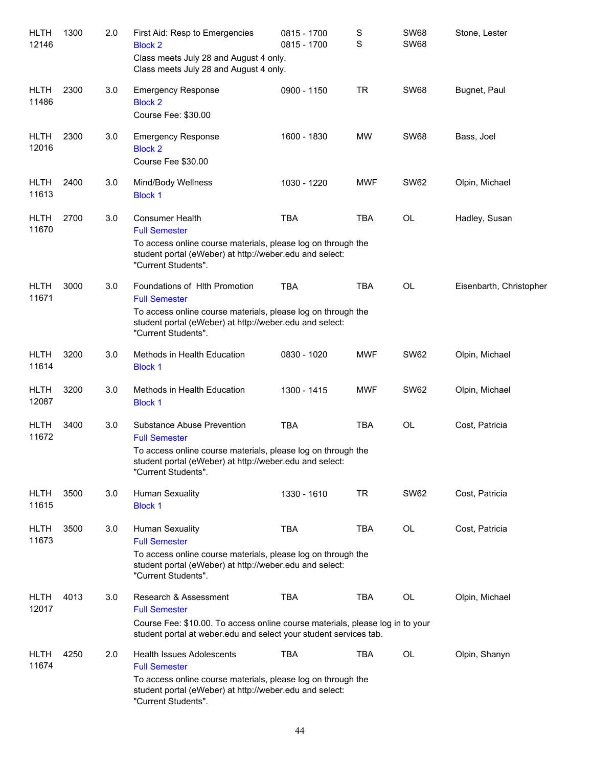| | | | | | | | |
|---|---|---|---|---|---|---|---|
| HLTH 12146 | 1300 | 2.0 | First Aid: Resp to Emergencies<br>Block 2<br>Class meets July 28 and August 4 only.<br>Class meets July 28 and August 4 only. | 0815 - 1700<br>0815 - 1700 | S<br>S | SW68<br>SW68 | Stone, Lester |
| HLTH 11486 | 2300 | 3.0 | Emergency Response<br>Block 2<br>Course Fee: $30.00 | 0900 - 1150 | TR | SW68 | Bugnet, Paul |
| HLTH 12016 | 2300 | 3.0 | Emergency Response<br>Block 2<br>Course Fee $30.00 | 1600 - 1830 | MW | SW68 | Bass, Joel |
| HLTH 11613 | 2400 | 3.0 | Mind/Body Wellness<br>Block 1 | 1030 - 1220 | MWF | SW62 | Olpin, Michael |
| HLTH 11670 | 2700 | 3.0 | Consumer Health<br>Full Semester<br>To access online course materials, please log on through the student portal (eWeber) at http://weber.edu and select: "Current Students". | TBA | TBA | OL | Hadley, Susan |
| HLTH 11671 | 3000 | 3.0 | Foundations of Hlth Promotion<br>Full Semester<br>To access online course materials, please log on through the student portal (eWeber) at http://weber.edu and select: "Current Students". | TBA | TBA | OL | Eisenbarth, Christopher |
| HLTH 11614 | 3200 | 3.0 | Methods in Health Education<br>Block 1 | 0830 - 1020 | MWF | SW62 | Olpin, Michael |
| HLTH 12087 | 3200 | 3.0 | Methods in Health Education<br>Block 1 | 1300 - 1415 | MWF | SW62 | Olpin, Michael |
| HLTH 11672 | 3400 | 3.0 | Substance Abuse Prevention<br>Full Semester<br>To access online course materials, please log on through the student portal (eWeber) at http://weber.edu and select: "Current Students". | TBA | TBA | OL | Cost, Patricia |
| HLTH 11615 | 3500 | 3.0 | Human Sexuality<br>Block 1 | 1330 - 1610 | TR | SW62 | Cost, Patricia |
| HLTH 11673 | 3500 | 3.0 | Human Sexuality<br>Full Semester<br>To access online course materials, please log on through the student portal (eWeber) at http://weber.edu and select: "Current Students". | TBA | TBA | OL | Cost, Patricia |
| HLTH 12017 | 4013 | 3.0 | Research & Assessment<br>Full Semester<br>Course Fee: $10.00. To access online course materials, please log in to your student portal at weber.edu and select your student services tab. | TBA | TBA | OL | Olpin, Michael |
| HLTH 11674 | 4250 | 2.0 | Health Issues Adolescents<br>Full Semester<br>To access online course materials, please log on through the student portal (eWeber) at http://weber.edu and select: "Current Students". | TBA | TBA | OL | Olpin, Shanyn |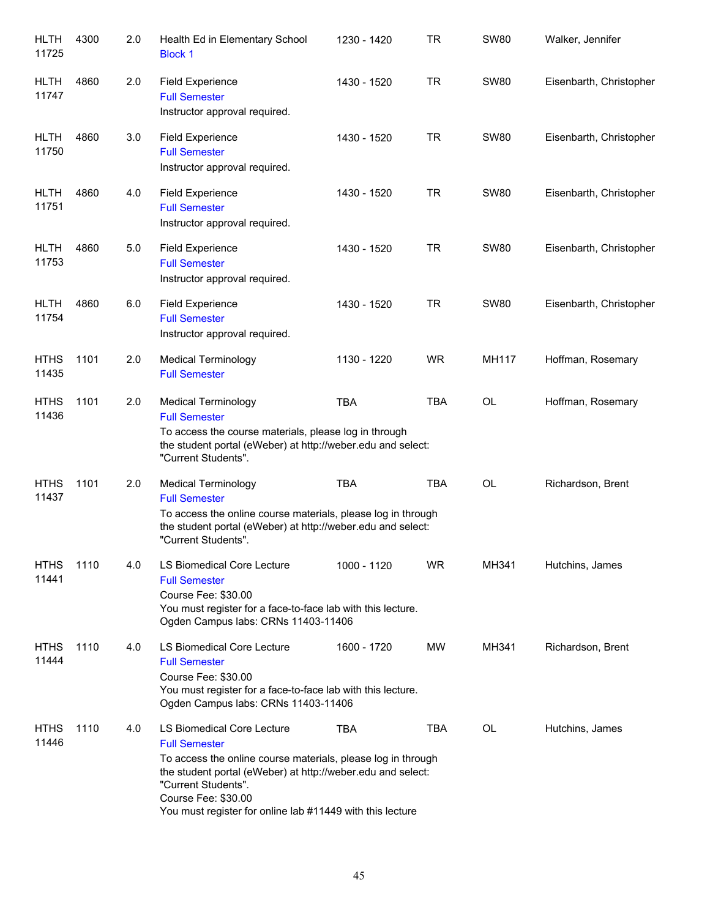| Subject / CRN | Course | Credits | Title | Time | Days | Room | Instructor |
|---|---|---|---|---|---|---|---|
| HLTH 11725 | 4300 | 2.0 | Health Ed in Elementary School<br>Block 1 | 1230 - 1420 | TR | SW80 | Walker, Jennifer |
| HLTH 11747 | 4860 | 2.0 | Field Experience<br>Full Semester<br>Instructor approval required. | 1430 - 1520 | TR | SW80 | Eisenbarth, Christopher |
| HLTH 11750 | 4860 | 3.0 | Field Experience<br>Full Semester<br>Instructor approval required. | 1430 - 1520 | TR | SW80 | Eisenbarth, Christopher |
| HLTH 11751 | 4860 | 4.0 | Field Experience<br>Full Semester<br>Instructor approval required. | 1430 - 1520 | TR | SW80 | Eisenbarth, Christopher |
| HLTH 11753 | 4860 | 5.0 | Field Experience<br>Full Semester<br>Instructor approval required. | 1430 - 1520 | TR | SW80 | Eisenbarth, Christopher |
| HLTH 11754 | 4860 | 6.0 | Field Experience<br>Full Semester<br>Instructor approval required. | 1430 - 1520 | TR | SW80 | Eisenbarth, Christopher |
| HTHS 11435 | 1101 | 2.0 | Medical Terminology<br>Full Semester | 1130 - 1220 | WR | MH117 | Hoffman, Rosemary |
| HTHS 11436 | 1101 | 2.0 | Medical Terminology<br>Full Semester<br>To access the course materials, please log in through the student portal (eWeber) at http://weber.edu and select: "Current Students". | TBA | TBA | OL | Hoffman, Rosemary |
| HTHS 11437 | 1101 | 2.0 | Medical Terminology<br>Full Semester<br>To access the online course materials, please log in through the student portal (eWeber) at http://weber.edu and select: "Current Students". | TBA | TBA | OL | Richardson, Brent |
| HTHS 11441 | 1110 | 4.0 | LS Biomedical Core Lecture<br>Full Semester<br>Course Fee: $30.00<br>You must register for a face-to-face lab with this lecture.<br>Ogden Campus labs: CRNs 11403-11406 | 1000 - 1120 | WR | MH341 | Hutchins, James |
| HTHS 11444 | 1110 | 4.0 | LS Biomedical Core Lecture<br>Full Semester<br>Course Fee: $30.00<br>You must register for a face-to-face lab with this lecture.<br>Ogden Campus labs: CRNs 11403-11406 | 1600 - 1720 | MW | MH341 | Richardson, Brent |
| HTHS 11446 | 1110 | 4.0 | LS Biomedical Core Lecture<br>Full Semester<br>To access the online course materials, please log in through the student portal (eWeber) at http://weber.edu and select: "Current Students".<br>Course Fee: $30.00<br>You must register for online lab #11449 with this lecture | TBA | TBA | OL | Hutchins, James |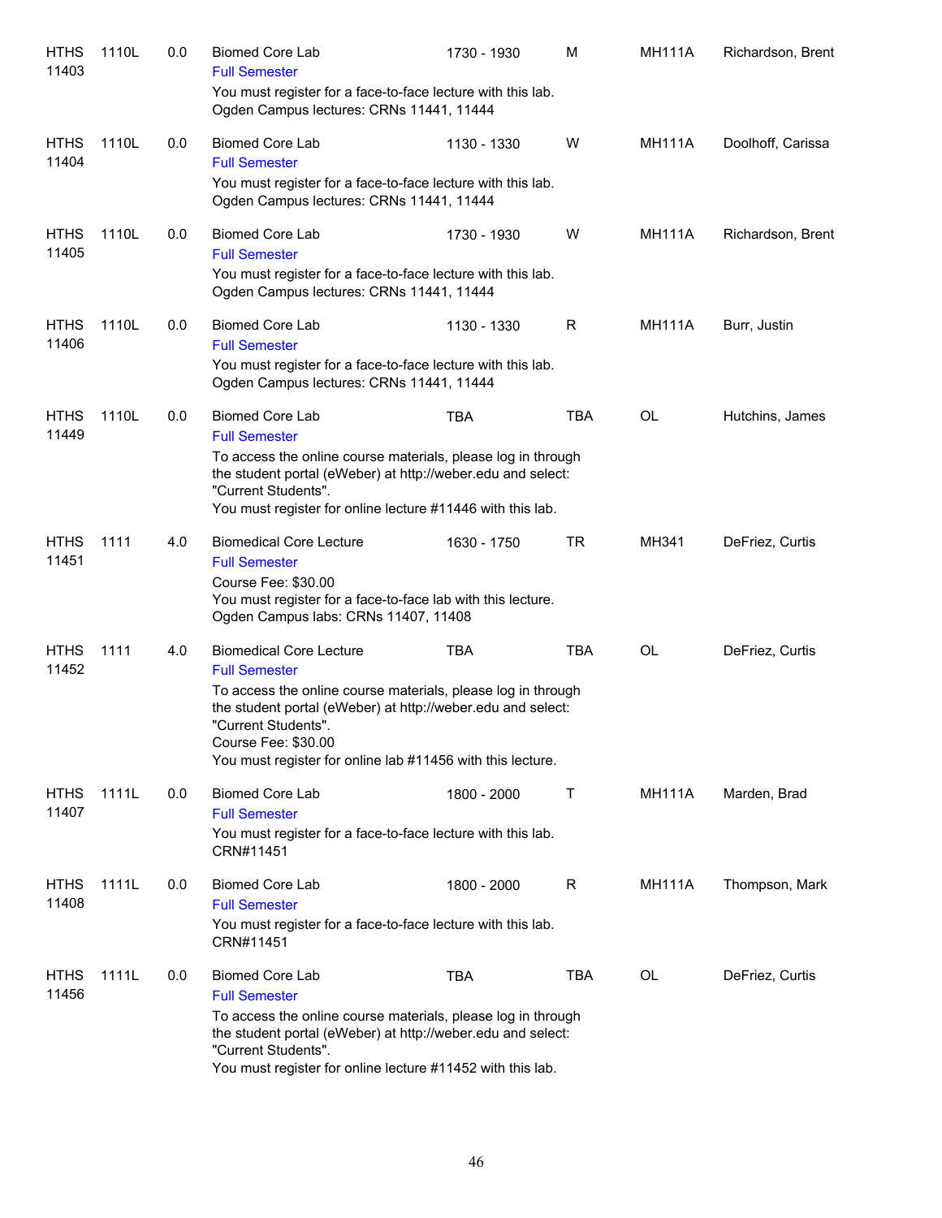| | | | | | | | |
|---|---|---|---|---|---|---|---|
| HTHS 11403 | 1110L | 0.0 | Biomed Core Lab<br>Full Semester<br>You must register for a face-to-face lecture with this lab. Ogden Campus lectures: CRNs 11441, 11444 | 1730 - 1930 | M | MH111A | Richardson, Brent |
| HTHS 11404 | 1110L | 0.0 | Biomed Core Lab<br>Full Semester<br>You must register for a face-to-face lecture with this lab. Ogden Campus lectures: CRNs 11441, 11444 | 1130 - 1330 | W | MH111A | Doolhoff, Carissa |
| HTHS 11405 | 1110L | 0.0 | Biomed Core Lab<br>Full Semester<br>You must register for a face-to-face lecture with this lab. Ogden Campus lectures: CRNs 11441, 11444 | 1730 - 1930 | W | MH111A | Richardson, Brent |
| HTHS 11406 | 1110L | 0.0 | Biomed Core Lab<br>Full Semester<br>You must register for a face-to-face lecture with this lab. Ogden Campus lectures: CRNs 11441, 11444 | 1130 - 1330 | R | MH111A | Burr, Justin |
| HTHS 11449 | 1110L | 0.0 | Biomed Core Lab<br>Full Semester<br>To access the online course materials, please log in through the student portal (eWeber) at http://weber.edu and select: "Current Students".<br>You must register for online lecture #11446 with this lab. | TBA | TBA | OL | Hutchins, James |
| HTHS 11451 | 1111 | 4.0 | Biomedical Core Lecture<br>Full Semester<br>Course Fee: $30.00<br>You must register for a face-to-face lab with this lecture. Ogden Campus labs: CRNs 11407, 11408 | 1630 - 1750 | TR | MH341 | DeFriez, Curtis |
| HTHS 11452 | 1111 | 4.0 | Biomedical Core Lecture<br>Full Semester<br>To access the online course materials, please log in through the student portal (eWeber) at http://weber.edu and select: "Current Students".<br>Course Fee: $30.00<br>You must register for online lab #11456 with this lecture. | TBA | TBA | OL | DeFriez, Curtis |
| HTHS 11407 | 1111L | 0.0 | Biomed Core Lab<br>Full Semester<br>You must register for a face-to-face lecture with this lab. CRN#11451 | 1800 - 2000 | T | MH111A | Marden, Brad |
| HTHS 11408 | 1111L | 0.0 | Biomed Core Lab<br>Full Semester<br>You must register for a face-to-face lecture with this lab. CRN#11451 | 1800 - 2000 | R | MH111A | Thompson, Mark |
| HTHS 11456 | 1111L | 0.0 | Biomed Core Lab<br>Full Semester<br>To access the online course materials, please log in through the student portal (eWeber) at http://weber.edu and select: "Current Students".<br>You must register for online lecture #11452 with this lab. | TBA | TBA | OL | DeFriez, Curtis |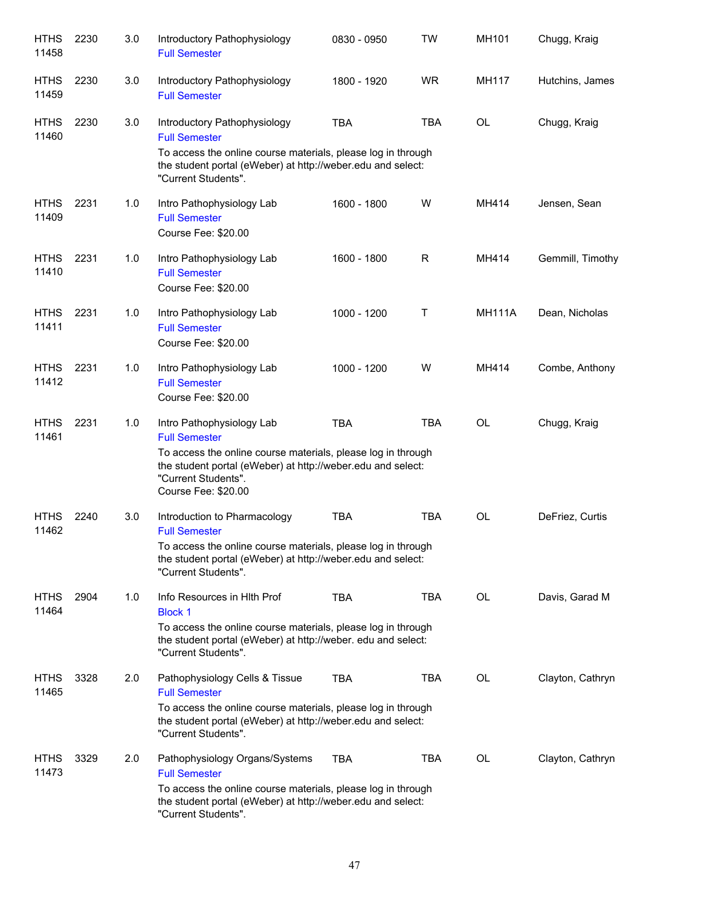| | | | | | | | |
|---|---|---|---|---|---|---|---|
| HTHS 11458 | 2230 | 3.0 | Introductory Pathophysiology<br>Full Semester | 0830 - 0950 | TW | MH101 | Chugg, Kraig |
| HTHS 11459 | 2230 | 3.0 | Introductory Pathophysiology<br>Full Semester | 1800 - 1920 | WR | MH117 | Hutchins, James |
| HTHS 11460 | 2230 | 3.0 | Introductory Pathophysiology<br>Full Semester<br>To access the online course materials, please log in through the student portal (eWeber) at http://weber.edu and select: "Current Students". | TBA | TBA | OL | Chugg, Kraig |
| HTHS 11409 | 2231 | 1.0 | Intro Pathophysiology Lab<br>Full Semester<br>Course Fee: $20.00 | 1600 - 1800 | W | MH414 | Jensen, Sean |
| HTHS 11410 | 2231 | 1.0 | Intro Pathophysiology Lab<br>Full Semester<br>Course Fee: $20.00 | 1600 - 1800 | R | MH414 | Gemmill, Timothy |
| HTHS 11411 | 2231 | 1.0 | Intro Pathophysiology Lab<br>Full Semester<br>Course Fee: $20.00 | 1000 - 1200 | T | MH111A | Dean, Nicholas |
| HTHS 11412 | 2231 | 1.0 | Intro Pathophysiology Lab<br>Full Semester<br>Course Fee: $20.00 | 1000 - 1200 | W | MH414 | Combe, Anthony |
| HTHS 11461 | 2231 | 1.0 | Intro Pathophysiology Lab<br>Full Semester<br>To access the online course materials, please log in through the student portal (eWeber) at http://weber.edu and select: "Current Students".<br>Course Fee: $20.00 | TBA | TBA | OL | Chugg, Kraig |
| HTHS 11462 | 2240 | 3.0 | Introduction to Pharmacology<br>Full Semester<br>To access the online course materials, please log in through the student portal (eWeber) at http://weber.edu and select: "Current Students". | TBA | TBA | OL | DeFriez, Curtis |
| HTHS 11464 | 2904 | 1.0 | Info Resources in Hlth Prof<br>Block 1<br>To access the online course materials, please log in through the student portal (eWeber) at http://weber. edu and select: "Current Students". | TBA | TBA | OL | Davis, Garad M |
| HTHS 11465 | 3328 | 2.0 | Pathophysiology Cells & Tissue<br>Full Semester<br>To access the online course materials, please log in through the student portal (eWeber) at http://weber.edu and select: "Current Students". | TBA | TBA | OL | Clayton, Cathryn |
| HTHS 11473 | 3329 | 2.0 | Pathophysiology Organs/Systems<br>Full Semester<br>To access the online course materials, please log in through the student portal (eWeber) at http://weber.edu and select: "Current Students". | TBA | TBA | OL | Clayton, Cathryn |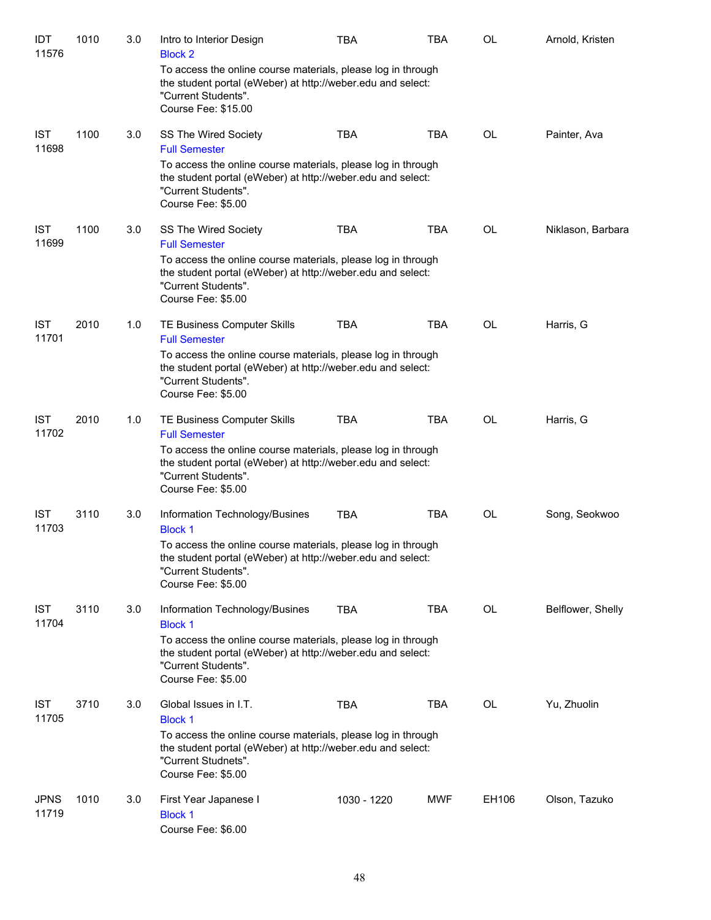| Subject / CRN | Course | Credits | Title | Time | Days | Room | Instructor |
|---|---|---|---|---|---|---|---|
| IDT 11576 | 1010 | 3.0 | Intro to Interior Design<br>Block 2<br>To access the online course materials, please log in through the student portal (eWeber) at http://weber.edu and select: "Current Students".<br>Course Fee: $15.00 | TBA | TBA | OL | Arnold, Kristen |
| IST 11698 | 1100 | 3.0 | SS The Wired Society<br>Full Semester<br>To access the online course materials, please log in through the student portal (eWeber) at http://weber.edu and select: "Current Students".<br>Course Fee: $5.00 | TBA | TBA | OL | Painter, Ava |
| IST 11699 | 1100 | 3.0 | SS The Wired Society<br>Full Semester<br>To access the online course materials, please log in through the student portal (eWeber) at http://weber.edu and select: "Current Students".<br>Course Fee: $5.00 | TBA | TBA | OL | Niklason, Barbara |
| IST 11701 | 2010 | 1.0 | TE Business Computer Skills<br>Full Semester<br>To access the online course materials, please log in through the student portal (eWeber) at http://weber.edu and select: "Current Students".<br>Course Fee: $5.00 | TBA | TBA | OL | Harris, G |
| IST 11702 | 2010 | 1.0 | TE Business Computer Skills<br>Full Semester<br>To access the online course materials, please log in through the student portal (eWeber) at http://weber.edu and select: "Current Students".<br>Course Fee: $5.00 | TBA | TBA | OL | Harris, G |
| IST 11703 | 3110 | 3.0 | Information Technology/Busines<br>Block 1<br>To access the online course materials, please log in through the student portal (eWeber) at http://weber.edu and select: "Current Students".<br>Course Fee: $5.00 | TBA | TBA | OL | Song, Seokwoo |
| IST 11704 | 3110 | 3.0 | Information Technology/Busines<br>Block 1<br>To access the online course materials, please log in through the student portal (eWeber) at http://weber.edu and select: "Current Students".<br>Course Fee: $5.00 | TBA | TBA | OL | Belflower, Shelly |
| IST 11705 | 3710 | 3.0 | Global Issues in I.T.<br>Block 1<br>To access the online course materials, please log in through the student portal (eWeber) at http://weber.edu and select: "Current Studnets".<br>Course Fee: $5.00 | TBA | TBA | OL | Yu, Zhuolin |
| JPNS 11719 | 1010 | 3.0 | First Year Japanese I<br>Block 1<br>Course Fee: $6.00 | 1030 - 1220 | MWF | EH106 | Olson, Tazuko |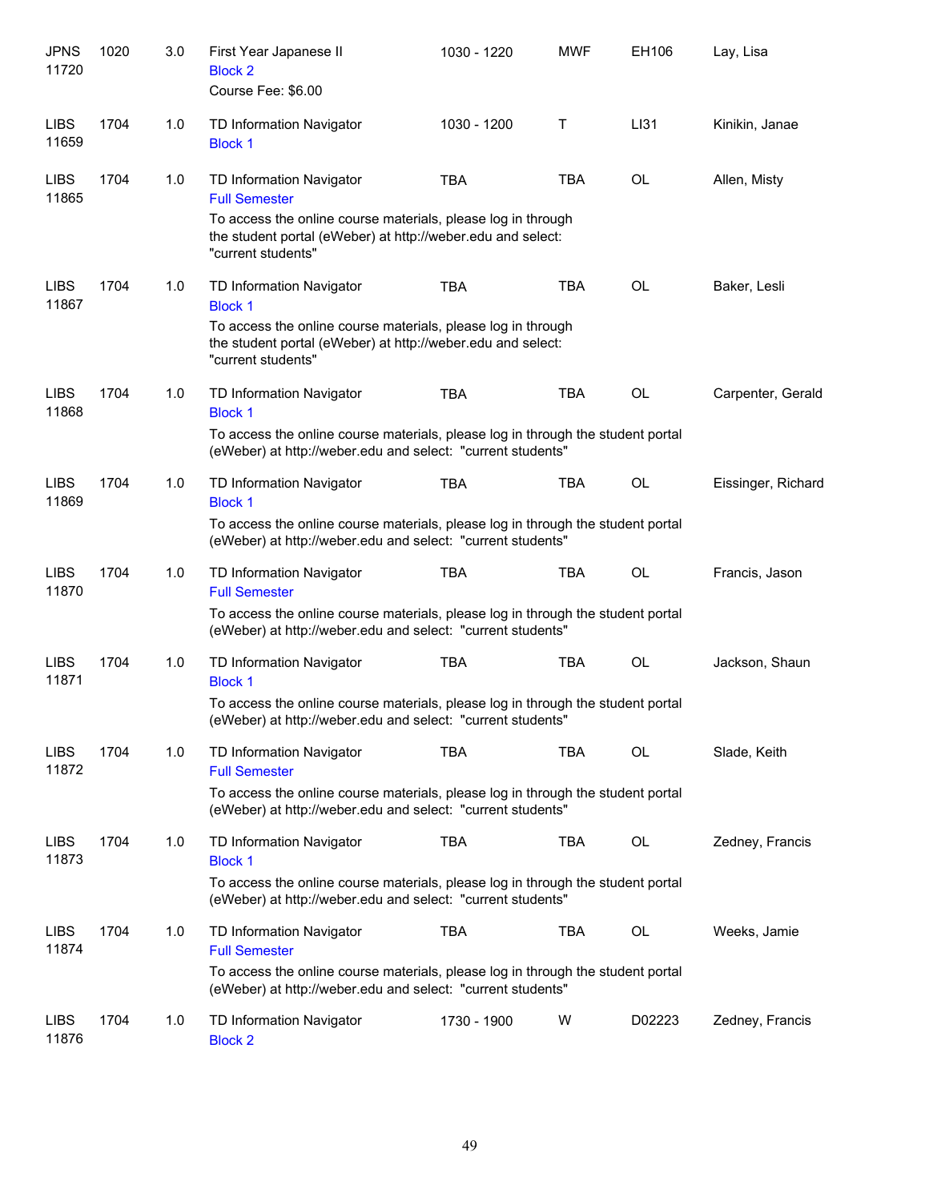| | | | | | | | |
|---|---|---|---|---|---|---|---|
| JPNS 11720 | 1020 | 3.0 | First Year Japanese II<br>Block 2<br>Course Fee: $6.00 | 1030 - 1220 | MWF | EH106 | Lay, Lisa |
| LIBS 11659 | 1704 | 1.0 | TD Information Navigator<br>Block 1 | 1030 - 1200 | T | LI31 | Kinikin, Janae |
| LIBS 11865 | 1704 | 1.0 | TD Information Navigator<br>Full Semester<br>To access the online course materials, please log in through the student portal (eWeber) at http://weber.edu and select: "current students" | TBA | TBA | OL | Allen, Misty |
| LIBS 11867 | 1704 | 1.0 | TD Information Navigator<br>Block 1<br>To access the online course materials, please log in through the student portal (eWeber) at http://weber.edu and select: "current students" | TBA | TBA | OL | Baker, Lesli |
| LIBS 11868 | 1704 | 1.0 | TD Information Navigator<br>Block 1<br>To access the online course materials, please log in through the student portal (eWeber) at http://weber.edu and select: "current students" | TBA | TBA | OL | Carpenter, Gerald |
| LIBS 11869 | 1704 | 1.0 | TD Information Navigator<br>Block 1<br>To access the online course materials, please log in through the student portal (eWeber) at http://weber.edu and select: "current students" | TBA | TBA | OL | Eissinger, Richard |
| LIBS 11870 | 1704 | 1.0 | TD Information Navigator<br>Full Semester<br>To access the online course materials, please log in through the student portal (eWeber) at http://weber.edu and select: "current students" | TBA | TBA | OL | Francis, Jason |
| LIBS 11871 | 1704 | 1.0 | TD Information Navigator<br>Block 1<br>To access the online course materials, please log in through the student portal (eWeber) at http://weber.edu and select: "current students" | TBA | TBA | OL | Jackson, Shaun |
| LIBS 11872 | 1704 | 1.0 | TD Information Navigator<br>Full Semester<br>To access the online course materials, please log in through the student portal (eWeber) at http://weber.edu and select: "current students" | TBA | TBA | OL | Slade, Keith |
| LIBS 11873 | 1704 | 1.0 | TD Information Navigator<br>Block 1<br>To access the online course materials, please log in through the student portal (eWeber) at http://weber.edu and select: "current students" | TBA | TBA | OL | Zedney, Francis |
| LIBS 11874 | 1704 | 1.0 | TD Information Navigator<br>Full Semester<br>To access the online course materials, please log in through the student portal (eWeber) at http://weber.edu and select: "current students" | TBA | TBA | OL | Weeks, Jamie |
| LIBS 11876 | 1704 | 1.0 | TD Information Navigator<br>Block 2 | 1730 - 1900 | W | D02223 | Zedney, Francis |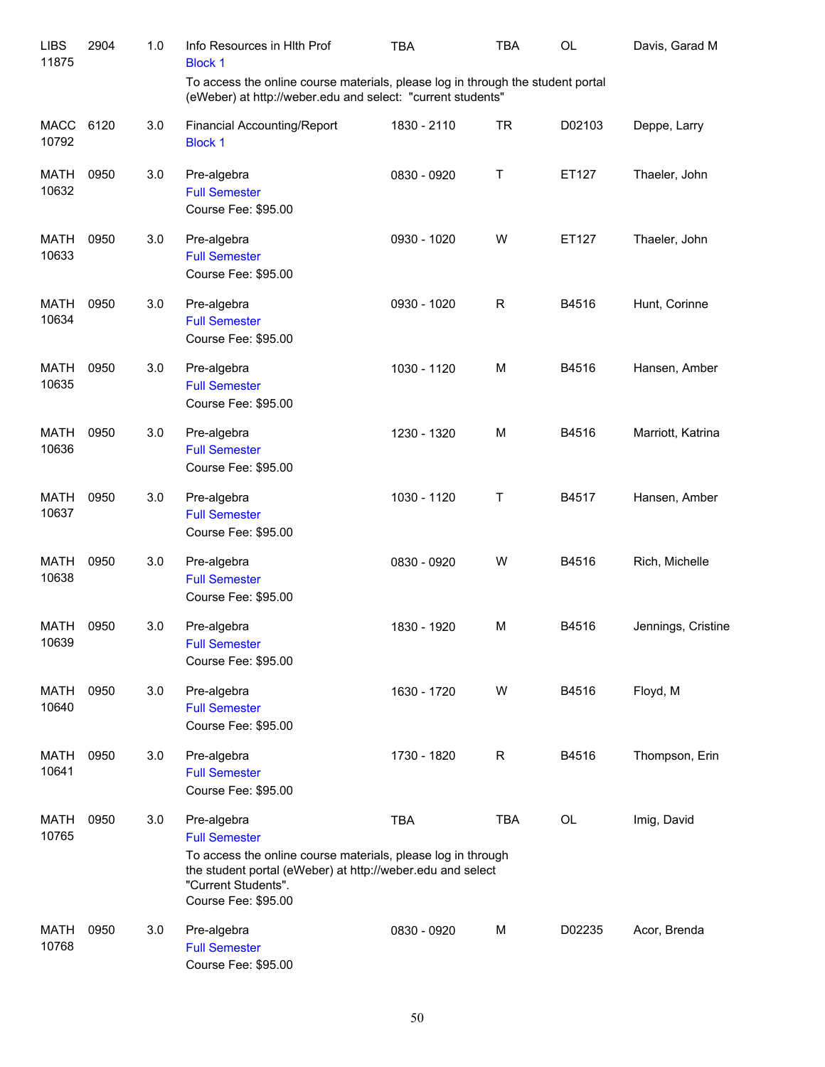| | | | | | | | |
|---|---|---|---|---|---|---|---|
| LIBS 11875 | 2904 | 1.0 | Info Resources in Hlth Prof<br>Block 1<br>To access the online course materials, please log in through the student portal (eWeber) at http://weber.edu and select: "current students" | TBA | TBA | OL | Davis, Garad M |
| MACC 10792 | 6120 | 3.0 | Financial Accounting/Report<br>Block 1 | 1830 - 2110 | TR | D02103 | Deppe, Larry |
| MATH 10632 | 0950 | 3.0 | Pre-algebra<br>Full Semester<br>Course Fee: $95.00 | 0830 - 0920 | T | ET127 | Thaeler, John |
| MATH 10633 | 0950 | 3.0 | Pre-algebra<br>Full Semester<br>Course Fee: $95.00 | 0930 - 1020 | W | ET127 | Thaeler, John |
| MATH 10634 | 0950 | 3.0 | Pre-algebra<br>Full Semester<br>Course Fee: $95.00 | 0930 - 1020 | R | B4516 | Hunt, Corinne |
| MATH 10635 | 0950 | 3.0 | Pre-algebra<br>Full Semester<br>Course Fee: $95.00 | 1030 - 1120 | M | B4516 | Hansen, Amber |
| MATH 10636 | 0950 | 3.0 | Pre-algebra<br>Full Semester<br>Course Fee: $95.00 | 1230 - 1320 | M | B4516 | Marriott, Katrina |
| MATH 10637 | 0950 | 3.0 | Pre-algebra<br>Full Semester<br>Course Fee: $95.00 | 1030 - 1120 | T | B4517 | Hansen, Amber |
| MATH 10638 | 0950 | 3.0 | Pre-algebra<br>Full Semester<br>Course Fee: $95.00 | 0830 - 0920 | W | B4516 | Rich, Michelle |
| MATH 10639 | 0950 | 3.0 | Pre-algebra<br>Full Semester<br>Course Fee: $95.00 | 1830 - 1920 | M | B4516 | Jennings, Cristine |
| MATH 10640 | 0950 | 3.0 | Pre-algebra<br>Full Semester<br>Course Fee: $95.00 | 1630 - 1720 | W | B4516 | Floyd, M |
| MATH 10641 | 0950 | 3.0 | Pre-algebra<br>Full Semester<br>Course Fee: $95.00 | 1730 - 1820 | R | B4516 | Thompson, Erin |
| MATH 10765 | 0950 | 3.0 | Pre-algebra<br>Full Semester<br>To access the online course materials, please log in through the student portal (eWeber) at http://weber.edu and select "Current Students".<br>Course Fee: $95.00 | TBA | TBA | OL | Imig, David |
| MATH 10768 | 0950 | 3.0 | Pre-algebra<br>Full Semester<br>Course Fee: $95.00 | 0830 - 0920 | M | D02235 | Acor, Brenda |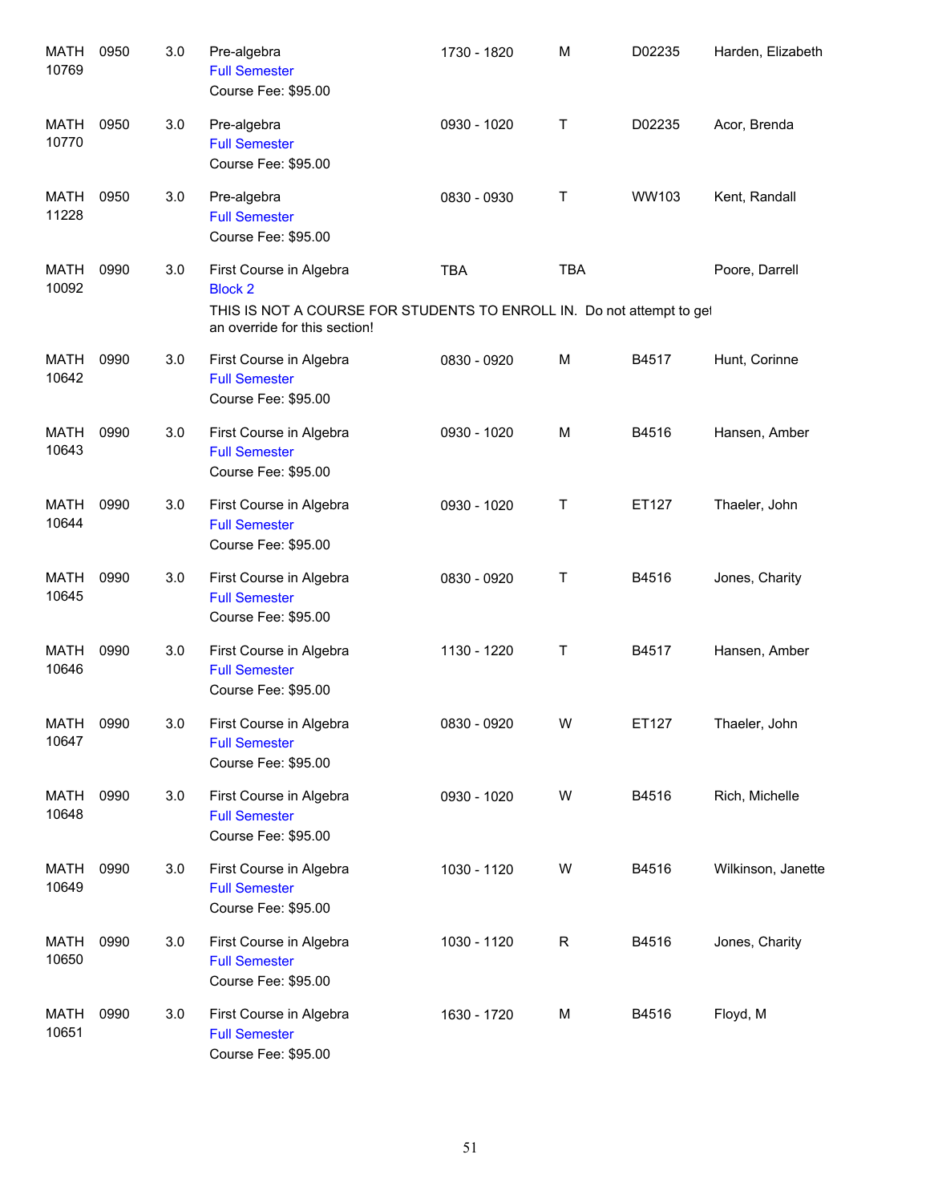| Course | Number | Credits | Title | Time | Days | Room | Instructor |
|---|---|---|---|---|---|---|---|
| MATH 10769 | 0950 | 3.0 | Pre-algebra<br>Full Semester<br>Course Fee: $95.00 | 1730 - 1820 | M | D02235 | Harden, Elizabeth |
| MATH 10770 | 0950 | 3.0 | Pre-algebra<br>Full Semester<br>Course Fee: $95.00 | 0930 - 1020 | T | D02235 | Acor, Brenda |
| MATH 11228 | 0950 | 3.0 | Pre-algebra<br>Full Semester<br>Course Fee: $95.00 | 0830 - 0930 | T | WW103 | Kent, Randall |
| MATH 10092 | 0990 | 3.0 | First Course in Algebra<br>Block 2<br>THIS IS NOT A COURSE FOR STUDENTS TO ENROLL IN. Do not attempt to get an override for this section! | TBA | TBA | | Poore, Darrell |
| MATH 10642 | 0990 | 3.0 | First Course in Algebra<br>Full Semester<br>Course Fee: $95.00 | 0830 - 0920 | M | B4517 | Hunt, Corinne |
| MATH 10643 | 0990 | 3.0 | First Course in Algebra<br>Full Semester<br>Course Fee: $95.00 | 0930 - 1020 | M | B4516 | Hansen, Amber |
| MATH 10644 | 0990 | 3.0 | First Course in Algebra<br>Full Semester<br>Course Fee: $95.00 | 0930 - 1020 | T | ET127 | Thaeler, John |
| MATH 10645 | 0990 | 3.0 | First Course in Algebra<br>Full Semester<br>Course Fee: $95.00 | 0830 - 0920 | T | B4516 | Jones, Charity |
| MATH 10646 | 0990 | 3.0 | First Course in Algebra<br>Full Semester<br>Course Fee: $95.00 | 1130 - 1220 | T | B4517 | Hansen, Amber |
| MATH 10647 | 0990 | 3.0 | First Course in Algebra<br>Full Semester<br>Course Fee: $95.00 | 0830 - 0920 | W | ET127 | Thaeler, John |
| MATH 10648 | 0990 | 3.0 | First Course in Algebra<br>Full Semester<br>Course Fee: $95.00 | 0930 - 1020 | W | B4516 | Rich, Michelle |
| MATH 10649 | 0990 | 3.0 | First Course in Algebra<br>Full Semester<br>Course Fee: $95.00 | 1030 - 1120 | W | B4516 | Wilkinson, Janette |
| MATH 10650 | 0990 | 3.0 | First Course in Algebra<br>Full Semester<br>Course Fee: $95.00 | 1030 - 1120 | R | B4516 | Jones, Charity |
| MATH 10651 | 0990 | 3.0 | First Course in Algebra<br>Full Semester<br>Course Fee: $95.00 | 1630 - 1720 | M | B4516 | Floyd, M |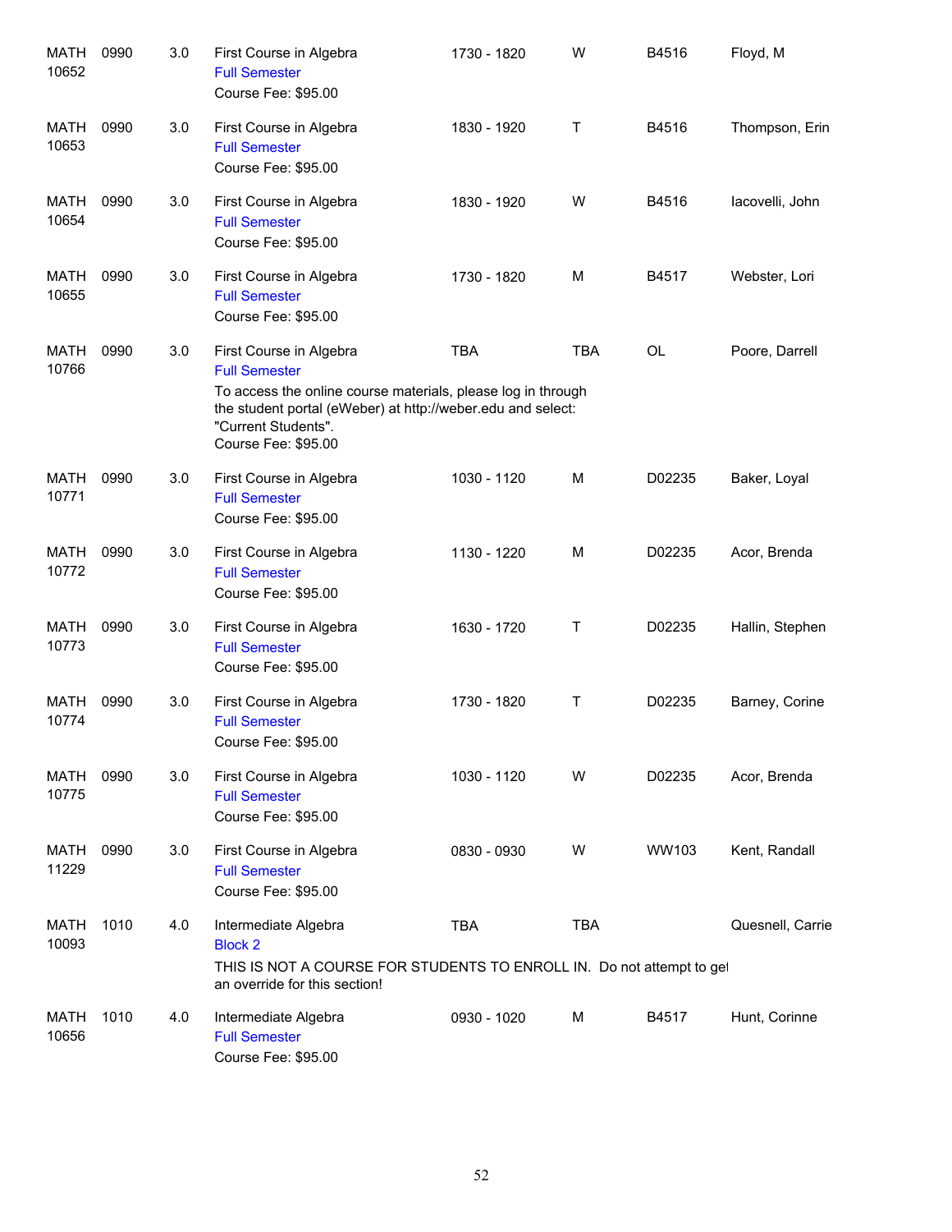| | | | | | | | |
|---|---|---|---|---|---|---|---|
| MATH 10652 | 0990 | 3.0 | First Course in Algebra<br>Full Semester<br>Course Fee: $95.00 | 1730 - 1820 | W | B4516 | Floyd, M |
| MATH 10653 | 0990 | 3.0 | First Course in Algebra<br>Full Semester<br>Course Fee: $95.00 | 1830 - 1920 | T | B4516 | Thompson, Erin |
| MATH 10654 | 0990 | 3.0 | First Course in Algebra<br>Full Semester<br>Course Fee: $95.00 | 1830 - 1920 | W | B4516 | Iacovelli, John |
| MATH 10655 | 0990 | 3.0 | First Course in Algebra<br>Full Semester<br>Course Fee: $95.00 | 1730 - 1820 | M | B4517 | Webster, Lori |
| MATH 10766 | 0990 | 3.0 | First Course in Algebra<br>Full Semester<br>To access the online course materials, please log in through the student portal (eWeber) at http://weber.edu and select: "Current Students".<br>Course Fee: $95.00 | TBA | TBA | OL | Poore, Darrell |
| MATH 10771 | 0990 | 3.0 | First Course in Algebra<br>Full Semester<br>Course Fee: $95.00 | 1030 - 1120 | M | D02235 | Baker, Loyal |
| MATH 10772 | 0990 | 3.0 | First Course in Algebra<br>Full Semester<br>Course Fee: $95.00 | 1130 - 1220 | M | D02235 | Acor, Brenda |
| MATH 10773 | 0990 | 3.0 | First Course in Algebra<br>Full Semester<br>Course Fee: $95.00 | 1630 - 1720 | T | D02235 | Hallin, Stephen |
| MATH 10774 | 0990 | 3.0 | First Course in Algebra<br>Full Semester<br>Course Fee: $95.00 | 1730 - 1820 | T | D02235 | Barney, Corine |
| MATH 10775 | 0990 | 3.0 | First Course in Algebra<br>Full Semester<br>Course Fee: $95.00 | 1030 - 1120 | W | D02235 | Acor, Brenda |
| MATH 11229 | 0990 | 3.0 | First Course in Algebra<br>Full Semester<br>Course Fee: $95.00 | 0830 - 0930 | W | WW103 | Kent, Randall |
| MATH 10093 | 1010 | 4.0 | Intermediate Algebra<br>Block 2<br>THIS IS NOT A COURSE FOR STUDENTS TO ENROLL IN. Do not attempt to get an override for this section! | TBA | TBA | | Quesnell, Carrie |
| MATH 10656 | 1010 | 4.0 | Intermediate Algebra<br>Full Semester<br>Course Fee: $95.00 | 0930 - 1020 | M | B4517 | Hunt, Corinne |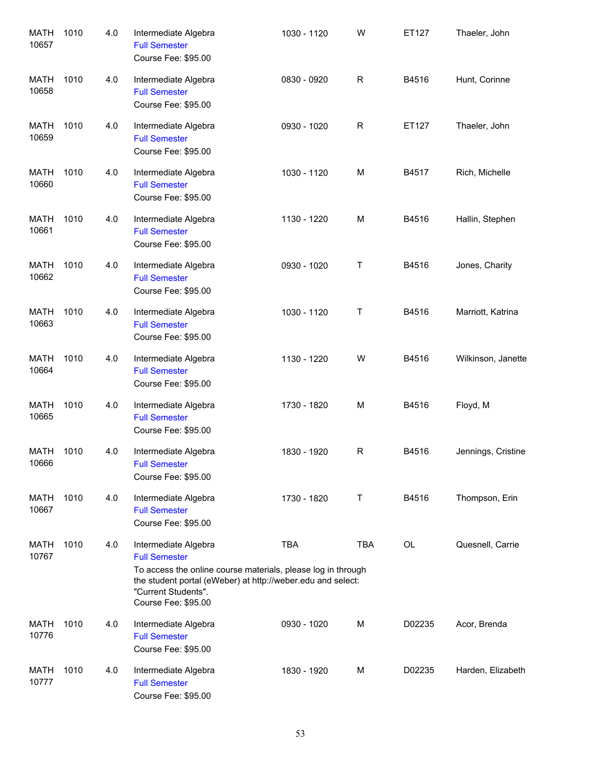| | | | | | | | |
|---|---|---|---|---|---|---|---|
| MATH 10657 | 1010 | 4.0 | Intermediate Algebra<br>Full Semester<br>Course Fee: $95.00 | 1030 - 1120 | W | ET127 | Thaeler, John |
| MATH 10658 | 1010 | 4.0 | Intermediate Algebra<br>Full Semester<br>Course Fee: $95.00 | 0830 - 0920 | R | B4516 | Hunt, Corinne |
| MATH 10659 | 1010 | 4.0 | Intermediate Algebra<br>Full Semester<br>Course Fee: $95.00 | 0930 - 1020 | R | ET127 | Thaeler, John |
| MATH 10660 | 1010 | 4.0 | Intermediate Algebra<br>Full Semester<br>Course Fee: $95.00 | 1030 - 1120 | M | B4517 | Rich, Michelle |
| MATH 10661 | 1010 | 4.0 | Intermediate Algebra<br>Full Semester<br>Course Fee: $95.00 | 1130 - 1220 | M | B4516 | Hallin, Stephen |
| MATH 10662 | 1010 | 4.0 | Intermediate Algebra<br>Full Semester<br>Course Fee: $95.00 | 0930 - 1020 | T | B4516 | Jones, Charity |
| MATH 10663 | 1010 | 4.0 | Intermediate Algebra<br>Full Semester<br>Course Fee: $95.00 | 1030 - 1120 | T | B4516 | Marriott, Katrina |
| MATH 10664 | 1010 | 4.0 | Intermediate Algebra<br>Full Semester<br>Course Fee: $95.00 | 1130 - 1220 | W | B4516 | Wilkinson, Janette |
| MATH 10665 | 1010 | 4.0 | Intermediate Algebra<br>Full Semester<br>Course Fee: $95.00 | 1730 - 1820 | M | B4516 | Floyd, M |
| MATH 10666 | 1010 | 4.0 | Intermediate Algebra<br>Full Semester<br>Course Fee: $95.00 | 1830 - 1920 | R | B4516 | Jennings, Cristine |
| MATH 10667 | 1010 | 4.0 | Intermediate Algebra<br>Full Semester<br>Course Fee: $95.00 | 1730 - 1820 | T | B4516 | Thompson, Erin |
| MATH 10767 | 1010 | 4.0 | Intermediate Algebra<br>Full Semester<br>To access the online course materials, please log in through the student portal (eWeber) at http://weber.edu and select: "Current Students".<br>Course Fee: $95.00 | TBA | TBA | OL | Quesnell, Carrie |
| MATH 10776 | 1010 | 4.0 | Intermediate Algebra<br>Full Semester<br>Course Fee: $95.00 | 0930 - 1020 | M | D02235 | Acor, Brenda |
| MATH 10777 | 1010 | 4.0 | Intermediate Algebra<br>Full Semester<br>Course Fee: $95.00 | 1830 - 1920 | M | D02235 | Harden, Elizabeth |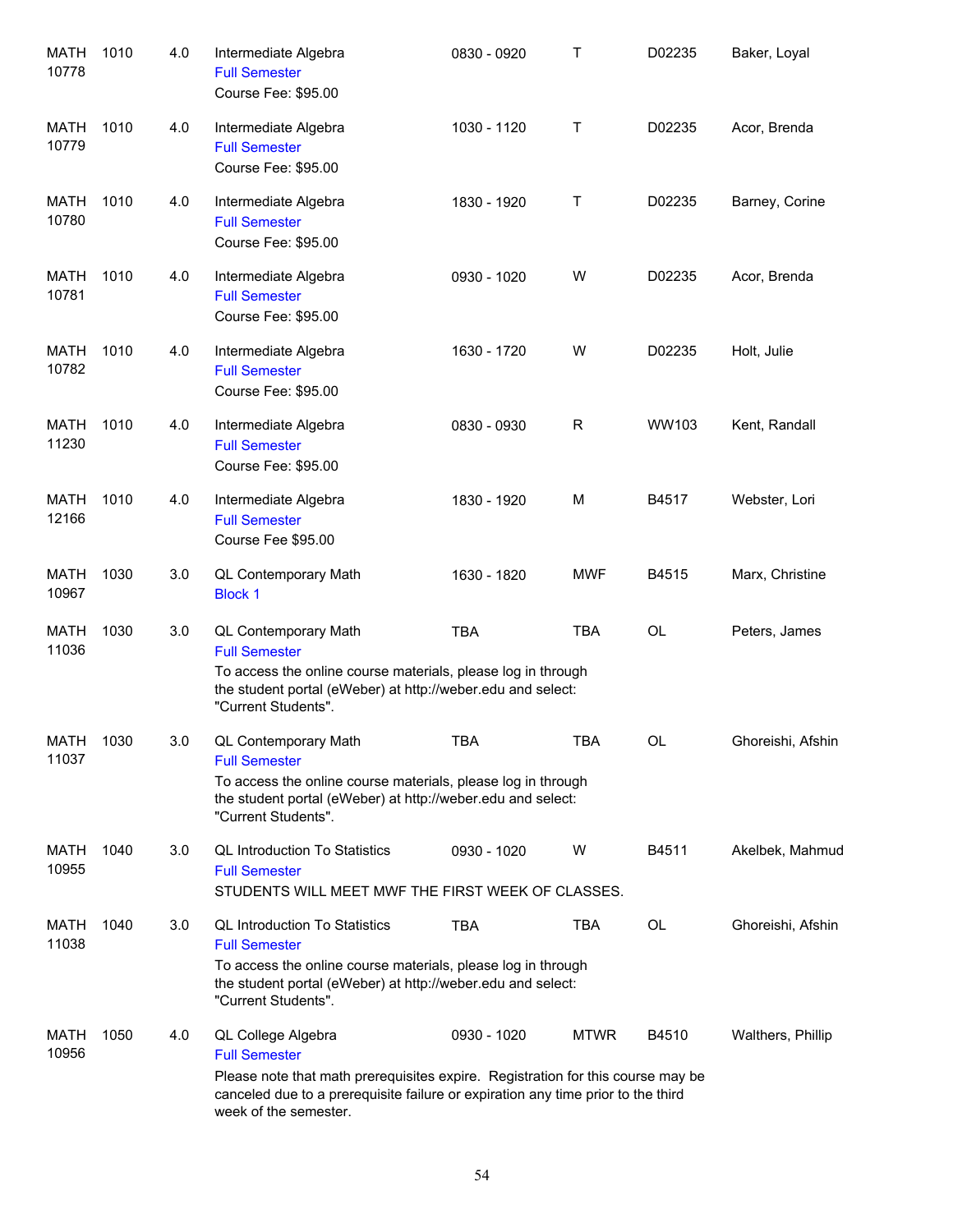| Course | Number | Credits | Title | Time | Days | Room | Instructor |
|---|---|---|---|---|---|---|---|
| MATH 10778 | 1010 | 4.0 | Intermediate Algebra<br>Full Semester<br>Course Fee: $95.00 | 0830 - 0920 | T | D02235 | Baker, Loyal |
| MATH 10779 | 1010 | 4.0 | Intermediate Algebra<br>Full Semester<br>Course Fee: $95.00 | 1030 - 1120 | T | D02235 | Acor, Brenda |
| MATH 10780 | 1010 | 4.0 | Intermediate Algebra<br>Full Semester<br>Course Fee: $95.00 | 1830 - 1920 | T | D02235 | Barney, Corine |
| MATH 10781 | 1010 | 4.0 | Intermediate Algebra<br>Full Semester<br>Course Fee: $95.00 | 0930 - 1020 | W | D02235 | Acor, Brenda |
| MATH 10782 | 1010 | 4.0 | Intermediate Algebra<br>Full Semester<br>Course Fee: $95.00 | 1630 - 1720 | W | D02235 | Holt, Julie |
| MATH 11230 | 1010 | 4.0 | Intermediate Algebra<br>Full Semester<br>Course Fee: $95.00 | 0830 - 0930 | R | WW103 | Kent, Randall |
| MATH 12166 | 1010 | 4.0 | Intermediate Algebra<br>Full Semester<br>Course Fee $95.00 | 1830 - 1920 | M | B4517 | Webster, Lori |
| MATH 10967 | 1030 | 3.0 | QL Contemporary Math<br>Block 1 | 1630 - 1820 | MWF | B4515 | Marx, Christine |
| MATH 11036 | 1030 | 3.0 | QL Contemporary Math<br>Full Semester<br>To access the online course materials, please log in through the student portal (eWeber) at http://weber.edu and select: "Current Students". | TBA | TBA | OL | Peters, James |
| MATH 11037 | 1030 | 3.0 | QL Contemporary Math<br>Full Semester<br>To access the online course materials, please log in through the student portal (eWeber) at http://weber.edu and select: "Current Students". | TBA | TBA | OL | Ghoreishi, Afshin |
| MATH 10955 | 1040 | 3.0 | QL Introduction To Statistics<br>Full Semester<br>STUDENTS WILL MEET MWF THE FIRST WEEK OF CLASSES. | 0930 - 1020 | W | B4511 | Akelbek, Mahmud |
| MATH 11038 | 1040 | 3.0 | QL Introduction To Statistics<br>Full Semester<br>To access the online course materials, please log in through the student portal (eWeber) at http://weber.edu and select: "Current Students". | TBA | TBA | OL | Ghoreishi, Afshin |
| MATH 10956 | 1050 | 4.0 | QL College Algebra<br>Full Semester<br>Please note that math prerequisites expire. Registration for this course may be canceled due to a prerequisite failure or expiration any time prior to the third week of the semester. | 0930 - 1020 | MTWR | B4510 | Walthers, Phillip |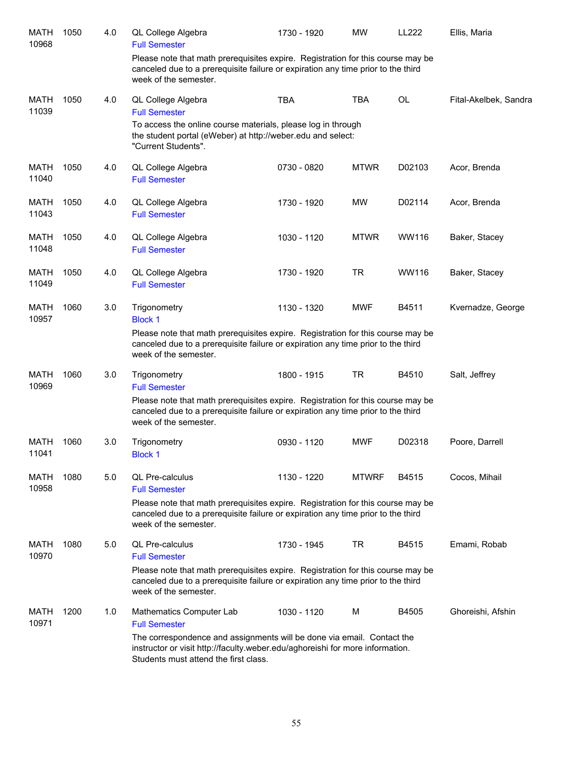| | | | | | | | |
|---|---|---|---|---|---|---|---|
| MATH 10968 | 1050 | 4.0 | QL College Algebra<br>Full Semester<br>Please note that math prerequisites expire. Registration for this course may be canceled due to a prerequisite failure or expiration any time prior to the third week of the semester. | 1730 - 1920 | MW | LL222 | Ellis, Maria |
| MATH 11039 | 1050 | 4.0 | QL College Algebra<br>Full Semester<br>To access the online course materials, please log in through the student portal (eWeber) at http://weber.edu and select: "Current Students". | TBA | TBA | OL | Fital-Akelbek, Sandra |
| MATH 11040 | 1050 | 4.0 | QL College Algebra<br>Full Semester | 0730 - 0820 | MTWR | D02103 | Acor, Brenda |
| MATH 11043 | 1050 | 4.0 | QL College Algebra<br>Full Semester | 1730 - 1920 | MW | D02114 | Acor, Brenda |
| MATH 11048 | 1050 | 4.0 | QL College Algebra<br>Full Semester | 1030 - 1120 | MTWR | WW116 | Baker, Stacey |
| MATH 11049 | 1050 | 4.0 | QL College Algebra<br>Full Semester | 1730 - 1920 | TR | WW116 | Baker, Stacey |
| MATH 10957 | 1060 | 3.0 | Trigonometry<br>Block 1<br>Please note that math prerequisites expire. Registration for this course may be canceled due to a prerequisite failure or expiration any time prior to the third week of the semester. | 1130 - 1320 | MWF | B4511 | Kvernadze, George |
| MATH 10969 | 1060 | 3.0 | Trigonometry<br>Full Semester<br>Please note that math prerequisites expire. Registration for this course may be canceled due to a prerequisite failure or expiration any time prior to the third week of the semester. | 1800 - 1915 | TR | B4510 | Salt, Jeffrey |
| MATH 11041 | 1060 | 3.0 | Trigonometry<br>Block 1 | 0930 - 1120 | MWF | D02318 | Poore, Darrell |
| MATH 10958 | 1080 | 5.0 | QL Pre-calculus<br>Full Semester<br>Please note that math prerequisites expire. Registration for this course may be canceled due to a prerequisite failure or expiration any time prior to the third week of the semester. | 1130 - 1220 | MTWRF | B4515 | Cocos, Mihail |
| MATH 10970 | 1080 | 5.0 | QL Pre-calculus<br>Full Semester<br>Please note that math prerequisites expire. Registration for this course may be canceled due to a prerequisite failure or expiration any time prior to the third week of the semester. | 1730 - 1945 | TR | B4515 | Emami, Robab |
| MATH 10971 | 1200 | 1.0 | Mathematics Computer Lab<br>Full Semester<br>The correspondence and assignments will be done via email. Contact the instructor or visit http://faculty.weber.edu/aghoreishi for more information. Students must attend the first class. | 1030 - 1120 | M | B4505 | Ghoreishi, Afshin |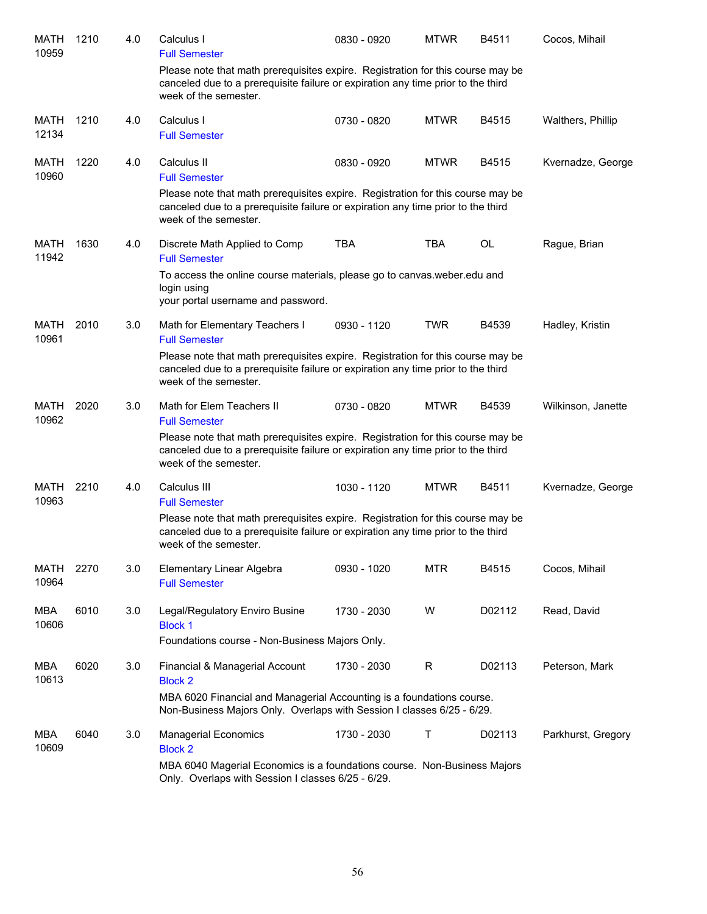| Subject / CRN | Course | Credits | Title / Session / Notes | Time | Days | Room | Instructor |
|---|---|---|---|---|---|---|---|
| MATH 10959 | 1210 | 4.0 | Calculus I<br>Full Semester<br>Please note that math prerequisites expire. Registration for this course may be canceled due to a prerequisite failure or expiration any time prior to the third week of the semester. | 0830 - 0920 | MTWR | B4511 | Cocos, Mihail |
| MATH 12134 | 1210 | 4.0 | Calculus I<br>Full Semester | 0730 - 0820 | MTWR | B4515 | Walthers, Phillip |
| MATH 10960 | 1220 | 4.0 | Calculus II<br>Full Semester<br>Please note that math prerequisites expire. Registration for this course may be canceled due to a prerequisite failure or expiration any time prior to the third week of the semester. | 0830 - 0920 | MTWR | B4515 | Kvernadze, George |
| MATH 11942 | 1630 | 4.0 | Discrete Math Applied to Comp<br>Full Semester<br>To access the online course materials, please go to canvas.weber.edu and login using your portal username and password. | TBA | TBA | OL | Rague, Brian |
| MATH 10961 | 2010 | 3.0 | Math for Elementary Teachers I<br>Full Semester<br>Please note that math prerequisites expire. Registration for this course may be canceled due to a prerequisite failure or expiration any time prior to the third week of the semester. | 0930 - 1120 | TWR | B4539 | Hadley, Kristin |
| MATH 10962 | 2020 | 3.0 | Math for Elem Teachers II<br>Full Semester<br>Please note that math prerequisites expire. Registration for this course may be canceled due to a prerequisite failure or expiration any time prior to the third week of the semester. | 0730 - 0820 | MTWR | B4539 | Wilkinson, Janette |
| MATH 10963 | 2210 | 4.0 | Calculus III<br>Full Semester<br>Please note that math prerequisites expire. Registration for this course may be canceled due to a prerequisite failure or expiration any time prior to the third week of the semester. | 1030 - 1120 | MTWR | B4511 | Kvernadze, George |
| MATH 10964 | 2270 | 3.0 | Elementary Linear Algebra<br>Full Semester | 0930 - 1020 | MTR | B4515 | Cocos, Mihail |
| MBA 10606 | 6010 | 3.0 | Legal/Regulatory Enviro Busine<br>Block 1<br>Foundations course - Non-Business Majors Only. | 1730 - 2030 | W | D02112 | Read, David |
| MBA 10613 | 6020 | 3.0 | Financial & Managerial Account<br>Block 2<br>MBA 6020 Financial and Managerial Accounting is a foundations course. Non-Business Majors Only. Overlaps with Session I classes 6/25 - 6/29. | 1730 - 2030 | R | D02113 | Peterson, Mark |
| MBA 10609 | 6040 | 3.0 | Managerial Economics<br>Block 2<br>MBA 6040 Magerial Economics is a foundations course. Non-Business Majors Only. Overlaps with Session I classes 6/25 - 6/29. | 1730 - 2030 | T | D02113 | Parkhurst, Gregory |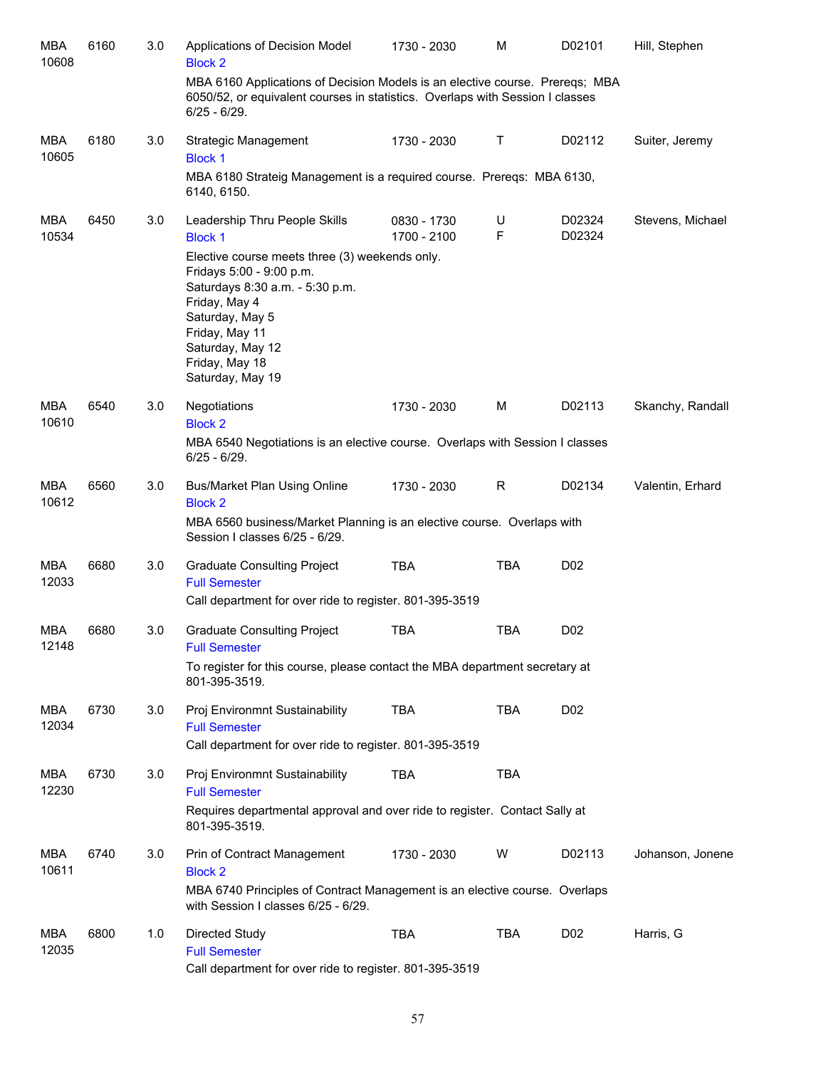| Subject | Course | Credits | Title | Time | Days | Room | Instructor |
|---|---|---|---|---|---|---|---|
| MBA 10608 | 6160 | 3.0 | Applications of Decision Model<br>Block 2<br>MBA 6160 Applications of Decision Models is an elective course. Prereqs; MBA 6050/52, or equivalent courses in statistics. Overlaps with Session I classes 6/25 - 6/29. | 1730 - 2030 | M | D02101 | Hill, Stephen |
| MBA 10605 | 6180 | 3.0 | Strategic Management<br>Block 1<br>MBA 6180 Strateig Management is a required course. Prereqs: MBA 6130, 6140, 6150. | 1730 - 2030 | T | D02112 | Suiter, Jeremy |
| MBA 10534 | 6450 | 3.0 | Leadership Thru People Skills<br>Block 1<br>Elective course meets three (3) weekends only.<br>Fridays 5:00 - 9:00 p.m.<br>Saturdays 8:30 a.m. - 5:30 p.m.<br>Friday, May 4<br>Saturday, May 5<br>Friday, May 11<br>Saturday, May 12<br>Friday, May 18<br>Saturday, May 19 | 0830 - 1730<br>1700 - 2100 | U<br>F | D02324<br>D02324 | Stevens, Michael |
| MBA 10610 | 6540 | 3.0 | Negotiations<br>Block 2<br>MBA 6540 Negotiations is an elective course. Overlaps with Session I classes 6/25 - 6/29. | 1730 - 2030 | M | D02113 | Skanchy, Randall |
| MBA 10612 | 6560 | 3.0 | Bus/Market Plan Using Online<br>Block 2<br>MBA 6560 business/Market Planning is an elective course. Overlaps with Session I classes 6/25 - 6/29. | 1730 - 2030 | R | D02134 | Valentin, Erhard |
| MBA 12033 | 6680 | 3.0 | Graduate Consulting Project<br>Full Semester<br>Call department for over ride to register. 801-395-3519 | TBA | TBA | D02 | |
| MBA 12148 | 6680 | 3.0 | Graduate Consulting Project<br>Full Semester<br>To register for this course, please contact the MBA department secretary at 801-395-3519. | TBA | TBA | D02 | |
| MBA 12034 | 6730 | 3.0 | Proj Environmnt Sustainability<br>Full Semester<br>Call department for over ride to register. 801-395-3519 | TBA | TBA | D02 | |
| MBA 12230 | 6730 | 3.0 | Proj Environmnt Sustainability<br>Full Semester<br>Requires departmental approval and over ride to register. Contact Sally at 801-395-3519. | TBA | TBA | | |
| MBA 10611 | 6740 | 3.0 | Prin of Contract Management<br>Block 2<br>MBA 6740 Principles of Contract Management is an elective course. Overlaps with Session I classes 6/25 - 6/29. | 1730 - 2030 | W | D02113 | Johanson, Jonene |
| MBA 12035 | 6800 | 1.0 | Directed Study<br>Full Semester<br>Call department for over ride to register. 801-395-3519 | TBA | TBA | D02 | Harris, G |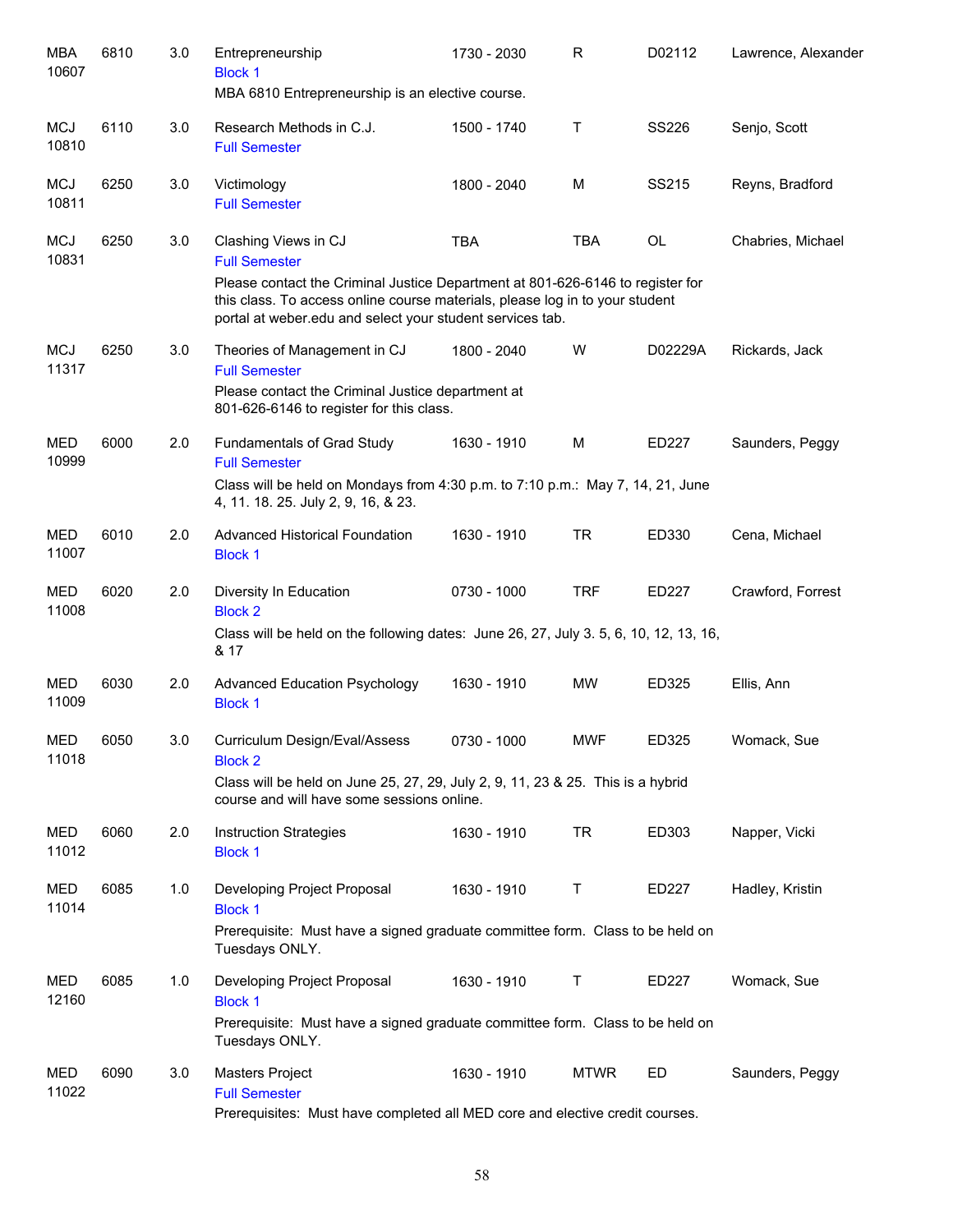| | | | | | | | |
|---|---|---|---|---|---|---|---|
| MBA 10607 | 6810 | 3.0 | Entrepreneurship<br>Block 1<br>MBA 6810 Entrepreneurship is an elective course. | 1730 - 2030 | R | D02112 | Lawrence, Alexander |
| MCJ 10810 | 6110 | 3.0 | Research Methods in C.J.<br>Full Semester | 1500 - 1740 | T | SS226 | Senjo, Scott |
| MCJ 10811 | 6250 | 3.0 | Victimology<br>Full Semester | 1800 - 2040 | M | SS215 | Reyns, Bradford |
| MCJ 10831 | 6250 | 3.0 | Clashing Views in CJ<br>Full Semester<br>Please contact the Criminal Justice Department at 801-626-6146 to register for this class. To access online course materials, please log in to your student portal at weber.edu and select your student services tab. | TBA | TBA | OL | Chabries, Michael |
| MCJ 11317 | 6250 | 3.0 | Theories of Management in CJ<br>Full Semester<br>Please contact the Criminal Justice department at 801-626-6146 to register for this class. | 1800 - 2040 | W | D02229A | Rickards, Jack |
| MED 10999 | 6000 | 2.0 | Fundamentals of Grad Study<br>Full Semester<br>Class will be held on Mondays from 4:30 p.m. to 7:10 p.m.: May 7, 14, 21, June 4, 11. 18. 25. July 2, 9, 16, & 23. | 1630 - 1910 | M | ED227 | Saunders, Peggy |
| MED 11007 | 6010 | 2.0 | Advanced Historical Foundation<br>Block 1 | 1630 - 1910 | TR | ED330 | Cena, Michael |
| MED 11008 | 6020 | 2.0 | Diversity In Education<br>Block 2<br>Class will be held on the following dates: June 26, 27, July 3. 5, 6, 10, 12, 13, 16, & 17 | 0730 - 1000 | TRF | ED227 | Crawford, Forrest |
| MED 11009 | 6030 | 2.0 | Advanced Education Psychology<br>Block 1 | 1630 - 1910 | MW | ED325 | Ellis, Ann |
| MED 11018 | 6050 | 3.0 | Curriculum Design/Eval/Assess<br>Block 2<br>Class will be held on June 25, 27, 29, July 2, 9, 11, 23 & 25. This is a hybrid course and will have some sessions online. | 0730 - 1000 | MWF | ED325 | Womack, Sue |
| MED 11012 | 6060 | 2.0 | Instruction Strategies<br>Block 1 | 1630 - 1910 | TR | ED303 | Napper, Vicki |
| MED 11014 | 6085 | 1.0 | Developing Project Proposal<br>Block 1<br>Prerequisite: Must have a signed graduate committee form. Class to be held on Tuesdays ONLY. | 1630 - 1910 | T | ED227 | Hadley, Kristin |
| MED 12160 | 6085 | 1.0 | Developing Project Proposal<br>Block 1<br>Prerequisite: Must have a signed graduate committee form. Class to be held on Tuesdays ONLY. | 1630 - 1910 | T | ED227 | Womack, Sue |
| MED 11022 | 6090 | 3.0 | Masters Project<br>Full Semester<br>Prerequisites: Must have completed all MED core and elective credit courses. | 1630 - 1910 | MTWR | ED | Saunders, Peggy |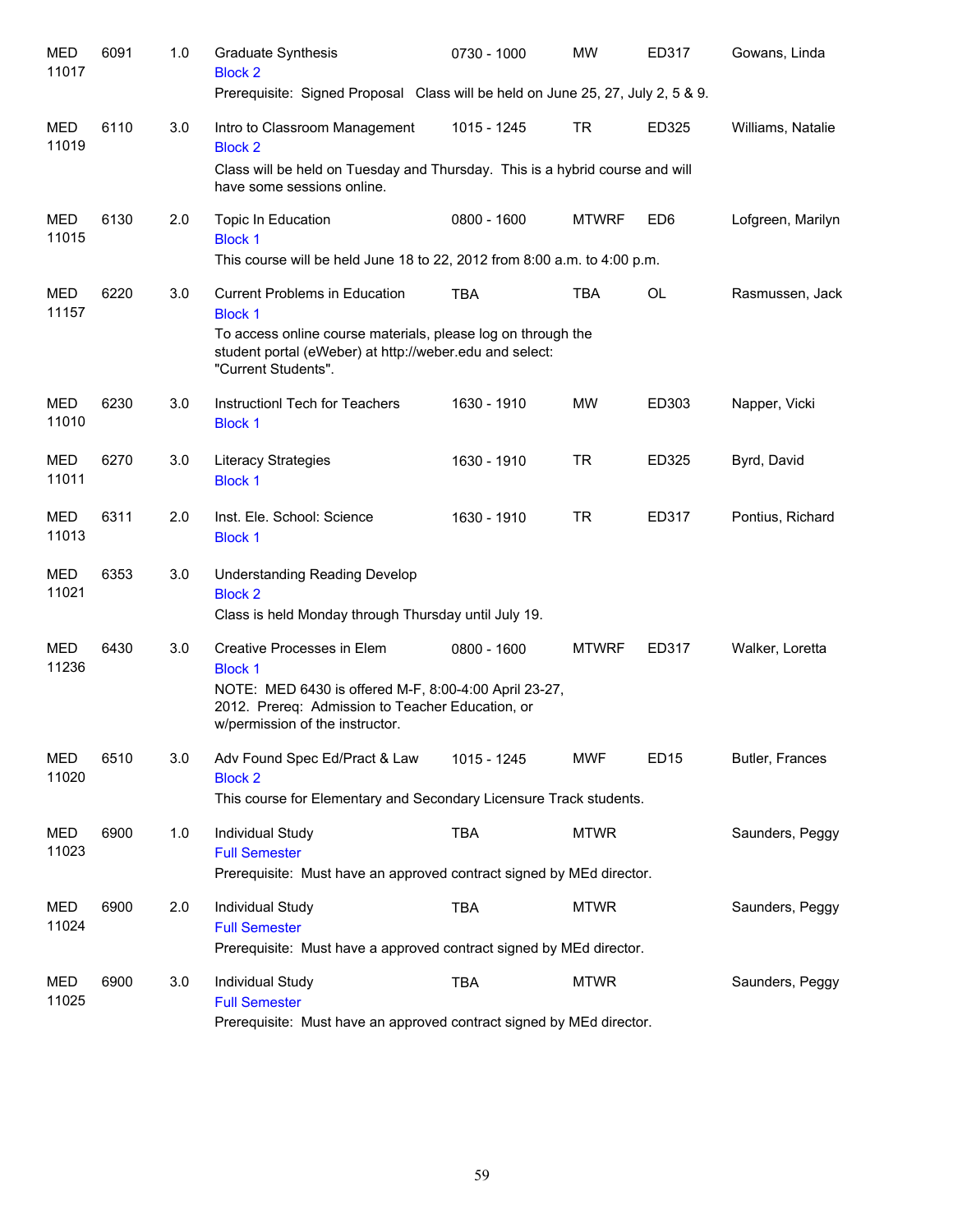| Dept / CRN | Course | Credits | Title | Time | Days | Room | Instructor |
|---|---|---|---|---|---|---|---|
| MED 11017 | 6091 | 1.0 | Graduate Synthesis<br>Block 2<br>Prerequisite: Signed Proposal Class will be held on June 25, 27, July 2, 5 & 9. | 0730 - 1000 | MW | ED317 | Gowans, Linda |
| MED 11019 | 6110 | 3.0 | Intro to Classroom Management<br>Block 2<br>Class will be held on Tuesday and Thursday. This is a hybrid course and will have some sessions online. | 1015 - 1245 | TR | ED325 | Williams, Natalie |
| MED 11015 | 6130 | 2.0 | Topic In Education<br>Block 1<br>This course will be held June 18 to 22, 2012 from 8:00 a.m. to 4:00 p.m. | 0800 - 1600 | MTWRF | ED6 | Lofgreen, Marilyn |
| MED 11157 | 6220 | 3.0 | Current Problems in Education<br>Block 1<br>To access online course materials, please log on through the student portal (eWeber) at http://weber.edu and select: "Current Students". | TBA | TBA | OL | Rasmussen, Jack |
| MED 11010 | 6230 | 3.0 | Instructionl Tech for Teachers<br>Block 1 | 1630 - 1910 | MW | ED303 | Napper, Vicki |
| MED 11011 | 6270 | 3.0 | Literacy Strategies<br>Block 1 | 1630 - 1910 | TR | ED325 | Byrd, David |
| MED 11013 | 6311 | 2.0 | Inst. Ele. School: Science<br>Block 1 | 1630 - 1910 | TR | ED317 | Pontius, Richard |
| MED 11021 | 6353 | 3.0 | Understanding Reading Develop<br>Block 2<br>Class is held Monday through Thursday until July 19. | | | | |
| MED 11236 | 6430 | 3.0 | Creative Processes in Elem<br>Block 1<br>NOTE: MED 6430 is offered M-F, 8:00-4:00 April 23-27, 2012. Prereq: Admission to Teacher Education, or w/permission of the instructor. | 0800 - 1600 | MTWRF | ED317 | Walker, Loretta |
| MED 11020 | 6510 | 3.0 | Adv Found Spec Ed/Pract & Law<br>Block 2<br>This course for Elementary and Secondary Licensure Track students. | 1015 - 1245 | MWF | ED15 | Butler, Frances |
| MED 11023 | 6900 | 1.0 | Individual Study<br>Full Semester<br>Prerequisite: Must have an approved contract signed by MEd director. | TBA | MTWR | | Saunders, Peggy |
| MED 11024 | 6900 | 2.0 | Individual Study<br>Full Semester<br>Prerequisite: Must have a approved contract signed by MEd director. | TBA | MTWR | | Saunders, Peggy |
| MED 11025 | 6900 | 3.0 | Individual Study<br>Full Semester<br>Prerequisite: Must have an approved contract signed by MEd director. | TBA | MTWR | | Saunders, Peggy |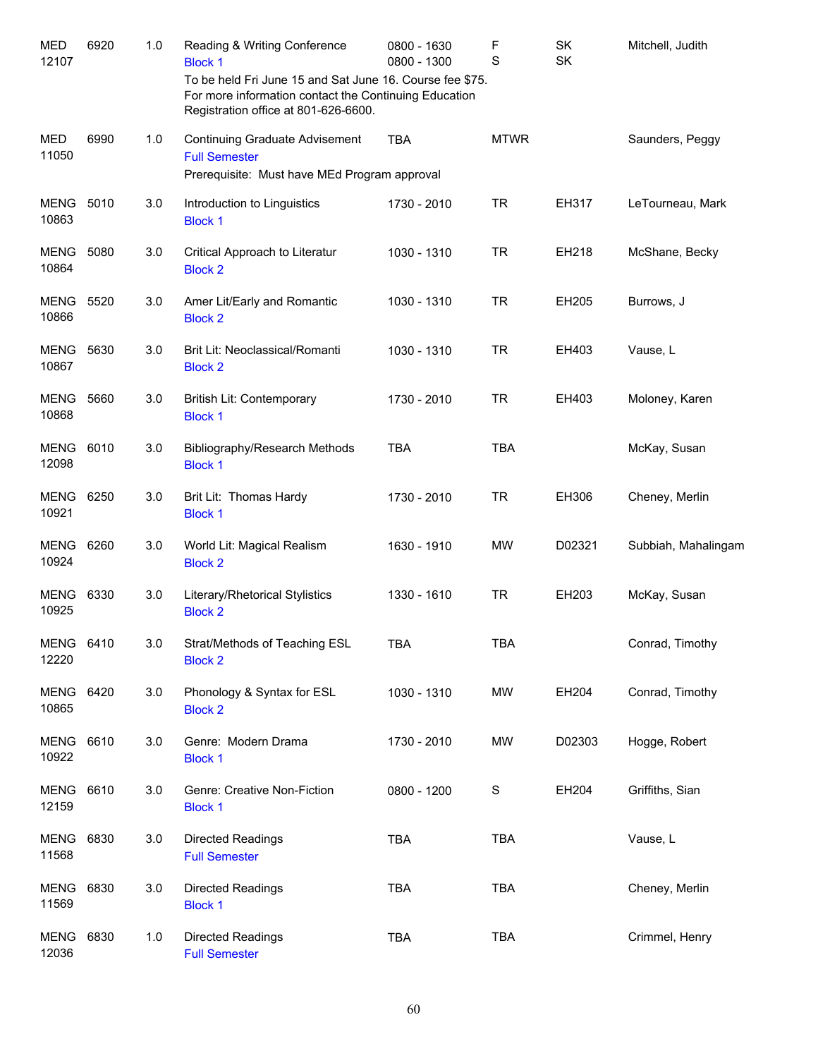| Course | Number | Credits | Title | Time | Days | Room | Instructor |
|---|---|---|---|---|---|---|---|
| MED 12107 | 6920 | 1.0 | Reading & Writing Conference<br>Block 1<br>To be held Fri June 15 and Sat June 16. Course fee $75. For more information contact the Continuing Education Registration office at 801-626-6600. | 0800 - 1630<br>0800 - 1300 | F<br>S | SK<br>SK | Mitchell, Judith |
| MED 11050 | 6990 | 1.0 | Continuing Graduate Advisement<br>Full Semester<br>Prerequisite: Must have MEd Program approval | TBA | MTWR | | Saunders, Peggy |
| MENG 10863 | 5010 | 3.0 | Introduction to Linguistics<br>Block 1 | 1730 - 2010 | TR | EH317 | LeTourneau, Mark |
| MENG 10864 | 5080 | 3.0 | Critical Approach to Literatur<br>Block 2 | 1030 - 1310 | TR | EH218 | McShane, Becky |
| MENG 10866 | 5520 | 3.0 | Amer Lit/Early and Romantic<br>Block 2 | 1030 - 1310 | TR | EH205 | Burrows, J |
| MENG 10867 | 5630 | 3.0 | Brit Lit: Neoclassical/Romanti<br>Block 2 | 1030 - 1310 | TR | EH403 | Vause, L |
| MENG 10868 | 5660 | 3.0 | British Lit: Contemporary<br>Block 1 | 1730 - 2010 | TR | EH403 | Moloney, Karen |
| MENG 12098 | 6010 | 3.0 | Bibliography/Research Methods<br>Block 1 | TBA | TBA | | McKay, Susan |
| MENG 10921 | 6250 | 3.0 | Brit Lit: Thomas Hardy<br>Block 1 | 1730 - 2010 | TR | EH306 | Cheney, Merlin |
| MENG 10924 | 6260 | 3.0 | World Lit: Magical Realism<br>Block 2 | 1630 - 1910 | MW | D02321 | Subbiah, Mahalingam |
| MENG 10925 | 6330 | 3.0 | Literary/Rhetorical Stylistics<br>Block 2 | 1330 - 1610 | TR | EH203 | McKay, Susan |
| MENG 12220 | 6410 | 3.0 | Strat/Methods of Teaching ESL<br>Block 2 | TBA | TBA | | Conrad, Timothy |
| MENG 10865 | 6420 | 3.0 | Phonology & Syntax for ESL<br>Block 2 | 1030 - 1310 | MW | EH204 | Conrad, Timothy |
| MENG 10922 | 6610 | 3.0 | Genre: Modern Drama<br>Block 1 | 1730 - 2010 | MW | D02303 | Hogge, Robert |
| MENG 12159 | 6610 | 3.0 | Genre: Creative Non-Fiction<br>Block 1 | 0800 - 1200 | S | EH204 | Griffiths, Sian |
| MENG 11568 | 6830 | 3.0 | Directed Readings<br>Full Semester | TBA | TBA | | Vause, L |
| MENG 11569 | 6830 | 3.0 | Directed Readings<br>Block 1 | TBA | TBA | | Cheney, Merlin |
| MENG 12036 | 6830 | 1.0 | Directed Readings<br>Full Semester | TBA | TBA | | Crimmel, Henry |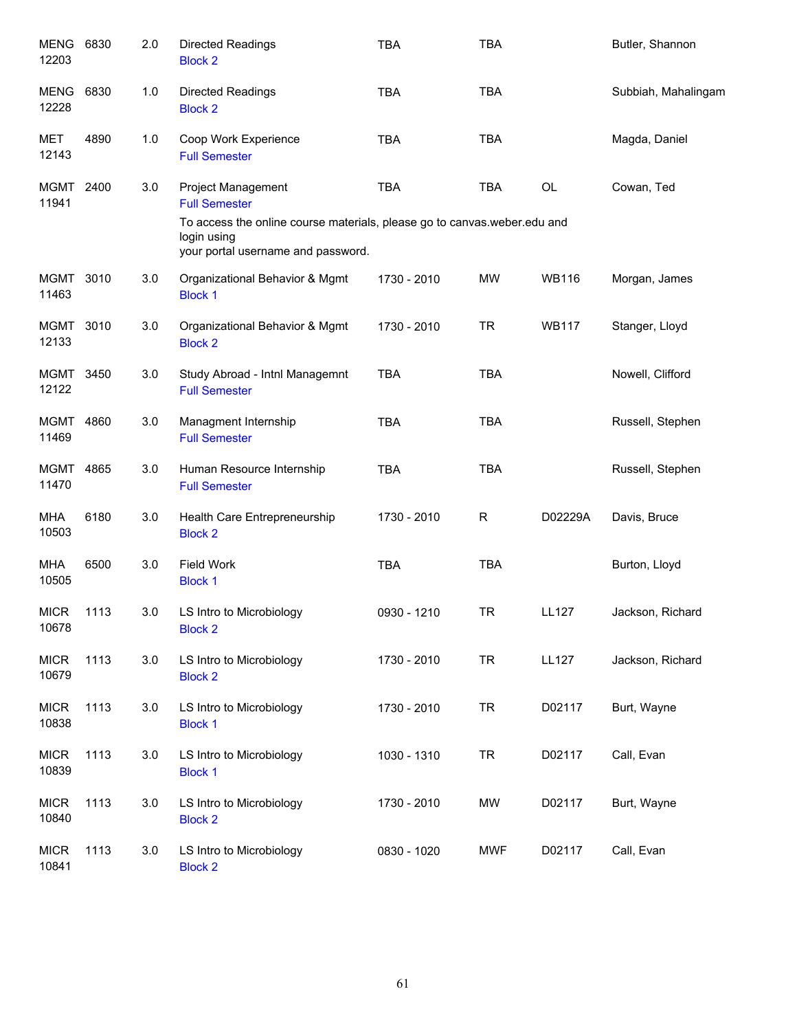| Course | | Credits | Title | Time | Days | Room | Instructor |
|---|---|---|---|---|---|---|---|
| MENG 12203 | 6830 | 2.0 | Directed Readings<br>Block 2 | TBA | TBA | | Butler, Shannon |
| MENG 12228 | 6830 | 1.0 | Directed Readings<br>Block 2 | TBA | TBA | | Subbiah, Mahalingam |
| MET 12143 | 4890 | 1.0 | Coop Work Experience<br>Full Semester | TBA | TBA | | Magda, Daniel |
| MGMT 11941 | 2400 | 3.0 | Project Management<br>Full Semester<br>To access the online course materials, please go to canvas.weber.edu and login using your portal username and password. | TBA | TBA | OL | Cowan, Ted |
| MGMT 11463 | 3010 | 3.0 | Organizational Behavior & Mgmt<br>Block 1 | 1730 - 2010 | MW | WB116 | Morgan, James |
| MGMT 12133 | 3010 | 3.0 | Organizational Behavior & Mgmt<br>Block 2 | 1730 - 2010 | TR | WB117 | Stanger, Lloyd |
| MGMT 12122 | 3450 | 3.0 | Study Abroad - Intnl Managemnt<br>Full Semester | TBA | TBA | | Nowell, Clifford |
| MGMT 11469 | 4860 | 3.0 | Managment Internship<br>Full Semester | TBA | TBA | | Russell, Stephen |
| MGMT 11470 | 4865 | 3.0 | Human Resource Internship<br>Full Semester | TBA | TBA | | Russell, Stephen |
| MHA 10503 | 6180 | 3.0 | Health Care Entrepreneurship<br>Block 2 | 1730 - 2010 | R | D02229A | Davis, Bruce |
| MHA 10505 | 6500 | 3.0 | Field Work<br>Block 1 | TBA | TBA | | Burton, Lloyd |
| MICR 10678 | 1113 | 3.0 | LS Intro to Microbiology<br>Block 2 | 0930 - 1210 | TR | LL127 | Jackson, Richard |
| MICR 10679 | 1113 | 3.0 | LS Intro to Microbiology<br>Block 2 | 1730 - 2010 | TR | LL127 | Jackson, Richard |
| MICR 10838 | 1113 | 3.0 | LS Intro to Microbiology<br>Block 1 | 1730 - 2010 | TR | D02117 | Burt, Wayne |
| MICR 10839 | 1113 | 3.0 | LS Intro to Microbiology<br>Block 1 | 1030 - 1310 | TR | D02117 | Call, Evan |
| MICR 10840 | 1113 | 3.0 | LS Intro to Microbiology<br>Block 2 | 1730 - 2010 | MW | D02117 | Burt, Wayne |
| MICR 10841 | 1113 | 3.0 | LS Intro to Microbiology<br>Block 2 | 0830 - 1020 | MWF | D02117 | Call, Evan |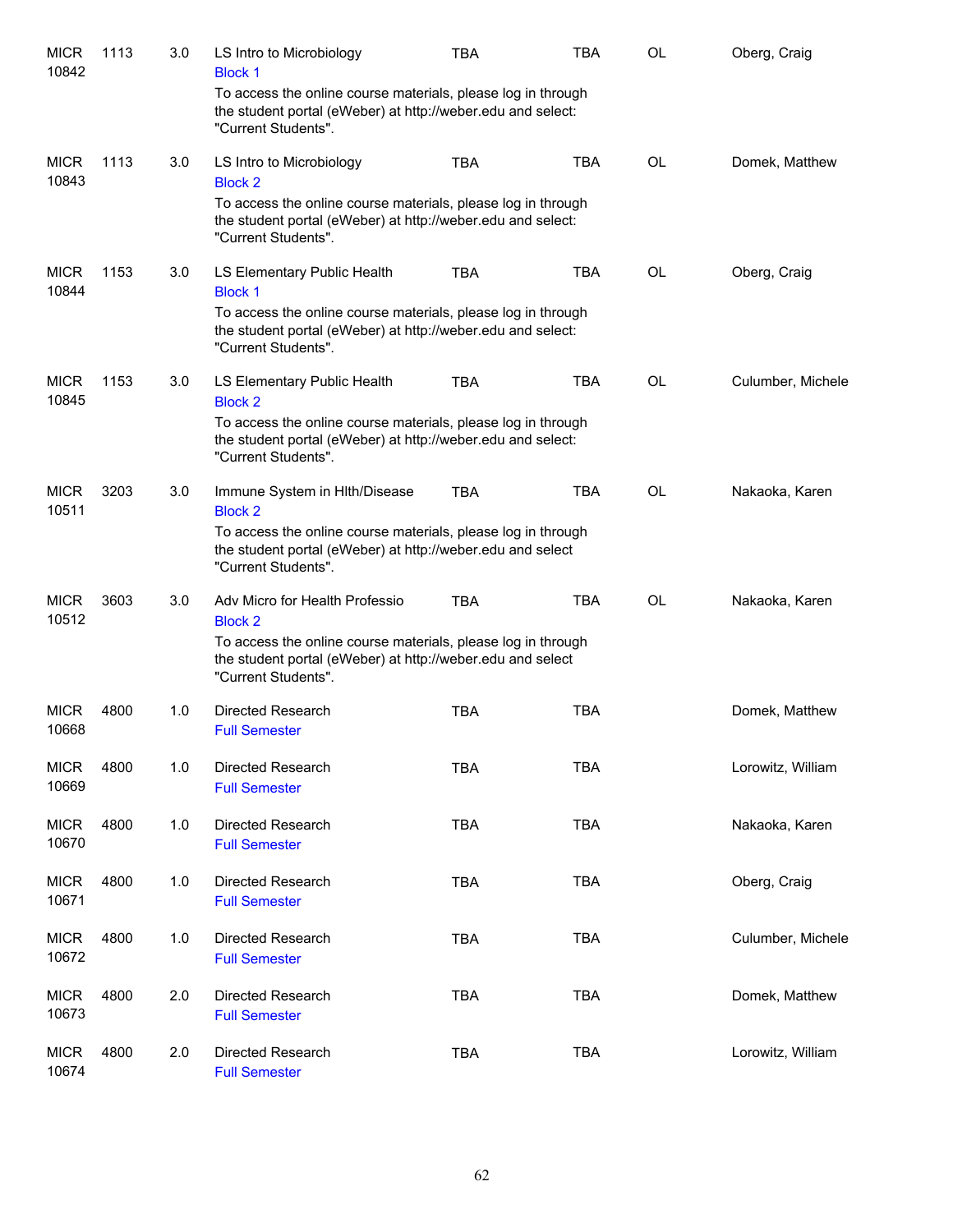| | | | | | | | |
|---|---|---|---|---|---|---|---|
| MICR 10842 | 1113 | 3.0 | LS Intro to Microbiology<br>Block 1<br>To access the online course materials, please log in through the student portal (eWeber) at http://weber.edu and select: "Current Students". | TBA | TBA | OL | Oberg, Craig |
| MICR 10843 | 1113 | 3.0 | LS Intro to Microbiology<br>Block 2<br>To access the online course materials, please log in through the student portal (eWeber) at http://weber.edu and select: "Current Students". | TBA | TBA | OL | Domek, Matthew |
| MICR 10844 | 1153 | 3.0 | LS Elementary Public Health<br>Block 1<br>To access the online course materials, please log in through the student portal (eWeber) at http://weber.edu and select: "Current Students". | TBA | TBA | OL | Oberg, Craig |
| MICR 10845 | 1153 | 3.0 | LS Elementary Public Health<br>Block 2<br>To access the online course materials, please log in through the student portal (eWeber) at http://weber.edu and select: "Current Students". | TBA | TBA | OL | Culumber, Michele |
| MICR 10511 | 3203 | 3.0 | Immune System in Hlth/Disease<br>Block 2<br>To access the online course materials, please log in through the student portal (eWeber) at http://weber.edu and select "Current Students". | TBA | TBA | OL | Nakaoka, Karen |
| MICR 10512 | 3603 | 3.0 | Adv Micro for Health Professio<br>Block 2<br>To access the online course materials, please log in through the student portal (eWeber) at http://weber.edu and select "Current Students". | TBA | TBA | OL | Nakaoka, Karen |
| MICR 10668 | 4800 | 1.0 | Directed Research<br>Full Semester | TBA | TBA | | Domek, Matthew |
| MICR 10669 | 4800 | 1.0 | Directed Research<br>Full Semester | TBA | TBA | | Lorowitz, William |
| MICR 10670 | 4800 | 1.0 | Directed Research<br>Full Semester | TBA | TBA | | Nakaoka, Karen |
| MICR 10671 | 4800 | 1.0 | Directed Research<br>Full Semester | TBA | TBA | | Oberg, Craig |
| MICR 10672 | 4800 | 1.0 | Directed Research<br>Full Semester | TBA | TBA | | Culumber, Michele |
| MICR 10673 | 4800 | 2.0 | Directed Research<br>Full Semester | TBA | TBA | | Domek, Matthew |
| MICR 10674 | 4800 | 2.0 | Directed Research<br>Full Semester | TBA | TBA | | Lorowitz, William |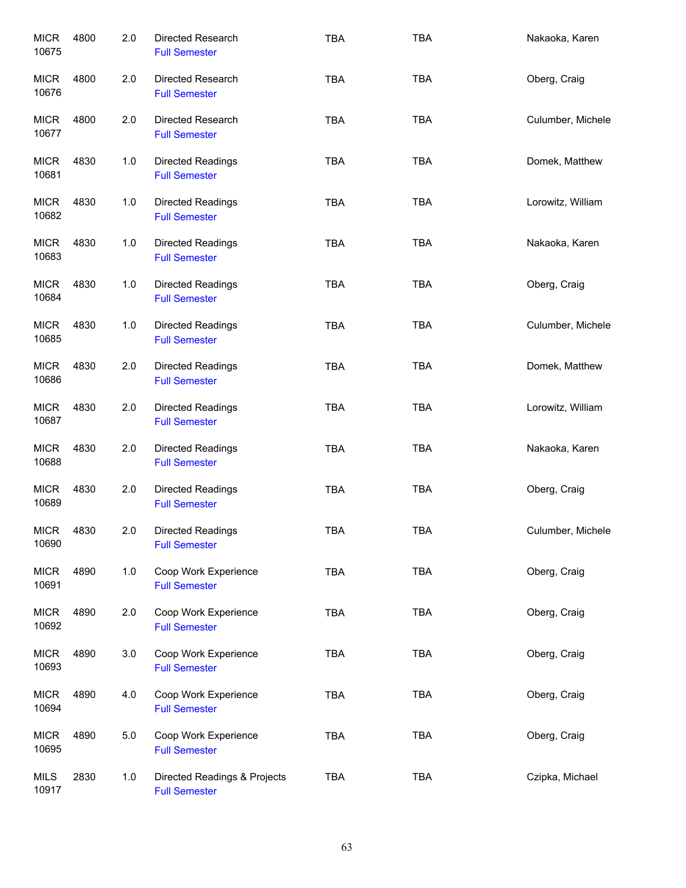| | | | | | | |
|---|---|---|---|---|---|---|
| MICR 10675 | 4800 | 2.0 | Directed Research<br>Full Semester | TBA | TBA | Nakaoka, Karen |
| MICR 10676 | 4800 | 2.0 | Directed Research<br>Full Semester | TBA | TBA | Oberg, Craig |
| MICR 10677 | 4800 | 2.0 | Directed Research<br>Full Semester | TBA | TBA | Culumber, Michele |
| MICR 10681 | 4830 | 1.0 | Directed Readings<br>Full Semester | TBA | TBA | Domek, Matthew |
| MICR 10682 | 4830 | 1.0 | Directed Readings<br>Full Semester | TBA | TBA | Lorowitz, William |
| MICR 10683 | 4830 | 1.0 | Directed Readings<br>Full Semester | TBA | TBA | Nakaoka, Karen |
| MICR 10684 | 4830 | 1.0 | Directed Readings<br>Full Semester | TBA | TBA | Oberg, Craig |
| MICR 10685 | 4830 | 1.0 | Directed Readings<br>Full Semester | TBA | TBA | Culumber, Michele |
| MICR 10686 | 4830 | 2.0 | Directed Readings<br>Full Semester | TBA | TBA | Domek, Matthew |
| MICR 10687 | 4830 | 2.0 | Directed Readings<br>Full Semester | TBA | TBA | Lorowitz, William |
| MICR 10688 | 4830 | 2.0 | Directed Readings<br>Full Semester | TBA | TBA | Nakaoka, Karen |
| MICR 10689 | 4830 | 2.0 | Directed Readings<br>Full Semester | TBA | TBA | Oberg, Craig |
| MICR 10690 | 4830 | 2.0 | Directed Readings<br>Full Semester | TBA | TBA | Culumber, Michele |
| MICR 10691 | 4890 | 1.0 | Coop Work Experience<br>Full Semester | TBA | TBA | Oberg, Craig |
| MICR 10692 | 4890 | 2.0 | Coop Work Experience<br>Full Semester | TBA | TBA | Oberg, Craig |
| MICR 10693 | 4890 | 3.0 | Coop Work Experience<br>Full Semester | TBA | TBA | Oberg, Craig |
| MICR 10694 | 4890 | 4.0 | Coop Work Experience<br>Full Semester | TBA | TBA | Oberg, Craig |
| MICR 10695 | 4890 | 5.0 | Coop Work Experience<br>Full Semester | TBA | TBA | Oberg, Craig |
| MILS 10917 | 2830 | 1.0 | Directed Readings & Projects<br>Full Semester | TBA | TBA | Czipka, Michael |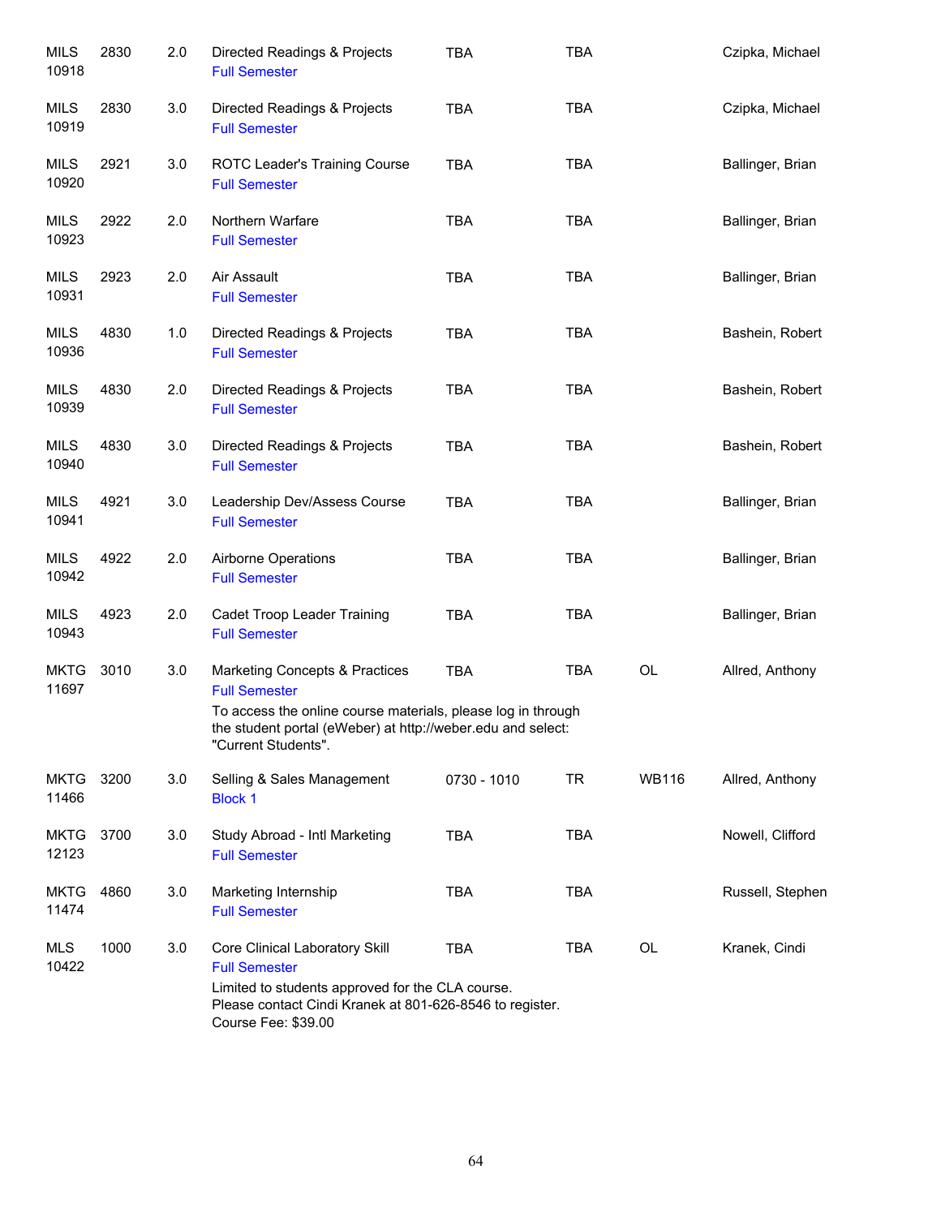| Subject / CRN | Course | Credits | Title | Time | Days | Room | Instructor |
|---|---|---|---|---|---|---|---|
| MILS 10918 | 2830 | 2.0 | Directed Readings & Projects<br>Full Semester | TBA | TBA | | Czipka, Michael |
| MILS 10919 | 2830 | 3.0 | Directed Readings & Projects<br>Full Semester | TBA | TBA | | Czipka, Michael |
| MILS 10920 | 2921 | 3.0 | ROTC Leader's Training Course<br>Full Semester | TBA | TBA | | Ballinger, Brian |
| MILS 10923 | 2922 | 2.0 | Northern Warfare<br>Full Semester | TBA | TBA | | Ballinger, Brian |
| MILS 10931 | 2923 | 2.0 | Air Assault<br>Full Semester | TBA | TBA | | Ballinger, Brian |
| MILS 10936 | 4830 | 1.0 | Directed Readings & Projects<br>Full Semester | TBA | TBA | | Bashein, Robert |
| MILS 10939 | 4830 | 2.0 | Directed Readings & Projects<br>Full Semester | TBA | TBA | | Bashein, Robert |
| MILS 10940 | 4830 | 3.0 | Directed Readings & Projects<br>Full Semester | TBA | TBA | | Bashein, Robert |
| MILS 10941 | 4921 | 3.0 | Leadership Dev/Assess Course<br>Full Semester | TBA | TBA | | Ballinger, Brian |
| MILS 10942 | 4922 | 2.0 | Airborne Operations<br>Full Semester | TBA | TBA | | Ballinger, Brian |
| MILS 10943 | 4923 | 2.0 | Cadet Troop Leader Training<br>Full Semester | TBA | TBA | | Ballinger, Brian |
| MKTG 11697 | 3010 | 3.0 | Marketing Concepts & Practices<br>Full Semester<br>To access the online course materials, please log in through the student portal (eWeber) at http://weber.edu and select: "Current Students". | TBA | TBA | OL | Allred, Anthony |
| MKTG 11466 | 3200 | 3.0 | Selling & Sales Management<br>Block 1 | 0730 - 1010 | TR | WB116 | Allred, Anthony |
| MKTG 12123 | 3700 | 3.0 | Study Abroad - Intl Marketing<br>Full Semester | TBA | TBA | | Nowell, Clifford |
| MKTG 11474 | 4860 | 3.0 | Marketing Internship<br>Full Semester | TBA | TBA | | Russell, Stephen |
| MLS 10422 | 1000 | 3.0 | Core Clinical Laboratory Skill<br>Full Semester<br>Limited to students approved for the CLA course.<br>Please contact Cindi Kranek at 801-626-8546 to register.<br>Course Fee: $39.00 | TBA | TBA | OL | Kranek, Cindi |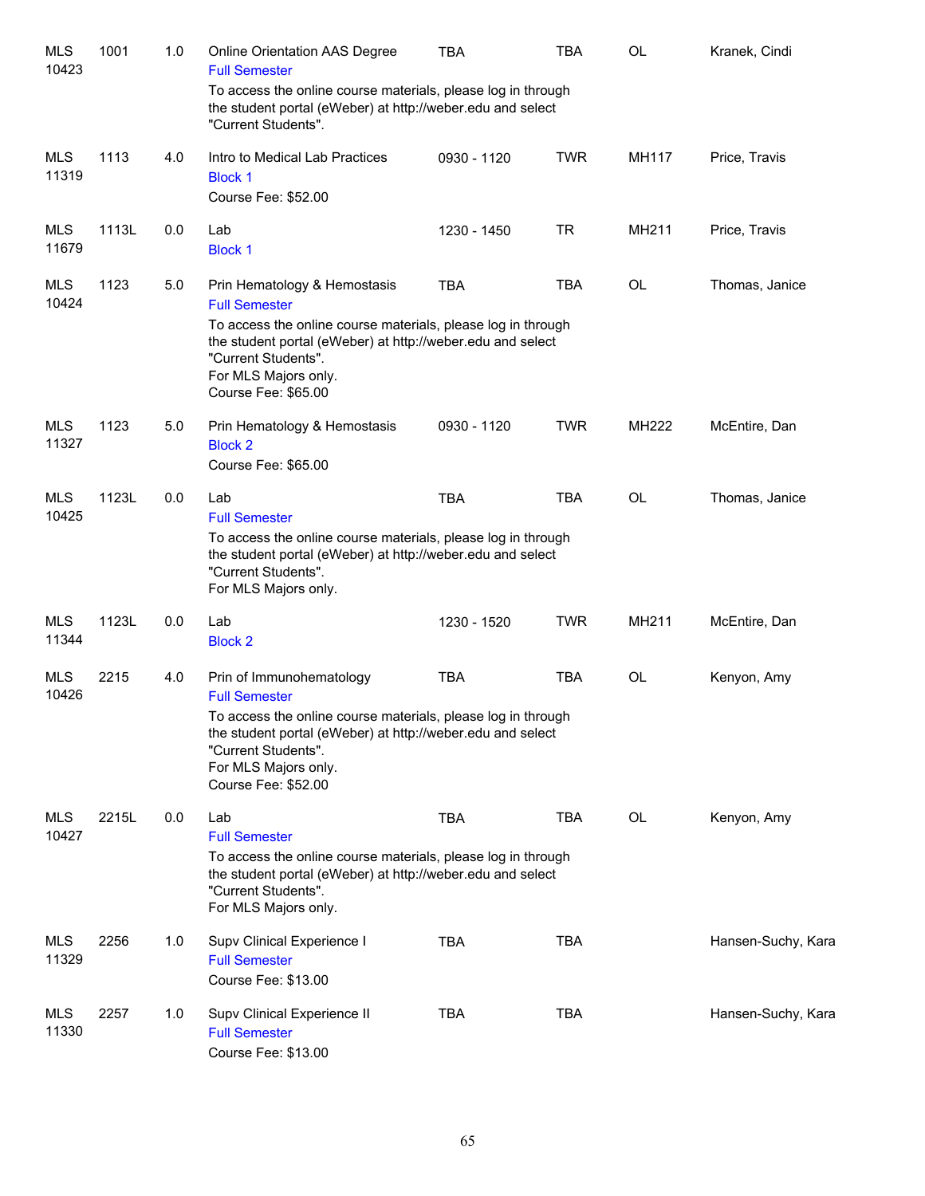| | | | | | | | |
|---|---|---|---|---|---|---|---|
| MLS 10423 | 1001 | 1.0 | Online Orientation AAS Degree<br>Full Semester<br>To access the online course materials, please log in through the student portal (eWeber) at http://weber.edu and select "Current Students". | TBA | TBA | OL | Kranek, Cindi |
| MLS 11319 | 1113 | 4.0 | Intro to Medical Lab Practices<br>Block 1<br>Course Fee: $52.00 | 0930 - 1120 | TWR | MH117 | Price, Travis |
| MLS 11679 | 1113L | 0.0 | Lab<br>Block 1 | 1230 - 1450 | TR | MH211 | Price, Travis |
| MLS 10424 | 1123 | 5.0 | Prin Hematology & Hemostasis<br>Full Semester<br>To access the online course materials, please log in through the student portal (eWeber) at http://weber.edu and select "Current Students".<br>For MLS Majors only.<br>Course Fee: $65.00 | TBA | TBA | OL | Thomas, Janice |
| MLS 11327 | 1123 | 5.0 | Prin Hematology & Hemostasis<br>Block 2<br>Course Fee: $65.00 | 0930 - 1120 | TWR | MH222 | McEntire, Dan |
| MLS 10425 | 1123L | 0.0 | Lab<br>Full Semester<br>To access the online course materials, please log in through the student portal (eWeber) at http://weber.edu and select "Current Students".<br>For MLS Majors only. | TBA | TBA | OL | Thomas, Janice |
| MLS 11344 | 1123L | 0.0 | Lab<br>Block 2 | 1230 - 1520 | TWR | MH211 | McEntire, Dan |
| MLS 10426 | 2215 | 4.0 | Prin of Immunohematology<br>Full Semester<br>To access the online course materials, please log in through the student portal (eWeber) at http://weber.edu and select "Current Students".<br>For MLS Majors only.<br>Course Fee: $52.00 | TBA | TBA | OL | Kenyon, Amy |
| MLS 10427 | 2215L | 0.0 | Lab<br>Full Semester<br>To access the online course materials, please log in through the student portal (eWeber) at http://weber.edu and select "Current Students".<br>For MLS Majors only. | TBA | TBA | OL | Kenyon, Amy |
| MLS 11329 | 2256 | 1.0 | Supv Clinical Experience I<br>Full Semester<br>Course Fee: $13.00 | TBA | TBA | | Hansen-Suchy, Kara |
| MLS 11330 | 2257 | 1.0 | Supv Clinical Experience II<br>Full Semester<br>Course Fee: $13.00 | TBA | TBA | | Hansen-Suchy, Kara |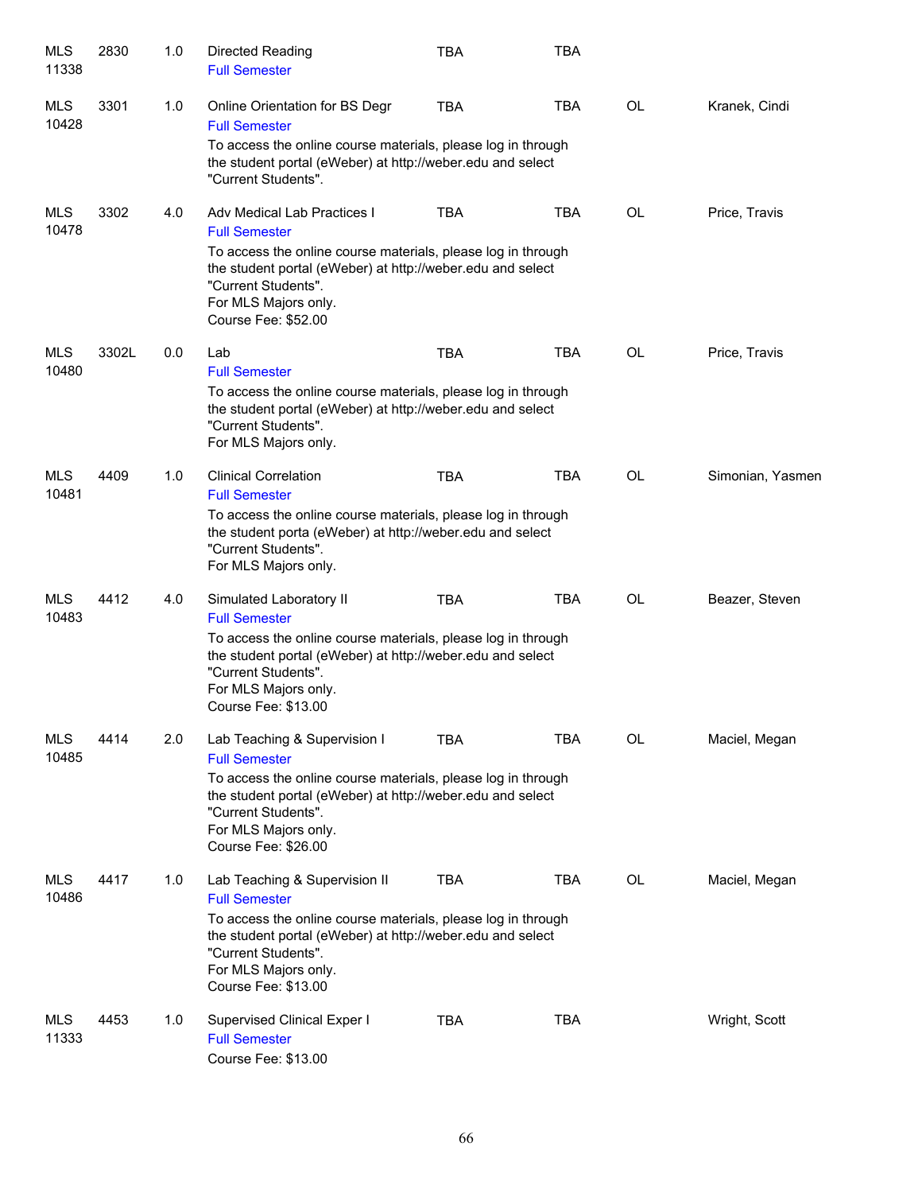| | | | | | | | |
|---|---|---|---|---|---|---|---|
| MLS 11338 | 2830 | 1.0 | Directed Reading<br>Full Semester | TBA | TBA | | |
| MLS 10428 | 3301 | 1.0 | Online Orientation for BS Degr<br>Full Semester<br>To access the online course materials, please log in through the student portal (eWeber) at http://weber.edu and select "Current Students". | TBA | TBA | OL | Kranek, Cindi |
| MLS 10478 | 3302 | 4.0 | Adv Medical Lab Practices I<br>Full Semester<br>To access the online course materials, please log in through the student portal (eWeber) at http://weber.edu and select "Current Students".<br>For MLS Majors only.<br>Course Fee: $52.00 | TBA | TBA | OL | Price, Travis |
| MLS 10480 | 3302L | 0.0 | Lab<br>Full Semester<br>To access the online course materials, please log in through the student portal (eWeber) at http://weber.edu and select "Current Students".<br>For MLS Majors only. | TBA | TBA | OL | Price, Travis |
| MLS 10481 | 4409 | 1.0 | Clinical Correlation<br>Full Semester<br>To access the online course materials, please log in through the student porta (eWeber) at http://weber.edu and select "Current Students".<br>For MLS Majors only. | TBA | TBA | OL | Simonian, Yasmen |
| MLS 10483 | 4412 | 4.0 | Simulated Laboratory II<br>Full Semester<br>To access the online course materials, please log in through the student portal (eWeber) at http://weber.edu and select "Current Students".<br>For MLS Majors only.<br>Course Fee: $13.00 | TBA | TBA | OL | Beazer, Steven |
| MLS 10485 | 4414 | 2.0 | Lab Teaching & Supervision I<br>Full Semester<br>To access the online course materials, please log in through the student portal (eWeber) at http://weber.edu and select "Current Students".<br>For MLS Majors only.<br>Course Fee: $26.00 | TBA | TBA | OL | Maciel, Megan |
| MLS 10486 | 4417 | 1.0 | Lab Teaching & Supervision II<br>Full Semester<br>To access the online course materials, please log in through the student portal (eWeber) at http://weber.edu and select "Current Students".<br>For MLS Majors only.<br>Course Fee: $13.00 | TBA | TBA | OL | Maciel, Megan |
| MLS 11333 | 4453 | 1.0 | Supervised Clinical Exper I<br>Full Semester<br>Course Fee: $13.00 | TBA | TBA | | Wright, Scott |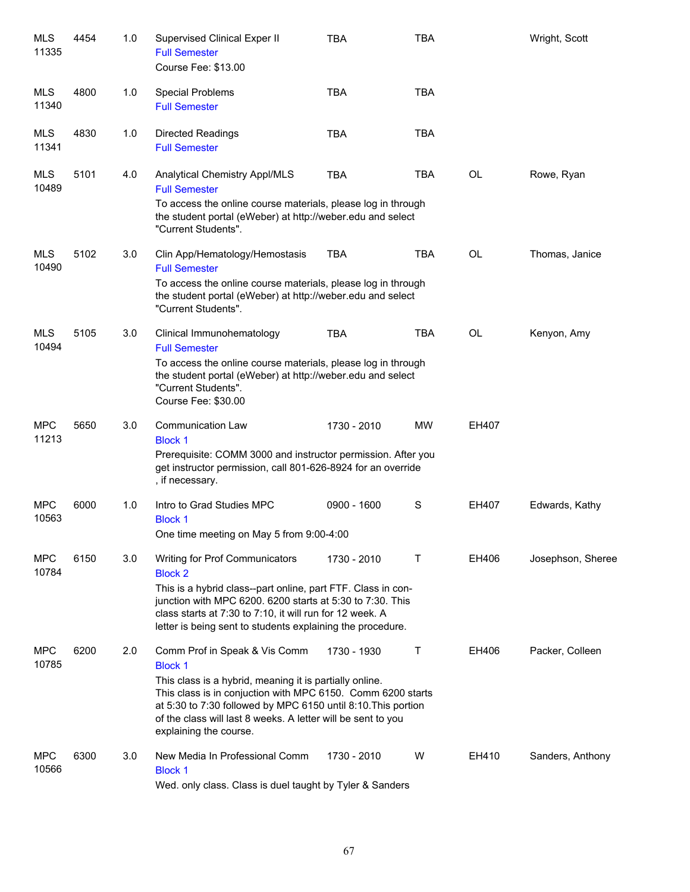| | | | | | | | |
|---|---|---|---|---|---|---|---|
| MLS 11335 | 4454 | 1.0 | Supervised Clinical Exper II<br>Full Semester<br>Course Fee: $13.00 | TBA | TBA | | Wright, Scott |
| MLS 11340 | 4800 | 1.0 | Special Problems<br>Full Semester | TBA | TBA | | |
| MLS 11341 | 4830 | 1.0 | Directed Readings<br>Full Semester | TBA | TBA | | |
| MLS 10489 | 5101 | 4.0 | Analytical Chemistry Appl/MLS<br>Full Semester<br>To access the online course materials, please log in through the student portal (eWeber) at http://weber.edu and select "Current Students". | TBA | TBA | OL | Rowe, Ryan |
| MLS 10490 | 5102 | 3.0 | Clin App/Hematology/Hemostasis<br>Full Semester<br>To access the online course materials, please log in through the student portal (eWeber) at http://weber.edu and select "Current Students". | TBA | TBA | OL | Thomas, Janice |
| MLS 10494 | 5105 | 3.0 | Clinical Immunohematology<br>Full Semester<br>To access the online course materials, please log in through the student portal (eWeber) at http://weber.edu and select "Current Students".<br>Course Fee: $30.00 | TBA | TBA | OL | Kenyon, Amy |
| MPC 11213 | 5650 | 3.0 | Communication Law<br>Block 1<br>Prerequisite: COMM 3000 and instructor permission. After you get instructor permission, call 801-626-8924 for an override , if necessary. | 1730 - 2010 | MW | EH407 | |
| MPC 10563 | 6000 | 1.0 | Intro to Grad Studies MPC<br>Block 1<br>One time meeting on May 5 from 9:00-4:00 | 0900 - 1600 | S | EH407 | Edwards, Kathy |
| MPC 10784 | 6150 | 3.0 | Writing for Prof Communicators<br>Block 2<br>This is a hybrid class--part online, part FTF. Class in conjunction with MPC 6200. 6200 starts at 5:30 to 7:30. This class starts at 7:30 to 7:10, it will run for 12 week. A letter is being sent to students explaining the procedure. | 1730 - 2010 | T | EH406 | Josephson, Sheree |
| MPC 10785 | 6200 | 2.0 | Comm Prof in Speak & Vis Comm<br>Block 1<br>This class is a hybrid, meaning it is partially online. This class is in conjuction with MPC 6150. Comm 6200 starts at 5:30 to 7:30 followed by MPC 6150 until 8:10.This portion of the class will last 8 weeks. A letter will be sent to you explaining the course. | 1730 - 1930 | T | EH406 | Packer, Colleen |
| MPC 10566 | 6300 | 3.0 | New Media In Professional Comm<br>Block 1<br>Wed. only class. Class is duel taught by Tyler & Sanders | 1730 - 2010 | W | EH410 | Sanders, Anthony |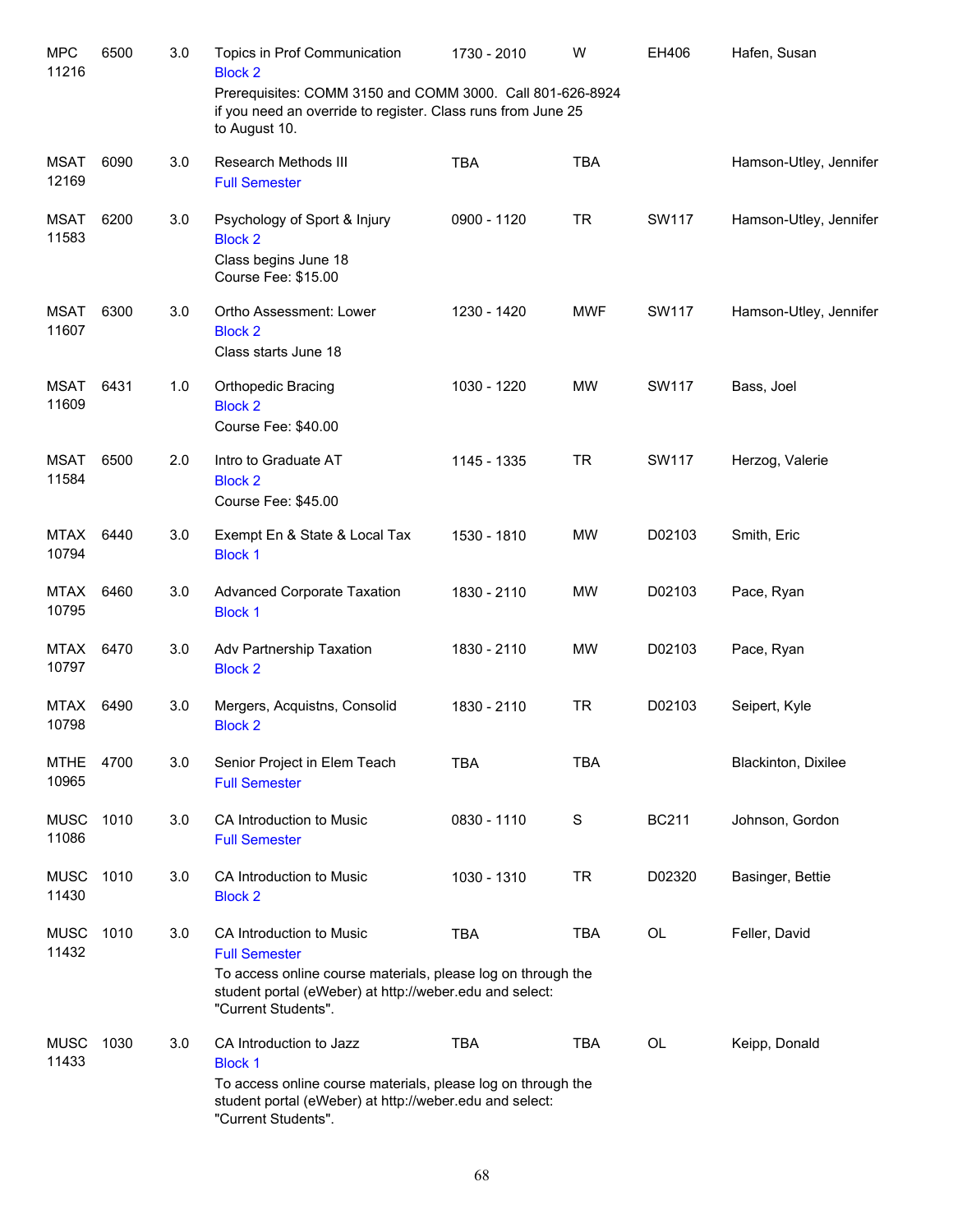| Course | Number | Credits | Title | Time | Days | Room | Instructor |
|---|---|---|---|---|---|---|---|
| MPC 11216 | 6500 | 3.0 | Topics in Prof Communication<br>Block 2<br>Prerequisites: COMM 3150 and COMM 3000. Call 801-626-8924 if you need an override to register. Class runs from June 25 to August 10. | 1730 - 2010 | W | EH406 | Hafen, Susan |
| MSAT 12169 | 6090 | 3.0 | Research Methods III<br>Full Semester | TBA | TBA | | Hamson-Utley, Jennifer |
| MSAT 11583 | 6200 | 3.0 | Psychology of Sport & Injury<br>Block 2<br>Class begins June 18<br>Course Fee: $15.00 | 0900 - 1120 | TR | SW117 | Hamson-Utley, Jennifer |
| MSAT 11607 | 6300 | 3.0 | Ortho Assessment: Lower<br>Block 2<br>Class starts June 18 | 1230 - 1420 | MWF | SW117 | Hamson-Utley, Jennifer |
| MSAT 11609 | 6431 | 1.0 | Orthopedic Bracing<br>Block 2<br>Course Fee: $40.00 | 1030 - 1220 | MW | SW117 | Bass, Joel |
| MSAT 11584 | 6500 | 2.0 | Intro to Graduate AT<br>Block 2<br>Course Fee: $45.00 | 1145 - 1335 | TR | SW117 | Herzog, Valerie |
| MTAX 10794 | 6440 | 3.0 | Exempt En & State & Local Tax<br>Block 1 | 1530 - 1810 | MW | D02103 | Smith, Eric |
| MTAX 10795 | 6460 | 3.0 | Advanced Corporate Taxation<br>Block 1 | 1830 - 2110 | MW | D02103 | Pace, Ryan |
| MTAX 10797 | 6470 | 3.0 | Adv Partnership Taxation<br>Block 2 | 1830 - 2110 | MW | D02103 | Pace, Ryan |
| MTAX 10798 | 6490 | 3.0 | Mergers, Acquistns, Consolid<br>Block 2 | 1830 - 2110 | TR | D02103 | Seipert, Kyle |
| MTHE 10965 | 4700 | 3.0 | Senior Project in Elem Teach<br>Full Semester | TBA | TBA | | Blackinton, Dixilee |
| MUSC 11086 | 1010 | 3.0 | CA Introduction to Music<br>Full Semester | 0830 - 1110 | S | BC211 | Johnson, Gordon |
| MUSC 11430 | 1010 | 3.0 | CA Introduction to Music<br>Block 2 | 1030 - 1310 | TR | D02320 | Basinger, Bettie |
| MUSC 11432 | 1010 | 3.0 | CA Introduction to Music<br>Full Semester<br>To access online course materials, please log on through the student portal (eWeber) at http://weber.edu and select: "Current Students". | TBA | TBA | OL | Feller, David |
| MUSC 11433 | 1030 | 3.0 | CA Introduction to Jazz<br>Block 1<br>To access online course materials, please log on through the student portal (eWeber) at http://weber.edu and select: "Current Students". | TBA | TBA | OL | Keipp, Donald |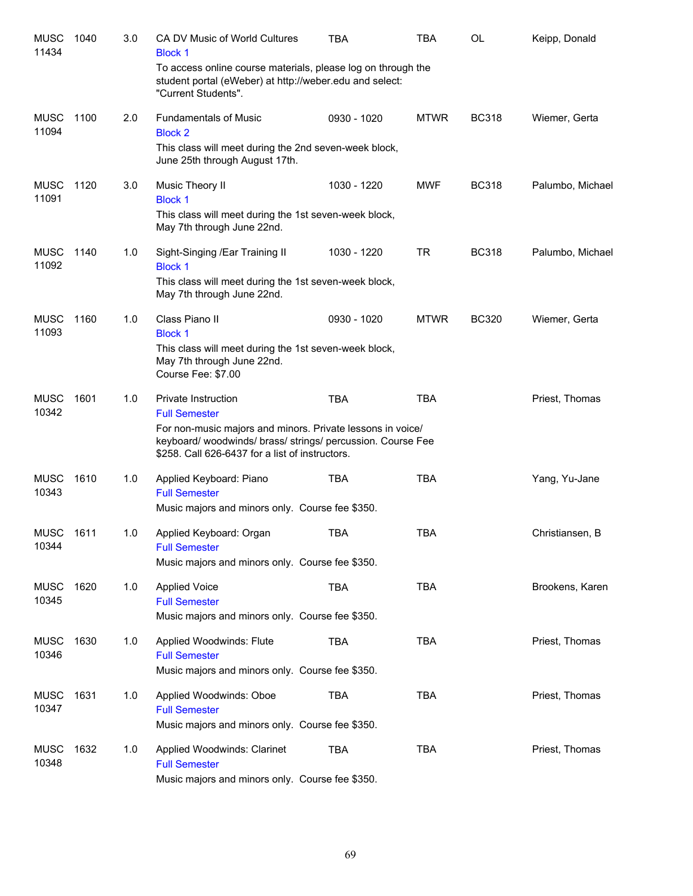| | | | | | | | |
|---|---|---|---|---|---|---|---|
| MUSC 11434 | 1040 | 3.0 | CA DV Music of World Cultures<br>Block 1<br>To access online course materials, please log on through the student portal (eWeber) at http://weber.edu and select: "Current Students". | TBA | TBA | OL | Keipp, Donald |
| MUSC 11094 | 1100 | 2.0 | Fundamentals of Music<br>Block 2<br>This class will meet during the 2nd seven-week block, June 25th through August 17th. | 0930 - 1020 | MTWR | BC318 | Wiemer, Gerta |
| MUSC 11091 | 1120 | 3.0 | Music Theory II<br>Block 1<br>This class will meet during the 1st seven-week block, May 7th through June 22nd. | 1030 - 1220 | MWF | BC318 | Palumbo, Michael |
| MUSC 11092 | 1140 | 1.0 | Sight-Singing /Ear Training II<br>Block 1<br>This class will meet during the 1st seven-week block, May 7th through June 22nd. | 1030 - 1220 | TR | BC318 | Palumbo, Michael |
| MUSC 11093 | 1160 | 1.0 | Class Piano II<br>Block 1<br>This class will meet during the 1st seven-week block, May 7th through June 22nd.<br>Course Fee: $7.00 | 0930 - 1020 | MTWR | BC320 | Wiemer, Gerta |
| MUSC 10342 | 1601 | 1.0 | Private Instruction<br>Full Semester<br>For non-music majors and minors. Private lessons in voice/ keyboard/ woodwinds/ brass/ strings/ percussion. Course Fee $258. Call 626-6437 for a list of instructors. | TBA | TBA | | Priest, Thomas |
| MUSC 10343 | 1610 | 1.0 | Applied Keyboard: Piano<br>Full Semester<br>Music majors and minors only. Course fee $350. | TBA | TBA | | Yang, Yu-Jane |
| MUSC 10344 | 1611 | 1.0 | Applied Keyboard: Organ<br>Full Semester<br>Music majors and minors only. Course fee $350. | TBA | TBA | | Christiansen, B |
| MUSC 10345 | 1620 | 1.0 | Applied Voice<br>Full Semester<br>Music majors and minors only. Course fee $350. | TBA | TBA | | Brookens, Karen |
| MUSC 10346 | 1630 | 1.0 | Applied Woodwinds: Flute<br>Full Semester<br>Music majors and minors only. Course fee $350. | TBA | TBA | | Priest, Thomas |
| MUSC 10347 | 1631 | 1.0 | Applied Woodwinds: Oboe<br>Full Semester<br>Music majors and minors only. Course fee $350. | TBA | TBA | | Priest, Thomas |
| MUSC 10348 | 1632 | 1.0 | Applied Woodwinds: Clarinet<br>Full Semester<br>Music majors and minors only. Course fee $350. | TBA | TBA | | Priest, Thomas |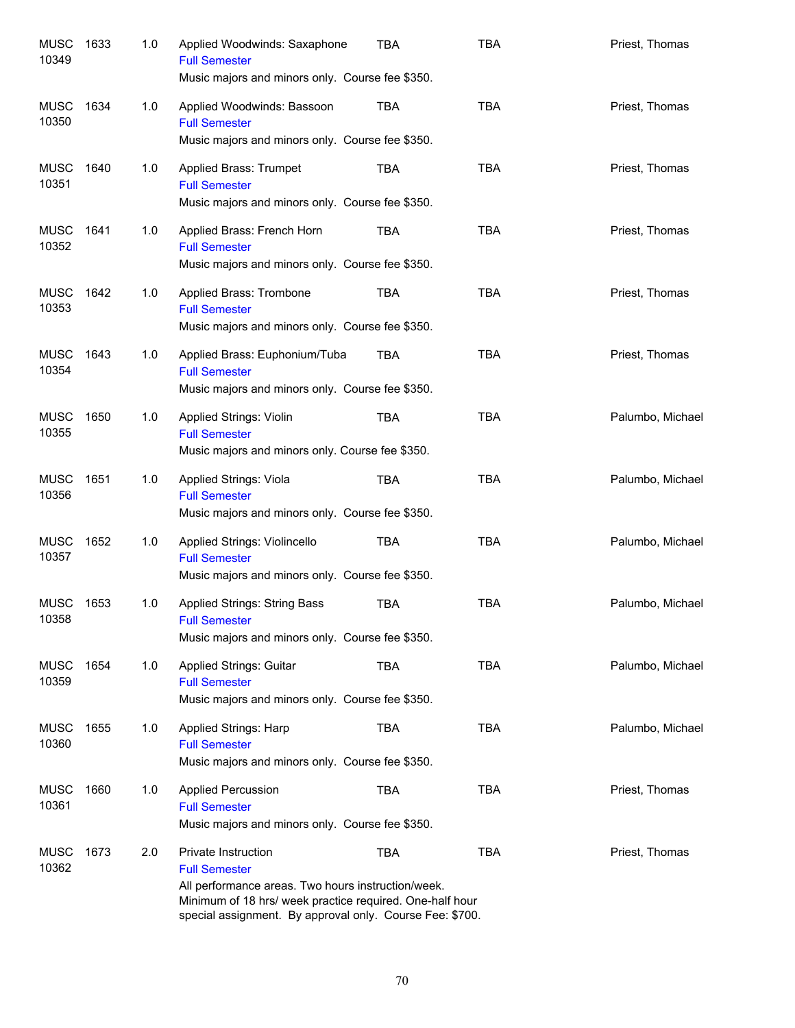| | | | | | | |
|---|---|---|---|---|---|---|
| MUSC 10349 | 1633 | 1.0 | Applied Woodwinds: Saxophone<br>Full Semester<br>Music majors and minors only. Course fee $350. | TBA | TBA | Priest, Thomas |
| MUSC 10350 | 1634 | 1.0 | Applied Woodwinds: Bassoon<br>Full Semester<br>Music majors and minors only. Course fee $350. | TBA | TBA | Priest, Thomas |
| MUSC 10351 | 1640 | 1.0 | Applied Brass: Trumpet<br>Full Semester<br>Music majors and minors only. Course fee $350. | TBA | TBA | Priest, Thomas |
| MUSC 10352 | 1641 | 1.0 | Applied Brass: French Horn<br>Full Semester<br>Music majors and minors only. Course fee $350. | TBA | TBA | Priest, Thomas |
| MUSC 10353 | 1642 | 1.0 | Applied Brass: Trombone<br>Full Semester<br>Music majors and minors only. Course fee $350. | TBA | TBA | Priest, Thomas |
| MUSC 10354 | 1643 | 1.0 | Applied Brass: Euphonium/Tuba<br>Full Semester<br>Music majors and minors only. Course fee $350. | TBA | TBA | Priest, Thomas |
| MUSC 10355 | 1650 | 1.0 | Applied Strings: Violin<br>Full Semester<br>Music majors and minors only. Course fee $350. | TBA | TBA | Palumbo, Michael |
| MUSC 10356 | 1651 | 1.0 | Applied Strings: Viola<br>Full Semester<br>Music majors and minors only. Course fee $350. | TBA | TBA | Palumbo, Michael |
| MUSC 10357 | 1652 | 1.0 | Applied Strings: Violincello<br>Full Semester<br>Music majors and minors only. Course fee $350. | TBA | TBA | Palumbo, Michael |
| MUSC 10358 | 1653 | 1.0 | Applied Strings: String Bass<br>Full Semester<br>Music majors and minors only. Course fee $350. | TBA | TBA | Palumbo, Michael |
| MUSC 10359 | 1654 | 1.0 | Applied Strings: Guitar<br>Full Semester<br>Music majors and minors only. Course fee $350. | TBA | TBA | Palumbo, Michael |
| MUSC 10360 | 1655 | 1.0 | Applied Strings: Harp<br>Full Semester<br>Music majors and minors only. Course fee $350. | TBA | TBA | Palumbo, Michael |
| MUSC 10361 | 1660 | 1.0 | Applied Percussion<br>Full Semester<br>Music majors and minors only. Course fee $350. | TBA | TBA | Priest, Thomas |
| MUSC 10362 | 1673 | 2.0 | Private Instruction<br>Full Semester<br>All performance areas. Two hours instruction/week. Minimum of 18 hrs/ week practice required. One-half hour special assignment. By approval only. Course Fee: $700. | TBA | TBA | Priest, Thomas |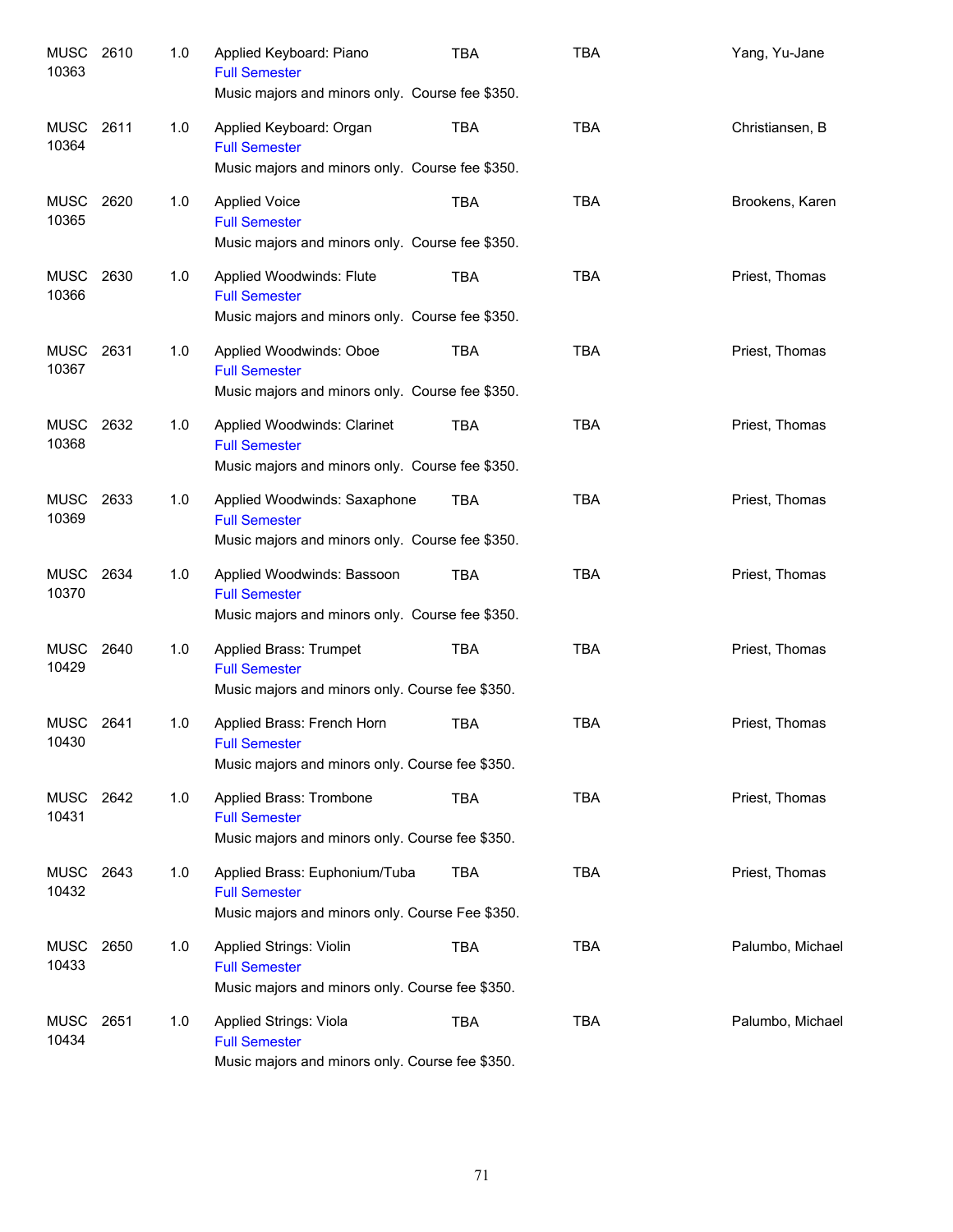| | | | | | | |
|---|---|---|---|---|---|---|
| MUSC 10363 | 2610 | 1.0 | Applied Keyboard: Piano<br>Full Semester<br>Music majors and minors only. Course fee $350. | TBA | TBA | Yang, Yu-Jane |
| MUSC 10364 | 2611 | 1.0 | Applied Keyboard: Organ<br>Full Semester<br>Music majors and minors only. Course fee $350. | TBA | TBA | Christiansen, B |
| MUSC 10365 | 2620 | 1.0 | Applied Voice<br>Full Semester<br>Music majors and minors only. Course fee $350. | TBA | TBA | Brookens, Karen |
| MUSC 10366 | 2630 | 1.0 | Applied Woodwinds: Flute<br>Full Semester<br>Music majors and minors only. Course fee $350. | TBA | TBA | Priest, Thomas |
| MUSC 10367 | 2631 | 1.0 | Applied Woodwinds: Oboe<br>Full Semester<br>Music majors and minors only. Course fee $350. | TBA | TBA | Priest, Thomas |
| MUSC 10368 | 2632 | 1.0 | Applied Woodwinds: Clarinet<br>Full Semester<br>Music majors and minors only. Course fee $350. | TBA | TBA | Priest, Thomas |
| MUSC 10369 | 2633 | 1.0 | Applied Woodwinds: Saxaphone<br>Full Semester<br>Music majors and minors only. Course fee $350. | TBA | TBA | Priest, Thomas |
| MUSC 10370 | 2634 | 1.0 | Applied Woodwinds: Bassoon<br>Full Semester<br>Music majors and minors only. Course fee $350. | TBA | TBA | Priest, Thomas |
| MUSC 10429 | 2640 | 1.0 | Applied Brass: Trumpet<br>Full Semester<br>Music majors and minors only. Course fee $350. | TBA | TBA | Priest, Thomas |
| MUSC 10430 | 2641 | 1.0 | Applied Brass: French Horn<br>Full Semester<br>Music majors and minors only. Course fee $350. | TBA | TBA | Priest, Thomas |
| MUSC 10431 | 2642 | 1.0 | Applied Brass: Trombone<br>Full Semester<br>Music majors and minors only. Course fee $350. | TBA | TBA | Priest, Thomas |
| MUSC 10432 | 2643 | 1.0 | Applied Brass: Euphonium/Tuba<br>Full Semester<br>Music majors and minors only. Course Fee $350. | TBA | TBA | Priest, Thomas |
| MUSC 10433 | 2650 | 1.0 | Applied Strings: Violin<br>Full Semester<br>Music majors and minors only. Course fee $350. | TBA | TBA | Palumbo, Michael |
| MUSC 10434 | 2651 | 1.0 | Applied Strings: Viola<br>Full Semester<br>Music majors and minors only. Course fee $350. | TBA | TBA | Palumbo, Michael |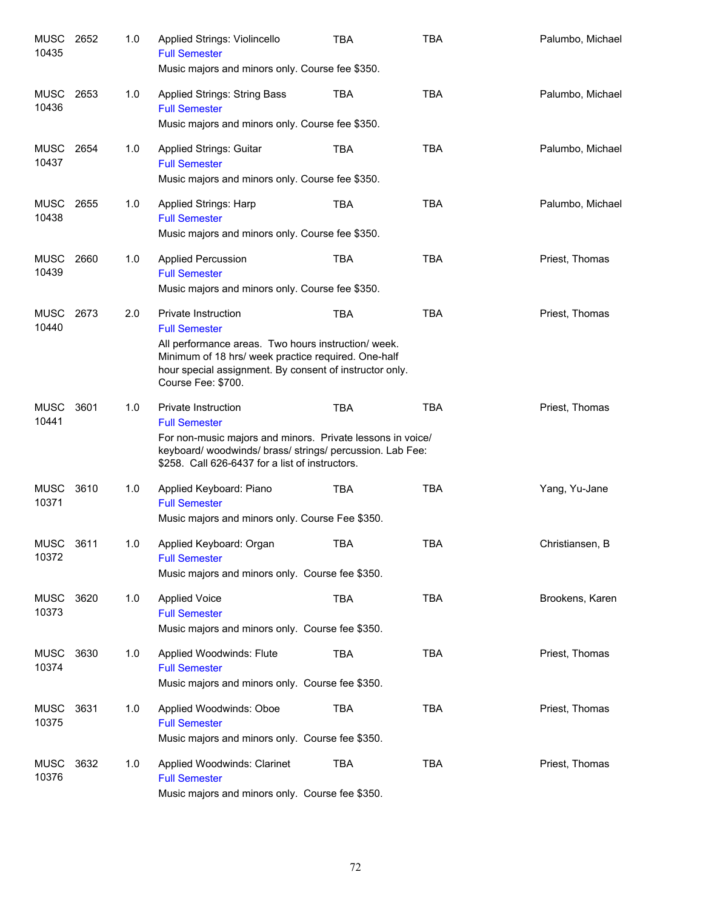| | | | | | | |
|---|---|---|---|---|---|---|
| MUSC 10435 | 2652 | 1.0 | Applied Strings: Violincello<br>Full Semester<br>Music majors and minors only. Course fee $350. | TBA | TBA | Palumbo, Michael |
| MUSC 10436 | 2653 | 1.0 | Applied Strings: String Bass<br>Full Semester<br>Music majors and minors only. Course fee $350. | TBA | TBA | Palumbo, Michael |
| MUSC 10437 | 2654 | 1.0 | Applied Strings: Guitar<br>Full Semester<br>Music majors and minors only. Course fee $350. | TBA | TBA | Palumbo, Michael |
| MUSC 10438 | 2655 | 1.0 | Applied Strings: Harp<br>Full Semester<br>Music majors and minors only. Course fee $350. | TBA | TBA | Palumbo, Michael |
| MUSC 10439 | 2660 | 1.0 | Applied Percussion<br>Full Semester<br>Music majors and minors only. Course fee $350. | TBA | TBA | Priest, Thomas |
| MUSC 10440 | 2673 | 2.0 | Private Instruction<br>Full Semester<br>All performance areas. Two hours instruction/ week. Minimum of 18 hrs/ week practice required. One-half hour special assignment. By consent of instructor only. Course Fee: $700. | TBA | TBA | Priest, Thomas |
| MUSC 10441 | 3601 | 1.0 | Private Instruction<br>Full Semester<br>For non-music majors and minors. Private lessons in voice/ keyboard/ woodwinds/ brass/ strings/ percussion. Lab Fee: $258. Call 626-6437 for a list of instructors. | TBA | TBA | Priest, Thomas |
| MUSC 10371 | 3610 | 1.0 | Applied Keyboard: Piano<br>Full Semester<br>Music majors and minors only. Course Fee $350. | TBA | TBA | Yang, Yu-Jane |
| MUSC 10372 | 3611 | 1.0 | Applied Keyboard: Organ<br>Full Semester<br>Music majors and minors only. Course fee $350. | TBA | TBA | Christiansen, B |
| MUSC 10373 | 3620 | 1.0 | Applied Voice<br>Full Semester<br>Music majors and minors only. Course fee $350. | TBA | TBA | Brookens, Karen |
| MUSC 10374 | 3630 | 1.0 | Applied Woodwinds: Flute<br>Full Semester<br>Music majors and minors only. Course fee $350. | TBA | TBA | Priest, Thomas |
| MUSC 10375 | 3631 | 1.0 | Applied Woodwinds: Oboe<br>Full Semester<br>Music majors and minors only. Course fee $350. | TBA | TBA | Priest, Thomas |
| MUSC 10376 | 3632 | 1.0 | Applied Woodwinds: Clarinet<br>Full Semester<br>Music majors and minors only. Course fee $350. | TBA | TBA | Priest, Thomas |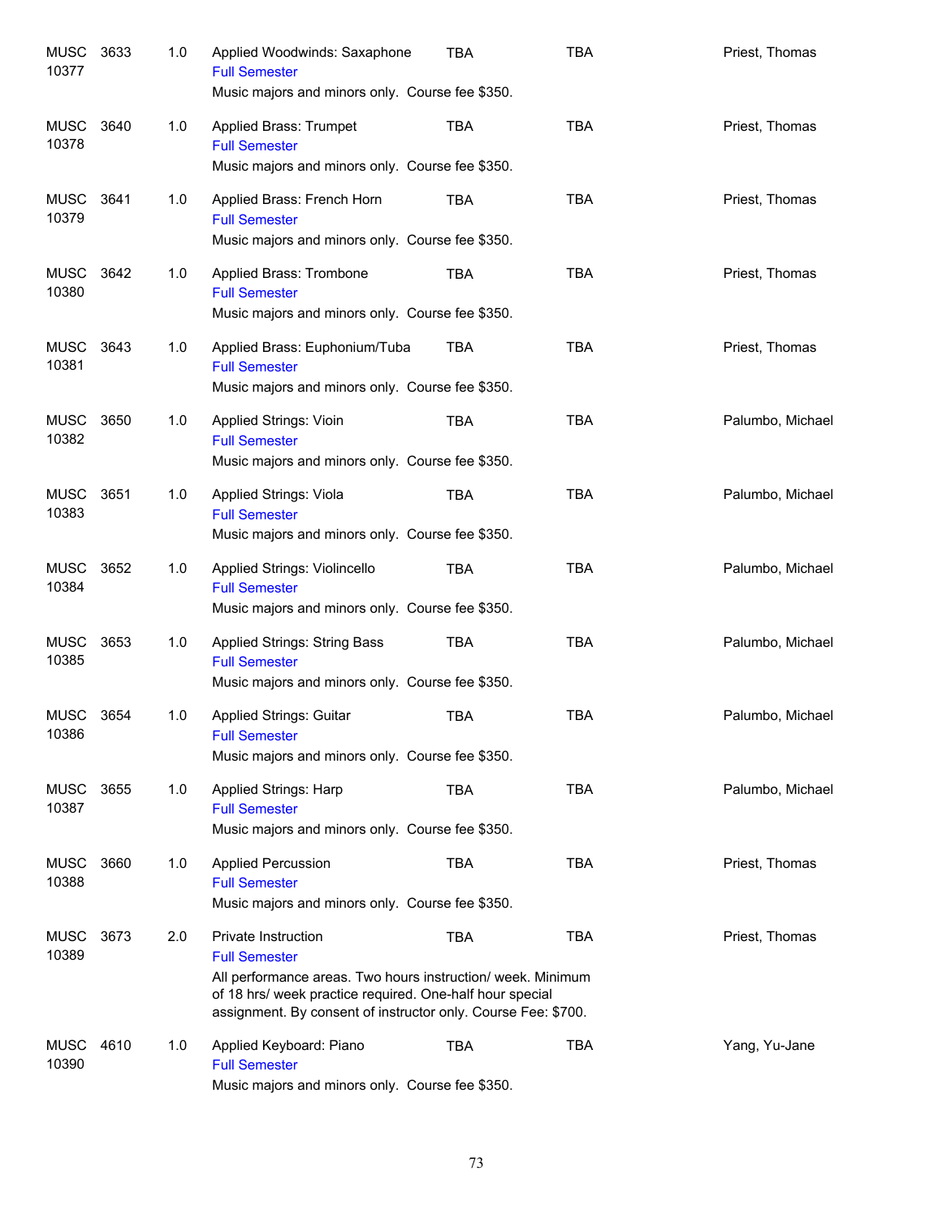| | | | | | | |
|---|---|---|---|---|---|---|
| MUSC 10377 | 3633 | 1.0 | Applied Woodwinds: Saxophone<br>Full Semester<br>Music majors and minors only. Course fee $350. | TBA | TBA | Priest, Thomas |
| MUSC 10378 | 3640 | 1.0 | Applied Brass: Trumpet<br>Full Semester<br>Music majors and minors only. Course fee $350. | TBA | TBA | Priest, Thomas |
| MUSC 10379 | 3641 | 1.0 | Applied Brass: French Horn<br>Full Semester<br>Music majors and minors only. Course fee $350. | TBA | TBA | Priest, Thomas |
| MUSC 10380 | 3642 | 1.0 | Applied Brass: Trombone<br>Full Semester<br>Music majors and minors only. Course fee $350. | TBA | TBA | Priest, Thomas |
| MUSC 10381 | 3643 | 1.0 | Applied Brass: Euphonium/Tuba<br>Full Semester<br>Music majors and minors only. Course fee $350. | TBA | TBA | Priest, Thomas |
| MUSC 10382 | 3650 | 1.0 | Applied Strings: Vioin<br>Full Semester<br>Music majors and minors only. Course fee $350. | TBA | TBA | Palumbo, Michael |
| MUSC 10383 | 3651 | 1.0 | Applied Strings: Viola<br>Full Semester<br>Music majors and minors only. Course fee $350. | TBA | TBA | Palumbo, Michael |
| MUSC 10384 | 3652 | 1.0 | Applied Strings: Violincello<br>Full Semester<br>Music majors and minors only. Course fee $350. | TBA | TBA | Palumbo, Michael |
| MUSC 10385 | 3653 | 1.0 | Applied Strings: String Bass<br>Full Semester<br>Music majors and minors only. Course fee $350. | TBA | TBA | Palumbo, Michael |
| MUSC 10386 | 3654 | 1.0 | Applied Strings: Guitar<br>Full Semester<br>Music majors and minors only. Course fee $350. | TBA | TBA | Palumbo, Michael |
| MUSC 10387 | 3655 | 1.0 | Applied Strings: Harp<br>Full Semester<br>Music majors and minors only. Course fee $350. | TBA | TBA | Palumbo, Michael |
| MUSC 10388 | 3660 | 1.0 | Applied Percussion<br>Full Semester<br>Music majors and minors only. Course fee $350. | TBA | TBA | Priest, Thomas |
| MUSC 10389 | 3673 | 2.0 | Private Instruction<br>Full Semester<br>All performance areas. Two hours instruction/ week. Minimum of 18 hrs/ week practice required. One-half hour special assignment. By consent of instructor only. Course Fee: $700. | TBA | TBA | Priest, Thomas |
| MUSC 10390 | 4610 | 1.0 | Applied Keyboard: Piano<br>Full Semester<br>Music majors and minors only. Course fee $350. | TBA | TBA | Yang, Yu-Jane |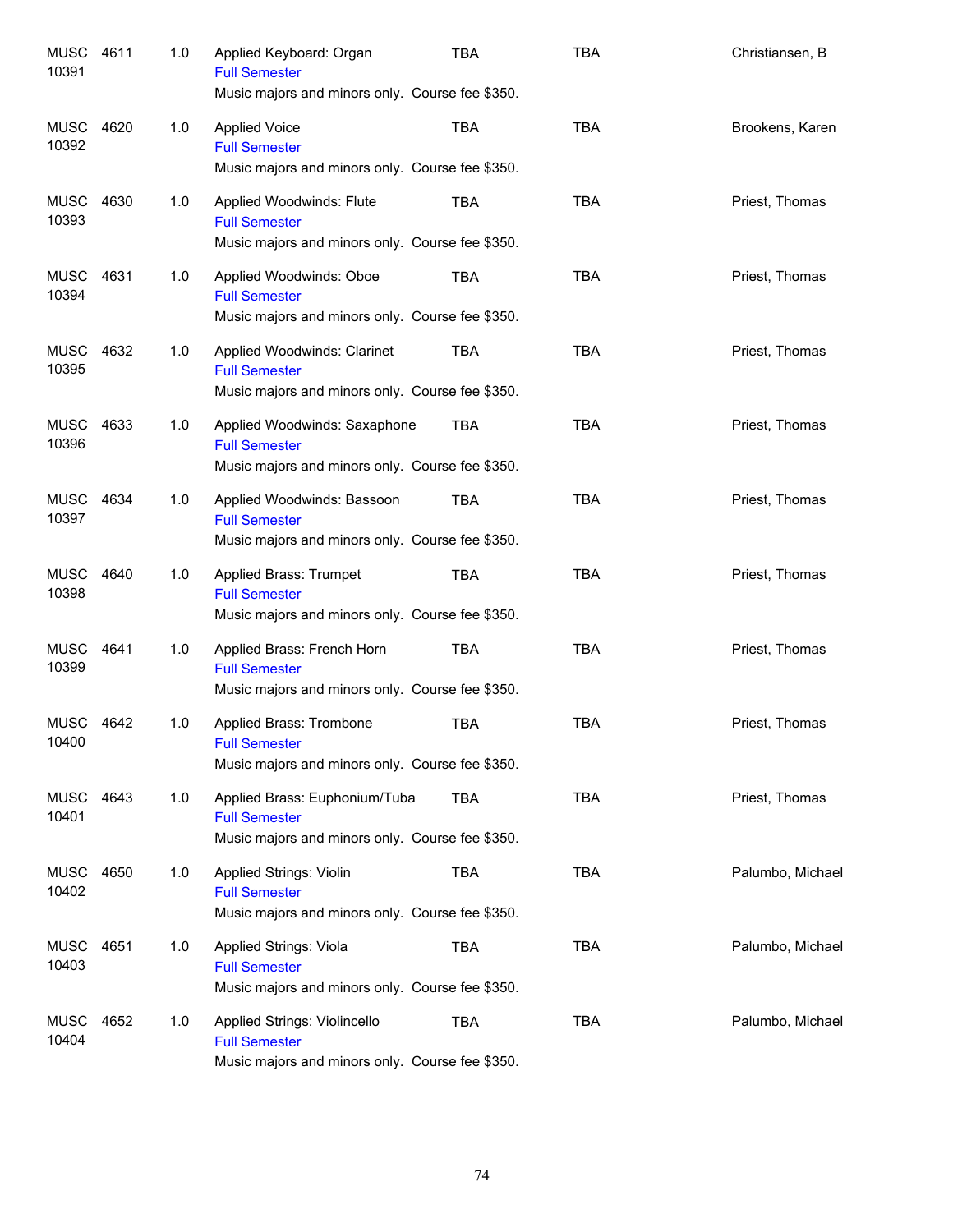| | | | | | | |
|---|---|---|---|---|---|---|
| MUSC 10391 | 4611 | 1.0 | Applied Keyboard: Organ<br>Full Semester<br>Music majors and minors only. Course fee $350. | TBA | TBA | Christiansen, B |
| MUSC 10392 | 4620 | 1.0 | Applied Voice<br>Full Semester<br>Music majors and minors only. Course fee $350. | TBA | TBA | Brookens, Karen |
| MUSC 10393 | 4630 | 1.0 | Applied Woodwinds: Flute<br>Full Semester<br>Music majors and minors only. Course fee $350. | TBA | TBA | Priest, Thomas |
| MUSC 10394 | 4631 | 1.0 | Applied Woodwinds: Oboe<br>Full Semester<br>Music majors and minors only. Course fee $350. | TBA | TBA | Priest, Thomas |
| MUSC 10395 | 4632 | 1.0 | Applied Woodwinds: Clarinet<br>Full Semester<br>Music majors and minors only. Course fee $350. | TBA | TBA | Priest, Thomas |
| MUSC 10396 | 4633 | 1.0 | Applied Woodwinds: Saxaphone<br>Full Semester<br>Music majors and minors only. Course fee $350. | TBA | TBA | Priest, Thomas |
| MUSC 10397 | 4634 | 1.0 | Applied Woodwinds: Bassoon<br>Full Semester<br>Music majors and minors only. Course fee $350. | TBA | TBA | Priest, Thomas |
| MUSC 10398 | 4640 | 1.0 | Applied Brass: Trumpet<br>Full Semester<br>Music majors and minors only. Course fee $350. | TBA | TBA | Priest, Thomas |
| MUSC 10399 | 4641 | 1.0 | Applied Brass: French Horn<br>Full Semester<br>Music majors and minors only. Course fee $350. | TBA | TBA | Priest, Thomas |
| MUSC 10400 | 4642 | 1.0 | Applied Brass: Trombone<br>Full Semester<br>Music majors and minors only. Course fee $350. | TBA | TBA | Priest, Thomas |
| MUSC 10401 | 4643 | 1.0 | Applied Brass: Euphonium/Tuba<br>Full Semester<br>Music majors and minors only. Course fee $350. | TBA | TBA | Priest, Thomas |
| MUSC 10402 | 4650 | 1.0 | Applied Strings: Violin<br>Full Semester<br>Music majors and minors only. Course fee $350. | TBA | TBA | Palumbo, Michael |
| MUSC 10403 | 4651 | 1.0 | Applied Strings: Viola<br>Full Semester<br>Music majors and minors only. Course fee $350. | TBA | TBA | Palumbo, Michael |
| MUSC 10404 | 4652 | 1.0 | Applied Strings: Violincello<br>Full Semester<br>Music majors and minors only. Course fee $350. | TBA | TBA | Palumbo, Michael |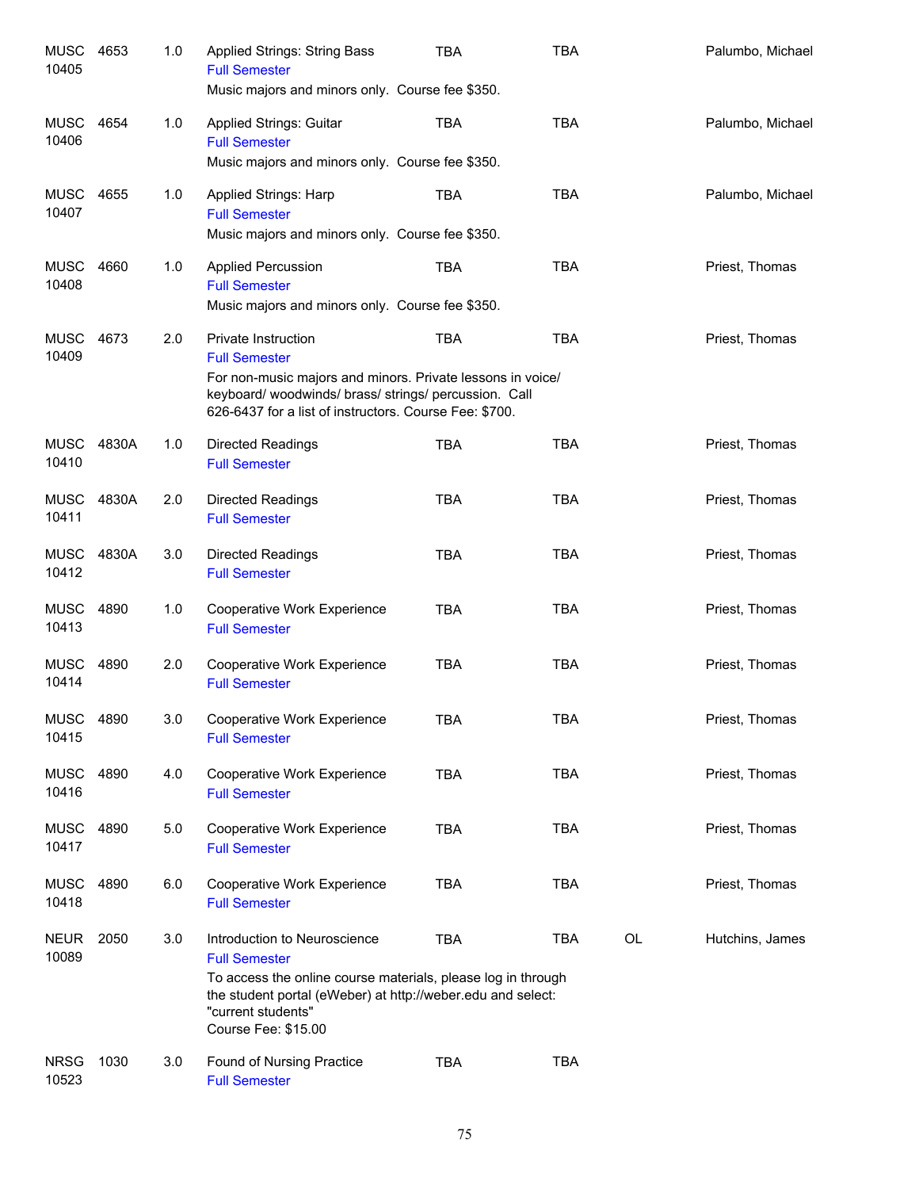| Subject / CRN | Course | Credits | Title | Days | Time | Type | Instructor |
|---|---|---|---|---|---|---|---|
| MUSC 10405 | 4653 | 1.0 | Applied Strings: String Bass<br>Full Semester<br>Music majors and minors only. Course fee $350. | TBA | TBA | | Palumbo, Michael |
| MUSC 10406 | 4654 | 1.0 | Applied Strings: Guitar<br>Full Semester<br>Music majors and minors only. Course fee $350. | TBA | TBA | | Palumbo, Michael |
| MUSC 10407 | 4655 | 1.0 | Applied Strings: Harp<br>Full Semester<br>Music majors and minors only. Course fee $350. | TBA | TBA | | Palumbo, Michael |
| MUSC 10408 | 4660 | 1.0 | Applied Percussion<br>Full Semester<br>Music majors and minors only. Course fee $350. | TBA | TBA | | Priest, Thomas |
| MUSC 10409 | 4673 | 2.0 | Private Instruction<br>Full Semester<br>For non-music majors and minors. Private lessons in voice/ keyboard/ woodwinds/ brass/ strings/ percussion. Call 626-6437 for a list of instructors. Course Fee: $700. | TBA | TBA | | Priest, Thomas |
| MUSC 10410 | 4830A | 1.0 | Directed Readings<br>Full Semester | TBA | TBA | | Priest, Thomas |
| MUSC 10411 | 4830A | 2.0 | Directed Readings<br>Full Semester | TBA | TBA | | Priest, Thomas |
| MUSC 10412 | 4830A | 3.0 | Directed Readings<br>Full Semester | TBA | TBA | | Priest, Thomas |
| MUSC 10413 | 4890 | 1.0 | Cooperative Work Experience<br>Full Semester | TBA | TBA | | Priest, Thomas |
| MUSC 10414 | 4890 | 2.0 | Cooperative Work Experience<br>Full Semester | TBA | TBA | | Priest, Thomas |
| MUSC 10415 | 4890 | 3.0 | Cooperative Work Experience<br>Full Semester | TBA | TBA | | Priest, Thomas |
| MUSC 10416 | 4890 | 4.0 | Cooperative Work Experience<br>Full Semester | TBA | TBA | | Priest, Thomas |
| MUSC 10417 | 4890 | 5.0 | Cooperative Work Experience<br>Full Semester | TBA | TBA | | Priest, Thomas |
| MUSC 10418 | 4890 | 6.0 | Cooperative Work Experience<br>Full Semester | TBA | TBA | | Priest, Thomas |
| NEUR 10089 | 2050 | 3.0 | Introduction to Neuroscience<br>Full Semester<br>To access the online course materials, please log in through the student portal (eWeber) at http://weber.edu and select: "current students"<br>Course Fee: $15.00 | TBA | TBA | OL | Hutchins, James |
| NRSG 10523 | 1030 | 3.0 | Found of Nursing Practice<br>Full Semester | TBA | TBA | | |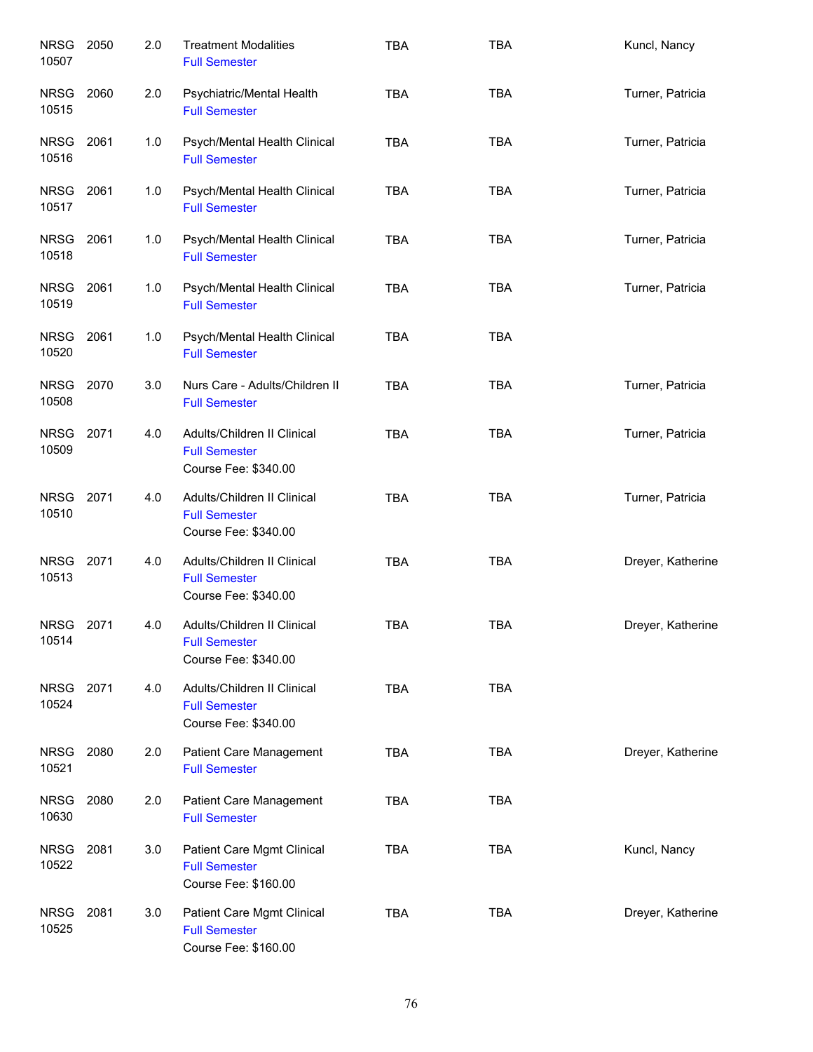| Subject | Course | Credits | Title | Days | Time | Instructor |
|---|---|---|---|---|---|---|
| NRSG 10507 | 2050 | 2.0 | Treatment Modalities<br>Full Semester | TBA | TBA | Kuncl, Nancy |
| NRSG 10515 | 2060 | 2.0 | Psychiatric/Mental Health<br>Full Semester | TBA | TBA | Turner, Patricia |
| NRSG 10516 | 2061 | 1.0 | Psych/Mental Health Clinical<br>Full Semester | TBA | TBA | Turner, Patricia |
| NRSG 10517 | 2061 | 1.0 | Psych/Mental Health Clinical<br>Full Semester | TBA | TBA | Turner, Patricia |
| NRSG 10518 | 2061 | 1.0 | Psych/Mental Health Clinical<br>Full Semester | TBA | TBA | Turner, Patricia |
| NRSG 10519 | 2061 | 1.0 | Psych/Mental Health Clinical<br>Full Semester | TBA | TBA | Turner, Patricia |
| NRSG 10520 | 2061 | 1.0 | Psych/Mental Health Clinical<br>Full Semester | TBA | TBA | |
| NRSG 10508 | 2070 | 3.0 | Nurs Care - Adults/Children II<br>Full Semester | TBA | TBA | Turner, Patricia |
| NRSG 10509 | 2071 | 4.0 | Adults/Children II Clinical<br>Full Semester<br>Course Fee: $340.00 | TBA | TBA | Turner, Patricia |
| NRSG 10510 | 2071 | 4.0 | Adults/Children II Clinical<br>Full Semester<br>Course Fee: $340.00 | TBA | TBA | Turner, Patricia |
| NRSG 10513 | 2071 | 4.0 | Adults/Children II Clinical<br>Full Semester<br>Course Fee: $340.00 | TBA | TBA | Dreyer, Katherine |
| NRSG 10514 | 2071 | 4.0 | Adults/Children II Clinical<br>Full Semester<br>Course Fee: $340.00 | TBA | TBA | Dreyer, Katherine |
| NRSG 10524 | 2071 | 4.0 | Adults/Children II Clinical<br>Full Semester<br>Course Fee: $340.00 | TBA | TBA | |
| NRSG 10521 | 2080 | 2.0 | Patient Care Management<br>Full Semester | TBA | TBA | Dreyer, Katherine |
| NRSG 10630 | 2080 | 2.0 | Patient Care Management<br>Full Semester | TBA | TBA | |
| NRSG 10522 | 2081 | 3.0 | Patient Care Mgmt Clinical<br>Full Semester<br>Course Fee: $160.00 | TBA | TBA | Kuncl, Nancy |
| NRSG 10525 | 2081 | 3.0 | Patient Care Mgmt Clinical<br>Full Semester<br>Course Fee: $160.00 | TBA | TBA | Dreyer, Katherine |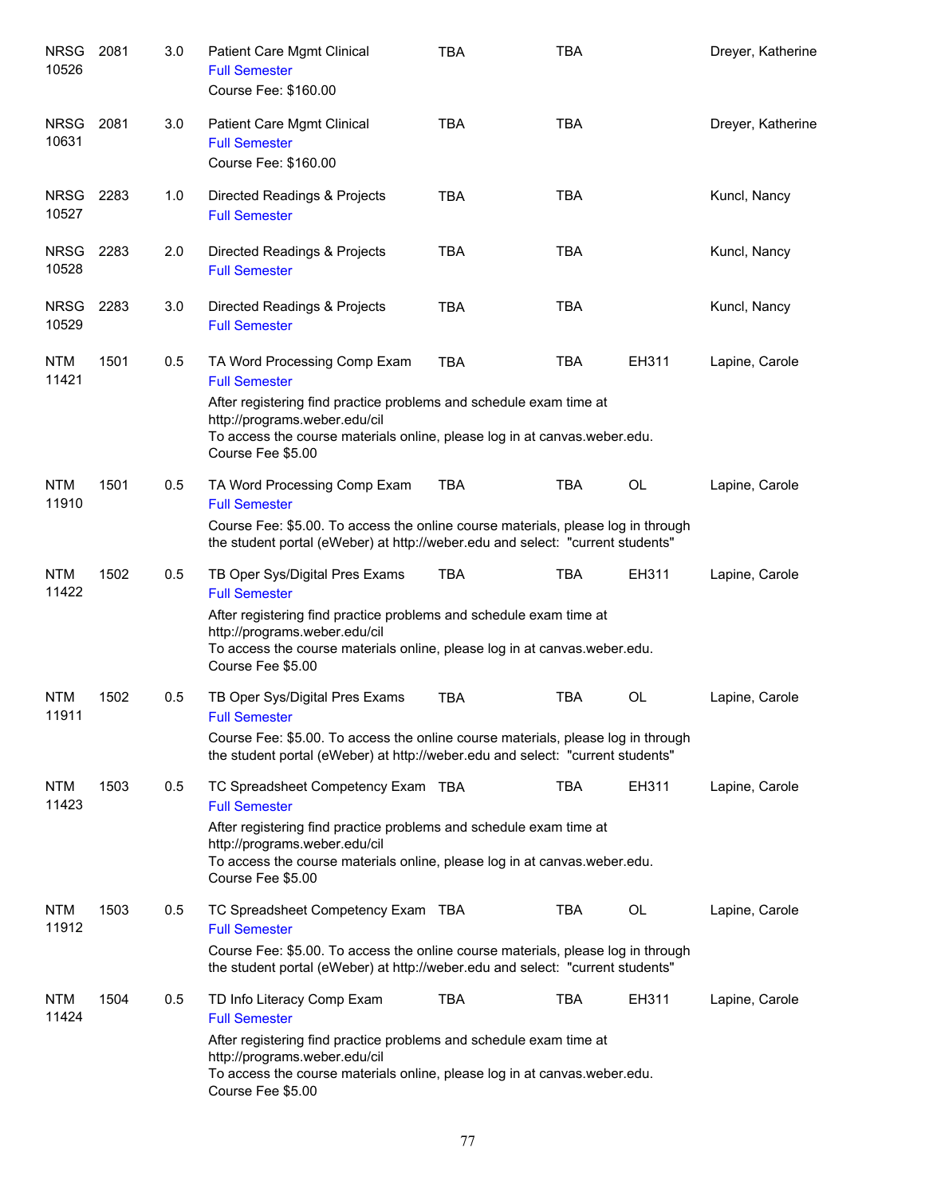| | | | | | | | |
|---|---|---|---|---|---|---|---|
| NRSG 10526 | 2081 | 3.0 | Patient Care Mgmt Clinical<br>Full Semester<br>Course Fee: $160.00 | TBA | TBA | | Dreyer, Katherine |
| NRSG 10631 | 2081 | 3.0 | Patient Care Mgmt Clinical<br>Full Semester<br>Course Fee: $160.00 | TBA | TBA | | Dreyer, Katherine |
| NRSG 10527 | 2283 | 1.0 | Directed Readings & Projects<br>Full Semester | TBA | TBA | | Kuncl, Nancy |
| NRSG 10528 | 2283 | 2.0 | Directed Readings & Projects<br>Full Semester | TBA | TBA | | Kuncl, Nancy |
| NRSG 10529 | 2283 | 3.0 | Directed Readings & Projects<br>Full Semester | TBA | TBA | | Kuncl, Nancy |
| NTM 11421 | 1501 | 0.5 | TA Word Processing Comp Exam<br>Full Semester<br>After registering find practice problems and schedule exam time at http://programs.weber.edu/cil<br>To access the course materials online, please log in at canvas.weber.edu.<br>Course Fee $5.00 | TBA | TBA | EH311 | Lapine, Carole |
| NTM 11910 | 1501 | 0.5 | TA Word Processing Comp Exam<br>Full Semester<br>Course Fee: $5.00. To access the online course materials, please log in through the student portal (eWeber) at http://weber.edu and select: "current students" | TBA | TBA | OL | Lapine, Carole |
| NTM 11422 | 1502 | 0.5 | TB Oper Sys/Digital Pres Exams<br>Full Semester<br>After registering find practice problems and schedule exam time at http://programs.weber.edu/cil<br>To access the course materials online, please log in at canvas.weber.edu.<br>Course Fee $5.00 | TBA | TBA | EH311 | Lapine, Carole |
| NTM 11911 | 1502 | 0.5 | TB Oper Sys/Digital Pres Exams<br>Full Semester<br>Course Fee: $5.00. To access the online course materials, please log in through the student portal (eWeber) at http://weber.edu and select: "current students" | TBA | TBA | OL | Lapine, Carole |
| NTM 11423 | 1503 | 0.5 | TC Spreadsheet Competency Exam<br>Full Semester<br>After registering find practice problems and schedule exam time at http://programs.weber.edu/cil<br>To access the course materials online, please log in at canvas.weber.edu.<br>Course Fee $5.00 | TBA | TBA | EH311 | Lapine, Carole |
| NTM 11912 | 1503 | 0.5 | TC Spreadsheet Competency Exam<br>Full Semester<br>Course Fee: $5.00. To access the online course materials, please log in through the student portal (eWeber) at http://weber.edu and select: "current students" | TBA | TBA | OL | Lapine, Carole |
| NTM 11424 | 1504 | 0.5 | TD Info Literacy Comp Exam<br>Full Semester<br>After registering find practice problems and schedule exam time at http://programs.weber.edu/cil<br>To access the course materials online, please log in at canvas.weber.edu.<br>Course Fee $5.00 | TBA | TBA | EH311 | Lapine, Carole |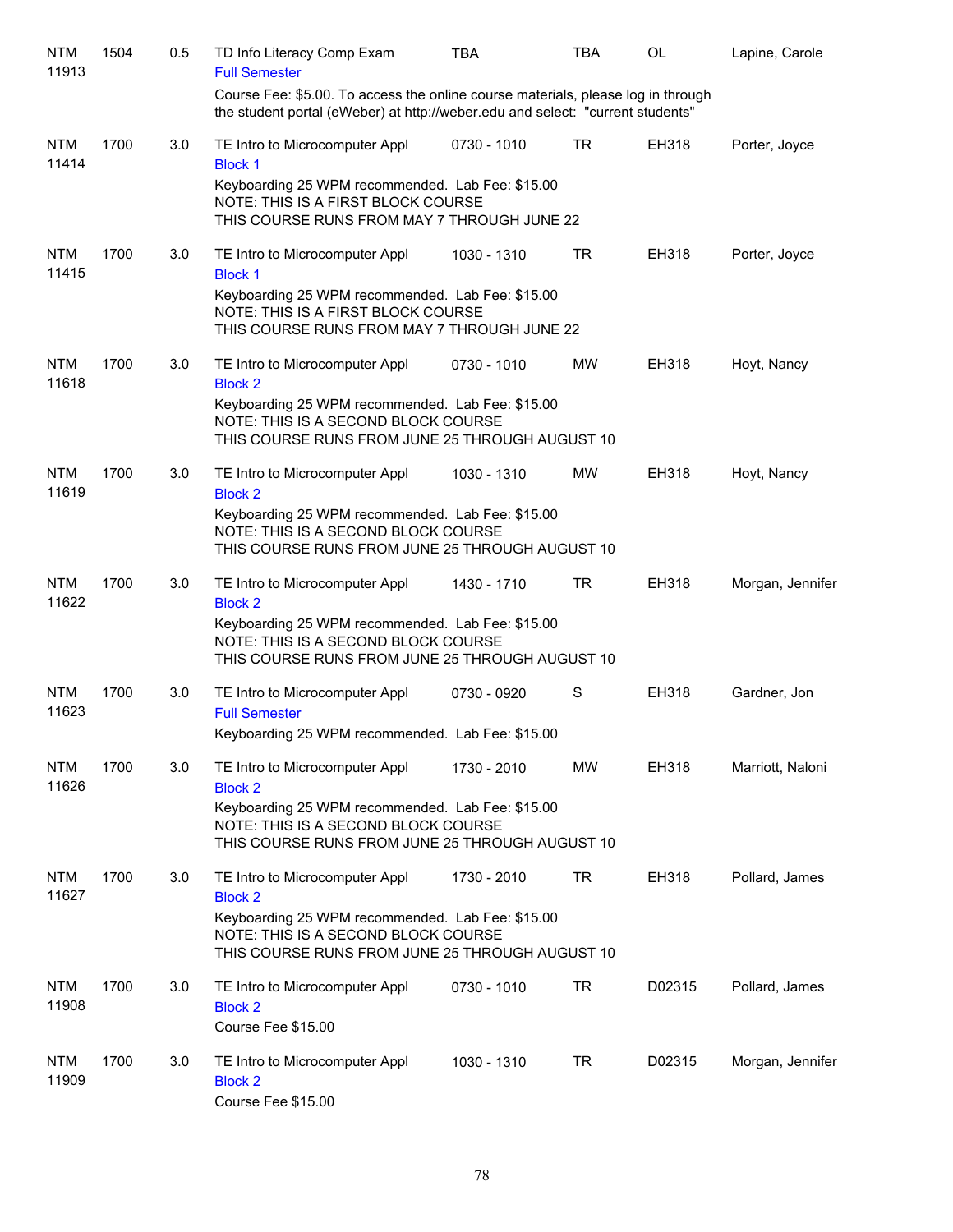| | | | | | | | |
|---|---|---|---|---|---|---|---|
| NTM 11913 | 1504 | 0.5 | TD Info Literacy Comp Exam<br>Full Semester<br>Course Fee: $5.00. To access the online course materials, please log in through the student portal (eWeber) at http://weber.edu and select: "current students" | TBA | TBA | OL | Lapine, Carole |
| NTM 11414 | 1700 | 3.0 | TE Intro to Microcomputer Appl<br>Block 1<br>Keyboarding 25 WPM recommended. Lab Fee: $15.00<br>NOTE: THIS IS A FIRST BLOCK COURSE<br>THIS COURSE RUNS FROM MAY 7 THROUGH JUNE 22 | 0730 - 1010 | TR | EH318 | Porter, Joyce |
| NTM 11415 | 1700 | 3.0 | TE Intro to Microcomputer Appl<br>Block 1<br>Keyboarding 25 WPM recommended. Lab Fee: $15.00<br>NOTE: THIS IS A FIRST BLOCK COURSE<br>THIS COURSE RUNS FROM MAY 7 THROUGH JUNE 22 | 1030 - 1310 | TR | EH318 | Porter, Joyce |
| NTM 11618 | 1700 | 3.0 | TE Intro to Microcomputer Appl<br>Block 2<br>Keyboarding 25 WPM recommended. Lab Fee: $15.00<br>NOTE: THIS IS A SECOND BLOCK COURSE<br>THIS COURSE RUNS FROM JUNE 25 THROUGH AUGUST 10 | 0730 - 1010 | MW | EH318 | Hoyt, Nancy |
| NTM 11619 | 1700 | 3.0 | TE Intro to Microcomputer Appl<br>Block 2<br>Keyboarding 25 WPM recommended. Lab Fee: $15.00<br>NOTE: THIS IS A SECOND BLOCK COURSE<br>THIS COURSE RUNS FROM JUNE 25 THROUGH AUGUST 10 | 1030 - 1310 | MW | EH318 | Hoyt, Nancy |
| NTM 11622 | 1700 | 3.0 | TE Intro to Microcomputer Appl<br>Block 2<br>Keyboarding 25 WPM recommended. Lab Fee: $15.00<br>NOTE: THIS IS A SECOND BLOCK COURSE<br>THIS COURSE RUNS FROM JUNE 25 THROUGH AUGUST 10 | 1430 - 1710 | TR | EH318 | Morgan, Jennifer |
| NTM 11623 | 1700 | 3.0 | TE Intro to Microcomputer Appl<br>Full Semester<br>Keyboarding 25 WPM recommended. Lab Fee: $15.00 | 0730 - 0920 | S | EH318 | Gardner, Jon |
| NTM 11626 | 1700 | 3.0 | TE Intro to Microcomputer Appl<br>Block 2<br>Keyboarding 25 WPM recommended. Lab Fee: $15.00<br>NOTE: THIS IS A SECOND BLOCK COURSE<br>THIS COURSE RUNS FROM JUNE 25 THROUGH AUGUST 10 | 1730 - 2010 | MW | EH318 | Marriott, Naloni |
| NTM 11627 | 1700 | 3.0 | TE Intro to Microcomputer Appl<br>Block 2<br>Keyboarding 25 WPM recommended. Lab Fee: $15.00<br>NOTE: THIS IS A SECOND BLOCK COURSE<br>THIS COURSE RUNS FROM JUNE 25 THROUGH AUGUST 10 | 1730 - 2010 | TR | EH318 | Pollard, James |
| NTM 11908 | 1700 | 3.0 | TE Intro to Microcomputer Appl<br>Block 2<br>Course Fee $15.00 | 0730 - 1010 | TR | D02315 | Pollard, James |
| NTM 11909 | 1700 | 3.0 | TE Intro to Microcomputer Appl<br>Block 2<br>Course Fee $15.00 | 1030 - 1310 | TR | D02315 | Morgan, Jennifer |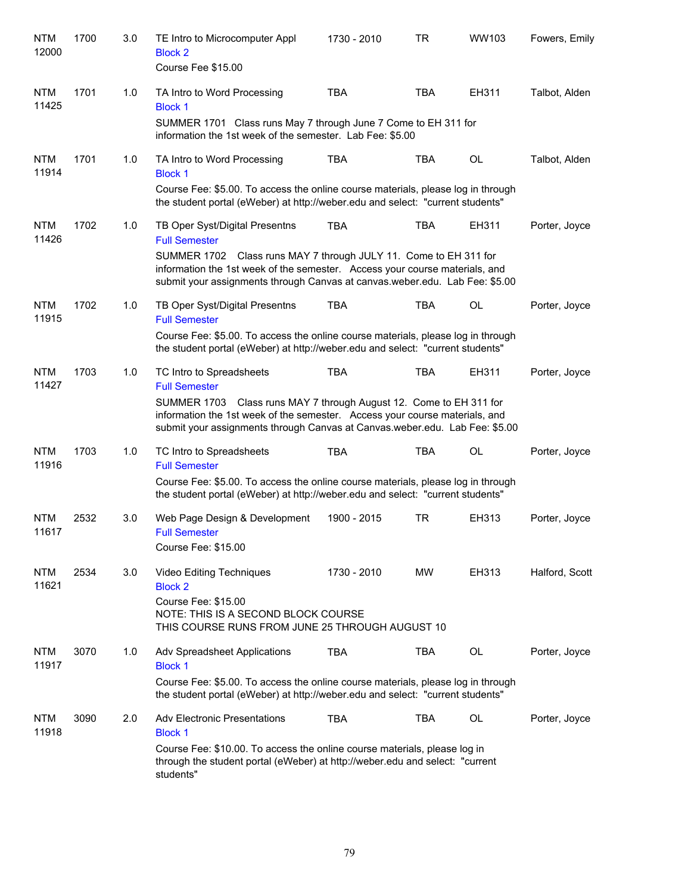| | | | | | | | |
|---|---|---|---|---|---|---|---|
| NTM 12000 | 1700 | 3.0 | TE Intro to Microcomputer Appl<br>Block 2<br>Course Fee $15.00 | 1730 - 2010 | TR | WW103 | Fowers, Emily |
| NTM 11425 | 1701 | 1.0 | TA Intro to Word Processing<br>Block 1<br>SUMMER 1701 Class runs May 7 through June 7 Come to EH 311 for information the 1st week of the semester. Lab Fee: $5.00 | TBA | TBA | EH311 | Talbot, Alden |
| NTM 11914 | 1701 | 1.0 | TA Intro to Word Processing<br>Block 1<br>Course Fee: $5.00. To access the online course materials, please log in through the student portal (eWeber) at http://weber.edu and select: "current students" | TBA | TBA | OL | Talbot, Alden |
| NTM 11426 | 1702 | 1.0 | TB Oper Syst/Digital Presentns<br>Full Semester<br>SUMMER 1702 Class runs MAY 7 through JULY 11. Come to EH 311 for information the 1st week of the semester. Access your course materials, and submit your assignments through Canvas at canvas.weber.edu. Lab Fee: $5.00 | TBA | TBA | EH311 | Porter, Joyce |
| NTM 11915 | 1702 | 1.0 | TB Oper Syst/Digital Presentns<br>Full Semester<br>Course Fee: $5.00. To access the online course materials, please log in through the student portal (eWeber) at http://weber.edu and select: "current students" | TBA | TBA | OL | Porter, Joyce |
| NTM 11427 | 1703 | 1.0 | TC Intro to Spreadsheets<br>Full Semester<br>SUMMER 1703 Class runs MAY 7 through August 12. Come to EH 311 for information the 1st week of the semester. Access your course materials, and submit your assignments through Canvas at Canvas.weber.edu. Lab Fee: $5.00 | TBA | TBA | EH311 | Porter, Joyce |
| NTM 11916 | 1703 | 1.0 | TC Intro to Spreadsheets<br>Full Semester<br>Course Fee: $5.00. To access the online course materials, please log in through the student portal (eWeber) at http://weber.edu and select: "current students" | TBA | TBA | OL | Porter, Joyce |
| NTM 11617 | 2532 | 3.0 | Web Page Design & Development<br>Full Semester<br>Course Fee: $15.00 | 1900 - 2015 | TR | EH313 | Porter, Joyce |
| NTM 11621 | 2534 | 3.0 | Video Editing Techniques<br>Block 2<br>Course Fee: $15.00<br>NOTE: THIS IS A SECOND BLOCK COURSE<br>THIS COURSE RUNS FROM JUNE 25 THROUGH AUGUST 10 | 1730 - 2010 | MW | EH313 | Halford, Scott |
| NTM 11917 | 3070 | 1.0 | Adv Spreadsheet Applications<br>Block 1<br>Course Fee: $5.00. To access the online course materials, please log in through the student portal (eWeber) at http://weber.edu and select: "current students" | TBA | TBA | OL | Porter, Joyce |
| NTM 11918 | 3090 | 2.0 | Adv Electronic Presentations<br>Block 1<br>Course Fee: $10.00. To access the online course materials, please log in through the student portal (eWeber) at http://weber.edu and select: "current students" | TBA | TBA | OL | Porter, Joyce |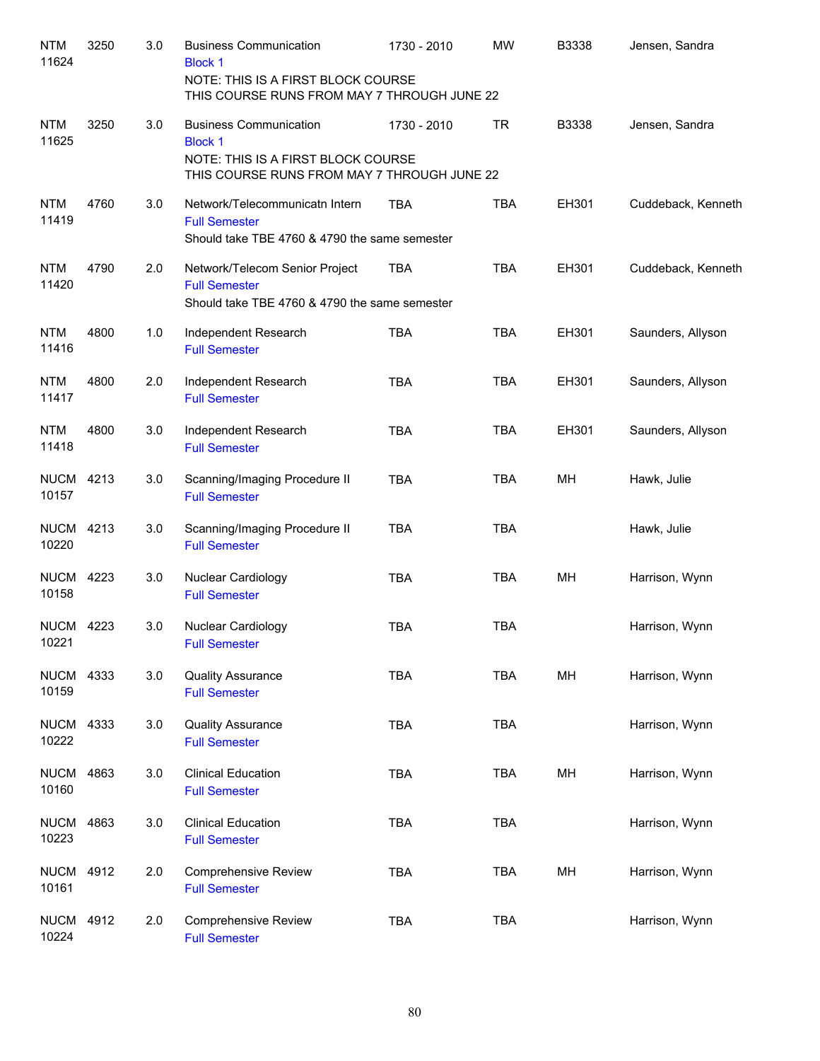| | | | | | | | |
|---|---|---|---|---|---|---|---|
| NTM 11624 | 3250 | 3.0 | Business Communication<br>Block 1<br>NOTE: THIS IS A FIRST BLOCK COURSE<br>THIS COURSE RUNS FROM MAY 7 THROUGH JUNE 22 | 1730 - 2010 | MW | B3338 | Jensen, Sandra |
| NTM 11625 | 3250 | 3.0 | Business Communication<br>Block 1<br>NOTE: THIS IS A FIRST BLOCK COURSE<br>THIS COURSE RUNS FROM MAY 7 THROUGH JUNE 22 | 1730 - 2010 | TR | B3338 | Jensen, Sandra |
| NTM 11419 | 4760 | 3.0 | Network/Telecommunicatn Intern<br>Full Semester<br>Should take TBE 4760 & 4790 the same semester | TBA | TBA | EH301 | Cuddeback, Kenneth |
| NTM 11420 | 4790 | 2.0 | Network/Telecom Senior Project<br>Full Semester<br>Should take TBE 4760 & 4790 the same semester | TBA | TBA | EH301 | Cuddeback, Kenneth |
| NTM 11416 | 4800 | 1.0 | Independent Research<br>Full Semester | TBA | TBA | EH301 | Saunders, Allyson |
| NTM 11417 | 4800 | 2.0 | Independent Research<br>Full Semester | TBA | TBA | EH301 | Saunders, Allyson |
| NTM 11418 | 4800 | 3.0 | Independent Research<br>Full Semester | TBA | TBA | EH301 | Saunders, Allyson |
| NUCM 10157 | 4213 | 3.0 | Scanning/Imaging Procedure II<br>Full Semester | TBA | TBA | MH | Hawk, Julie |
| NUCM 10220 | 4213 | 3.0 | Scanning/Imaging Procedure II<br>Full Semester | TBA | TBA | | Hawk, Julie |
| NUCM 10158 | 4223 | 3.0 | Nuclear Cardiology<br>Full Semester | TBA | TBA | MH | Harrison, Wynn |
| NUCM 10221 | 4223 | 3.0 | Nuclear Cardiology<br>Full Semester | TBA | TBA | | Harrison, Wynn |
| NUCM 10159 | 4333 | 3.0 | Quality Assurance<br>Full Semester | TBA | TBA | MH | Harrison, Wynn |
| NUCM 10222 | 4333 | 3.0 | Quality Assurance<br>Full Semester | TBA | TBA | | Harrison, Wynn |
| NUCM 10160 | 4863 | 3.0 | Clinical Education<br>Full Semester | TBA | TBA | MH | Harrison, Wynn |
| NUCM 10223 | 4863 | 3.0 | Clinical Education<br>Full Semester | TBA | TBA | | Harrison, Wynn |
| NUCM 10161 | 4912 | 2.0 | Comprehensive Review<br>Full Semester | TBA | TBA | MH | Harrison, Wynn |
| NUCM 10224 | 4912 | 2.0 | Comprehensive Review<br>Full Semester | TBA | TBA | | Harrison, Wynn |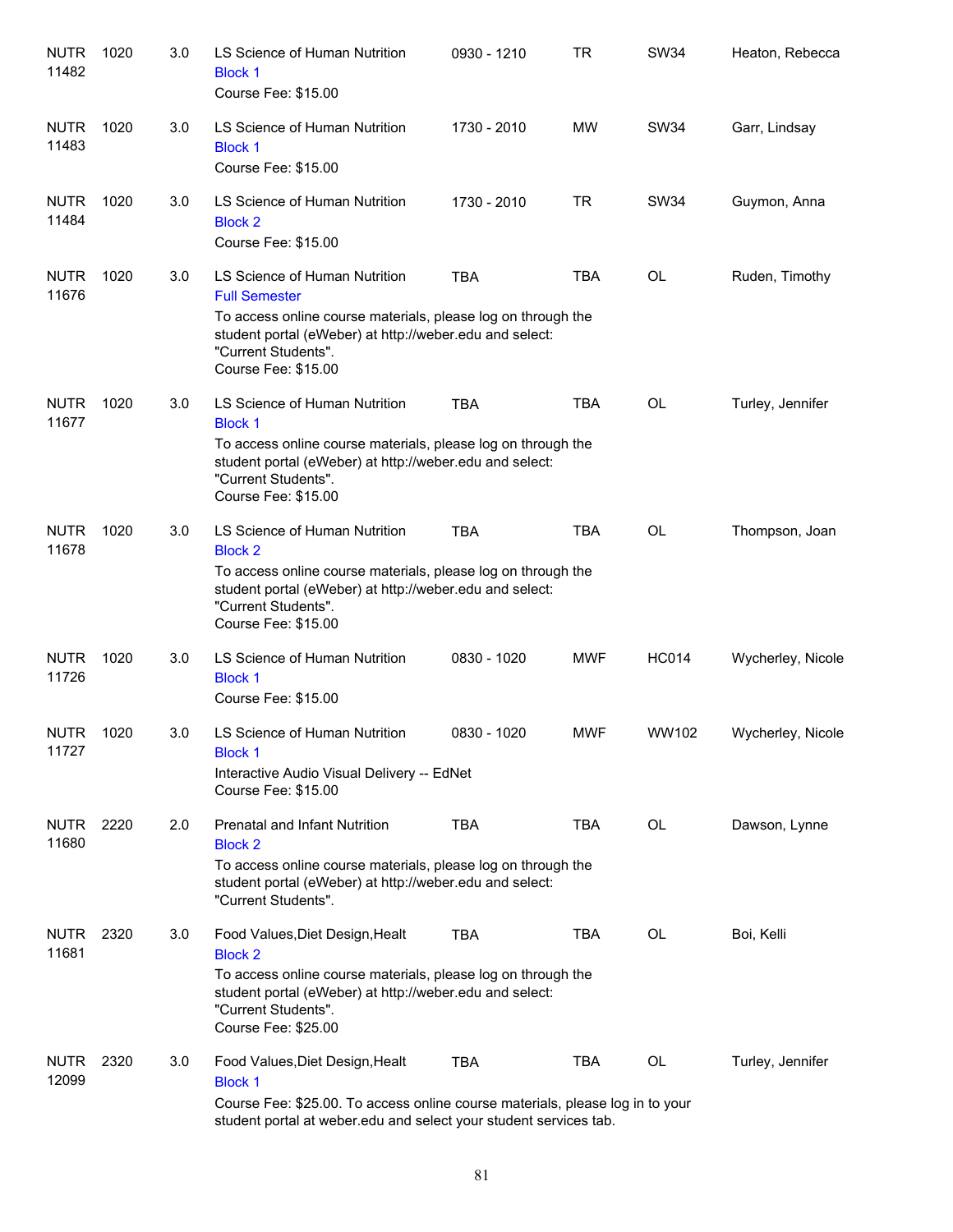| Subject/CRN | Course | Credits | Title | Time | Days | Room | Instructor |
|---|---|---|---|---|---|---|---|
| NUTR 11482 | 1020 | 3.0 | LS Science of Human Nutrition<br>Block 1<br>Course Fee: $15.00 | 0930 - 1210 | TR | SW34 | Heaton, Rebecca |
| NUTR 11483 | 1020 | 3.0 | LS Science of Human Nutrition<br>Block 1<br>Course Fee: $15.00 | 1730 - 2010 | MW | SW34 | Garr, Lindsay |
| NUTR 11484 | 1020 | 3.0 | LS Science of Human Nutrition<br>Block 2<br>Course Fee: $15.00 | 1730 - 2010 | TR | SW34 | Guymon, Anna |
| NUTR 11676 | 1020 | 3.0 | LS Science of Human Nutrition<br>Full Semester<br>To access online course materials, please log on through the student portal (eWeber) at http://weber.edu and select: "Current Students".<br>Course Fee: $15.00 | TBA | TBA | OL | Ruden, Timothy |
| NUTR 11677 | 1020 | 3.0 | LS Science of Human Nutrition<br>Block 1<br>To access online course materials, please log on through the student portal (eWeber) at http://weber.edu and select: "Current Students".<br>Course Fee: $15.00 | TBA | TBA | OL | Turley, Jennifer |
| NUTR 11678 | 1020 | 3.0 | LS Science of Human Nutrition<br>Block 2<br>To access online course materials, please log on through the student portal (eWeber) at http://weber.edu and select: "Current Students".<br>Course Fee: $15.00 | TBA | TBA | OL | Thompson, Joan |
| NUTR 11726 | 1020 | 3.0 | LS Science of Human Nutrition<br>Block 1<br>Course Fee: $15.00 | 0830 - 1020 | MWF | HC014 | Wycherley, Nicole |
| NUTR 11727 | 1020 | 3.0 | LS Science of Human Nutrition<br>Block 1<br>Interactive Audio Visual Delivery -- EdNet<br>Course Fee: $15.00 | 0830 - 1020 | MWF | WW102 | Wycherley, Nicole |
| NUTR 11680 | 2220 | 2.0 | Prenatal and Infant Nutrition<br>Block 2<br>To access online course materials, please log on through the student portal (eWeber) at http://weber.edu and select: "Current Students". | TBA | TBA | OL | Dawson, Lynne |
| NUTR 11681 | 2320 | 3.0 | Food Values,Diet Design,Healt<br>Block 2<br>To access online course materials, please log on through the student portal (eWeber) at http://weber.edu and select: "Current Students".<br>Course Fee: $25.00 | TBA | TBA | OL | Boi, Kelli |
| NUTR 12099 | 2320 | 3.0 | Food Values,Diet Design,Healt<br>Block 1<br>Course Fee: $25.00. To access online course materials, please log in to your student portal at weber.edu and select your student services tab. | TBA | TBA | OL | Turley, Jennifer |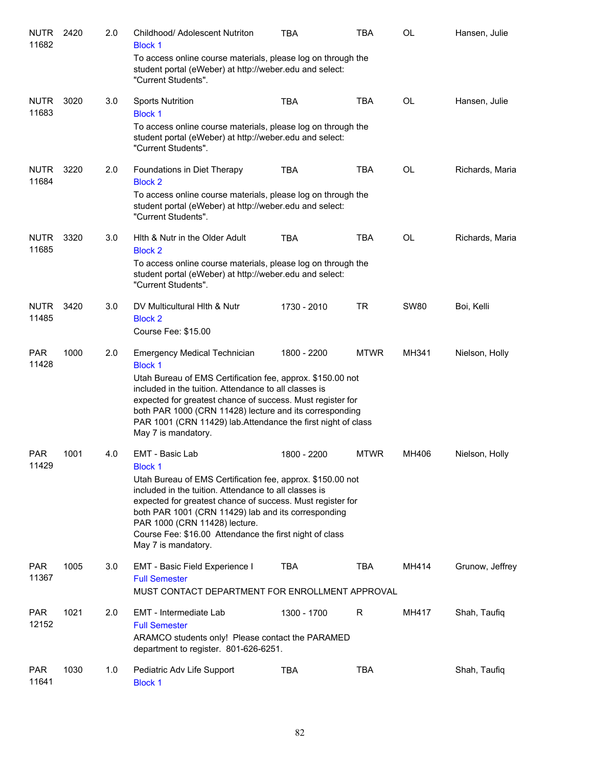| Subject / CRN | Course | Credits | Title | Time | Days | Room | Instructor |
|---|---|---|---|---|---|---|---|
| NUTR 11682 | 2420 | 2.0 | Childhood/ Adolescent Nutriton<br>Block 1<br>To access online course materials, please log on through the student portal (eWeber) at http://weber.edu and select: "Current Students". | TBA | TBA | OL | Hansen, Julie |
| NUTR 11683 | 3020 | 3.0 | Sports Nutrition<br>Block 1<br>To access online course materials, please log on through the student portal (eWeber) at http://weber.edu and select: "Current Students". | TBA | TBA | OL | Hansen, Julie |
| NUTR 11684 | 3220 | 2.0 | Foundations in Diet Therapy<br>Block 2<br>To access online course materials, please log on through the student portal (eWeber) at http://weber.edu and select: "Current Students". | TBA | TBA | OL | Richards, Maria |
| NUTR 11685 | 3320 | 3.0 | Hlth & Nutr in the Older Adult<br>Block 2<br>To access online course materials, please log on through the student portal (eWeber) at http://weber.edu and select: "Current Students". | TBA | TBA | OL | Richards, Maria |
| NUTR 11485 | 3420 | 3.0 | DV Multicultural Hlth & Nutr<br>Block 2<br>Course Fee: $15.00 | 1730 - 2010 | TR | SW80 | Boi, Kelli |
| PAR 11428 | 1000 | 2.0 | Emergency Medical Technician<br>Block 1<br>Utah Bureau of EMS Certification fee, approx. $150.00 not included in the tuition. Attendance to all classes is expected for greatest chance of success. Must register for both PAR 1000 (CRN 11428) lecture and its corresponding PAR 1001 (CRN 11429) lab.Attendance the first night of class May 7 is mandatory. | 1800 - 2200 | MTWR | MH341 | Nielson, Holly |
| PAR 11429 | 1001 | 4.0 | EMT - Basic Lab<br>Block 1<br>Utah Bureau of EMS Certification fee, approx. $150.00 not included in the tuition. Attendance to all classes is expected for greatest chance of success. Must register for both PAR 1001 (CRN 11429) lab and its corresponding PAR 1000 (CRN 11428) lecture.<br>Course Fee: $16.00 Attendance the first night of class May 7 is mandatory. | 1800 - 2200 | MTWR | MH406 | Nielson, Holly |
| PAR 11367 | 1005 | 3.0 | EMT - Basic Field Experience I<br>Full Semester<br>MUST CONTACT DEPARTMENT FOR ENROLLMENT APPROVAL | TBA | TBA | MH414 | Grunow, Jeffrey |
| PAR 12152 | 1021 | 2.0 | EMT - Intermediate Lab<br>Full Semester<br>ARAMCO students only! Please contact the PARAMED department to register. 801-626-6251. | 1300 - 1700 | R | MH417 | Shah, Taufiq |
| PAR 11641 | 1030 | 1.0 | Pediatric Adv Life Support<br>Block 1 | TBA | TBA | | Shah, Taufiq |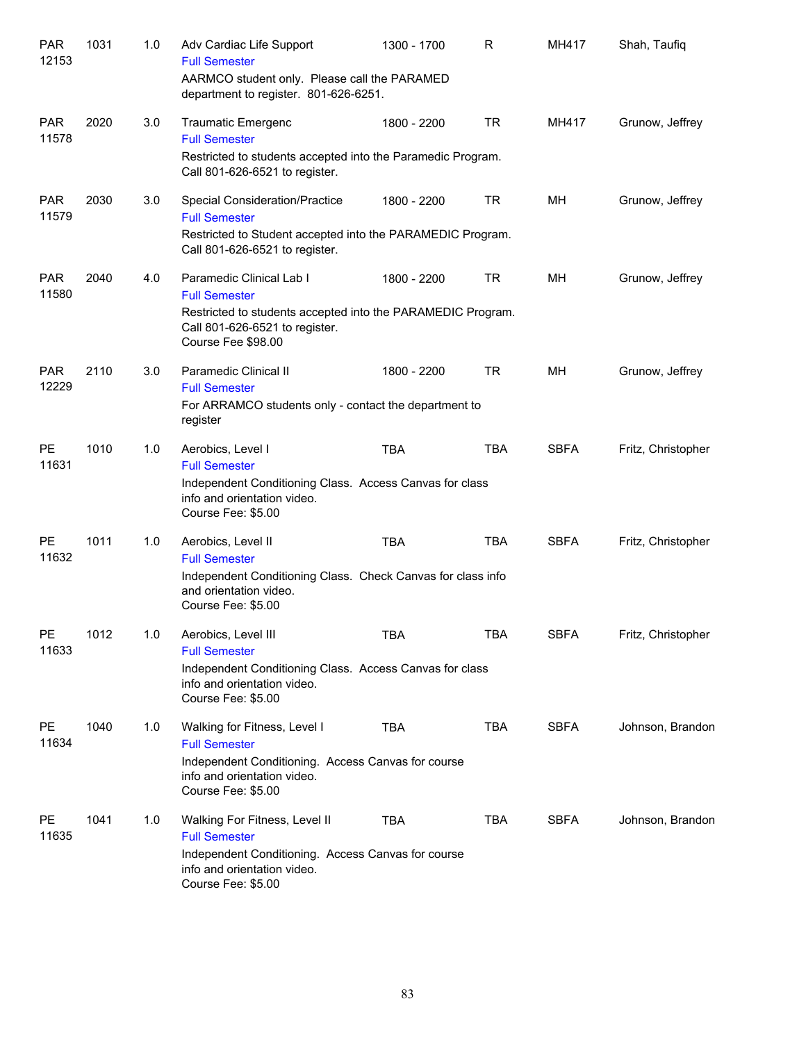| | | | | | | | |
|---|---|---|---|---|---|---|---|
| PAR 12153 | 1031 | 1.0 | Adv Cardiac Life Support<br>Full Semester<br>AARMCO student only. Please call the PARAMED department to register. 801-626-6251. | 1300 - 1700 | R | MH417 | Shah, Taufiq |
| PAR 11578 | 2020 | 3.0 | Traumatic Emergenc<br>Full Semester<br>Restricted to students accepted into the Paramedic Program. Call 801-626-6521 to register. | 1800 - 2200 | TR | MH417 | Grunow, Jeffrey |
| PAR 11579 | 2030 | 3.0 | Special Consideration/Practice<br>Full Semester<br>Restricted to Student accepted into the PARAMEDIC Program. Call 801-626-6521 to register. | 1800 - 2200 | TR | MH | Grunow, Jeffrey |
| PAR 11580 | 2040 | 4.0 | Paramedic Clinical Lab I<br>Full Semester<br>Restricted to students accepted into the PARAMEDIC Program. Call 801-626-6521 to register.<br>Course Fee $98.00 | 1800 - 2200 | TR | MH | Grunow, Jeffrey |
| PAR 12229 | 2110 | 3.0 | Paramedic Clinical II<br>Full Semester<br>For ARRAMCO students only - contact the department to register | 1800 - 2200 | TR | MH | Grunow, Jeffrey |
| PE 11631 | 1010 | 1.0 | Aerobics, Level I<br>Full Semester<br>Independent Conditioning Class. Access Canvas for class info and orientation video.<br>Course Fee: $5.00 | TBA | TBA | SBFA | Fritz, Christopher |
| PE 11632 | 1011 | 1.0 | Aerobics, Level II<br>Full Semester<br>Independent Conditioning Class. Check Canvas for class info and orientation video.<br>Course Fee: $5.00 | TBA | TBA | SBFA | Fritz, Christopher |
| PE 11633 | 1012 | 1.0 | Aerobics, Level III<br>Full Semester<br>Independent Conditioning Class. Access Canvas for class info and orientation video.<br>Course Fee: $5.00 | TBA | TBA | SBFA | Fritz, Christopher |
| PE 11634 | 1040 | 1.0 | Walking for Fitness, Level I<br>Full Semester<br>Independent Conditioning. Access Canvas for course info and orientation video.<br>Course Fee: $5.00 | TBA | TBA | SBFA | Johnson, Brandon |
| PE 11635 | 1041 | 1.0 | Walking For Fitness, Level II<br>Full Semester<br>Independent Conditioning. Access Canvas for course info and orientation video.<br>Course Fee: $5.00 | TBA | TBA | SBFA | Johnson, Brandon |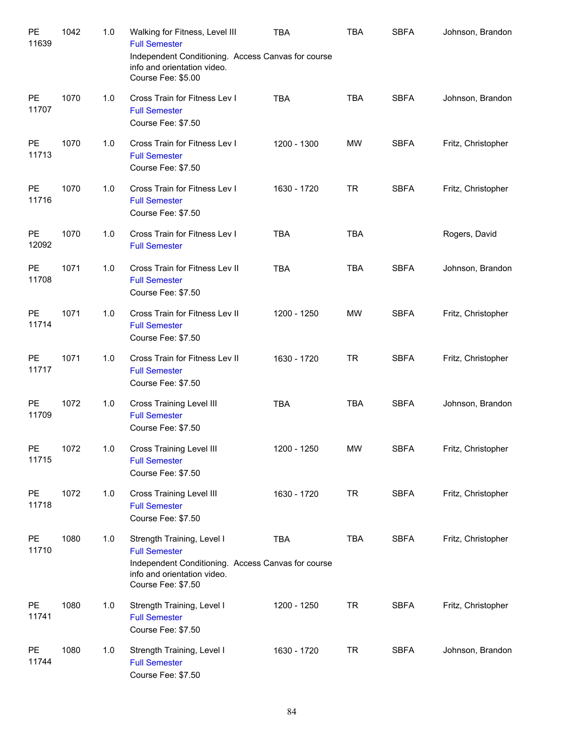| Subject | Course | Units | Title | Time | Days | Location | Instructor |
|---|---|---|---|---|---|---|---|
| PE 11639 | 1042 | 1.0 | Walking for Fitness, Level III<br>Full Semester<br>Independent Conditioning. Access Canvas for course info and orientation video.<br>Course Fee: $5.00 | TBA | TBA | SBFA | Johnson, Brandon |
| PE 11707 | 1070 | 1.0 | Cross Train for Fitness Lev I<br>Full Semester<br>Course Fee: $7.50 | TBA | TBA | SBFA | Johnson, Brandon |
| PE 11713 | 1070 | 1.0 | Cross Train for Fitness Lev I<br>Full Semester<br>Course Fee: $7.50 | 1200 - 1300 | MW | SBFA | Fritz, Christopher |
| PE 11716 | 1070 | 1.0 | Cross Train for Fitness Lev I<br>Full Semester<br>Course Fee: $7.50 | 1630 - 1720 | TR | SBFA | Fritz, Christopher |
| PE 12092 | 1070 | 1.0 | Cross Train for Fitness Lev I<br>Full Semester | TBA | TBA | | Rogers, David |
| PE 11708 | 1071 | 1.0 | Cross Train for Fitness Lev II<br>Full Semester<br>Course Fee: $7.50 | TBA | TBA | SBFA | Johnson, Brandon |
| PE 11714 | 1071 | 1.0 | Cross Train for Fitness Lev II<br>Full Semester<br>Course Fee: $7.50 | 1200 - 1250 | MW | SBFA | Fritz, Christopher |
| PE 11717 | 1071 | 1.0 | Cross Train for Fitness Lev II<br>Full Semester<br>Course Fee: $7.50 | 1630 - 1720 | TR | SBFA | Fritz, Christopher |
| PE 11709 | 1072 | 1.0 | Cross Training Level III<br>Full Semester<br>Course Fee: $7.50 | TBA | TBA | SBFA | Johnson, Brandon |
| PE 11715 | 1072 | 1.0 | Cross Training Level III<br>Full Semester<br>Course Fee: $7.50 | 1200 - 1250 | MW | SBFA | Fritz, Christopher |
| PE 11718 | 1072 | 1.0 | Cross Training Level III<br>Full Semester<br>Course Fee: $7.50 | 1630 - 1720 | TR | SBFA | Fritz, Christopher |
| PE 11710 | 1080 | 1.0 | Strength Training, Level I<br>Full Semester<br>Independent Conditioning. Access Canvas for course info and orientation video.<br>Course Fee: $7.50 | TBA | TBA | SBFA | Fritz, Christopher |
| PE 11741 | 1080 | 1.0 | Strength Training, Level I<br>Full Semester<br>Course Fee: $7.50 | 1200 - 1250 | TR | SBFA | Fritz, Christopher |
| PE 11744 | 1080 | 1.0 | Strength Training, Level I<br>Full Semester<br>Course Fee: $7.50 | 1630 - 1720 | TR | SBFA | Johnson, Brandon |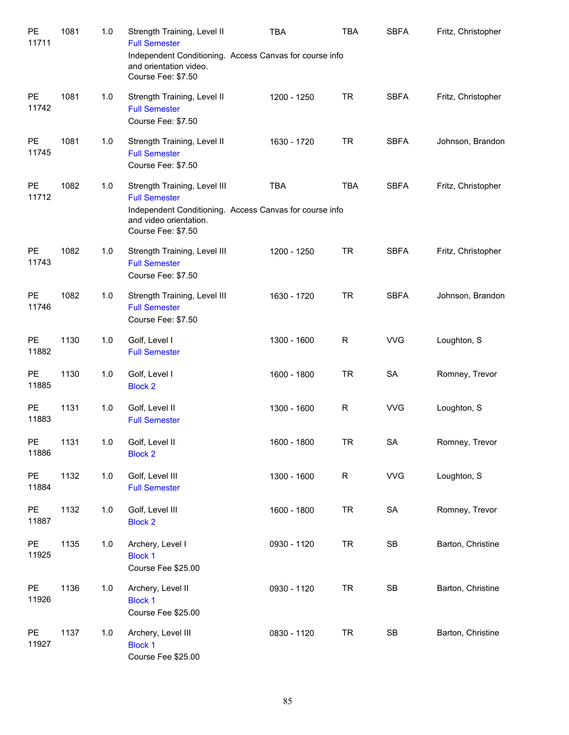| | | | | | | | |
|---|---|---|---|---|---|---|---|
| PE 11711 | 1081 | 1.0 | Strength Training, Level II<br>Full Semester<br>Independent Conditioning. Access Canvas for course info and orientation video.<br>Course Fee: $7.50 | TBA | TBA | SBFA | Fritz, Christopher |
| PE 11742 | 1081 | 1.0 | Strength Training, Level II<br>Full Semester<br>Course Fee: $7.50 | 1200 - 1250 | TR | SBFA | Fritz, Christopher |
| PE 11745 | 1081 | 1.0 | Strength Training, Level II<br>Full Semester<br>Course Fee: $7.50 | 1630 - 1720 | TR | SBFA | Johnson, Brandon |
| PE 11712 | 1082 | 1.0 | Strength Training, Level III<br>Full Semester<br>Independent Conditioning. Access Canvas for course info and video orientation.<br>Course Fee: $7.50 | TBA | TBA | SBFA | Fritz, Christopher |
| PE 11743 | 1082 | 1.0 | Strength Training, Level III<br>Full Semester<br>Course Fee: $7.50 | 1200 - 1250 | TR | SBFA | Fritz, Christopher |
| PE 11746 | 1082 | 1.0 | Strength Training, Level III<br>Full Semester<br>Course Fee: $7.50 | 1630 - 1720 | TR | SBFA | Johnson, Brandon |
| PE 11882 | 1130 | 1.0 | Golf, Level I<br>Full Semester | 1300 - 1600 | R | VVG | Loughton, S |
| PE 11885 | 1130 | 1.0 | Golf, Level I<br>Block 2 | 1600 - 1800 | TR | SA | Romney, Trevor |
| PE 11883 | 1131 | 1.0 | Golf, Level II<br>Full Semester | 1300 - 1600 | R | VVG | Loughton, S |
| PE 11886 | 1131 | 1.0 | Golf, Level II<br>Block 2 | 1600 - 1800 | TR | SA | Romney, Trevor |
| PE 11884 | 1132 | 1.0 | Golf, Level III<br>Full Semester | 1300 - 1600 | R | VVG | Loughton, S |
| PE 11887 | 1132 | 1.0 | Golf, Level III<br>Block 2 | 1600 - 1800 | TR | SA | Romney, Trevor |
| PE 11925 | 1135 | 1.0 | Archery, Level I<br>Block 1<br>Course Fee $25.00 | 0930 - 1120 | TR | SB | Barton, Christine |
| PE 11926 | 1136 | 1.0 | Archery, Level II<br>Block 1<br>Course Fee $25.00 | 0930 - 1120 | TR | SB | Barton, Christine |
| PE 11927 | 1137 | 1.0 | Archery, Level III<br>Block 1<br>Course Fee $25.00 | 0830 - 1120 | TR | SB | Barton, Christine |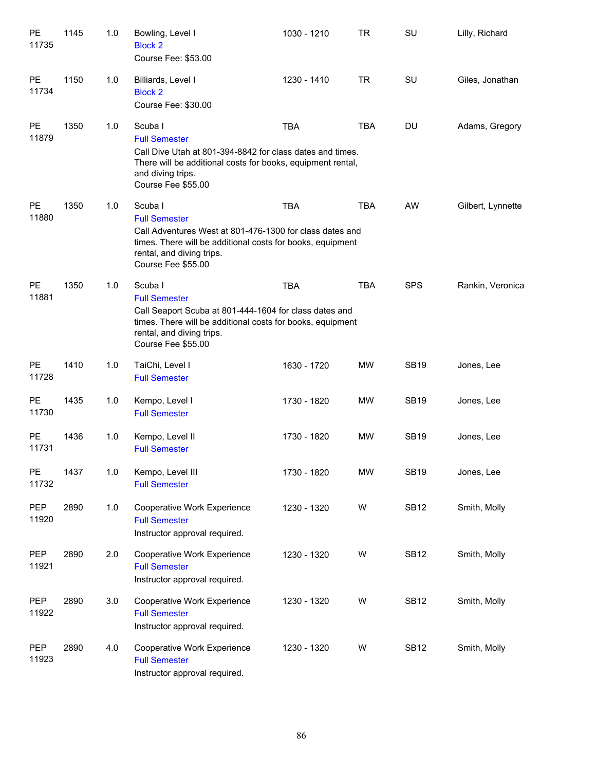| | | | | | | | |
|---|---|---|---|---|---|---|---|
| PE 11735 | 1145 | 1.0 | Bowling, Level I<br>Block 2<br>Course Fee: $53.00 | 1030 - 1210 | TR | SU | Lilly, Richard |
| PE 11734 | 1150 | 1.0 | Billiards, Level I<br>Block 2<br>Course Fee: $30.00 | 1230 - 1410 | TR | SU | Giles, Jonathan |
| PE 11879 | 1350 | 1.0 | Scuba I<br>Full Semester<br>Call Dive Utah at 801-394-8842 for class dates and times. There will be additional costs for books, equipment rental, and diving trips.<br>Course Fee $55.00 | TBA | TBA | DU | Adams, Gregory |
| PE 11880 | 1350 | 1.0 | Scuba I<br>Full Semester<br>Call Adventures West at 801-476-1300 for class dates and times. There will be additional costs for books, equipment rental, and diving trips.<br>Course Fee $55.00 | TBA | TBA | AW | Gilbert, Lynnette |
| PE 11881 | 1350 | 1.0 | Scuba I<br>Full Semester<br>Call Seaport Scuba at 801-444-1604 for class dates and times. There will be additional costs for books, equipment rental, and diving trips.<br>Course Fee $55.00 | TBA | TBA | SPS | Rankin, Veronica |
| PE 11728 | 1410 | 1.0 | TaiChi, Level I<br>Full Semester | 1630 - 1720 | MW | SB19 | Jones, Lee |
| PE 11730 | 1435 | 1.0 | Kempo, Level I<br>Full Semester | 1730 - 1820 | MW | SB19 | Jones, Lee |
| PE 11731 | 1436 | 1.0 | Kempo, Level II<br>Full Semester | 1730 - 1820 | MW | SB19 | Jones, Lee |
| PE 11732 | 1437 | 1.0 | Kempo, Level III<br>Full Semester | 1730 - 1820 | MW | SB19 | Jones, Lee |
| PEP 11920 | 2890 | 1.0 | Cooperative Work Experience<br>Full Semester<br>Instructor approval required. | 1230 - 1320 | W | SB12 | Smith, Molly |
| PEP 11921 | 2890 | 2.0 | Cooperative Work Experience<br>Full Semester<br>Instructor approval required. | 1230 - 1320 | W | SB12 | Smith, Molly |
| PEP 11922 | 2890 | 3.0 | Cooperative Work Experience<br>Full Semester<br>Instructor approval required. | 1230 - 1320 | W | SB12 | Smith, Molly |
| PEP 11923 | 2890 | 4.0 | Cooperative Work Experience<br>Full Semester<br>Instructor approval required. | 1230 - 1320 | W | SB12 | Smith, Molly |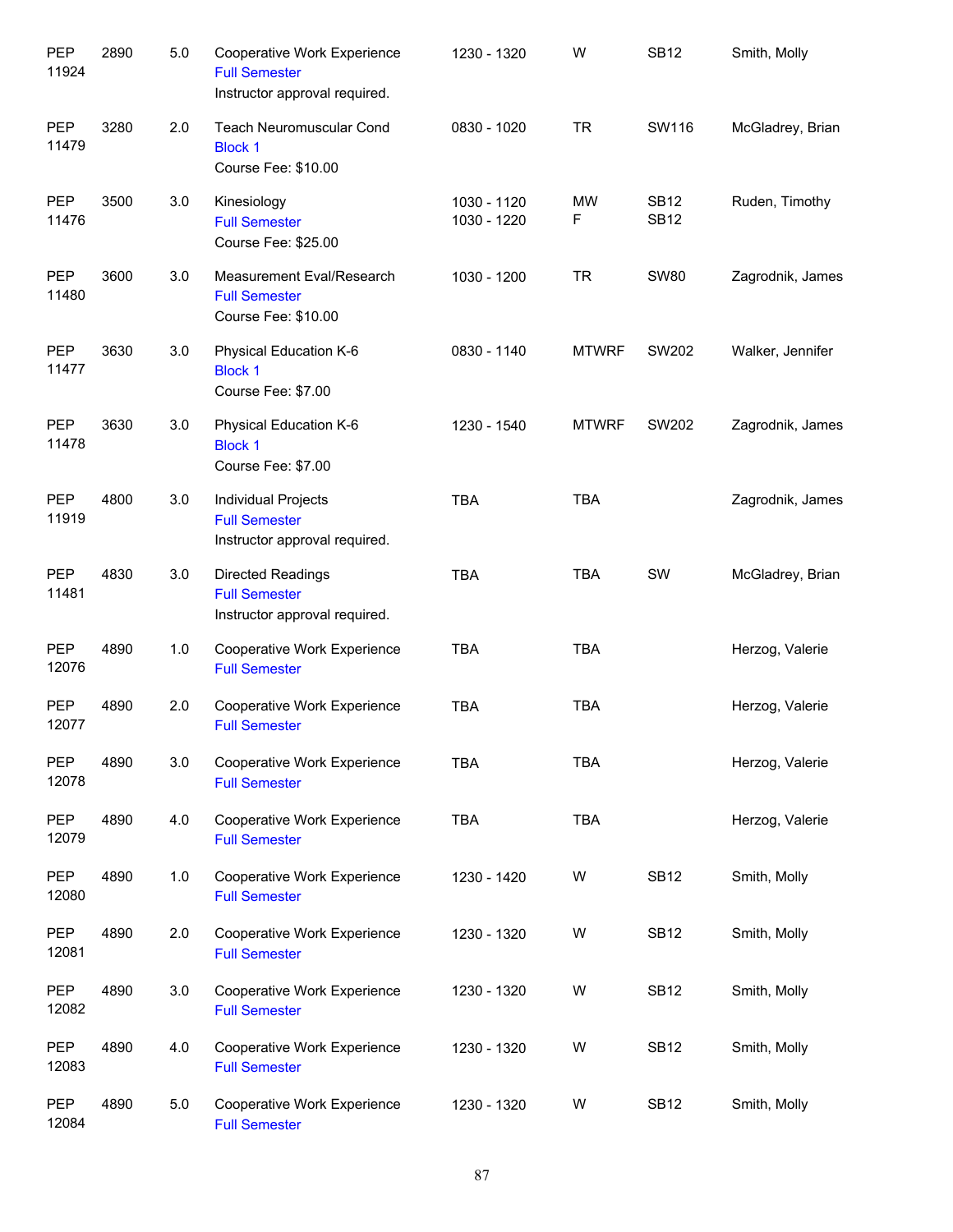| | | | | | | | |
|---|---|---|---|---|---|---|---|
| PEP 11924 | 2890 | 5.0 | Cooperative Work Experience<br>Full Semester<br>Instructor approval required. | 1230 - 1320 | W | SB12 | Smith, Molly |
| PEP 11479 | 3280 | 2.0 | Teach Neuromuscular Cond<br>Block 1<br>Course Fee: $10.00 | 0830 - 1020 | TR | SW116 | McGladrey, Brian |
| PEP 11476 | 3500 | 3.0 | Kinesiology<br>Full Semester<br>Course Fee: $25.00 | 1030 - 1120<br>1030 - 1220 | MW<br>F | SB12<br>SB12 | Ruden, Timothy |
| PEP 11480 | 3600 | 3.0 | Measurement Eval/Research<br>Full Semester<br>Course Fee: $10.00 | 1030 - 1200 | TR | SW80 | Zagrodnik, James |
| PEP 11477 | 3630 | 3.0 | Physical Education K-6<br>Block 1<br>Course Fee: $7.00 | 0830 - 1140 | MTWRF | SW202 | Walker, Jennifer |
| PEP 11478 | 3630 | 3.0 | Physical Education K-6<br>Block 1<br>Course Fee: $7.00 | 1230 - 1540 | MTWRF | SW202 | Zagrodnik, James |
| PEP 11919 | 4800 | 3.0 | Individual Projects<br>Full Semester<br>Instructor approval required. | TBA | TBA | | Zagrodnik, James |
| PEP 11481 | 4830 | 3.0 | Directed Readings<br>Full Semester<br>Instructor approval required. | TBA | TBA | SW | McGladrey, Brian |
| PEP 12076 | 4890 | 1.0 | Cooperative Work Experience<br>Full Semester | TBA | TBA | | Herzog, Valerie |
| PEP 12077 | 4890 | 2.0 | Cooperative Work Experience<br>Full Semester | TBA | TBA | | Herzog, Valerie |
| PEP 12078 | 4890 | 3.0 | Cooperative Work Experience<br>Full Semester | TBA | TBA | | Herzog, Valerie |
| PEP 12079 | 4890 | 4.0 | Cooperative Work Experience<br>Full Semester | TBA | TBA | | Herzog, Valerie |
| PEP 12080 | 4890 | 1.0 | Cooperative Work Experience<br>Full Semester | 1230 - 1420 | W | SB12 | Smith, Molly |
| PEP 12081 | 4890 | 2.0 | Cooperative Work Experience<br>Full Semester | 1230 - 1320 | W | SB12 | Smith, Molly |
| PEP 12082 | 4890 | 3.0 | Cooperative Work Experience<br>Full Semester | 1230 - 1320 | W | SB12 | Smith, Molly |
| PEP 12083 | 4890 | 4.0 | Cooperative Work Experience<br>Full Semester | 1230 - 1320 | W | SB12 | Smith, Molly |
| PEP 12084 | 4890 | 5.0 | Cooperative Work Experience<br>Full Semester | 1230 - 1320 | W | SB12 | Smith, Molly |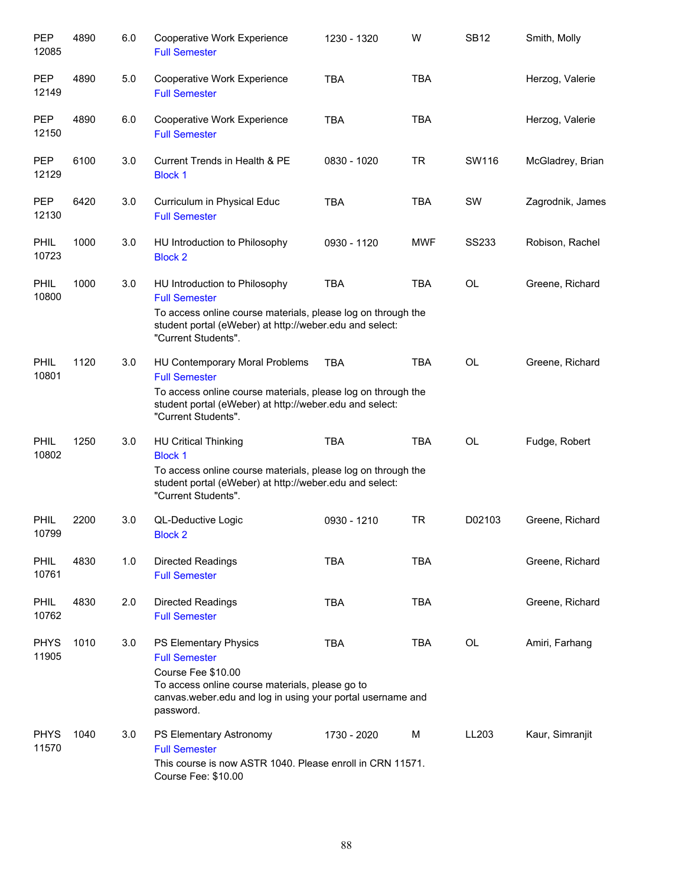| | | | | | | | |
|---|---|---|---|---|---|---|---|
| PEP 12085 | 4890 | 6.0 | Cooperative Work Experience<br>Full Semester | 1230 - 1320 | W | SB12 | Smith, Molly |
| PEP 12149 | 4890 | 5.0 | Cooperative Work Experience<br>Full Semester | TBA | TBA | | Herzog, Valerie |
| PEP 12150 | 4890 | 6.0 | Cooperative Work Experience<br>Full Semester | TBA | TBA | | Herzog, Valerie |
| PEP 12129 | 6100 | 3.0 | Current Trends in Health & PE<br>Block 1 | 0830 - 1020 | TR | SW116 | McGladrey, Brian |
| PEP 12130 | 6420 | 3.0 | Curriculum in Physical Educ<br>Full Semester | TBA | TBA | SW | Zagrodnik, James |
| PHIL 10723 | 1000 | 3.0 | HU Introduction to Philosophy<br>Block 2 | 0930 - 1120 | MWF | SS233 | Robison, Rachel |
| PHIL 10800 | 1000 | 3.0 | HU Introduction to Philosophy<br>Full Semester<br>To access online course materials, please log on through the student portal (eWeber) at http://weber.edu and select: "Current Students". | TBA | TBA | OL | Greene, Richard |
| PHIL 10801 | 1120 | 3.0 | HU Contemporary Moral Problems<br>Full Semester<br>To access online course materials, please log on through the student portal (eWeber) at http://weber.edu and select: "Current Students". | TBA | TBA | OL | Greene, Richard |
| PHIL 10802 | 1250 | 3.0 | HU Critical Thinking<br>Block 1<br>To access online course materials, please log on through the student portal (eWeber) at http://weber.edu and select: "Current Students". | TBA | TBA | OL | Fudge, Robert |
| PHIL 10799 | 2200 | 3.0 | QL-Deductive Logic<br>Block 2 | 0930 - 1210 | TR | D02103 | Greene, Richard |
| PHIL 10761 | 4830 | 1.0 | Directed Readings<br>Full Semester | TBA | TBA | | Greene, Richard |
| PHIL 10762 | 4830 | 2.0 | Directed Readings<br>Full Semester | TBA | TBA | | Greene, Richard |
| PHYS 11905 | 1010 | 3.0 | PS Elementary Physics<br>Full Semester<br>Course Fee $10.00<br>To access online course materials, please go to canvas.weber.edu and log in using your portal username and password. | TBA | TBA | OL | Amiri, Farhang |
| PHYS 11570 | 1040 | 3.0 | PS Elementary Astronomy<br>Full Semester<br>This course is now ASTR 1040. Please enroll in CRN 11571.<br>Course Fee: $10.00 | 1730 - 2020 | M | LL203 | Kaur, Simranjit |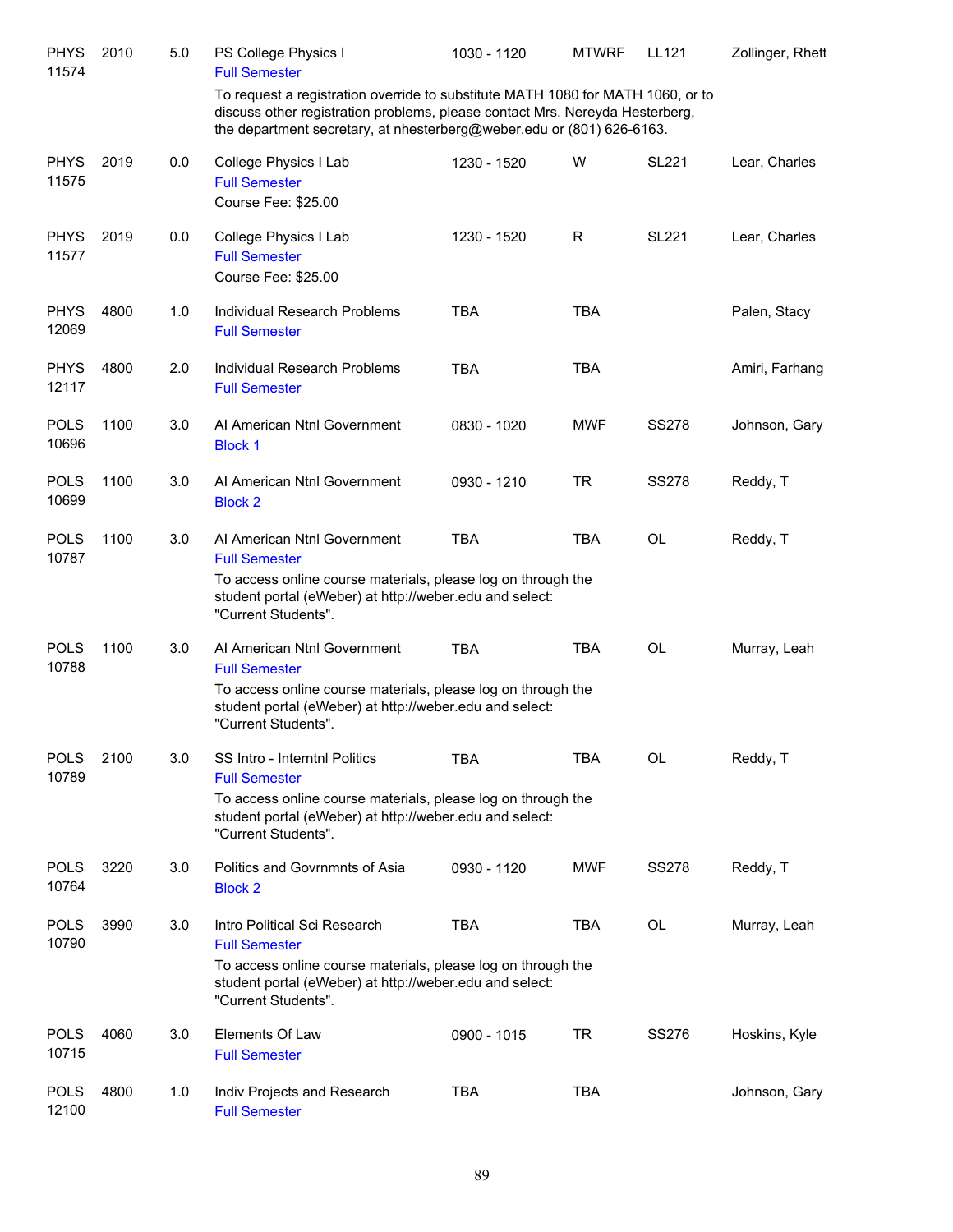| Course | Number | Credits | Title | Time | Days | Room | Instructor |
|---|---|---|---|---|---|---|---|
| PHYS 11574 | 2010 | 5.0 | PS College Physics I<br>Full Semester<br>To request a registration override to substitute MATH 1080 for MATH 1060, or to discuss other registration problems, please contact Mrs. Nereyda Hesterberg, the department secretary, at nhesterberg@weber.edu or (801) 626-6163. | 1030 - 1120 | MTWRF | LL121 | Zollinger, Rhett |
| PHYS 11575 | 2019 | 0.0 | College Physics I Lab<br>Full Semester<br>Course Fee: $25.00 | 1230 - 1520 | W | SL221 | Lear, Charles |
| PHYS 11577 | 2019 | 0.0 | College Physics I Lab<br>Full Semester<br>Course Fee: $25.00 | 1230 - 1520 | R | SL221 | Lear, Charles |
| PHYS 12069 | 4800 | 1.0 | Individual Research Problems<br>Full Semester | TBA | TBA | | Palen, Stacy |
| PHYS 12117 | 4800 | 2.0 | Individual Research Problems<br>Full Semester | TBA | TBA | | Amiri, Farhang |
| POLS 10696 | 1100 | 3.0 | AI American Ntnl Government<br>Block 1 | 0830 - 1020 | MWF | SS278 | Johnson, Gary |
| POLS 10699 | 1100 | 3.0 | AI American Ntnl Government<br>Block 2 | 0930 - 1210 | TR | SS278 | Reddy, T |
| POLS 10787 | 1100 | 3.0 | AI American Ntnl Government<br>Full Semester<br>To access online course materials, please log on through the student portal (eWeber) at http://weber.edu and select: "Current Students". | TBA | TBA | OL | Reddy, T |
| POLS 10788 | 1100 | 3.0 | AI American Ntnl Government<br>Full Semester<br>To access online course materials, please log on through the student portal (eWeber) at http://weber.edu and select: "Current Students". | TBA | TBA | OL | Murray, Leah |
| POLS 10789 | 2100 | 3.0 | SS Intro - Interntnl Politics<br>Full Semester<br>To access online course materials, please log on through the student portal (eWeber) at http://weber.edu and select: "Current Students". | TBA | TBA | OL | Reddy, T |
| POLS 10764 | 3220 | 3.0 | Politics and Govrnmnts of Asia<br>Block 2 | 0930 - 1120 | MWF | SS278 | Reddy, T |
| POLS 10790 | 3990 | 3.0 | Intro Political Sci Research<br>Full Semester<br>To access online course materials, please log on through the student portal (eWeber) at http://weber.edu and select: "Current Students". | TBA | TBA | OL | Murray, Leah |
| POLS 10715 | 4060 | 3.0 | Elements Of Law<br>Full Semester | 0900 - 1015 | TR | SS276 | Hoskins, Kyle |
| POLS 12100 | 4800 | 1.0 | Indiv Projects and Research<br>Full Semester | TBA | TBA | | Johnson, Gary |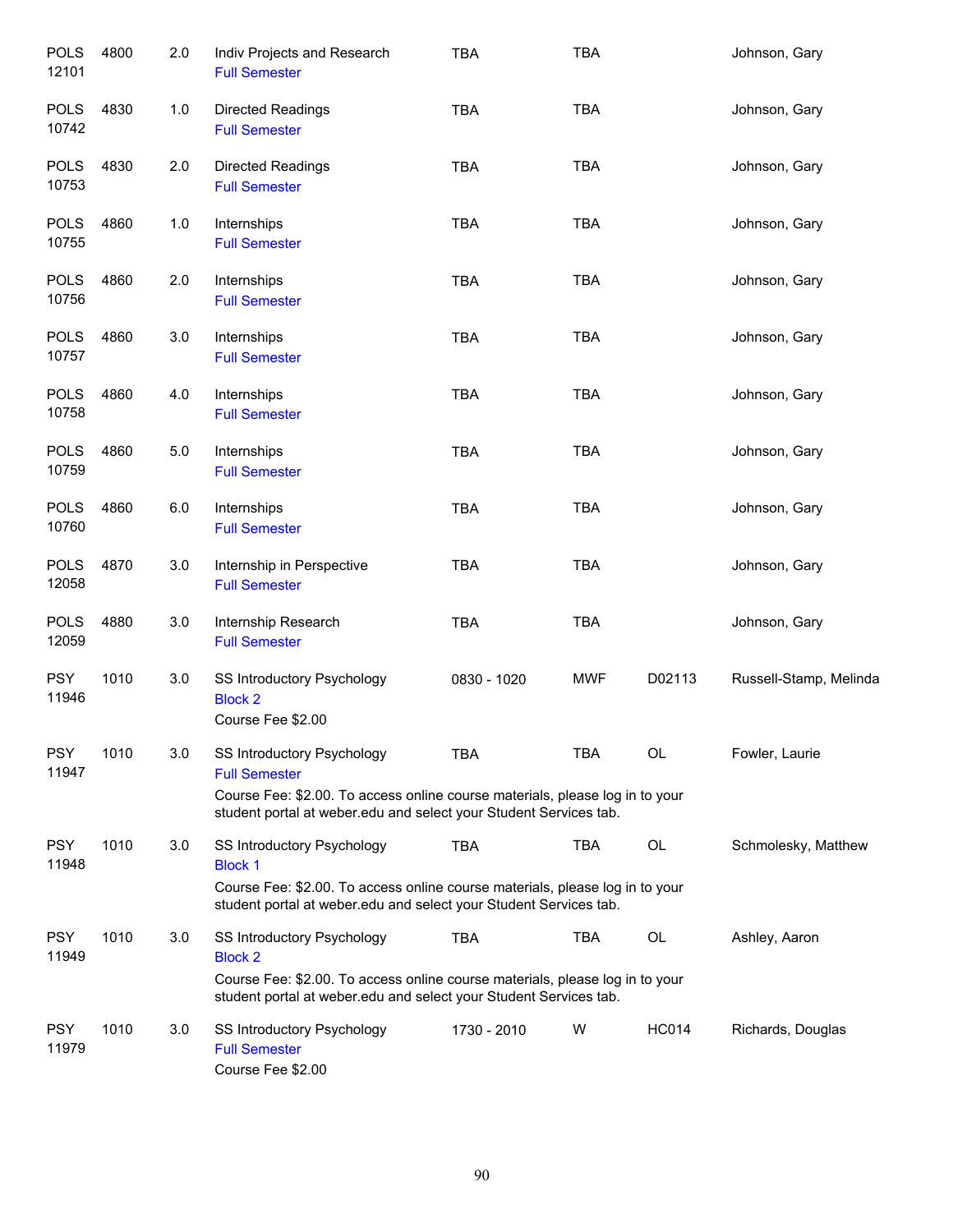| | | | | | | | |
|---|---|---|---|---|---|---|---|
| POLS 12101 | 4800 | 2.0 | Indiv Projects and Research<br>Full Semester | TBA | TBA | | Johnson, Gary |
| POLS 10742 | 4830 | 1.0 | Directed Readings<br>Full Semester | TBA | TBA | | Johnson, Gary |
| POLS 10753 | 4830 | 2.0 | Directed Readings<br>Full Semester | TBA | TBA | | Johnson, Gary |
| POLS 10755 | 4860 | 1.0 | Internships<br>Full Semester | TBA | TBA | | Johnson, Gary |
| POLS 10756 | 4860 | 2.0 | Internships<br>Full Semester | TBA | TBA | | Johnson, Gary |
| POLS 10757 | 4860 | 3.0 | Internships<br>Full Semester | TBA | TBA | | Johnson, Gary |
| POLS 10758 | 4860 | 4.0 | Internships<br>Full Semester | TBA | TBA | | Johnson, Gary |
| POLS 10759 | 4860 | 5.0 | Internships<br>Full Semester | TBA | TBA | | Johnson, Gary |
| POLS 10760 | 4860 | 6.0 | Internships<br>Full Semester | TBA | TBA | | Johnson, Gary |
| POLS 12058 | 4870 | 3.0 | Internship in Perspective<br>Full Semester | TBA | TBA | | Johnson, Gary |
| POLS 12059 | 4880 | 3.0 | Internship Research<br>Full Semester | TBA | TBA | | Johnson, Gary |
| PSY 11946 | 1010 | 3.0 | SS Introductory Psychology<br>Block 2<br>Course Fee $2.00 | 0830 - 1020 | MWF | D02113 | Russell-Stamp, Melinda |
| PSY 11947 | 1010 | 3.0 | SS Introductory Psychology<br>Full Semester<br>Course Fee: $2.00. To access online course materials, please log in to your student portal at weber.edu and select your Student Services tab. | TBA | TBA | OL | Fowler, Laurie |
| PSY 11948 | 1010 | 3.0 | SS Introductory Psychology<br>Block 1<br>Course Fee: $2.00. To access online course materials, please log in to your student portal at weber.edu and select your Student Services tab. | TBA | TBA | OL | Schmolesky, Matthew |
| PSY 11949 | 1010 | 3.0 | SS Introductory Psychology<br>Block 2<br>Course Fee: $2.00. To access online course materials, please log in to your student portal at weber.edu and select your Student Services tab. | TBA | TBA | OL | Ashley, Aaron |
| PSY 11979 | 1010 | 3.0 | SS Introductory Psychology<br>Full Semester<br>Course Fee $2.00 | 1730 - 2010 | W | HC014 | Richards, Douglas |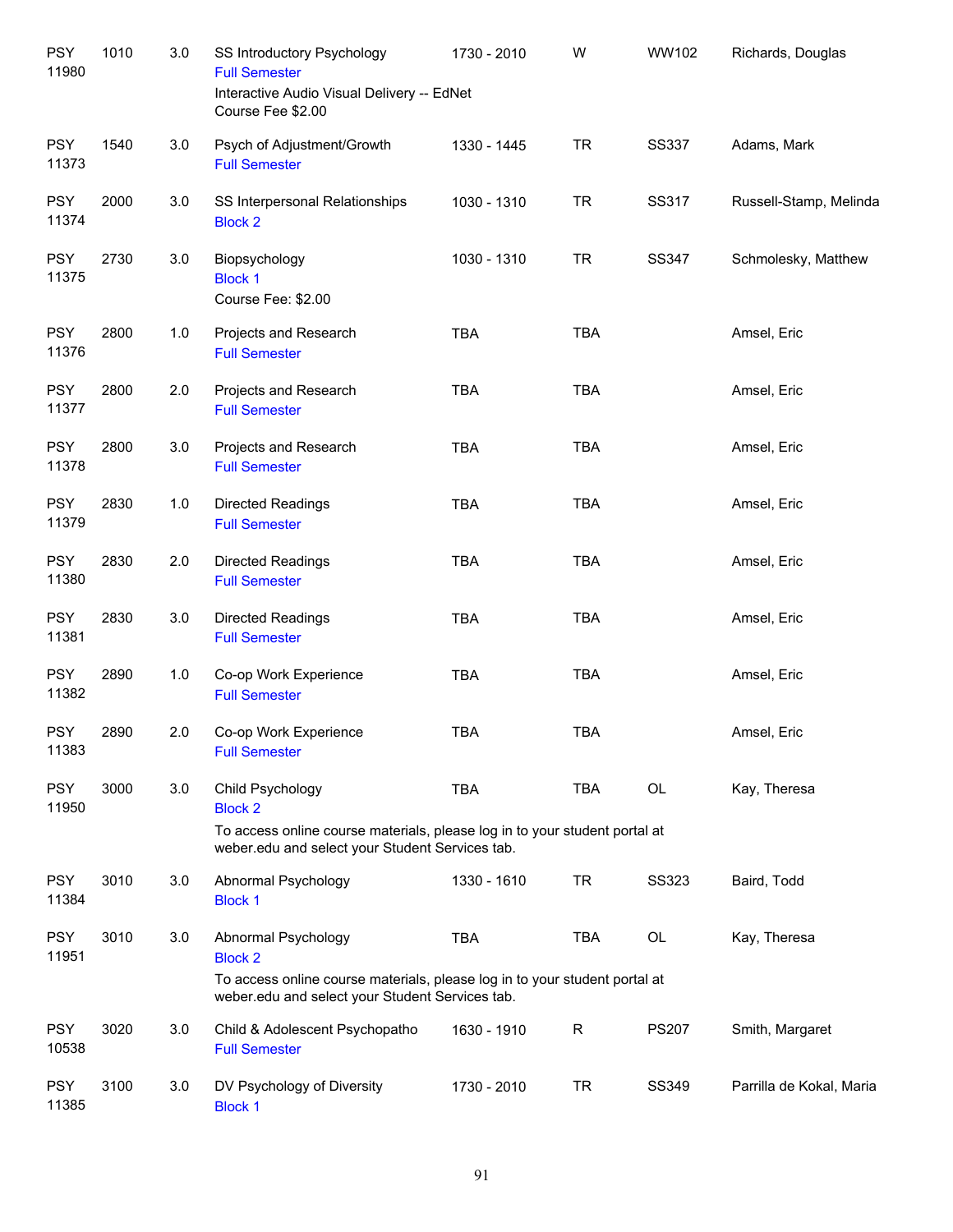| | | | | | | | |
|---|---|---|---|---|---|---|---|
| PSY 11980 | 1010 | 3.0 | SS Introductory Psychology<br>Full Semester<br>Interactive Audio Visual Delivery -- EdNet<br>Course Fee $2.00 | 1730 - 2010 | W | WW102 | Richards, Douglas |
| PSY 11373 | 1540 | 3.0 | Psych of Adjustment/Growth<br>Full Semester | 1330 - 1445 | TR | SS337 | Adams, Mark |
| PSY 11374 | 2000 | 3.0 | SS Interpersonal Relationships<br>Block 2 | 1030 - 1310 | TR | SS317 | Russell-Stamp, Melinda |
| PSY 11375 | 2730 | 3.0 | Biopsychology<br>Block 1<br>Course Fee: $2.00 | 1030 - 1310 | TR | SS347 | Schmolesky, Matthew |
| PSY 11376 | 2800 | 1.0 | Projects and Research<br>Full Semester | TBA | TBA | | Amsel, Eric |
| PSY 11377 | 2800 | 2.0 | Projects and Research<br>Full Semester | TBA | TBA | | Amsel, Eric |
| PSY 11378 | 2800 | 3.0 | Projects and Research<br>Full Semester | TBA | TBA | | Amsel, Eric |
| PSY 11379 | 2830 | 1.0 | Directed Readings<br>Full Semester | TBA | TBA | | Amsel, Eric |
| PSY 11380 | 2830 | 2.0 | Directed Readings<br>Full Semester | TBA | TBA | | Amsel, Eric |
| PSY 11381 | 2830 | 3.0 | Directed Readings<br>Full Semester | TBA | TBA | | Amsel, Eric |
| PSY 11382 | 2890 | 1.0 | Co-op Work Experience<br>Full Semester | TBA | TBA | | Amsel, Eric |
| PSY 11383 | 2890 | 2.0 | Co-op Work Experience<br>Full Semester | TBA | TBA | | Amsel, Eric |
| PSY 11950 | 3000 | 3.0 | Child Psychology<br>Block 2<br>To access online course materials, please log in to your student portal at weber.edu and select your Student Services tab. | TBA | TBA | OL | Kay, Theresa |
| PSY 11384 | 3010 | 3.0 | Abnormal Psychology<br>Block 1 | 1330 - 1610 | TR | SS323 | Baird, Todd |
| PSY 11951 | 3010 | 3.0 | Abnormal Psychology<br>Block 2<br>To access online course materials, please log in to your student portal at weber.edu and select your Student Services tab. | TBA | TBA | OL | Kay, Theresa |
| PSY 10538 | 3020 | 3.0 | Child & Adolescent Psychopatho<br>Full Semester | 1630 - 1910 | R | PS207 | Smith, Margaret |
| PSY 11385 | 3100 | 3.0 | DV Psychology of Diversity<br>Block 1 | 1730 - 2010 | TR | SS349 | Parrilla de Kokal, Maria |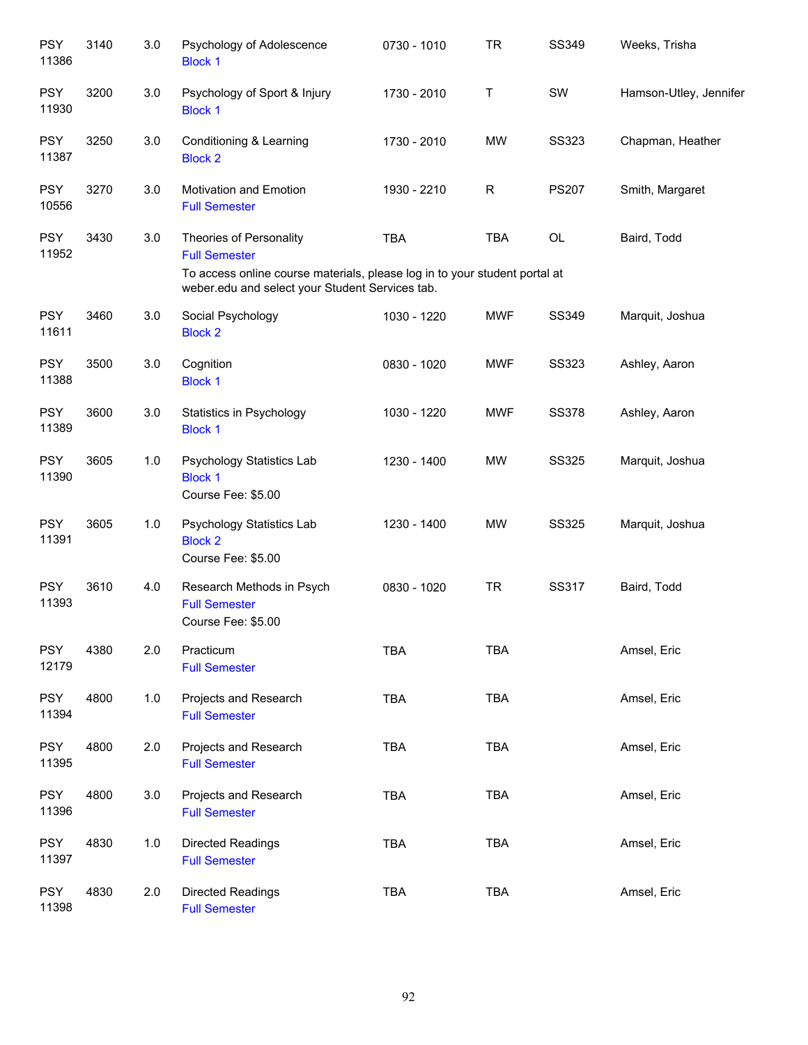| | | | | | | | |
|---|---|---|---|---|---|---|---|
| PSY 11386 | 3140 | 3.0 | Psychology of Adolescence<br>Block 1 | 0730 - 1010 | TR | SS349 | Weeks, Trisha |
| PSY 11930 | 3200 | 3.0 | Psychology of Sport & Injury<br>Block 1 | 1730 - 2010 | T | SW | Hamson-Utley, Jennifer |
| PSY 11387 | 3250 | 3.0 | Conditioning & Learning<br>Block 2 | 1730 - 2010 | MW | SS323 | Chapman, Heather |
| PSY 10556 | 3270 | 3.0 | Motivation and Emotion<br>Full Semester | 1930 - 2210 | R | PS207 | Smith, Margaret |
| PSY 11952 | 3430 | 3.0 | Theories of Personality<br>Full Semester<br>To access online course materials, please log in to your student portal at weber.edu and select your Student Services tab. | TBA | TBA | OL | Baird, Todd |
| PSY 11611 | 3460 | 3.0 | Social Psychology<br>Block 2 | 1030 - 1220 | MWF | SS349 | Marquit, Joshua |
| PSY 11388 | 3500 | 3.0 | Cognition<br>Block 1 | 0830 - 1020 | MWF | SS323 | Ashley, Aaron |
| PSY 11389 | 3600 | 3.0 | Statistics in Psychology<br>Block 1 | 1030 - 1220 | MWF | SS378 | Ashley, Aaron |
| PSY 11390 | 3605 | 1.0 | Psychology Statistics Lab<br>Block 1<br>Course Fee: $5.00 | 1230 - 1400 | MW | SS325 | Marquit, Joshua |
| PSY 11391 | 3605 | 1.0 | Psychology Statistics Lab<br>Block 2<br>Course Fee: $5.00 | 1230 - 1400 | MW | SS325 | Marquit, Joshua |
| PSY 11393 | 3610 | 4.0 | Research Methods in Psych<br>Full Semester<br>Course Fee: $5.00 | 0830 - 1020 | TR | SS317 | Baird, Todd |
| PSY 12179 | 4380 | 2.0 | Practicum<br>Full Semester | TBA | TBA | | Amsel, Eric |
| PSY 11394 | 4800 | 1.0 | Projects and Research<br>Full Semester | TBA | TBA | | Amsel, Eric |
| PSY 11395 | 4800 | 2.0 | Projects and Research<br>Full Semester | TBA | TBA | | Amsel, Eric |
| PSY 11396 | 4800 | 3.0 | Projects and Research<br>Full Semester | TBA | TBA | | Amsel, Eric |
| PSY 11397 | 4830 | 1.0 | Directed Readings<br>Full Semester | TBA | TBA | | Amsel, Eric |
| PSY 11398 | 4830 | 2.0 | Directed Readings<br>Full Semester | TBA | TBA | | Amsel, Eric |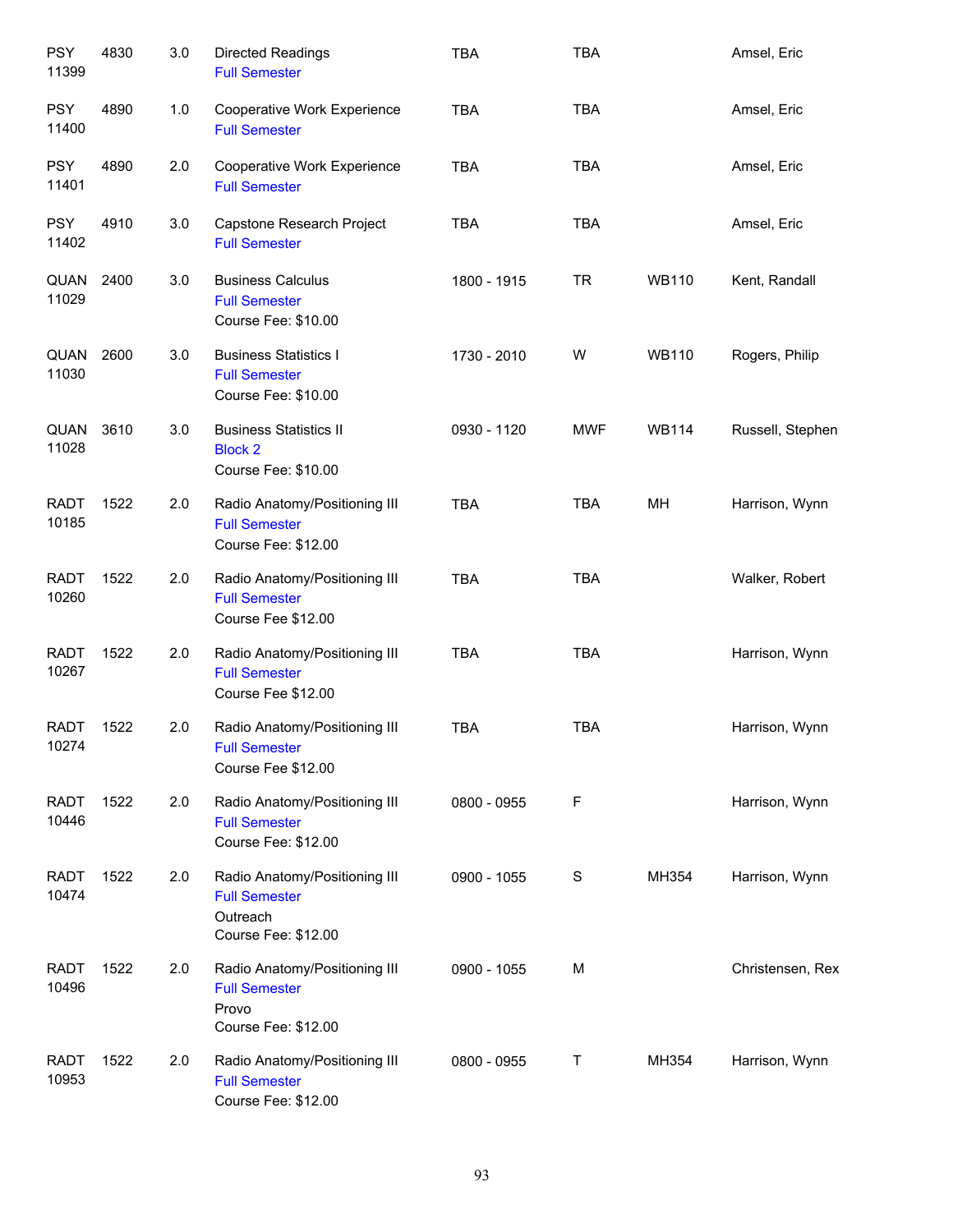| Subject / CRN | Course | Credits | Title | Time | Days | Room | Instructor |
|---|---|---|---|---|---|---|---|
| PSY 11399 | 4830 | 3.0 | Directed Readings<br>Full Semester | TBA | TBA | | Amsel, Eric |
| PSY 11400 | 4890 | 1.0 | Cooperative Work Experience<br>Full Semester | TBA | TBA | | Amsel, Eric |
| PSY 11401 | 4890 | 2.0 | Cooperative Work Experience<br>Full Semester | TBA | TBA | | Amsel, Eric |
| PSY 11402 | 4910 | 3.0 | Capstone Research Project<br>Full Semester | TBA | TBA | | Amsel, Eric |
| QUAN 11029 | 2400 | 3.0 | Business Calculus<br>Full Semester<br>Course Fee: $10.00 | 1800 - 1915 | TR | WB110 | Kent, Randall |
| QUAN 11030 | 2600 | 3.0 | Business Statistics I<br>Full Semester<br>Course Fee: $10.00 | 1730 - 2010 | W | WB110 | Rogers, Philip |
| QUAN 11028 | 3610 | 3.0 | Business Statistics II<br>Block 2<br>Course Fee: $10.00 | 0930 - 1120 | MWF | WB114 | Russell, Stephen |
| RADT 10185 | 1522 | 2.0 | Radio Anatomy/Positioning III<br>Full Semester<br>Course Fee: $12.00 | TBA | TBA | MH | Harrison, Wynn |
| RADT 10260 | 1522 | 2.0 | Radio Anatomy/Positioning III<br>Full Semester<br>Course Fee $12.00 | TBA | TBA | | Walker, Robert |
| RADT 10267 | 1522 | 2.0 | Radio Anatomy/Positioning III<br>Full Semester<br>Course Fee $12.00 | TBA | TBA | | Harrison, Wynn |
| RADT 10274 | 1522 | 2.0 | Radio Anatomy/Positioning III<br>Full Semester<br>Course Fee $12.00 | TBA | TBA | | Harrison, Wynn |
| RADT 10446 | 1522 | 2.0 | Radio Anatomy/Positioning III<br>Full Semester<br>Course Fee: $12.00 | 0800 - 0955 | F | | Harrison, Wynn |
| RADT 10474 | 1522 | 2.0 | Radio Anatomy/Positioning III<br>Full Semester<br>Outreach<br>Course Fee: $12.00 | 0900 - 1055 | S | MH354 | Harrison, Wynn |
| RADT 10496 | 1522 | 2.0 | Radio Anatomy/Positioning III<br>Full Semester<br>Provo<br>Course Fee: $12.00 | 0900 - 1055 | M | | Christensen, Rex |
| RADT 10953 | 1522 | 2.0 | Radio Anatomy/Positioning III<br>Full Semester<br>Course Fee: $12.00 | 0800 - 0955 | T | MH354 | Harrison, Wynn |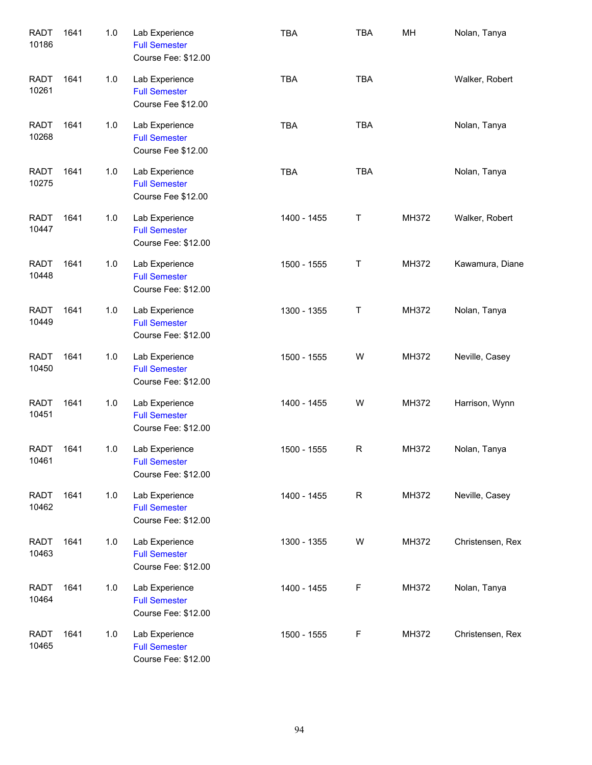| | | | | | | | |
|---|---|---|---|---|---|---|---|
| RADT 10186 | 1641 | 1.0 | Lab Experience<br>Full Semester<br>Course Fee: $12.00 | TBA | TBA | MH | Nolan, Tanya |
| RADT 10261 | 1641 | 1.0 | Lab Experience<br>Full Semester<br>Course Fee $12.00 | TBA | TBA | | Walker, Robert |
| RADT 10268 | 1641 | 1.0 | Lab Experience<br>Full Semester<br>Course Fee $12.00 | TBA | TBA | | Nolan, Tanya |
| RADT 10275 | 1641 | 1.0 | Lab Experience<br>Full Semester<br>Course Fee $12.00 | TBA | TBA | | Nolan, Tanya |
| RADT 10447 | 1641 | 1.0 | Lab Experience<br>Full Semester<br>Course Fee: $12.00 | 1400 - 1455 | T | MH372 | Walker, Robert |
| RADT 10448 | 1641 | 1.0 | Lab Experience<br>Full Semester<br>Course Fee: $12.00 | 1500 - 1555 | T | MH372 | Kawamura, Diane |
| RADT 10449 | 1641 | 1.0 | Lab Experience<br>Full Semester<br>Course Fee: $12.00 | 1300 - 1355 | T | MH372 | Nolan, Tanya |
| RADT 10450 | 1641 | 1.0 | Lab Experience<br>Full Semester<br>Course Fee: $12.00 | 1500 - 1555 | W | MH372 | Neville, Casey |
| RADT 10451 | 1641 | 1.0 | Lab Experience<br>Full Semester<br>Course Fee: $12.00 | 1400 - 1455 | W | MH372 | Harrison, Wynn |
| RADT 10461 | 1641 | 1.0 | Lab Experience<br>Full Semester<br>Course Fee: $12.00 | 1500 - 1555 | R | MH372 | Nolan, Tanya |
| RADT 10462 | 1641 | 1.0 | Lab Experience<br>Full Semester<br>Course Fee: $12.00 | 1400 - 1455 | R | MH372 | Neville, Casey |
| RADT 10463 | 1641 | 1.0 | Lab Experience<br>Full Semester<br>Course Fee: $12.00 | 1300 - 1355 | W | MH372 | Christensen, Rex |
| RADT 10464 | 1641 | 1.0 | Lab Experience<br>Full Semester<br>Course Fee: $12.00 | 1400 - 1455 | F | MH372 | Nolan, Tanya |
| RADT 10465 | 1641 | 1.0 | Lab Experience<br>Full Semester<br>Course Fee: $12.00 | 1500 - 1555 | F | MH372 | Christensen, Rex |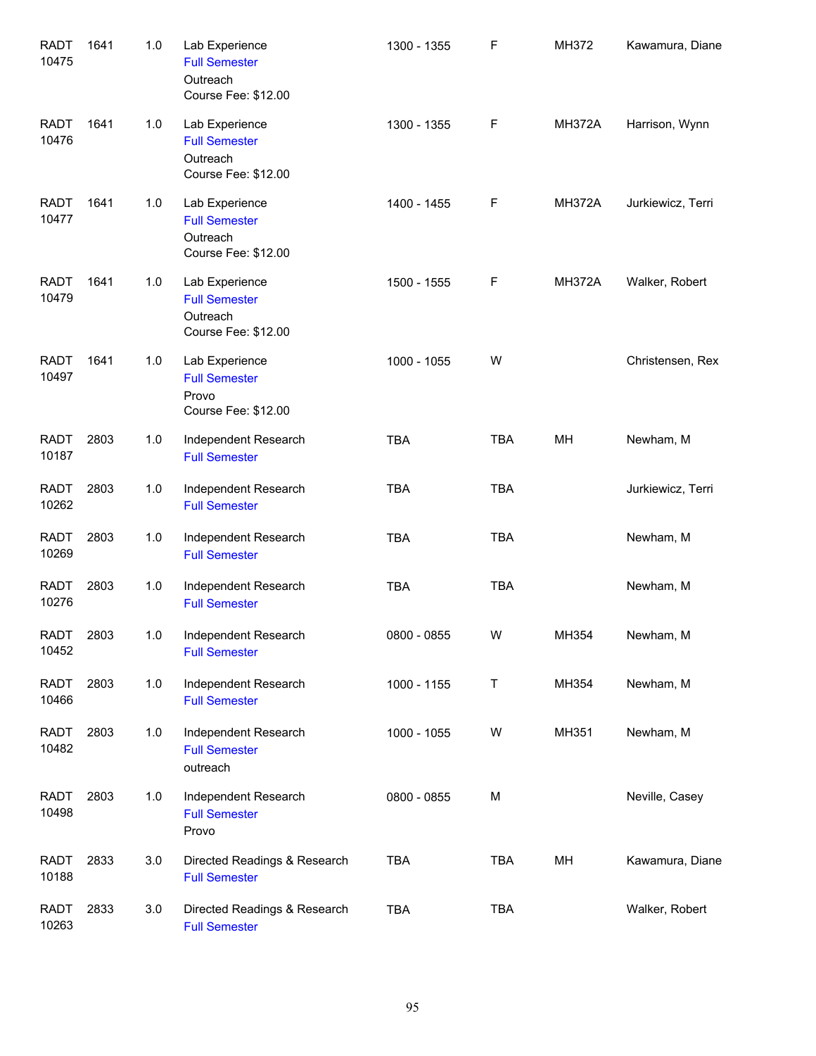| | | | | | | | |
|---|---|---|---|---|---|---|---|
| RADT 10475 | 1641 | 1.0 | Lab Experience<br>Full Semester<br>Outreach<br>Course Fee: $12.00 | 1300 - 1355 | F | MH372 | Kawamura, Diane |
| RADT 10476 | 1641 | 1.0 | Lab Experience<br>Full Semester<br>Outreach<br>Course Fee: $12.00 | 1300 - 1355 | F | MH372A | Harrison, Wynn |
| RADT 10477 | 1641 | 1.0 | Lab Experience<br>Full Semester<br>Outreach<br>Course Fee: $12.00 | 1400 - 1455 | F | MH372A | Jurkiewicz, Terri |
| RADT 10479 | 1641 | 1.0 | Lab Experience<br>Full Semester<br>Outreach<br>Course Fee: $12.00 | 1500 - 1555 | F | MH372A | Walker, Robert |
| RADT 10497 | 1641 | 1.0 | Lab Experience<br>Full Semester<br>Provo<br>Course Fee: $12.00 | 1000 - 1055 | W | | Christensen, Rex |
| RADT 10187 | 2803 | 1.0 | Independent Research<br>Full Semester | TBA | TBA | MH | Newham, M |
| RADT 10262 | 2803 | 1.0 | Independent Research<br>Full Semester | TBA | TBA | | Jurkiewicz, Terri |
| RADT 10269 | 2803 | 1.0 | Independent Research<br>Full Semester | TBA | TBA | | Newham, M |
| RADT 10276 | 2803 | 1.0 | Independent Research<br>Full Semester | TBA | TBA | | Newham, M |
| RADT 10452 | 2803 | 1.0 | Independent Research<br>Full Semester | 0800 - 0855 | W | MH354 | Newham, M |
| RADT 10466 | 2803 | 1.0 | Independent Research<br>Full Semester | 1000 - 1155 | T | MH354 | Newham, M |
| RADT 10482 | 2803 | 1.0 | Independent Research<br>Full Semester<br>outreach | 1000 - 1055 | W | MH351 | Newham, M |
| RADT 10498 | 2803 | 1.0 | Independent Research<br>Full Semester<br>Provo | 0800 - 0855 | M | | Neville, Casey |
| RADT 10188 | 2833 | 3.0 | Directed Readings & Research<br>Full Semester | TBA | TBA | MH | Kawamura, Diane |
| RADT 10263 | 2833 | 3.0 | Directed Readings & Research<br>Full Semester | TBA | TBA | | Walker, Robert |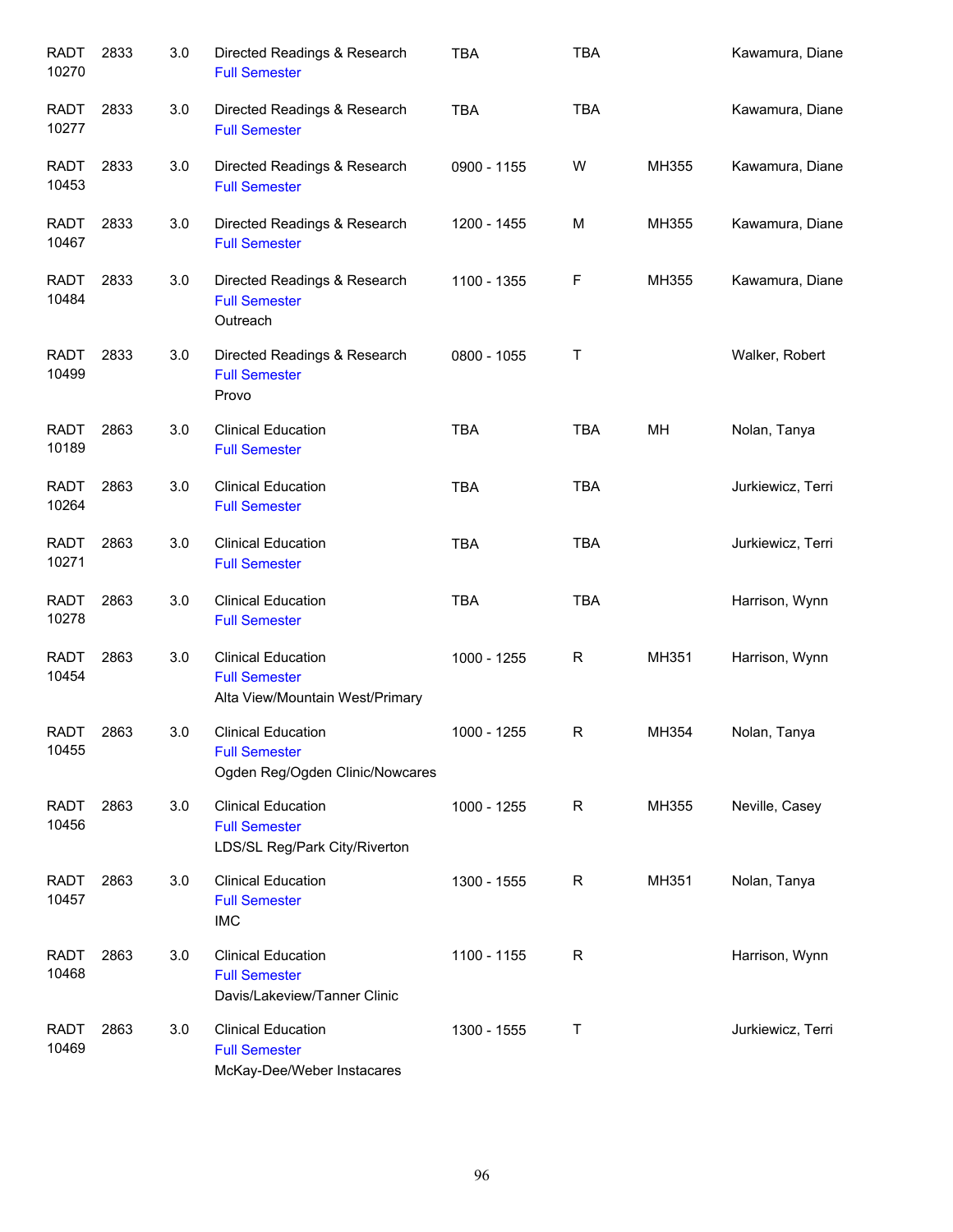| Subject / CRN | Course | Credits | Title | Time | Days | Room | Instructor |
|---|---|---|---|---|---|---|---|
| RADT 10270 | 2833 | 3.0 | Directed Readings & Research<br>Full Semester | TBA | TBA | | Kawamura, Diane |
| RADT 10277 | 2833 | 3.0 | Directed Readings & Research<br>Full Semester | TBA | TBA | | Kawamura, Diane |
| RADT 10453 | 2833 | 3.0 | Directed Readings & Research<br>Full Semester | 0900 - 1155 | W | MH355 | Kawamura, Diane |
| RADT 10467 | 2833 | 3.0 | Directed Readings & Research<br>Full Semester | 1200 - 1455 | M | MH355 | Kawamura, Diane |
| RADT 10484 | 2833 | 3.0 | Directed Readings & Research<br>Full Semester<br>Outreach | 1100 - 1355 | F | MH355 | Kawamura, Diane |
| RADT 10499 | 2833 | 3.0 | Directed Readings & Research<br>Full Semester<br>Provo | 0800 - 1055 | T | | Walker, Robert |
| RADT 10189 | 2863 | 3.0 | Clinical Education<br>Full Semester | TBA | TBA | MH | Nolan, Tanya |
| RADT 10264 | 2863 | 3.0 | Clinical Education<br>Full Semester | TBA | TBA | | Jurkiewicz, Terri |
| RADT 10271 | 2863 | 3.0 | Clinical Education<br>Full Semester | TBA | TBA | | Jurkiewicz, Terri |
| RADT 10278 | 2863 | 3.0 | Clinical Education<br>Full Semester | TBA | TBA | | Harrison, Wynn |
| RADT 10454 | 2863 | 3.0 | Clinical Education<br>Full Semester<br>Alta View/Mountain West/Primary | 1000 - 1255 | R | MH351 | Harrison, Wynn |
| RADT 10455 | 2863 | 3.0 | Clinical Education<br>Full Semester<br>Ogden Reg/Ogden Clinic/Nowcares | 1000 - 1255 | R | MH354 | Nolan, Tanya |
| RADT 10456 | 2863 | 3.0 | Clinical Education<br>Full Semester<br>LDS/SL Reg/Park City/Riverton | 1000 - 1255 | R | MH355 | Neville, Casey |
| RADT 10457 | 2863 | 3.0 | Clinical Education<br>Full Semester<br>IMC | 1300 - 1555 | R | MH351 | Nolan, Tanya |
| RADT 10468 | 2863 | 3.0 | Clinical Education<br>Full Semester<br>Davis/Lakeview/Tanner Clinic | 1100 - 1155 | R | | Harrison, Wynn |
| RADT 10469 | 2863 | 3.0 | Clinical Education<br>Full Semester<br>McKay-Dee/Weber Instacares | 1300 - 1555 | T | | Jurkiewicz, Terri |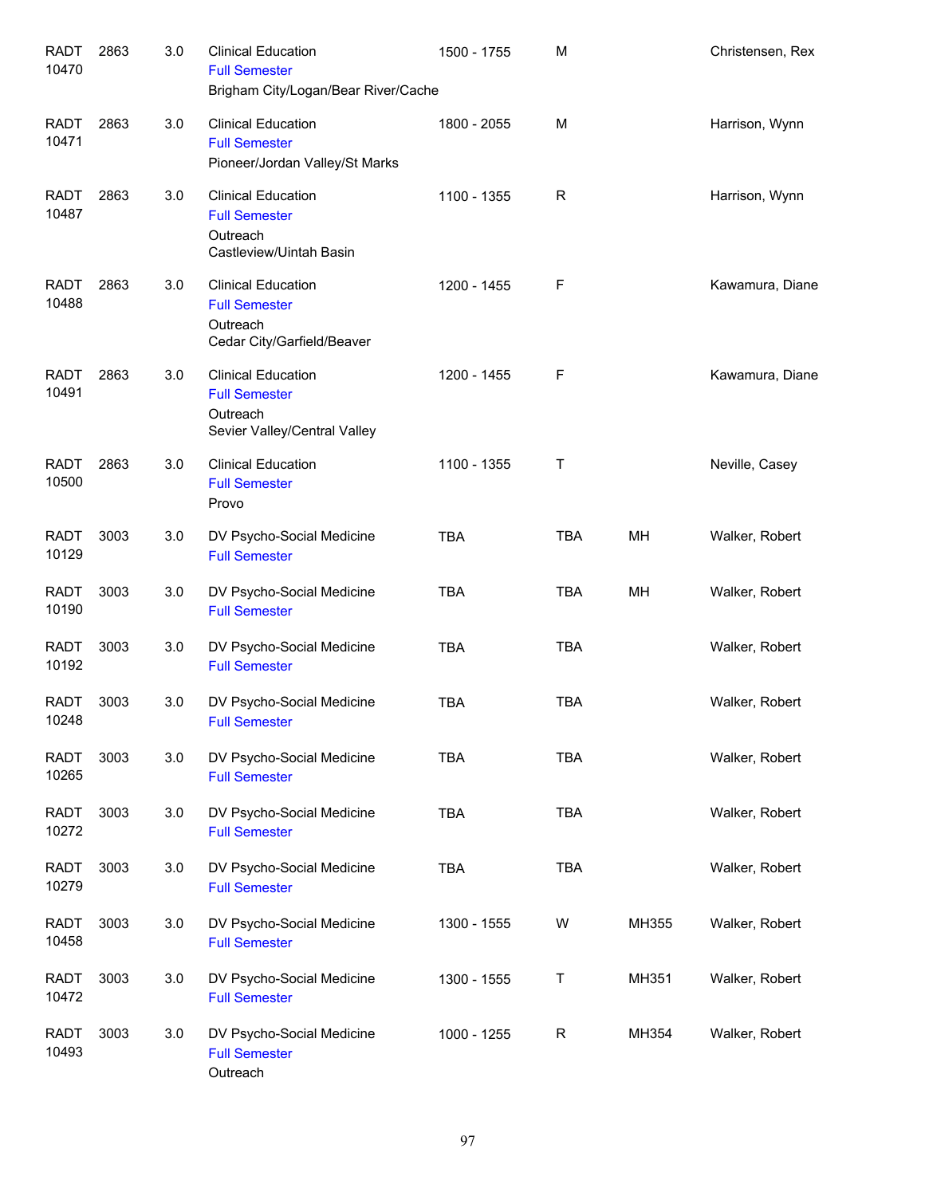| Subject / CRN | Course | Credits | Title / Notes | Time | Days | Room | Instructor |
|---|---|---|---|---|---|---|---|
| RADT 10470 | 2863 | 3.0 | Clinical Education<br>Full Semester<br>Brigham City/Logan/Bear River/Cache | 1500 - 1755 | M | | Christensen, Rex |
| RADT 10471 | 2863 | 3.0 | Clinical Education<br>Full Semester<br>Pioneer/Jordan Valley/St Marks | 1800 - 2055 | M | | Harrison, Wynn |
| RADT 10487 | 2863 | 3.0 | Clinical Education<br>Full Semester<br>Outreach<br>Castleview/Uintah Basin | 1100 - 1355 | R | | Harrison, Wynn |
| RADT 10488 | 2863 | 3.0 | Clinical Education<br>Full Semester<br>Outreach<br>Cedar City/Garfield/Beaver | 1200 - 1455 | F | | Kawamura, Diane |
| RADT 10491 | 2863 | 3.0 | Clinical Education<br>Full Semester<br>Outreach<br>Sevier Valley/Central Valley | 1200 - 1455 | F | | Kawamura, Diane |
| RADT 10500 | 2863 | 3.0 | Clinical Education<br>Full Semester<br>Provo | 1100 - 1355 | T | | Neville, Casey |
| RADT 10129 | 3003 | 3.0 | DV Psycho-Social Medicine<br>Full Semester | TBA | TBA | MH | Walker, Robert |
| RADT 10190 | 3003 | 3.0 | DV Psycho-Social Medicine<br>Full Semester | TBA | TBA | MH | Walker, Robert |
| RADT 10192 | 3003 | 3.0 | DV Psycho-Social Medicine<br>Full Semester | TBA | TBA | | Walker, Robert |
| RADT 10248 | 3003 | 3.0 | DV Psycho-Social Medicine<br>Full Semester | TBA | TBA | | Walker, Robert |
| RADT 10265 | 3003 | 3.0 | DV Psycho-Social Medicine<br>Full Semester | TBA | TBA | | Walker, Robert |
| RADT 10272 | 3003 | 3.0 | DV Psycho-Social Medicine<br>Full Semester | TBA | TBA | | Walker, Robert |
| RADT 10279 | 3003 | 3.0 | DV Psycho-Social Medicine<br>Full Semester | TBA | TBA | | Walker, Robert |
| RADT 10458 | 3003 | 3.0 | DV Psycho-Social Medicine<br>Full Semester | 1300 - 1555 | W | MH355 | Walker, Robert |
| RADT 10472 | 3003 | 3.0 | DV Psycho-Social Medicine<br>Full Semester | 1300 - 1555 | T | MH351 | Walker, Robert |
| RADT 10493 | 3003 | 3.0 | DV Psycho-Social Medicine<br>Full Semester<br>Outreach | 1000 - 1255 | R | MH354 | Walker, Robert |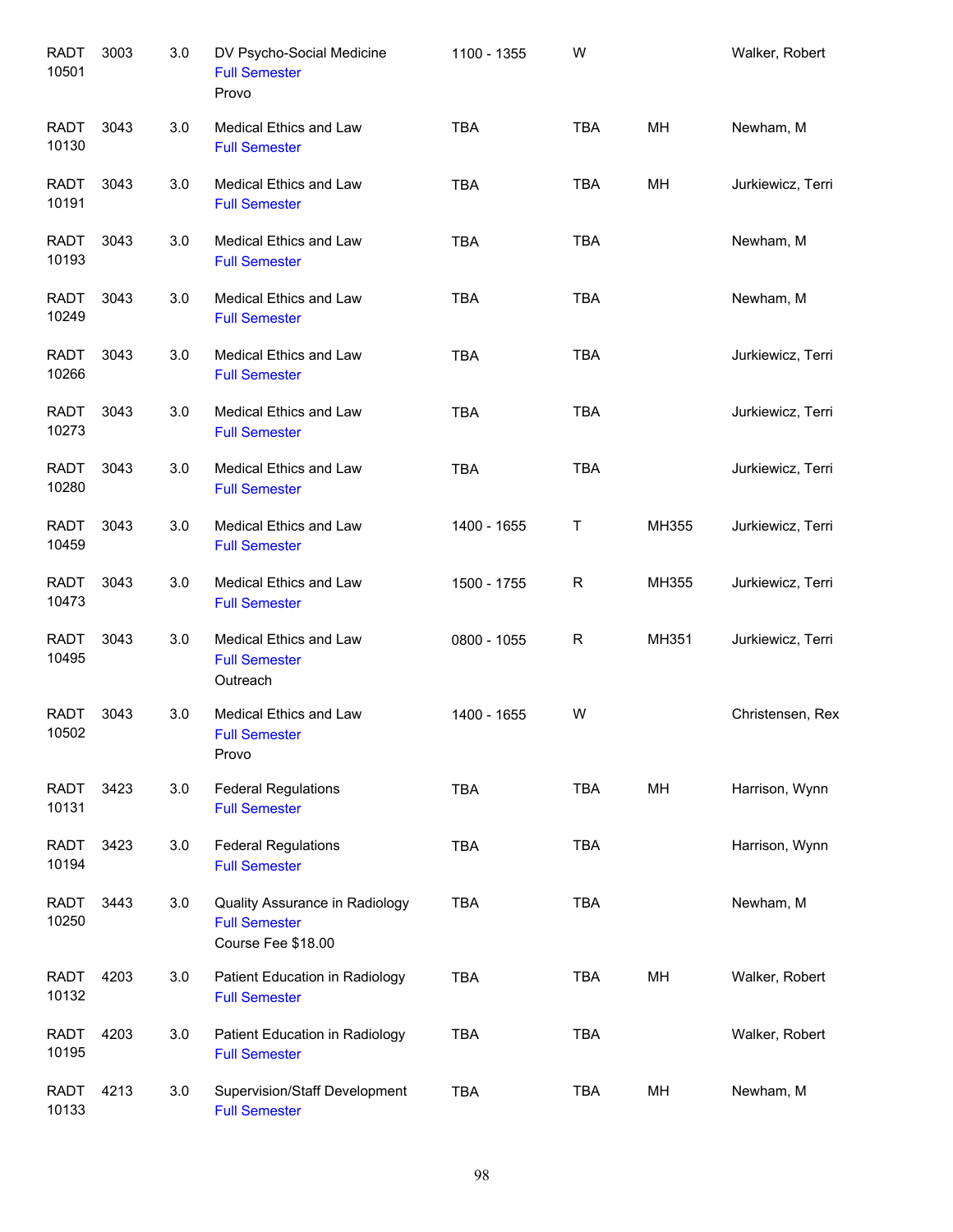| Course | Number | Credits | Title | Time | Days | Room | Instructor |
|---|---|---|---|---|---|---|---|
| RADT 10501 | 3003 | 3.0 | DV Psycho-Social Medicine<br>Full Semester<br>Provo | 1100 - 1355 | W | | Walker, Robert |
| RADT 10130 | 3043 | 3.0 | Medical Ethics and Law<br>Full Semester | TBA | TBA | MH | Newham, M |
| RADT 10191 | 3043 | 3.0 | Medical Ethics and Law<br>Full Semester | TBA | TBA | MH | Jurkiewicz, Terri |
| RADT 10193 | 3043 | 3.0 | Medical Ethics and Law<br>Full Semester | TBA | TBA | | Newham, M |
| RADT 10249 | 3043 | 3.0 | Medical Ethics and Law<br>Full Semester | TBA | TBA | | Newham, M |
| RADT 10266 | 3043 | 3.0 | Medical Ethics and Law<br>Full Semester | TBA | TBA | | Jurkiewicz, Terri |
| RADT 10273 | 3043 | 3.0 | Medical Ethics and Law<br>Full Semester | TBA | TBA | | Jurkiewicz, Terri |
| RADT 10280 | 3043 | 3.0 | Medical Ethics and Law<br>Full Semester | TBA | TBA | | Jurkiewicz, Terri |
| RADT 10459 | 3043 | 3.0 | Medical Ethics and Law<br>Full Semester | 1400 - 1655 | T | MH355 | Jurkiewicz, Terri |
| RADT 10473 | 3043 | 3.0 | Medical Ethics and Law<br>Full Semester | 1500 - 1755 | R | MH355 | Jurkiewicz, Terri |
| RADT 10495 | 3043 | 3.0 | Medical Ethics and Law<br>Full Semester<br>Outreach | 0800 - 1055 | R | MH351 | Jurkiewicz, Terri |
| RADT 10502 | 3043 | 3.0 | Medical Ethics and Law<br>Full Semester<br>Provo | 1400 - 1655 | W | | Christensen, Rex |
| RADT 10131 | 3423 | 3.0 | Federal Regulations<br>Full Semester | TBA | TBA | MH | Harrison, Wynn |
| RADT 10194 | 3423 | 3.0 | Federal Regulations<br>Full Semester | TBA | TBA | | Harrison, Wynn |
| RADT 10250 | 3443 | 3.0 | Quality Assurance in Radiology<br>Full Semester<br>Course Fee $18.00 | TBA | TBA | | Newham, M |
| RADT 10132 | 4203 | 3.0 | Patient Education in Radiology<br>Full Semester | TBA | TBA | MH | Walker, Robert |
| RADT 10195 | 4203 | 3.0 | Patient Education in Radiology<br>Full Semester | TBA | TBA | | Walker, Robert |
| RADT 10133 | 4213 | 3.0 | Supervision/Staff Development<br>Full Semester | TBA | TBA | MH | Newham, M |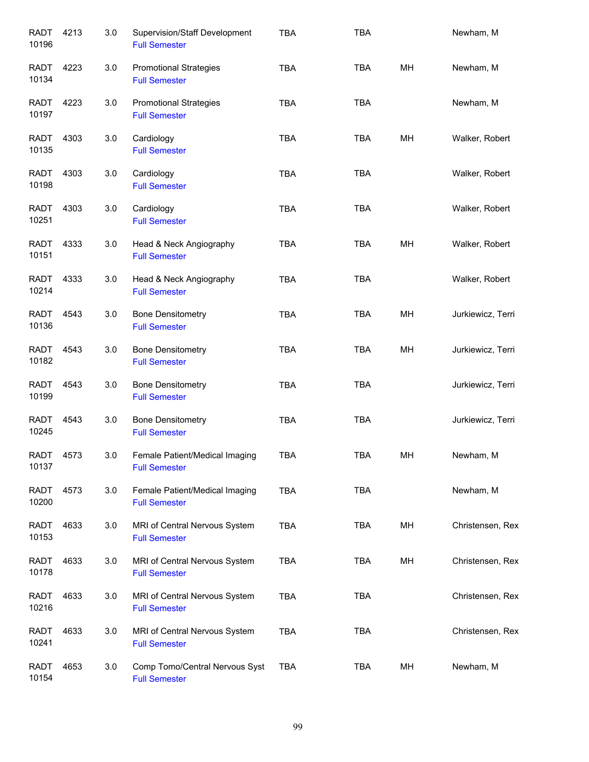| | | | | | | | |
|---|---|---|---|---|---|---|---|
| RADT 10196 | 4213 | 3.0 | Supervision/Staff Development<br>Full Semester | TBA | TBA | | Newham, M |
| RADT 10134 | 4223 | 3.0 | Promotional Strategies<br>Full Semester | TBA | TBA | MH | Newham, M |
| RADT 10197 | 4223 | 3.0 | Promotional Strategies<br>Full Semester | TBA | TBA | | Newham, M |
| RADT 10135 | 4303 | 3.0 | Cardiology<br>Full Semester | TBA | TBA | MH | Walker, Robert |
| RADT 10198 | 4303 | 3.0 | Cardiology<br>Full Semester | TBA | TBA | | Walker, Robert |
| RADT 10251 | 4303 | 3.0 | Cardiology<br>Full Semester | TBA | TBA | | Walker, Robert |
| RADT 10151 | 4333 | 3.0 | Head & Neck Angiography<br>Full Semester | TBA | TBA | MH | Walker, Robert |
| RADT 10214 | 4333 | 3.0 | Head & Neck Angiography<br>Full Semester | TBA | TBA | | Walker, Robert |
| RADT 10136 | 4543 | 3.0 | Bone Densitometry<br>Full Semester | TBA | TBA | MH | Jurkiewicz, Terri |
| RADT 10182 | 4543 | 3.0 | Bone Densitometry<br>Full Semester | TBA | TBA | MH | Jurkiewicz, Terri |
| RADT 10199 | 4543 | 3.0 | Bone Densitometry<br>Full Semester | TBA | TBA | | Jurkiewicz, Terri |
| RADT 10245 | 4543 | 3.0 | Bone Densitometry<br>Full Semester | TBA | TBA | | Jurkiewicz, Terri |
| RADT 10137 | 4573 | 3.0 | Female Patient/Medical Imaging<br>Full Semester | TBA | TBA | MH | Newham, M |
| RADT 10200 | 4573 | 3.0 | Female Patient/Medical Imaging<br>Full Semester | TBA | TBA | | Newham, M |
| RADT 10153 | 4633 | 3.0 | MRI of Central Nervous System<br>Full Semester | TBA | TBA | MH | Christensen, Rex |
| RADT 10178 | 4633 | 3.0 | MRI of Central Nervous System<br>Full Semester | TBA | TBA | MH | Christensen, Rex |
| RADT 10216 | 4633 | 3.0 | MRI of Central Nervous System<br>Full Semester | TBA | TBA | | Christensen, Rex |
| RADT 10241 | 4633 | 3.0 | MRI of Central Nervous System<br>Full Semester | TBA | TBA | | Christensen, Rex |
| RADT 10154 | 4653 | 3.0 | Comp Tomo/Central Nervous Syst<br>Full Semester | TBA | TBA | MH | Newham, M |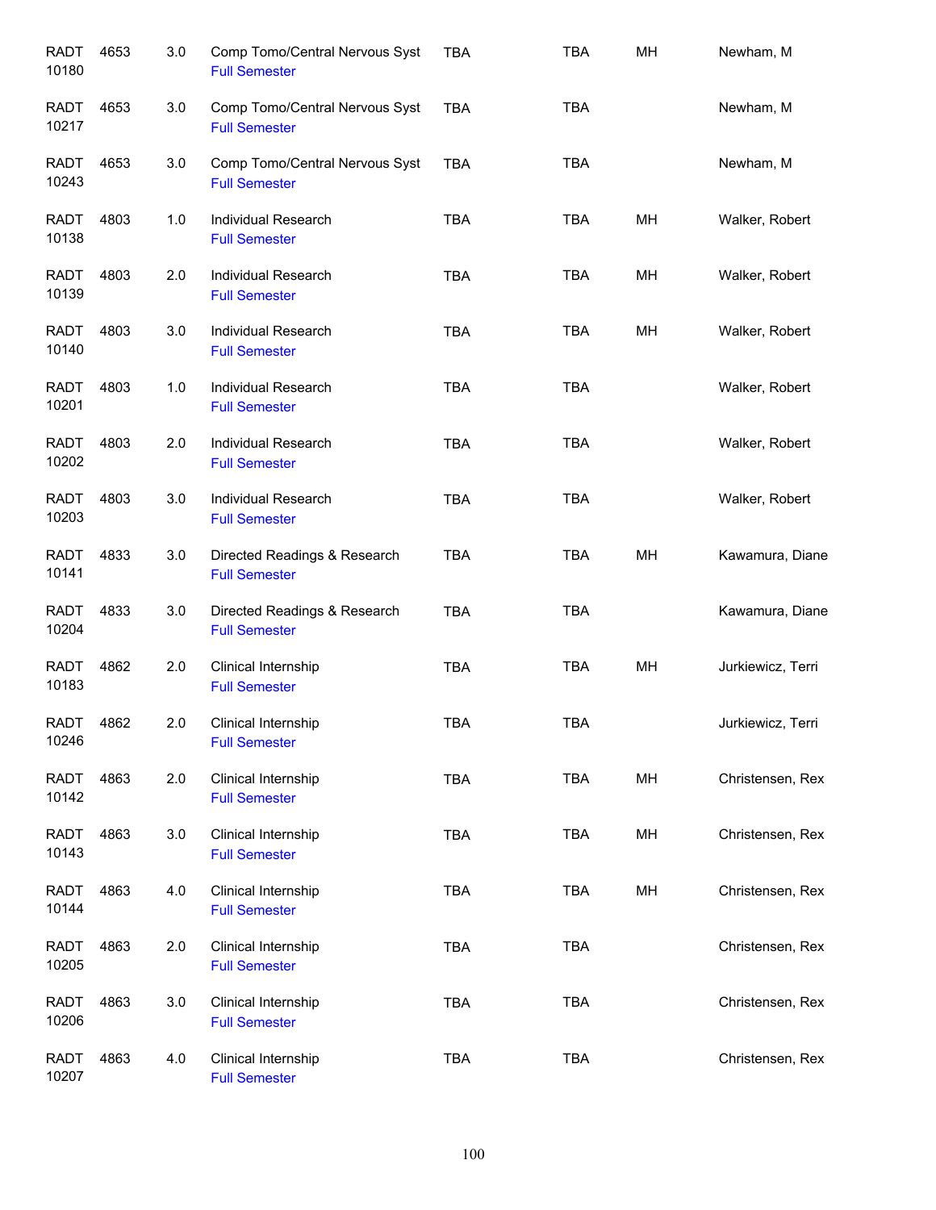| | | | | | | | |
|---|---|---|---|---|---|---|---|
| RADT 10180 | 4653 | 3.0 | Comp Tomo/Central Nervous Syst Full Semester | TBA | TBA | MH | Newham, M |
| RADT 10217 | 4653 | 3.0 | Comp Tomo/Central Nervous Syst Full Semester | TBA | TBA | | Newham, M |
| RADT 10243 | 4653 | 3.0 | Comp Tomo/Central Nervous Syst Full Semester | TBA | TBA | | Newham, M |
| RADT 10138 | 4803 | 1.0 | Individual Research Full Semester | TBA | TBA | MH | Walker, Robert |
| RADT 10139 | 4803 | 2.0 | Individual Research Full Semester | TBA | TBA | MH | Walker, Robert |
| RADT 10140 | 4803 | 3.0 | Individual Research Full Semester | TBA | TBA | MH | Walker, Robert |
| RADT 10201 | 4803 | 1.0 | Individual Research Full Semester | TBA | TBA | | Walker, Robert |
| RADT 10202 | 4803 | 2.0 | Individual Research Full Semester | TBA | TBA | | Walker, Robert |
| RADT 10203 | 4803 | 3.0 | Individual Research Full Semester | TBA | TBA | | Walker, Robert |
| RADT 10141 | 4833 | 3.0 | Directed Readings & Research Full Semester | TBA | TBA | MH | Kawamura, Diane |
| RADT 10204 | 4833 | 3.0 | Directed Readings & Research Full Semester | TBA | TBA | | Kawamura, Diane |
| RADT 10183 | 4862 | 2.0 | Clinical Internship Full Semester | TBA | TBA | MH | Jurkiewicz, Terri |
| RADT 10246 | 4862 | 2.0 | Clinical Internship Full Semester | TBA | TBA | | Jurkiewicz, Terri |
| RADT 10142 | 4863 | 2.0 | Clinical Internship Full Semester | TBA | TBA | MH | Christensen, Rex |
| RADT 10143 | 4863 | 3.0 | Clinical Internship Full Semester | TBA | TBA | MH | Christensen, Rex |
| RADT 10144 | 4863 | 4.0 | Clinical Internship Full Semester | TBA | TBA | MH | Christensen, Rex |
| RADT 10205 | 4863 | 2.0 | Clinical Internship Full Semester | TBA | TBA | | Christensen, Rex |
| RADT 10206 | 4863 | 3.0 | Clinical Internship Full Semester | TBA | TBA | | Christensen, Rex |
| RADT 10207 | 4863 | 4.0 | Clinical Internship Full Semester | TBA | TBA | | Christensen, Rex |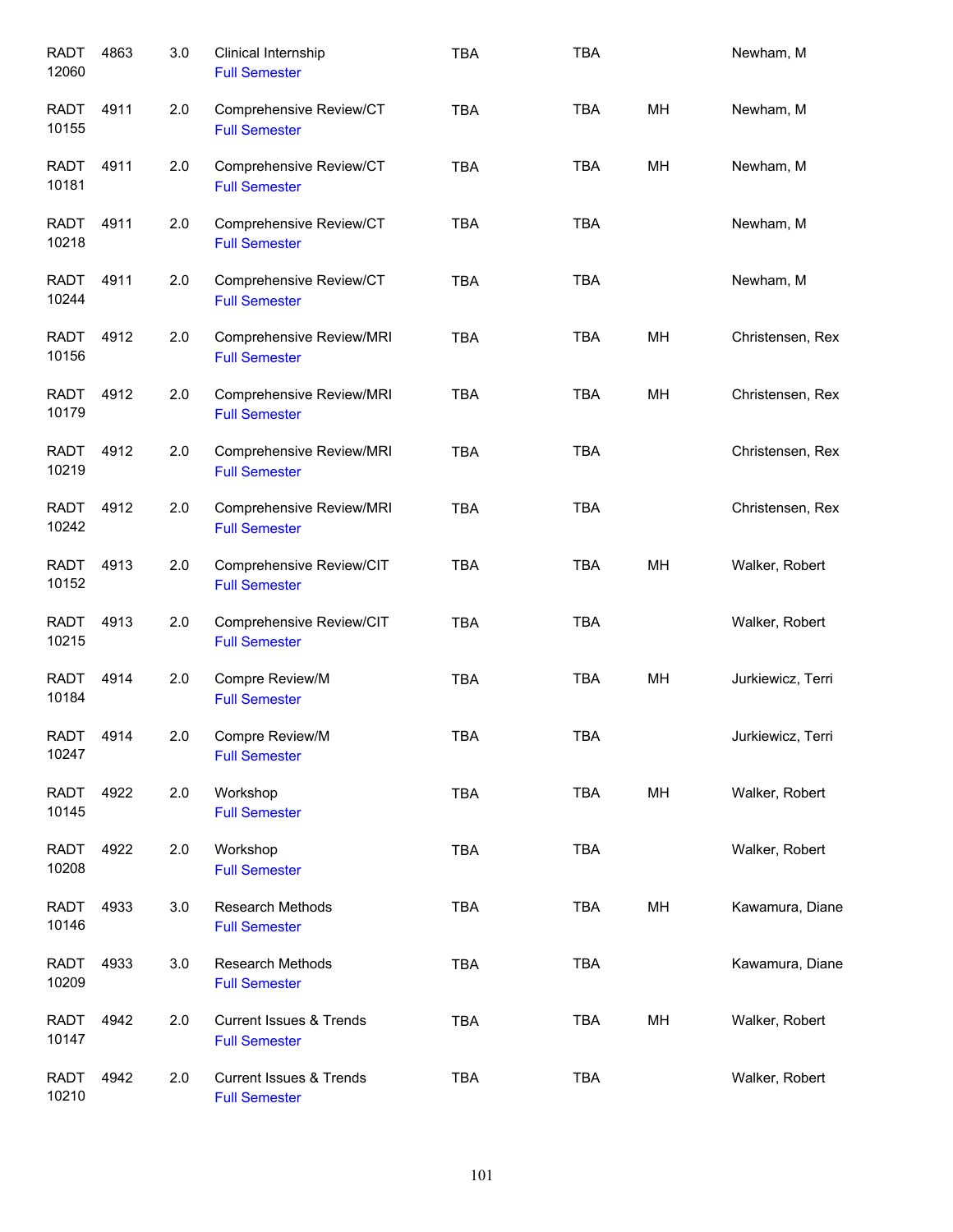| Subject/CRN | Course | Credits | Title | Days | Time | Location | Instructor |
|---|---|---|---|---|---|---|---|
| RADT 12060 | 4863 | 3.0 | Clinical Internship<br>Full Semester | TBA | TBA | | Newham, M |
| RADT 10155 | 4911 | 2.0 | Comprehensive Review/CT<br>Full Semester | TBA | TBA | MH | Newham, M |
| RADT 10181 | 4911 | 2.0 | Comprehensive Review/CT<br>Full Semester | TBA | TBA | MH | Newham, M |
| RADT 10218 | 4911 | 2.0 | Comprehensive Review/CT<br>Full Semester | TBA | TBA | | Newham, M |
| RADT 10244 | 4911 | 2.0 | Comprehensive Review/CT<br>Full Semester | TBA | TBA | | Newham, M |
| RADT 10156 | 4912 | 2.0 | Comprehensive Review/MRI<br>Full Semester | TBA | TBA | MH | Christensen, Rex |
| RADT 10179 | 4912 | 2.0 | Comprehensive Review/MRI<br>Full Semester | TBA | TBA | MH | Christensen, Rex |
| RADT 10219 | 4912 | 2.0 | Comprehensive Review/MRI<br>Full Semester | TBA | TBA | | Christensen, Rex |
| RADT 10242 | 4912 | 2.0 | Comprehensive Review/MRI<br>Full Semester | TBA | TBA | | Christensen, Rex |
| RADT 10152 | 4913 | 2.0 | Comprehensive Review/CIT<br>Full Semester | TBA | TBA | MH | Walker, Robert |
| RADT 10215 | 4913 | 2.0 | Comprehensive Review/CIT<br>Full Semester | TBA | TBA | | Walker, Robert |
| RADT 10184 | 4914 | 2.0 | Compre Review/M<br>Full Semester | TBA | TBA | MH | Jurkiewicz, Terri |
| RADT 10247 | 4914 | 2.0 | Compre Review/M<br>Full Semester | TBA | TBA | | Jurkiewicz, Terri |
| RADT 10145 | 4922 | 2.0 | Workshop<br>Full Semester | TBA | TBA | MH | Walker, Robert |
| RADT 10208 | 4922 | 2.0 | Workshop<br>Full Semester | TBA | TBA | | Walker, Robert |
| RADT 10146 | 4933 | 3.0 | Research Methods<br>Full Semester | TBA | TBA | MH | Kawamura, Diane |
| RADT 10209 | 4933 | 3.0 | Research Methods<br>Full Semester | TBA | TBA | | Kawamura, Diane |
| RADT 10147 | 4942 | 2.0 | Current Issues & Trends<br>Full Semester | TBA | TBA | MH | Walker, Robert |
| RADT 10210 | 4942 | 2.0 | Current Issues & Trends<br>Full Semester | TBA | TBA | | Walker, Robert |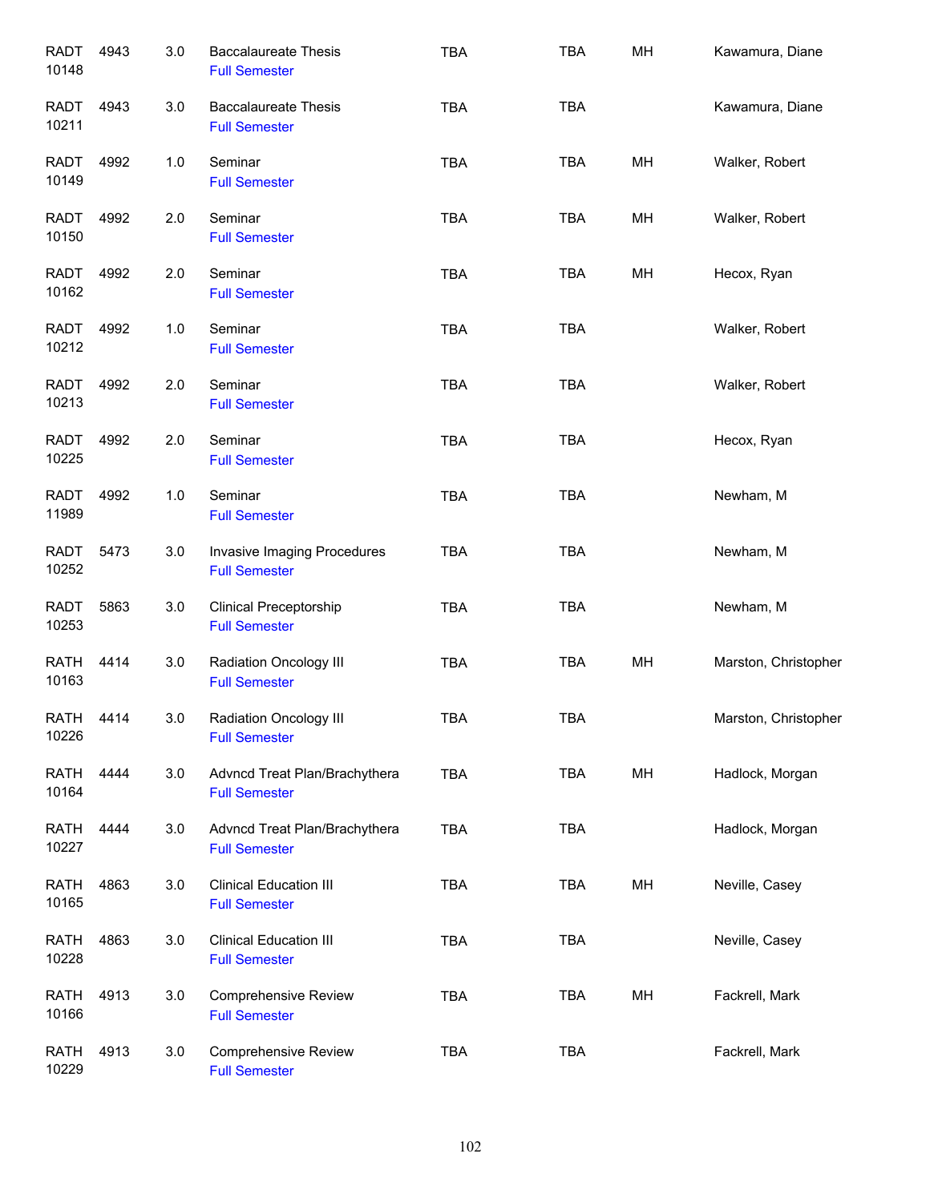| Subject / CRN | Course | Credits | Title / Term | Days | Time | Location | Instructor |
|---|---|---|---|---|---|---|---|
| RADT 10148 | 4943 | 3.0 | Baccalaureate Thesis Full Semester | TBA | TBA | MH | Kawamura, Diane |
| RADT 10211 | 4943 | 3.0 | Baccalaureate Thesis Full Semester | TBA | TBA | | Kawamura, Diane |
| RADT 10149 | 4992 | 1.0 | Seminar Full Semester | TBA | TBA | MH | Walker, Robert |
| RADT 10150 | 4992 | 2.0 | Seminar Full Semester | TBA | TBA | MH | Walker, Robert |
| RADT 10162 | 4992 | 2.0 | Seminar Full Semester | TBA | TBA | MH | Hecox, Ryan |
| RADT 10212 | 4992 | 1.0 | Seminar Full Semester | TBA | TBA | | Walker, Robert |
| RADT 10213 | 4992 | 2.0 | Seminar Full Semester | TBA | TBA | | Walker, Robert |
| RADT 10225 | 4992 | 2.0 | Seminar Full Semester | TBA | TBA | | Hecox, Ryan |
| RADT 11989 | 4992 | 1.0 | Seminar Full Semester | TBA | TBA | | Newham, M |
| RADT 10252 | 5473 | 3.0 | Invasive Imaging Procedures Full Semester | TBA | TBA | | Newham, M |
| RADT 10253 | 5863 | 3.0 | Clinical Preceptorship Full Semester | TBA | TBA | | Newham, M |
| RATH 10163 | 4414 | 3.0 | Radiation Oncology III Full Semester | TBA | TBA | MH | Marston, Christopher |
| RATH 10226 | 4414 | 3.0 | Radiation Oncology III Full Semester | TBA | TBA | | Marston, Christopher |
| RATH 10164 | 4444 | 3.0 | Advncd Treat Plan/Brachythera Full Semester | TBA | TBA | MH | Hadlock, Morgan |
| RATH 10227 | 4444 | 3.0 | Advncd Treat Plan/Brachythera Full Semester | TBA | TBA | | Hadlock, Morgan |
| RATH 10165 | 4863 | 3.0 | Clinical Education III Full Semester | TBA | TBA | MH | Neville, Casey |
| RATH 10228 | 4863 | 3.0 | Clinical Education III Full Semester | TBA | TBA | | Neville, Casey |
| RATH 10166 | 4913 | 3.0 | Comprehensive Review Full Semester | TBA | TBA | MH | Fackrell, Mark |
| RATH 10229 | 4913 | 3.0 | Comprehensive Review Full Semester | TBA | TBA | | Fackrell, Mark |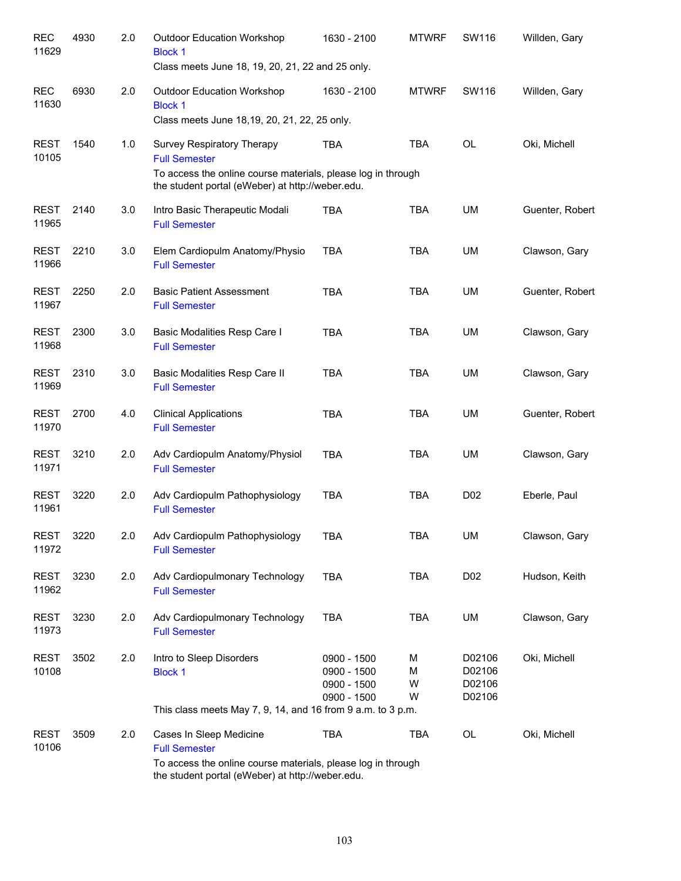| | | | | | | | |
|---|---|---|---|---|---|---|---|
| REC 11629 | 4930 | 2.0 | Outdoor Education Workshop<br>Block 1<br>Class meets June 18, 19, 20, 21, 22 and 25 only. | 1630 - 2100 | MTWRF | SW116 | Willden, Gary |
| REC 11630 | 6930 | 2.0 | Outdoor Education Workshop<br>Block 1<br>Class meets June 18,19, 20, 21, 22, 25 only. | 1630 - 2100 | MTWRF | SW116 | Willden, Gary |
| REST 10105 | 1540 | 1.0 | Survey Respiratory Therapy<br>Full Semester<br>To access the online course materials, please log in through the student portal (eWeber) at http://weber.edu. | TBA | TBA | OL | Oki, Michell |
| REST 11965 | 2140 | 3.0 | Intro Basic Therapeutic Modali<br>Full Semester | TBA | TBA | UM | Guenter, Robert |
| REST 11966 | 2210 | 3.0 | Elem Cardiopulm Anatomy/Physio<br>Full Semester | TBA | TBA | UM | Clawson, Gary |
| REST 11967 | 2250 | 2.0 | Basic Patient Assessment<br>Full Semester | TBA | TBA | UM | Guenter, Robert |
| REST 11968 | 2300 | 3.0 | Basic Modalities Resp Care I<br>Full Semester | TBA | TBA | UM | Clawson, Gary |
| REST 11969 | 2310 | 3.0 | Basic Modalities Resp Care II<br>Full Semester | TBA | TBA | UM | Clawson, Gary |
| REST 11970 | 2700 | 4.0 | Clinical Applications<br>Full Semester | TBA | TBA | UM | Guenter, Robert |
| REST 11971 | 3210 | 2.0 | Adv Cardiopulm Anatomy/Physiol<br>Full Semester | TBA | TBA | UM | Clawson, Gary |
| REST 11961 | 3220 | 2.0 | Adv Cardiopulm Pathophysiology<br>Full Semester | TBA | TBA | D02 | Eberle, Paul |
| REST 11972 | 3220 | 2.0 | Adv Cardiopulm Pathophysiology<br>Full Semester | TBA | TBA | UM | Clawson, Gary |
| REST 11962 | 3230 | 2.0 | Adv Cardiopulmonary Technology<br>Full Semester | TBA | TBA | D02 | Hudson, Keith |
| REST 11973 | 3230 | 2.0 | Adv Cardiopulmonary Technology<br>Full Semester | TBA | TBA | UM | Clawson, Gary |
| REST 10108 | 3502 | 2.0 | Intro to Sleep Disorders<br>Block 1<br>This class meets May 7, 9, 14, and 16 from 9 a.m. to 3 p.m. | 0900 - 1500<br>0900 - 1500<br>0900 - 1500<br>0900 - 1500 | M<br>M<br>W<br>W | D02106<br>D02106<br>D02106<br>D02106 | Oki, Michell |
| REST 10106 | 3509 | 2.0 | Cases In Sleep Medicine<br>Full Semester<br>To access the online course materials, please log in through the student portal (eWeber) at http://weber.edu. | TBA | TBA | OL | Oki, Michell |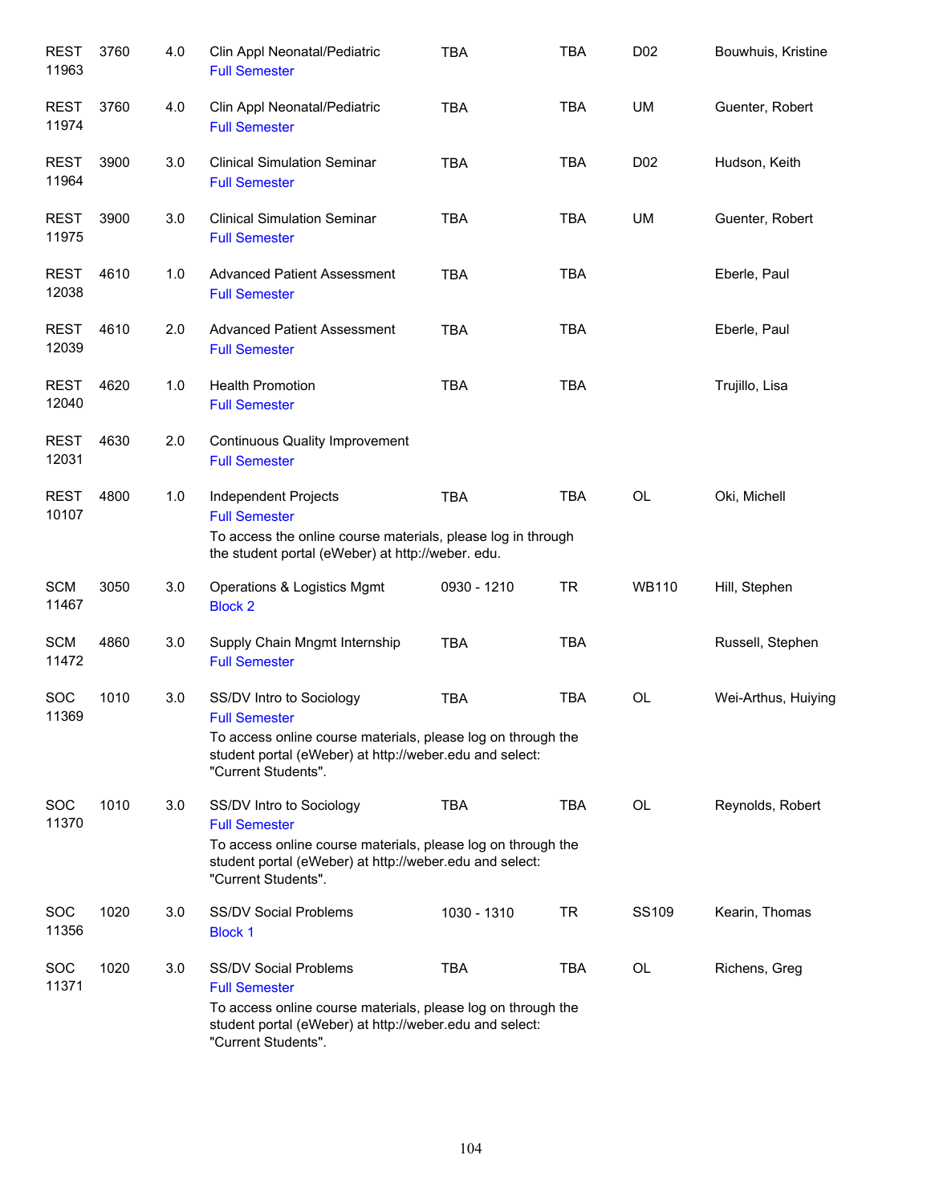| Subject / CRN | Course | Credits | Title | Time | Days | Room | Instructor |
|---|---|---|---|---|---|---|---|
| REST 11963 | 3760 | 4.0 | Clin Appl Neonatal/Pediatric<br>Full Semester | TBA | TBA | D02 | Bouwhuis, Kristine |
| REST 11974 | 3760 | 4.0 | Clin Appl Neonatal/Pediatric<br>Full Semester | TBA | TBA | UM | Guenter, Robert |
| REST 11964 | 3900 | 3.0 | Clinical Simulation Seminar<br>Full Semester | TBA | TBA | D02 | Hudson, Keith |
| REST 11975 | 3900 | 3.0 | Clinical Simulation Seminar<br>Full Semester | TBA | TBA | UM | Guenter, Robert |
| REST 12038 | 4610 | 1.0 | Advanced Patient Assessment<br>Full Semester | TBA | TBA | | Eberle, Paul |
| REST 12039 | 4610 | 2.0 | Advanced Patient Assessment<br>Full Semester | TBA | TBA | | Eberle, Paul |
| REST 12040 | 4620 | 1.0 | Health Promotion<br>Full Semester | TBA | TBA | | Trujillo, Lisa |
| REST 12031 | 4630 | 2.0 | Continuous Quality Improvement<br>Full Semester | | | | |
| REST 10107 | 4800 | 1.0 | Independent Projects<br>Full Semester<br>To access the online course materials, please log in through the student portal (eWeber) at http://weber. edu. | TBA | TBA | OL | Oki, Michell |
| SCM 11467 | 3050 | 3.0 | Operations & Logistics Mgmt<br>Block 2 | 0930 - 1210 | TR | WB110 | Hill, Stephen |
| SCM 11472 | 4860 | 3.0 | Supply Chain Mngmt Internship<br>Full Semester | TBA | TBA | | Russell, Stephen |
| SOC 11369 | 1010 | 3.0 | SS/DV Intro to Sociology<br>Full Semester<br>To access online course materials, please log on through the student portal (eWeber) at http://weber.edu and select: "Current Students". | TBA | TBA | OL | Wei-Arthus, Huiying |
| SOC 11370 | 1010 | 3.0 | SS/DV Intro to Sociology<br>Full Semester<br>To access online course materials, please log on through the student portal (eWeber) at http://weber.edu and select: "Current Students". | TBA | TBA | OL | Reynolds, Robert |
| SOC 11356 | 1020 | 3.0 | SS/DV Social Problems<br>Block 1 | 1030 - 1310 | TR | SS109 | Kearin, Thomas |
| SOC 11371 | 1020 | 3.0 | SS/DV Social Problems<br>Full Semester<br>To access online course materials, please log on through the student portal (eWeber) at http://weber.edu and select: "Current Students". | TBA | TBA | OL | Richens, Greg |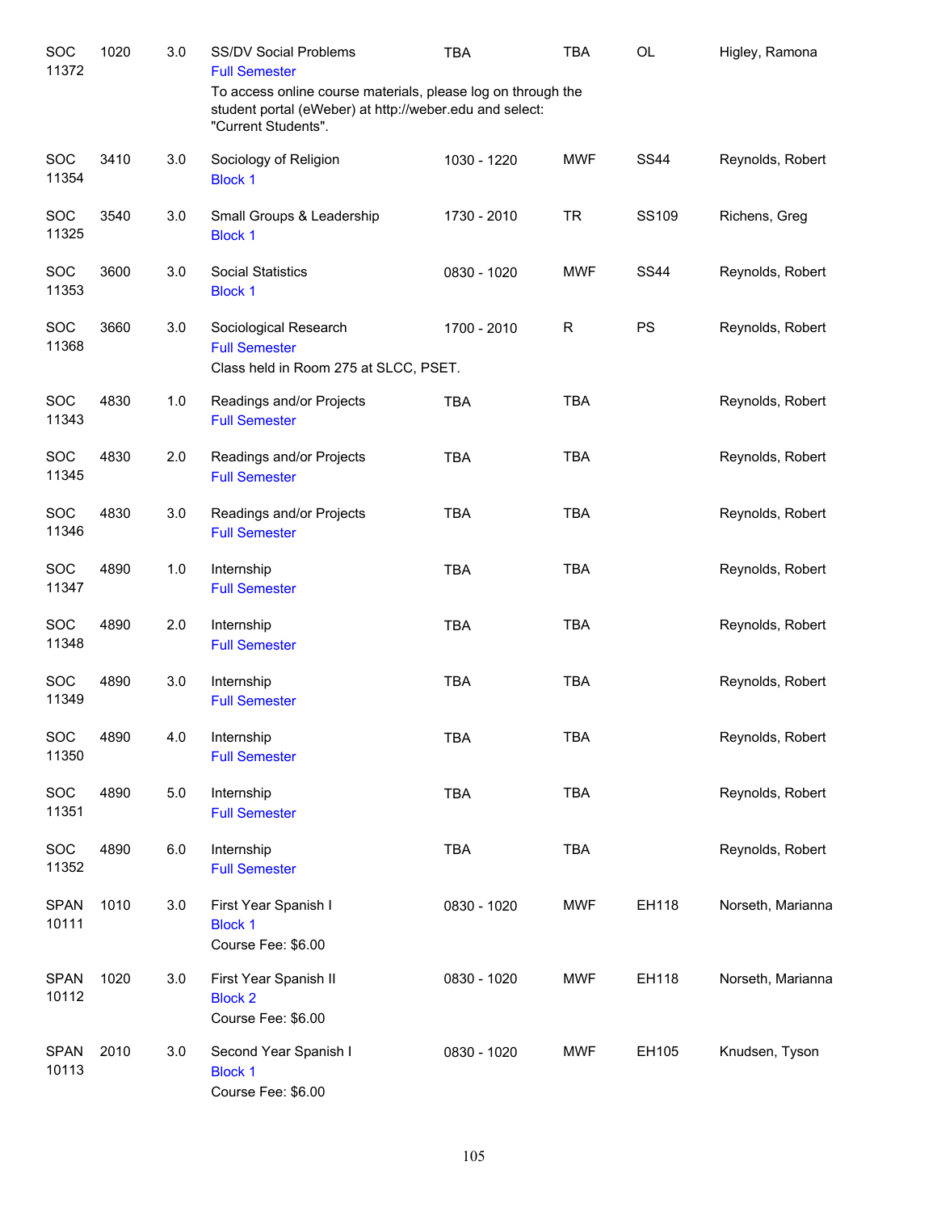| | | | | | | | |
|---|---|---|---|---|---|---|---|
| SOC 11372 | 1020 | 3.0 | SS/DV Social Problems<br>Full Semester<br>To access online course materials, please log on through the student portal (eWeber) at http://weber.edu and select: "Current Students". | TBA | TBA | OL | Higley, Ramona |
| SOC 11354 | 3410 | 3.0 | Sociology of Religion<br>Block 1 | 1030 - 1220 | MWF | SS44 | Reynolds, Robert |
| SOC 11325 | 3540 | 3.0 | Small Groups & Leadership<br>Block 1 | 1730 - 2010 | TR | SS109 | Richens, Greg |
| SOC 11353 | 3600 | 3.0 | Social Statistics<br>Block 1 | 0830 - 1020 | MWF | SS44 | Reynolds, Robert |
| SOC 11368 | 3660 | 3.0 | Sociological Research<br>Full Semester<br>Class held in Room 275 at SLCC, PSET. | 1700 - 2010 | R | PS | Reynolds, Robert |
| SOC 11343 | 4830 | 1.0 | Readings and/or Projects<br>Full Semester | TBA | TBA | | Reynolds, Robert |
| SOC 11345 | 4830 | 2.0 | Readings and/or Projects<br>Full Semester | TBA | TBA | | Reynolds, Robert |
| SOC 11346 | 4830 | 3.0 | Readings and/or Projects<br>Full Semester | TBA | TBA | | Reynolds, Robert |
| SOC 11347 | 4890 | 1.0 | Internship<br>Full Semester | TBA | TBA | | Reynolds, Robert |
| SOC 11348 | 4890 | 2.0 | Internship<br>Full Semester | TBA | TBA | | Reynolds, Robert |
| SOC 11349 | 4890 | 3.0 | Internship<br>Full Semester | TBA | TBA | | Reynolds, Robert |
| SOC 11350 | 4890 | 4.0 | Internship<br>Full Semester | TBA | TBA | | Reynolds, Robert |
| SOC 11351 | 4890 | 5.0 | Internship<br>Full Semester | TBA | TBA | | Reynolds, Robert |
| SOC 11352 | 4890 | 6.0 | Internship<br>Full Semester | TBA | TBA | | Reynolds, Robert |
| SPAN 10111 | 1010 | 3.0 | First Year Spanish I<br>Block 1<br>Course Fee: $6.00 | 0830 - 1020 | MWF | EH118 | Norseth, Marianna |
| SPAN 10112 | 1020 | 3.0 | First Year Spanish II<br>Block 2<br>Course Fee: $6.00 | 0830 - 1020 | MWF | EH118 | Norseth, Marianna |
| SPAN 10113 | 2010 | 3.0 | Second Year Spanish I<br>Block 1<br>Course Fee: $6.00 | 0830 - 1020 | MWF | EH105 | Knudsen, Tyson |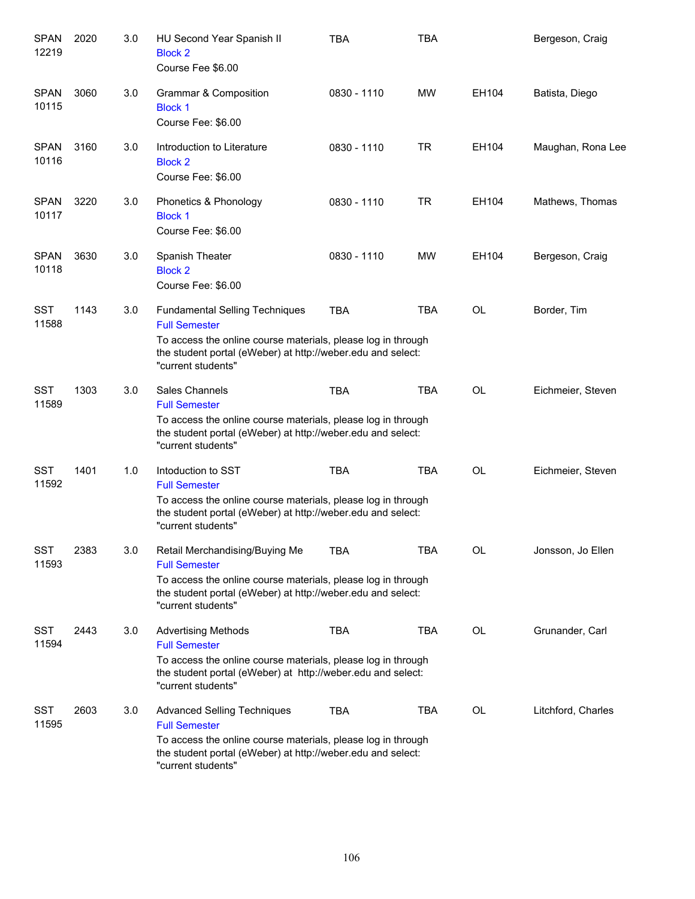| Course | Number | Credits | Title | Time | Days | Room | Instructor |
|---|---|---|---|---|---|---|---|
| SPAN 12219 | 2020 | 3.0 | HU Second Year Spanish II<br>Block 2<br>Course Fee $6.00 | TBA | TBA | | Bergeson, Craig |
| SPAN 10115 | 3060 | 3.0 | Grammar & Composition<br>Block 1<br>Course Fee: $6.00 | 0830 - 1110 | MW | EH104 | Batista, Diego |
| SPAN 10116 | 3160 | 3.0 | Introduction to Literature<br>Block 2<br>Course Fee: $6.00 | 0830 - 1110 | TR | EH104 | Maughan, Rona Lee |
| SPAN 10117 | 3220 | 3.0 | Phonetics & Phonology<br>Block 1<br>Course Fee: $6.00 | 0830 - 1110 | TR | EH104 | Mathews, Thomas |
| SPAN 10118 | 3630 | 3.0 | Spanish Theater<br>Block 2<br>Course Fee: $6.00 | 0830 - 1110 | MW | EH104 | Bergeson, Craig |
| SST 11588 | 1143 | 3.0 | Fundamental Selling Techniques<br>Full Semester<br>To access the online course materials, please log in through the student portal (eWeber) at http://weber.edu and select: "current students" | TBA | TBA | OL | Border, Tim |
| SST 11589 | 1303 | 3.0 | Sales Channels<br>Full Semester<br>To access the online course materials, please log in through the student portal (eWeber) at http://weber.edu and select: "current students" | TBA | TBA | OL | Eichmeier, Steven |
| SST 11592 | 1401 | 1.0 | Intoduction to SST<br>Full Semester<br>To access the online course materials, please log in through the student portal (eWeber) at http://weber.edu and select: "current students" | TBA | TBA | OL | Eichmeier, Steven |
| SST 11593 | 2383 | 3.0 | Retail Merchandising/Buying Me<br>Full Semester<br>To access the online course materials, please log in through the student portal (eWeber) at http://weber.edu and select: "current students" | TBA | TBA | OL | Jonsson, Jo Ellen |
| SST 11594 | 2443 | 3.0 | Advertising Methods<br>Full Semester<br>To access the online course materials, please log in through the student portal (eWeber) at http://weber.edu and select: "current students" | TBA | TBA | OL | Grunander, Carl |
| SST 11595 | 2603 | 3.0 | Advanced Selling Techniques<br>Full Semester<br>To access the online course materials, please log in through the student portal (eWeber) at http://weber.edu and select: "current students" | TBA | TBA | OL | Litchford, Charles |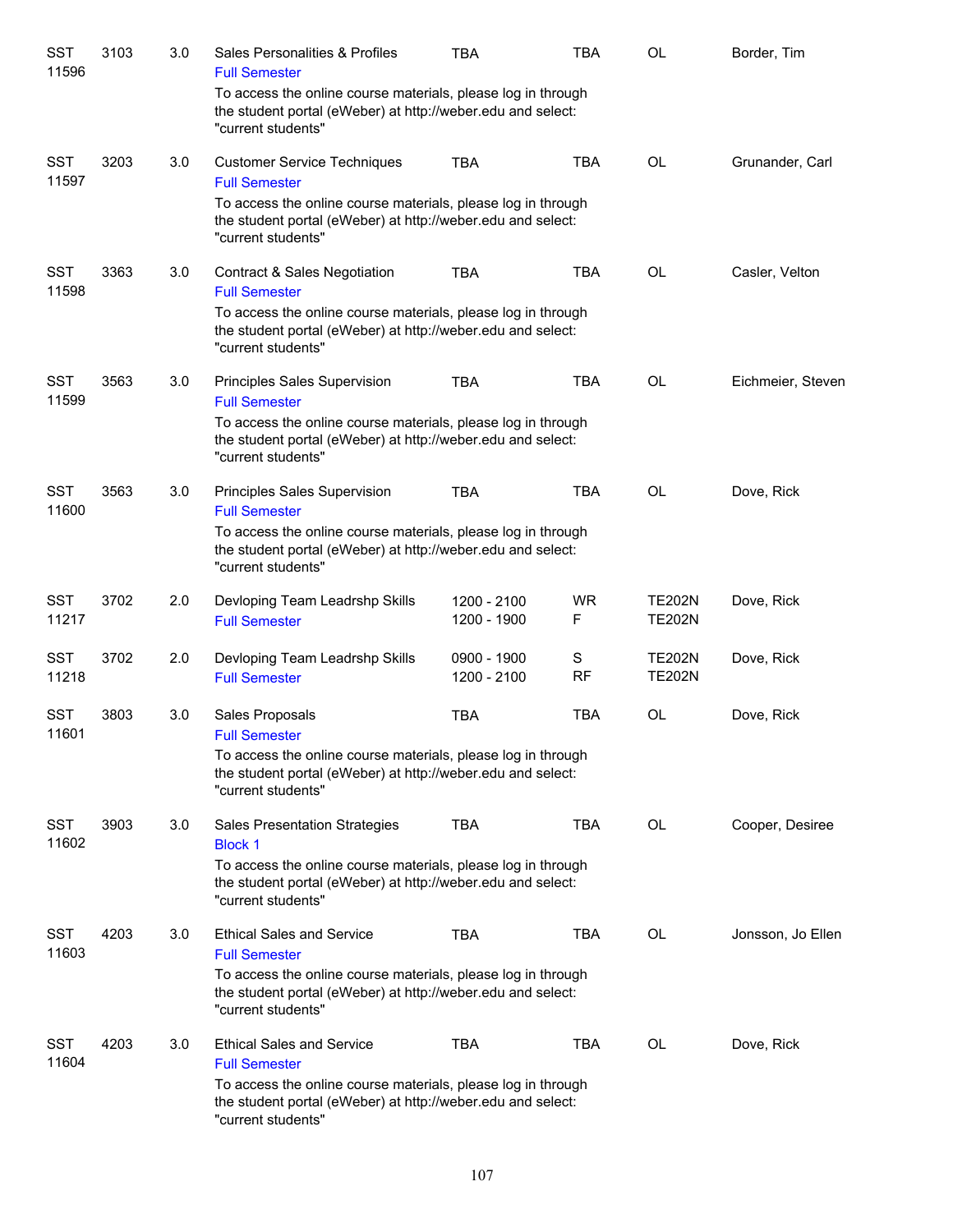| | | | | | | | |
|---|---|---|---|---|---|---|---|
| SST 11596 | 3103 | 3.0 | Sales Personalities & Profiles<br>Full Semester<br>To access the online course materials, please log in through the student portal (eWeber) at http://weber.edu and select: "current students" | TBA | TBA | OL | Border, Tim |
| SST 11597 | 3203 | 3.0 | Customer Service Techniques<br>Full Semester<br>To access the online course materials, please log in through the student portal (eWeber) at http://weber.edu and select: "current students" | TBA | TBA | OL | Grunander, Carl |
| SST 11598 | 3363 | 3.0 | Contract & Sales Negotiation<br>Full Semester<br>To access the online course materials, please log in through the student portal (eWeber) at http://weber.edu and select: "current students" | TBA | TBA | OL | Casler, Velton |
| SST 11599 | 3563 | 3.0 | Principles Sales Supervision<br>Full Semester<br>To access the online course materials, please log in through the student portal (eWeber) at http://weber.edu and select: "current students" | TBA | TBA | OL | Eichmeier, Steven |
| SST 11600 | 3563 | 3.0 | Principles Sales Supervision<br>Full Semester<br>To access the online course materials, please log in through the student portal (eWeber) at http://weber.edu and select: "current students" | TBA | TBA | OL | Dove, Rick |
| SST 11217 | 3702 | 2.0 | Devloping Team Leadrshp Skills<br>Full Semester | 1200 - 2100<br>1200 - 1900 | WR<br>F | TE202N<br>TE202N | Dove, Rick |
| SST 11218 | 3702 | 2.0 | Devloping Team Leadrshp Skills<br>Full Semester | 0900 - 1900<br>1200 - 2100 | S<br>RF | TE202N<br>TE202N | Dove, Rick |
| SST 11601 | 3803 | 3.0 | Sales Proposals<br>Full Semester<br>To access the online course materials, please log in through the student portal (eWeber) at http://weber.edu and select: "current students" | TBA | TBA | OL | Dove, Rick |
| SST 11602 | 3903 | 3.0 | Sales Presentation Strategies<br>Block 1<br>To access the online course materials, please log in through the student portal (eWeber) at http://weber.edu and select: "current students" | TBA | TBA | OL | Cooper, Desiree |
| SST 11603 | 4203 | 3.0 | Ethical Sales and Service<br>Full Semester<br>To access the online course materials, please log in through the student portal (eWeber) at http://weber.edu and select: "current students" | TBA | TBA | OL | Jonsson, Jo Ellen |
| SST 11604 | 4203 | 3.0 | Ethical Sales and Service<br>Full Semester<br>To access the online course materials, please log in through the student portal (eWeber) at http://weber.edu and select: "current students" | TBA | TBA | OL | Dove, Rick |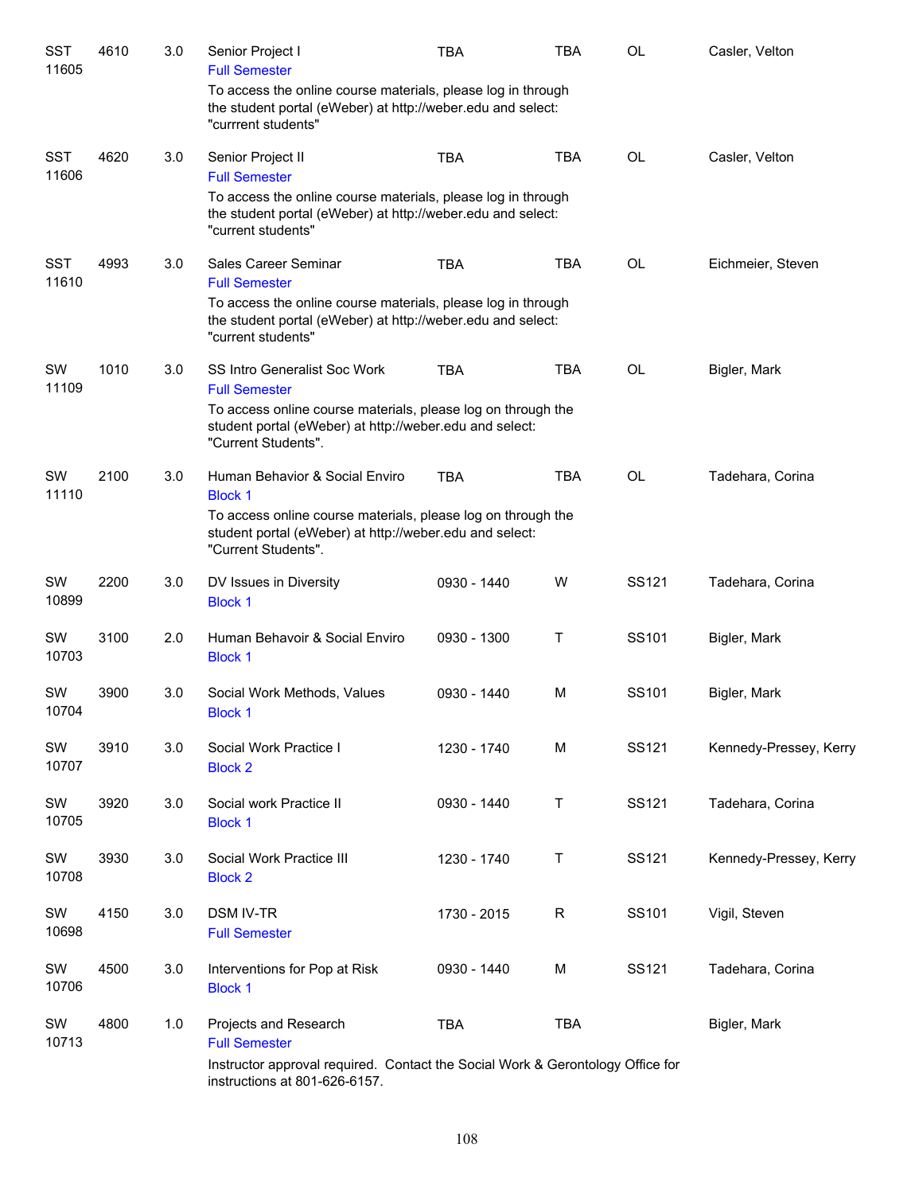| | | | | | | | |
|---|---|---|---|---|---|---|---|
| SST 11605 | 4610 | 3.0 | Senior Project I<br>Full Semester<br>To access the online course materials, please log in through the student portal (eWeber) at http://weber.edu and select: "currrent students" | TBA | TBA | OL | Casler, Velton |
| SST 11606 | 4620 | 3.0 | Senior Project II<br>Full Semester<br>To access the online course materials, please log in through the student portal (eWeber) at http://weber.edu and select: "current students" | TBA | TBA | OL | Casler, Velton |
| SST 11610 | 4993 | 3.0 | Sales Career Seminar<br>Full Semester<br>To access the online course materials, please log in through the student portal (eWeber) at http://weber.edu and select: "current students" | TBA | TBA | OL | Eichmeier, Steven |
| SW 11109 | 1010 | 3.0 | SS Intro Generalist Soc Work<br>Full Semester<br>To access online course materials, please log on through the student portal (eWeber) at http://weber.edu and select: "Current Students". | TBA | TBA | OL | Bigler, Mark |
| SW 11110 | 2100 | 3.0 | Human Behavior & Social Enviro<br>Block 1<br>To access online course materials, please log on through the student portal (eWeber) at http://weber.edu and select: "Current Students". | TBA | TBA | OL | Tadehara, Corina |
| SW 10899 | 2200 | 3.0 | DV Issues in Diversity<br>Block 1 | 0930 - 1440 | W | SS121 | Tadehara, Corina |
| SW 10703 | 3100 | 2.0 | Human Behavoir & Social Enviro<br>Block 1 | 0930 - 1300 | T | SS101 | Bigler, Mark |
| SW 10704 | 3900 | 3.0 | Social Work Methods, Values<br>Block 1 | 0930 - 1440 | M | SS101 | Bigler, Mark |
| SW 10707 | 3910 | 3.0 | Social Work Practice I<br>Block 2 | 1230 - 1740 | M | SS121 | Kennedy-Pressey, Kerry |
| SW 10705 | 3920 | 3.0 | Social work Practice II<br>Block 1 | 0930 - 1440 | T | SS121 | Tadehara, Corina |
| SW 10708 | 3930 | 3.0 | Social Work Practice III<br>Block 2 | 1230 - 1740 | T | SS121 | Kennedy-Pressey, Kerry |
| SW 10698 | 4150 | 3.0 | DSM IV-TR<br>Full Semester | 1730 - 2015 | R | SS101 | Vigil, Steven |
| SW 10706 | 4500 | 3.0 | Interventions for Pop at Risk<br>Block 1 | 0930 - 1440 | M | SS121 | Tadehara, Corina |
| SW 10713 | 4800 | 1.0 | Projects and Research<br>Full Semester<br>Instructor approval required. Contact the Social Work & Gerontology Office for instructions at 801-626-6157. | TBA | TBA | | Bigler, Mark |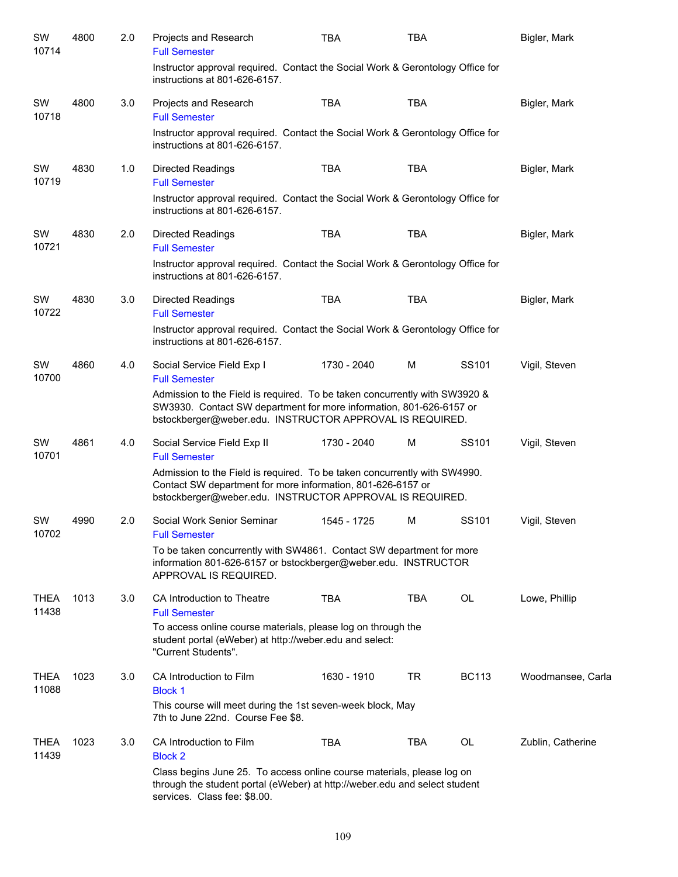| Subject/CRN | Course | Credits | Title | Time | Days | Room | Instructor |
|---|---|---|---|---|---|---|---|
| SW 10714 | 4800 | 2.0 | Projects and Research<br>Full Semester<br>Instructor approval required. Contact the Social Work & Gerontology Office for instructions at 801-626-6157. | TBA | TBA | | Bigler, Mark |
| SW 10718 | 4800 | 3.0 | Projects and Research<br>Full Semester<br>Instructor approval required. Contact the Social Work & Gerontology Office for instructions at 801-626-6157. | TBA | TBA | | Bigler, Mark |
| SW 10719 | 4830 | 1.0 | Directed Readings<br>Full Semester<br>Instructor approval required. Contact the Social Work & Gerontology Office for instructions at 801-626-6157. | TBA | TBA | | Bigler, Mark |
| SW 10721 | 4830 | 2.0 | Directed Readings<br>Full Semester<br>Instructor approval required. Contact the Social Work & Gerontology Office for instructions at 801-626-6157. | TBA | TBA | | Bigler, Mark |
| SW 10722 | 4830 | 3.0 | Directed Readings<br>Full Semester<br>Instructor approval required. Contact the Social Work & Gerontology Office for instructions at 801-626-6157. | TBA | TBA | | Bigler, Mark |
| SW 10700 | 4860 | 4.0 | Social Service Field Exp I<br>Full Semester<br>Admission to the Field is required. To be taken concurrently with SW3920 & SW3930. Contact SW department for more information, 801-626-6157 or bstockberger@weber.edu. INSTRUCTOR APPROVAL IS REQUIRED. | 1730 - 2040 | M | SS101 | Vigil, Steven |
| SW 10701 | 4861 | 4.0 | Social Service Field Exp II<br>Full Semester<br>Admission to the Field is required. To be taken concurrently with SW4990. Contact SW department for more information, 801-626-6157 or bstockberger@weber.edu. INSTRUCTOR APPROVAL IS REQUIRED. | 1730 - 2040 | M | SS101 | Vigil, Steven |
| SW 10702 | 4990 | 2.0 | Social Work Senior Seminar<br>Full Semester<br>To be taken concurrently with SW4861. Contact SW department for more information 801-626-6157 or bstockberger@weber.edu. INSTRUCTOR APPROVAL IS REQUIRED. | 1545 - 1725 | M | SS101 | Vigil, Steven |
| THEA 11438 | 1013 | 3.0 | CA Introduction to Theatre<br>Full Semester<br>To access online course materials, please log on through the student portal (eWeber) at http://weber.edu and select: "Current Students". | TBA | TBA | OL | Lowe, Phillip |
| THEA 11088 | 1023 | 3.0 | CA Introduction to Film<br>Block 1<br>This course will meet during the 1st seven-week block, May 7th to June 22nd. Course Fee $8. | 1630 - 1910 | TR | BC113 | Woodmansee, Carla |
| THEA 11439 | 1023 | 3.0 | CA Introduction to Film<br>Block 2<br>Class begins June 25. To access online course materials, please log on through the student portal (eWeber) at http://weber.edu and select student services. Class fee: $8.00. | TBA | TBA | OL | Zublin, Catherine |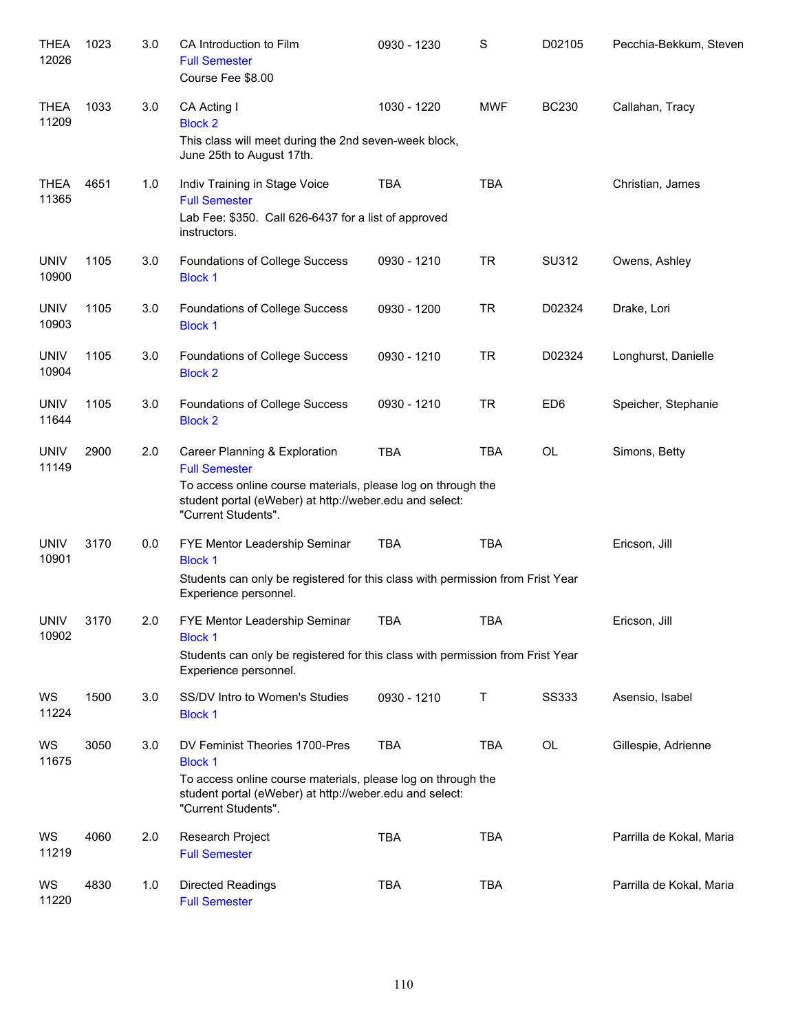| Subject / CRN | Course | Credits | Title | Time | Days | Room | Instructor |
|---|---|---|---|---|---|---|---|
| THEA 12026 | 1023 | 3.0 | CA Introduction to Film<br>Full Semester<br>Course Fee $8.00 | 0930 - 1230 | S | D02105 | Pecchia-Bekkum, Steven |
| THEA 11209 | 1033 | 3.0 | CA Acting I<br>Block 2<br>This class will meet during the 2nd seven-week block, June 25th to August 17th. | 1030 - 1220 | MWF | BC230 | Callahan, Tracy |
| THEA 11365 | 4651 | 1.0 | Indiv Training in Stage Voice<br>Full Semester<br>Lab Fee: $350. Call 626-6437 for a list of approved instructors. | TBA | TBA | | Christian, James |
| UNIV 10900 | 1105 | 3.0 | Foundations of College Success<br>Block 1 | 0930 - 1210 | TR | SU312 | Owens, Ashley |
| UNIV 10903 | 1105 | 3.0 | Foundations of College Success<br>Block 1 | 0930 - 1200 | TR | D02324 | Drake, Lori |
| UNIV 10904 | 1105 | 3.0 | Foundations of College Success<br>Block 2 | 0930 - 1210 | TR | D02324 | Longhurst, Danielle |
| UNIV 11644 | 1105 | 3.0 | Foundations of College Success<br>Block 2 | 0930 - 1210 | TR | ED6 | Speicher, Stephanie |
| UNIV 11149 | 2900 | 2.0 | Career Planning & Exploration<br>Full Semester<br>To access online course materials, please log on through the student portal (eWeber) at http://weber.edu and select: "Current Students". | TBA | TBA | OL | Simons, Betty |
| UNIV 10901 | 3170 | 0.0 | FYE Mentor Leadership Seminar<br>Block 1<br>Students can only be registered for this class with permission from Frist Year Experience personnel. | TBA | TBA | | Ericson, Jill |
| UNIV 10902 | 3170 | 2.0 | FYE Mentor Leadership Seminar<br>Block 1<br>Students can only be registered for this class with permission from Frist Year Experience personnel. | TBA | TBA | | Ericson, Jill |
| WS 11224 | 1500 | 3.0 | SS/DV Intro to Women's Studies<br>Block 1 | 0930 - 1210 | T | SS333 | Asensio, Isabel |
| WS 11675 | 3050 | 3.0 | DV Feminist Theories 1700-Pres<br>Block 1<br>To access online course materials, please log on through the student portal (eWeber) at http://weber.edu and select: "Current Students". | TBA | TBA | OL | Gillespie, Adrienne |
| WS 11219 | 4060 | 2.0 | Research Project<br>Full Semester | TBA | TBA | | Parrilla de Kokal, Maria |
| WS 11220 | 4830 | 1.0 | Directed Readings<br>Full Semester | TBA | TBA | | Parrilla de Kokal, Maria |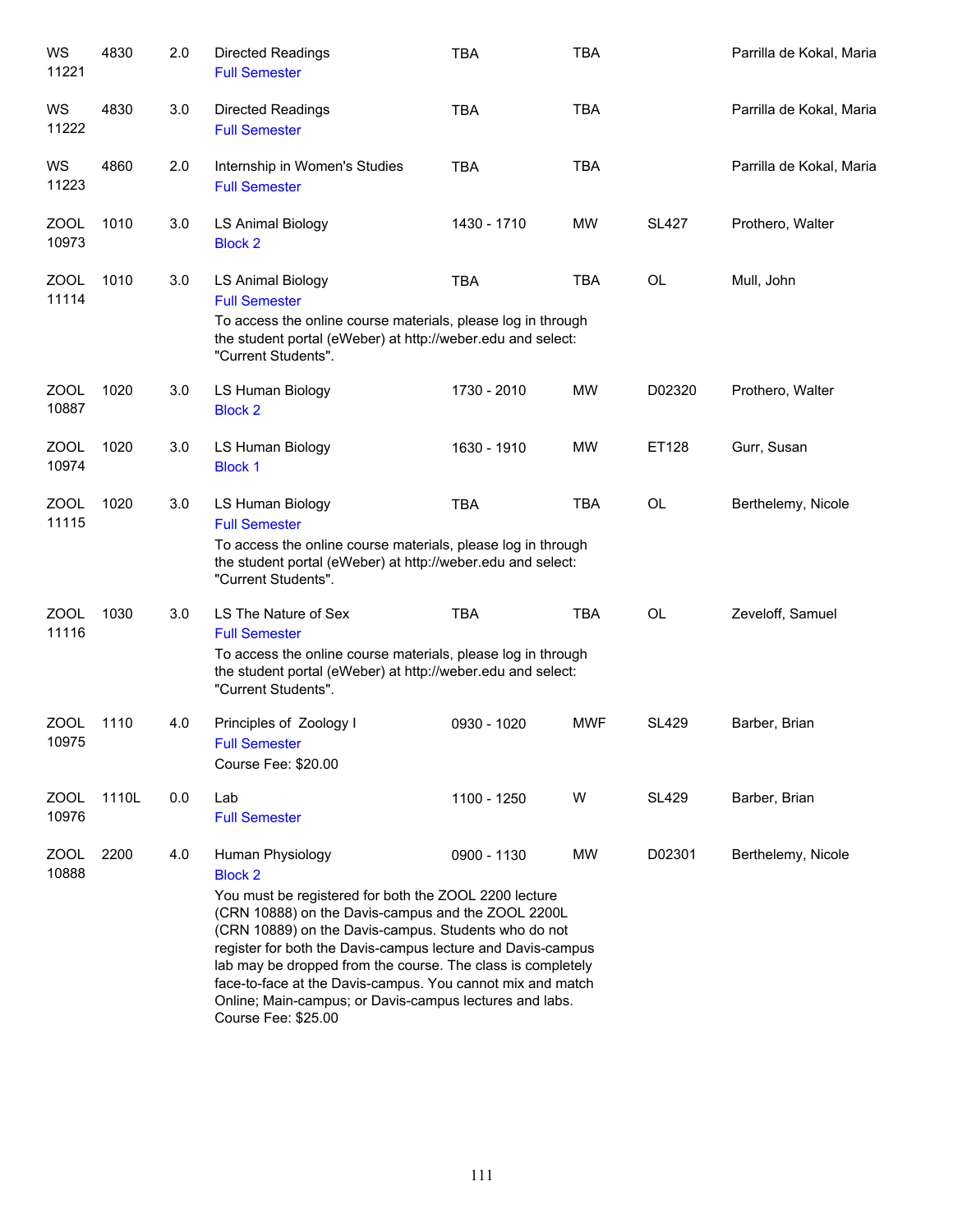| Subject / CRN | Course | Credits | Title | Time | Days | Room | Instructor |
|---|---|---|---|---|---|---|---|
| WS 11221 | 4830 | 2.0 | Directed Readings<br>Full Semester | TBA | TBA | | Parrilla de Kokal, Maria |
| WS 11222 | 4830 | 3.0 | Directed Readings<br>Full Semester | TBA | TBA | | Parrilla de Kokal, Maria |
| WS 11223 | 4860 | 2.0 | Internship in Women's Studies<br>Full Semester | TBA | TBA | | Parrilla de Kokal, Maria |
| ZOOL 10973 | 1010 | 3.0 | LS Animal Biology<br>Block 2 | 1430 - 1710 | MW | SL427 | Prothero, Walter |
| ZOOL 11114 | 1010 | 3.0 | LS Animal Biology<br>Full Semester<br>To access the online course materials, please log in through the student portal (eWeber) at http://weber.edu and select: "Current Students". | TBA | TBA | OL | Mull, John |
| ZOOL 10887 | 1020 | 3.0 | LS Human Biology<br>Block 2 | 1730 - 2010 | MW | D02320 | Prothero, Walter |
| ZOOL 10974 | 1020 | 3.0 | LS Human Biology<br>Block 1 | 1630 - 1910 | MW | ET128 | Gurr, Susan |
| ZOOL 11115 | 1020 | 3.0 | LS Human Biology<br>Full Semester<br>To access the online course materials, please log in through the student portal (eWeber) at http://weber.edu and select: "Current Students". | TBA | TBA | OL | Berthelemy, Nicole |
| ZOOL 11116 | 1030 | 3.0 | LS The Nature of Sex<br>Full Semester<br>To access the online course materials, please log in through the student portal (eWeber) at http://weber.edu and select: "Current Students". | TBA | TBA | OL | Zeveloff, Samuel |
| ZOOL 10975 | 1110 | 4.0 | Principles of Zoology I<br>Full Semester<br>Course Fee: $20.00 | 0930 - 1020 | MWF | SL429 | Barber, Brian |
| ZOOL 10976 | 1110L | 0.0 | Lab<br>Full Semester | 1100 - 1250 | W | SL429 | Barber, Brian |
| ZOOL 10888 | 2200 | 4.0 | Human Physiology<br>Block 2<br>You must be registered for both the ZOOL 2200 lecture (CRN 10888) on the Davis-campus and the ZOOL 2200L (CRN 10889) on the Davis-campus. Students who do not register for both the Davis-campus lecture and Davis-campus lab may be dropped from the course. The class is completely face-to-face at the Davis-campus. You cannot mix and match Online; Main-campus; or Davis-campus lectures and labs.<br>Course Fee: $25.00 | 0900 - 1130 | MW | D02301 | Berthelemy, Nicole |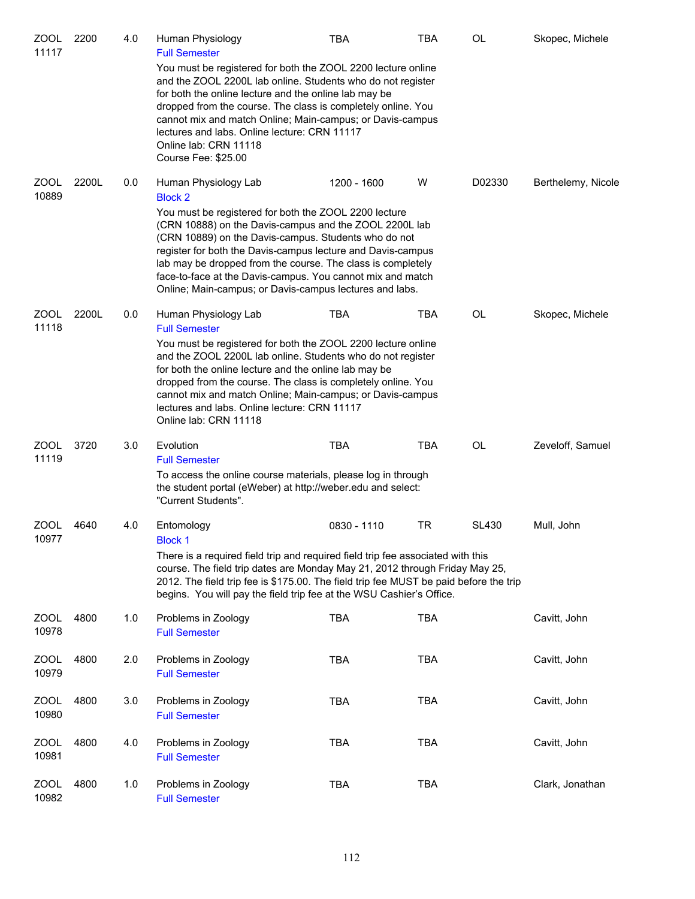| Subject / CRN | Course | Credits | Title | Time | Days | Room | Instructor |
|---|---|---|---|---|---|---|---|
| ZOOL 11117 | 2200 | 4.0 | Human Physiology<br>Full Semester<br>You must be registered for both the ZOOL 2200 lecture online and the ZOOL 2200L lab online. Students who do not register for both the online lecture and the online lab may be dropped from the course. The class is completely online. You cannot mix and match Online; Main-campus; or Davis-campus lectures and labs. Online lecture: CRN 11117<br>Online lab: CRN 11118<br>Course Fee: $25.00 | TBA | TBA | OL | Skopec, Michele |
| ZOOL 10889 | 2200L | 0.0 | Human Physiology Lab<br>Block 2<br>You must be registered for both the ZOOL 2200 lecture (CRN 10888) on the Davis-campus and the ZOOL 2200L lab (CRN 10889) on the Davis-campus. Students who do not register for both the Davis-campus lecture and Davis-campus lab may be dropped from the course. The class is completely face-to-face at the Davis-campus. You cannot mix and match Online; Main-campus; or Davis-campus lectures and labs. | 1200 - 1600 | W | D02330 | Berthelemy, Nicole |
| ZOOL 11118 | 2200L | 0.0 | Human Physiology Lab<br>Full Semester<br>You must be registered for both the ZOOL 2200 lecture online and the ZOOL 2200L lab online. Students who do not register for both the online lecture and the online lab may be dropped from the course. The class is completely online. You cannot mix and match Online; Main-campus; or Davis-campus lectures and labs. Online lecture: CRN 11117<br>Online lab: CRN 11118 | TBA | TBA | OL | Skopec, Michele |
| ZOOL 11119 | 3720 | 3.0 | Evolution<br>Full Semester<br>To access the online course materials, please log in through the student portal (eWeber) at http://weber.edu and select: "Current Students". | TBA | TBA | OL | Zeveloff, Samuel |
| ZOOL 10977 | 4640 | 4.0 | Entomology<br>Block 1<br>There is a required field trip and required field trip fee associated with this course. The field trip dates are Monday May 21, 2012 through Friday May 25, 2012. The field trip fee is $175.00. The field trip fee MUST be paid before the trip begins. You will pay the field trip fee at the WSU Cashier's Office. | 0830 - 1110 | TR | SL430 | Mull, John |
| ZOOL 10978 | 4800 | 1.0 | Problems in Zoology<br>Full Semester | TBA | TBA | | Cavitt, John |
| ZOOL 10979 | 4800 | 2.0 | Problems in Zoology<br>Full Semester | TBA | TBA | | Cavitt, John |
| ZOOL 10980 | 4800 | 3.0 | Problems in Zoology<br>Full Semester | TBA | TBA | | Cavitt, John |
| ZOOL 10981 | 4800 | 4.0 | Problems in Zoology<br>Full Semester | TBA | TBA | | Cavitt, John |
| ZOOL 10982 | 4800 | 1.0 | Problems in Zoology<br>Full Semester | TBA | TBA | | Clark, Jonathan |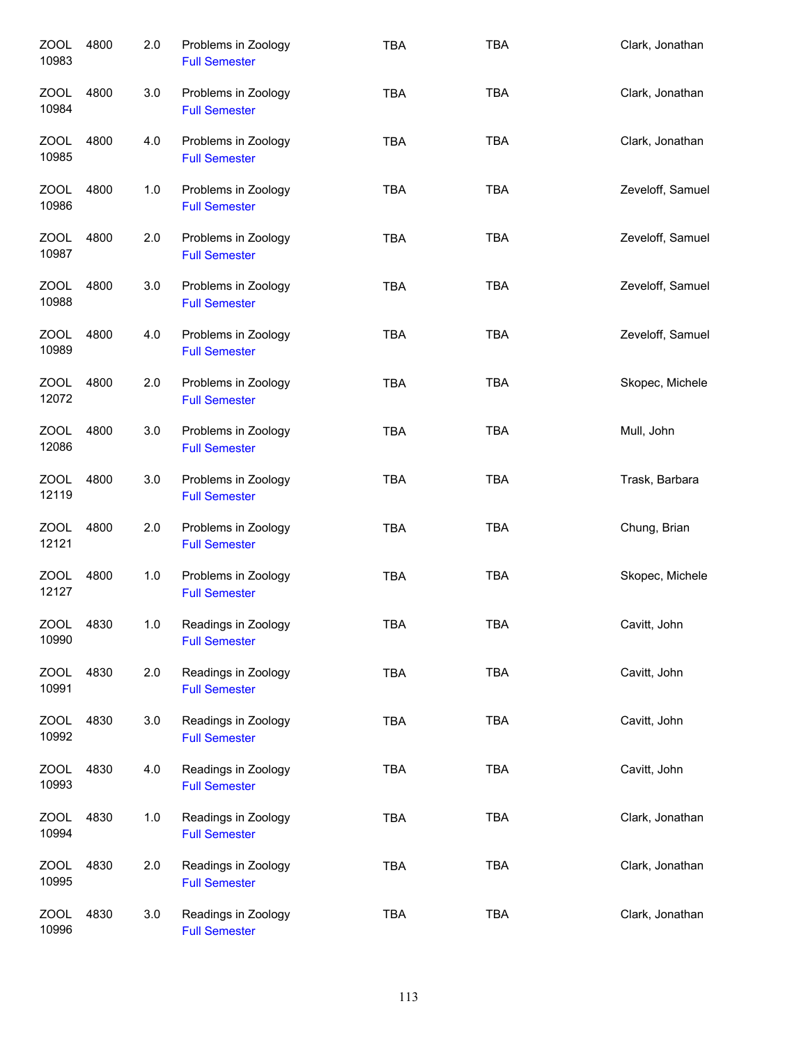| | | | | | | |
|---|---|---|---|---|---|---|
| ZOOL 10983 | 4800 | 2.0 | Problems in Zoology<br>Full Semester | TBA | TBA | Clark, Jonathan |
| ZOOL 10984 | 4800 | 3.0 | Problems in Zoology<br>Full Semester | TBA | TBA | Clark, Jonathan |
| ZOOL 10985 | 4800 | 4.0 | Problems in Zoology<br>Full Semester | TBA | TBA | Clark, Jonathan |
| ZOOL 10986 | 4800 | 1.0 | Problems in Zoology<br>Full Semester | TBA | TBA | Zeveloff, Samuel |
| ZOOL 10987 | 4800 | 2.0 | Problems in Zoology<br>Full Semester | TBA | TBA | Zeveloff, Samuel |
| ZOOL 10988 | 4800 | 3.0 | Problems in Zoology<br>Full Semester | TBA | TBA | Zeveloff, Samuel |
| ZOOL 10989 | 4800 | 4.0 | Problems in Zoology<br>Full Semester | TBA | TBA | Zeveloff, Samuel |
| ZOOL 12072 | 4800 | 2.0 | Problems in Zoology<br>Full Semester | TBA | TBA | Skopec, Michele |
| ZOOL 12086 | 4800 | 3.0 | Problems in Zoology<br>Full Semester | TBA | TBA | Mull, John |
| ZOOL 12119 | 4800 | 3.0 | Problems in Zoology<br>Full Semester | TBA | TBA | Trask, Barbara |
| ZOOL 12121 | 4800 | 2.0 | Problems in Zoology<br>Full Semester | TBA | TBA | Chung, Brian |
| ZOOL 12127 | 4800 | 1.0 | Problems in Zoology<br>Full Semester | TBA | TBA | Skopec, Michele |
| ZOOL 10990 | 4830 | 1.0 | Readings in Zoology<br>Full Semester | TBA | TBA | Cavitt, John |
| ZOOL 10991 | 4830 | 2.0 | Readings in Zoology<br>Full Semester | TBA | TBA | Cavitt, John |
| ZOOL 10992 | 4830 | 3.0 | Readings in Zoology<br>Full Semester | TBA | TBA | Cavitt, John |
| ZOOL 10993 | 4830 | 4.0 | Readings in Zoology<br>Full Semester | TBA | TBA | Cavitt, John |
| ZOOL 10994 | 4830 | 1.0 | Readings in Zoology<br>Full Semester | TBA | TBA | Clark, Jonathan |
| ZOOL 10995 | 4830 | 2.0 | Readings in Zoology<br>Full Semester | TBA | TBA | Clark, Jonathan |
| ZOOL 10996 | 4830 | 3.0 | Readings in Zoology<br>Full Semester | TBA | TBA | Clark, Jonathan |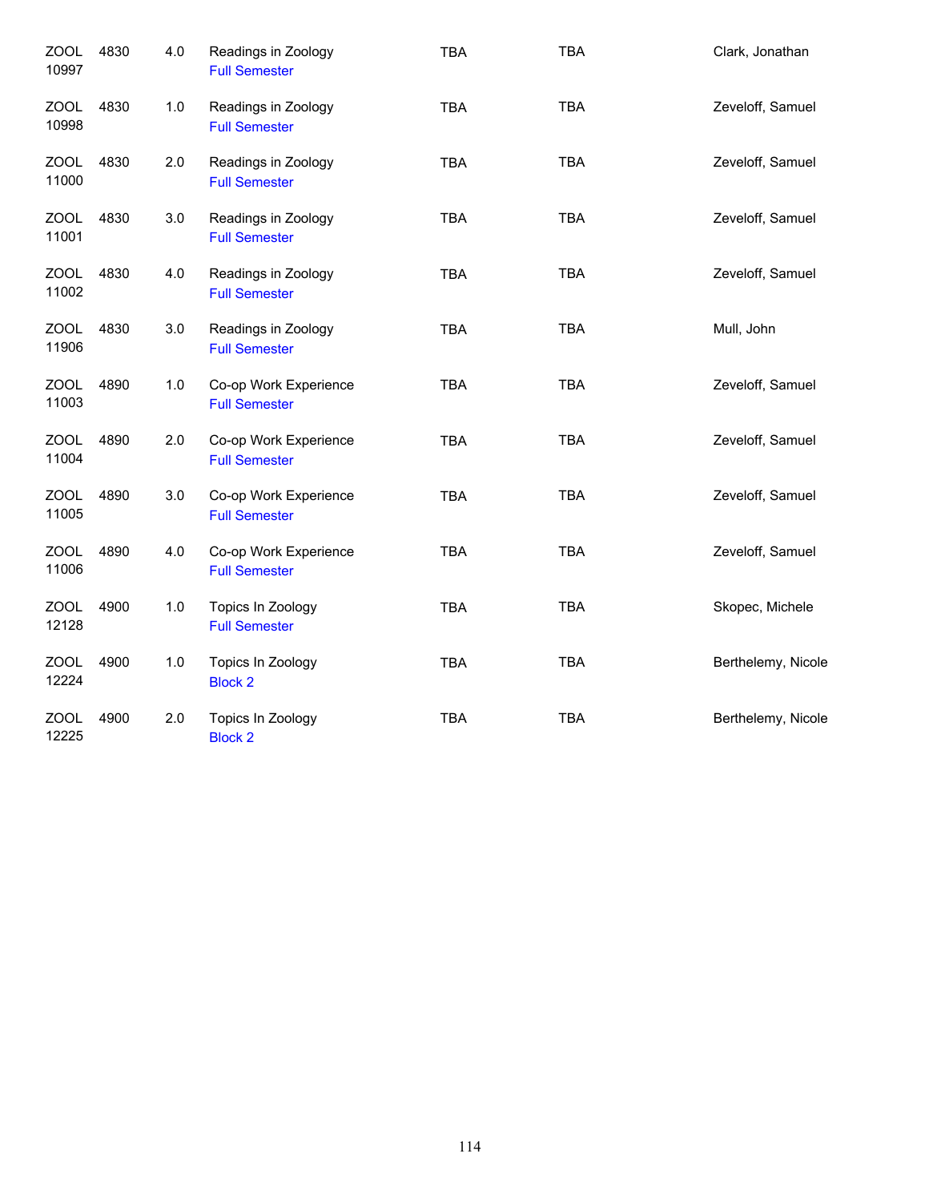| | | | | | | |
|---|---|---|---|---|---|---|
| ZOOL 10997 | 4830 | 4.0 | Readings in Zoology<br>Full Semester | TBA | TBA | Clark, Jonathan |
| ZOOL 10998 | 4830 | 1.0 | Readings in Zoology<br>Full Semester | TBA | TBA | Zeveloff, Samuel |
| ZOOL 11000 | 4830 | 2.0 | Readings in Zoology<br>Full Semester | TBA | TBA | Zeveloff, Samuel |
| ZOOL 11001 | 4830 | 3.0 | Readings in Zoology<br>Full Semester | TBA | TBA | Zeveloff, Samuel |
| ZOOL 11002 | 4830 | 4.0 | Readings in Zoology<br>Full Semester | TBA | TBA | Zeveloff, Samuel |
| ZOOL 11906 | 4830 | 3.0 | Readings in Zoology<br>Full Semester | TBA | TBA | Mull, John |
| ZOOL 11003 | 4890 | 1.0 | Co-op Work Experience<br>Full Semester | TBA | TBA | Zeveloff, Samuel |
| ZOOL 11004 | 4890 | 2.0 | Co-op Work Experience<br>Full Semester | TBA | TBA | Zeveloff, Samuel |
| ZOOL 11005 | 4890 | 3.0 | Co-op Work Experience<br>Full Semester | TBA | TBA | Zeveloff, Samuel |
| ZOOL 11006 | 4890 | 4.0 | Co-op Work Experience<br>Full Semester | TBA | TBA | Zeveloff, Samuel |
| ZOOL 12128 | 4900 | 1.0 | Topics In Zoology<br>Full Semester | TBA | TBA | Skopec, Michele |
| ZOOL 12224 | 4900 | 1.0 | Topics In Zoology<br>Block 2 | TBA | TBA | Berthelemy, Nicole |
| ZOOL 12225 | 4900 | 2.0 | Topics In Zoology<br>Block 2 | TBA | TBA | Berthelemy, Nicole |